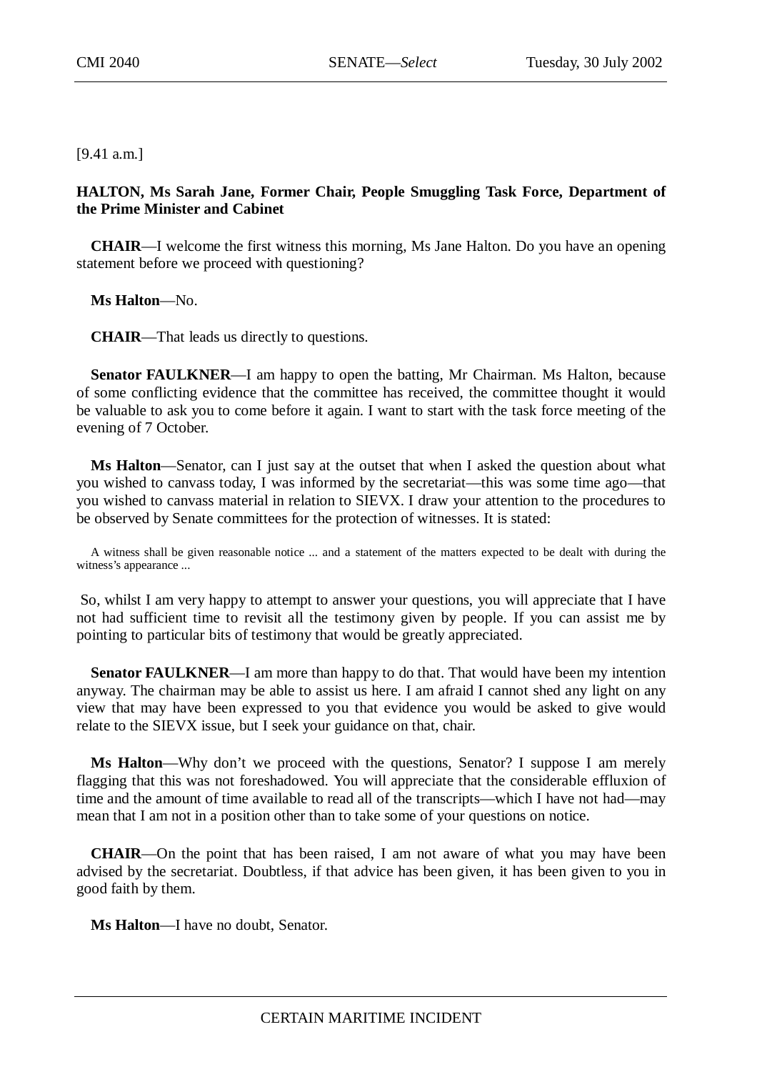[9.41 a.m.]

**HALTON, Ms Sarah Jane, Former Chair, People Smuggling Task Force, Department of the Prime Minister and Cabinet**

**CHAIR**—I welcome the first witness this morning, Ms Jane Halton. Do you have an opening statement before we proceed with questioning?

**Ms Halton**—No.

**CHAIR**—That leads us directly to questions.

**Senator FAULKNER**—I am happy to open the batting, Mr Chairman. Ms Halton, because of some conflicting evidence that the committee has received, the committee thought it would be valuable to ask you to come before it again. I want to start with the task force meeting of the evening of 7 October.

**Ms Halton**—Senator, can I just say at the outset that when I asked the question about what you wished to canvass today, I was informed by the secretariat—this was some time ago—that you wished to canvass material in relation to SIEVX. I draw your attention to the procedures to be observed by Senate committees for the protection of witnesses. It is stated:

> A witness shall be given reasonable notice ... and a statement of the matters expected to be dealt with during the witness's appearance ...

So, whilst I am very happy to attempt to answer your questions, you will appreciate that I have not had sufficient time to revisit all the testimony given by people. If you can assist me by pointing to particular bits of testimony that would be greatly appreciated.

**Senator FAULKNER**—I am more than happy to do that. That would have been my intention anyway. The chairman may be able to assist us here. I am afraid I cannot shed any light on any view that may have been expressed to you that evidence you would be asked to give would relate to the SIEVX issue, but I seek your guidance on that, chair.

**Ms Halton**—Why don't we proceed with the questions, Senator? I suppose I am merely flagging that this was not foreshadowed. You will appreciate that the considerable effluxion of time and the amount of time available to read all of the transcripts—which I have not had—may mean that I am not in a position other than to take some of your questions on notice.

**CHAIR**—On the point that has been raised, I am not aware of what you may have been advised by the secretariat. Doubtless, if that advice has been given, it has been given to you in good faith by them.

**Ms Halton**—I have no doubt, Senator.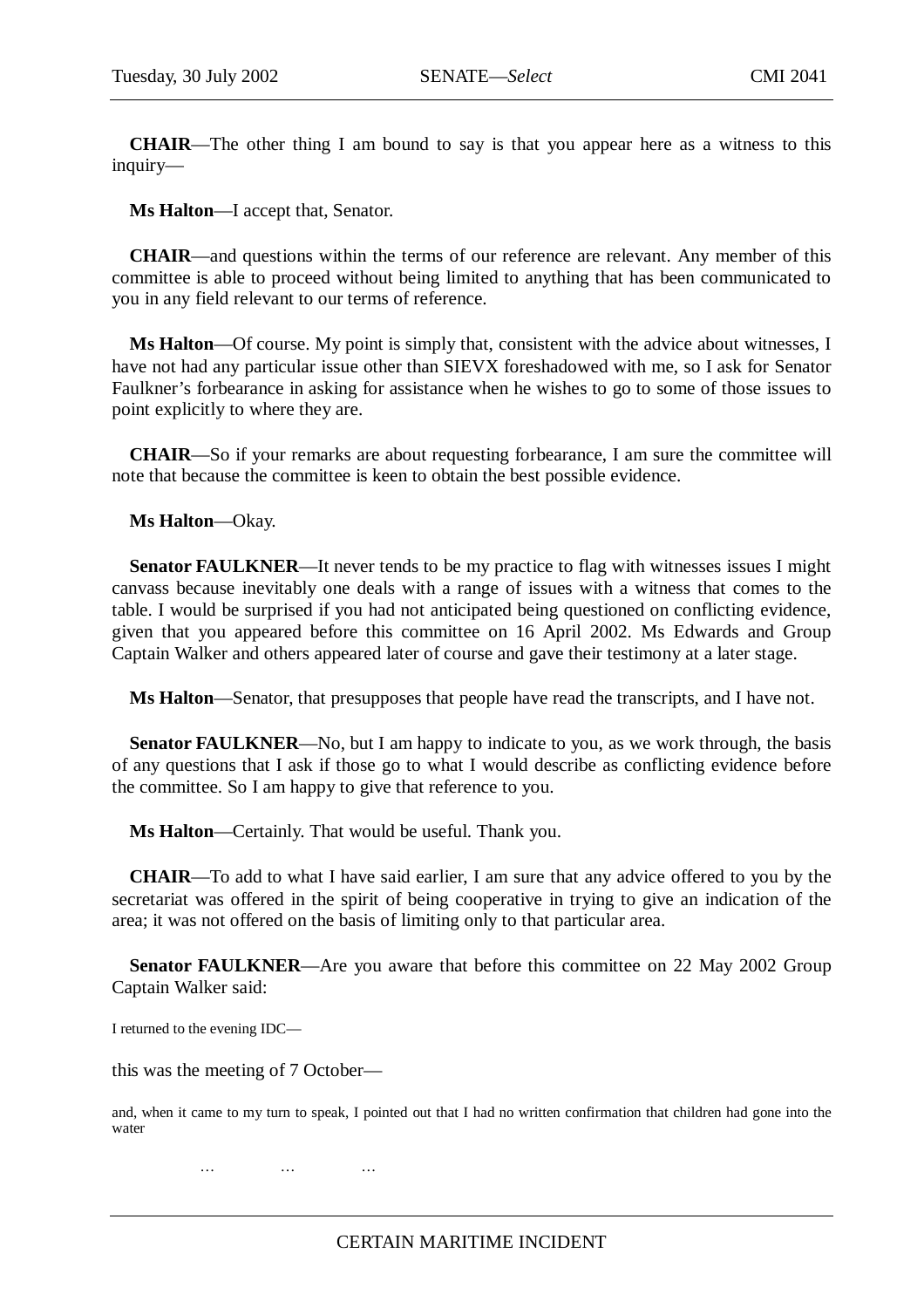**CHAIR**—The other thing I am bound to say is that you appear here as a witness to this inquiry—

**Ms Halton**—I accept that, Senator.

**CHAIR**—and questions within the terms of our reference are relevant. Any member of this committee is able to proceed without being limited to anything that has been communicated to you in any field relevant to our terms of reference.

**Ms Halton**—Of course. My point is simply that, consistent with the advice about witnesses, I have not had any particular issue other than SIEVX foreshadowed with me, so I ask for Senator Faulkner's forbearance in asking for assistance when he wishes to go to some of those issues to point explicitly to where they are.

**CHAIR**—So if your remarks are about requesting forbearance, I am sure the committee will note that because the committee is keen to obtain the best possible evidence.

**Ms Halton**—Okay.

**Senator FAULKNER**—It never tends to be my practice to flag with witnesses issues I might canvass because inevitably one deals with a range of issues with a witness that comes to the table. I would be surprised if you had not anticipated being questioned on conflicting evidence, given that you appeared before this committee on 16 April 2002. Ms Edwards and Group Captain Walker and others appeared later of course and gave their testimony at a later stage.

**Ms Halton**—Senator, that presupposes that people have read the transcripts, and I have not.

**Senator FAULKNER**—No, but I am happy to indicate to you, as we work through, the basis of any questions that I ask if those go to what I would describe as conflicting evidence before the committee. So I am happy to give that reference to you.

**Ms Halton**—Certainly. That would be useful. Thank you.

**CHAIR**—To add to what I have said earlier, I am sure that any advice offered to you by the secretariat was offered in the spirit of being cooperative in trying to give an indication of the area; it was not offered on the basis of limiting only to that particular area.

**Senator FAULKNER**—Are you aware that before this committee on 22 May 2002 Group Captain Walker said:

> I returned to the evening IDC—

this was the meeting of 7 October—

> and, when it came to my turn to speak, I pointed out that I had no written confirmation that children had gone into the water
>
> … … …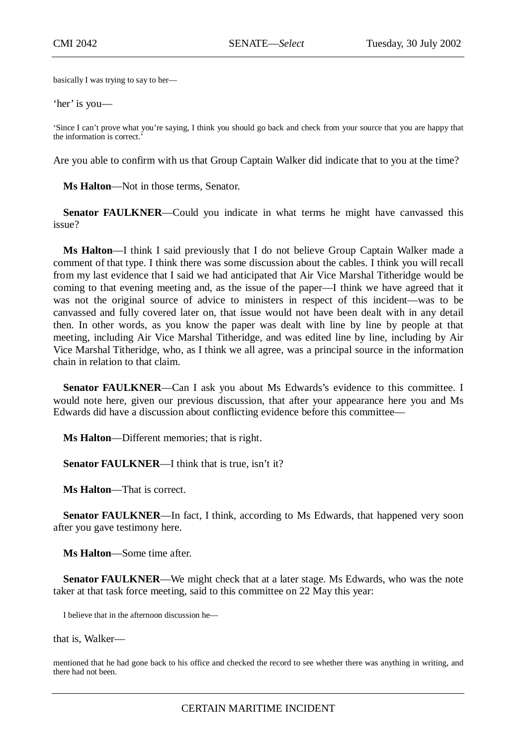basically I was trying to say to her—

'her' is you—

'Since I can't prove what you're saying, I think you should go back and check from your source that you are happy that the information is correct.'

Are you able to confirm with us that Group Captain Walker did indicate that to you at the time?

**Ms Halton**—Not in those terms, Senator.

**Senator FAULKNER**—Could you indicate in what terms he might have canvassed this issue?

**Ms Halton**—I think I said previously that I do not believe Group Captain Walker made a comment of that type. I think there was some discussion about the cables. I think you will recall from my last evidence that I said we had anticipated that Air Vice Marshal Titheridge would be coming to that evening meeting and, as the issue of the paper—I think we have agreed that it was not the original source of advice to ministers in respect of this incident—was to be canvassed and fully covered later on, that issue would not have been dealt with in any detail then. In other words, as you know the paper was dealt with line by line by people at that meeting, including Air Vice Marshal Titheridge, and was edited line by line, including by Air Vice Marshal Titheridge, who, as I think we all agree, was a principal source in the information chain in relation to that claim.

**Senator FAULKNER**—Can I ask you about Ms Edwards's evidence to this committee. I would note here, given our previous discussion, that after your appearance here you and Ms Edwards did have a discussion about conflicting evidence before this committee—

**Ms Halton**—Different memories; that is right.

**Senator FAULKNER**—I think that is true, isn't it?

**Ms Halton**—That is correct.

**Senator FAULKNER**—In fact, I think, according to Ms Edwards, that happened very soon after you gave testimony here.

**Ms Halton**—Some time after.

**Senator FAULKNER**—We might check that at a later stage. Ms Edwards, who was the note taker at that task force meeting, said to this committee on 22 May this year:

I believe that in the afternoon discussion he—

that is, Walker—

mentioned that he had gone back to his office and checked the record to see whether there was anything in writing, and there had not been.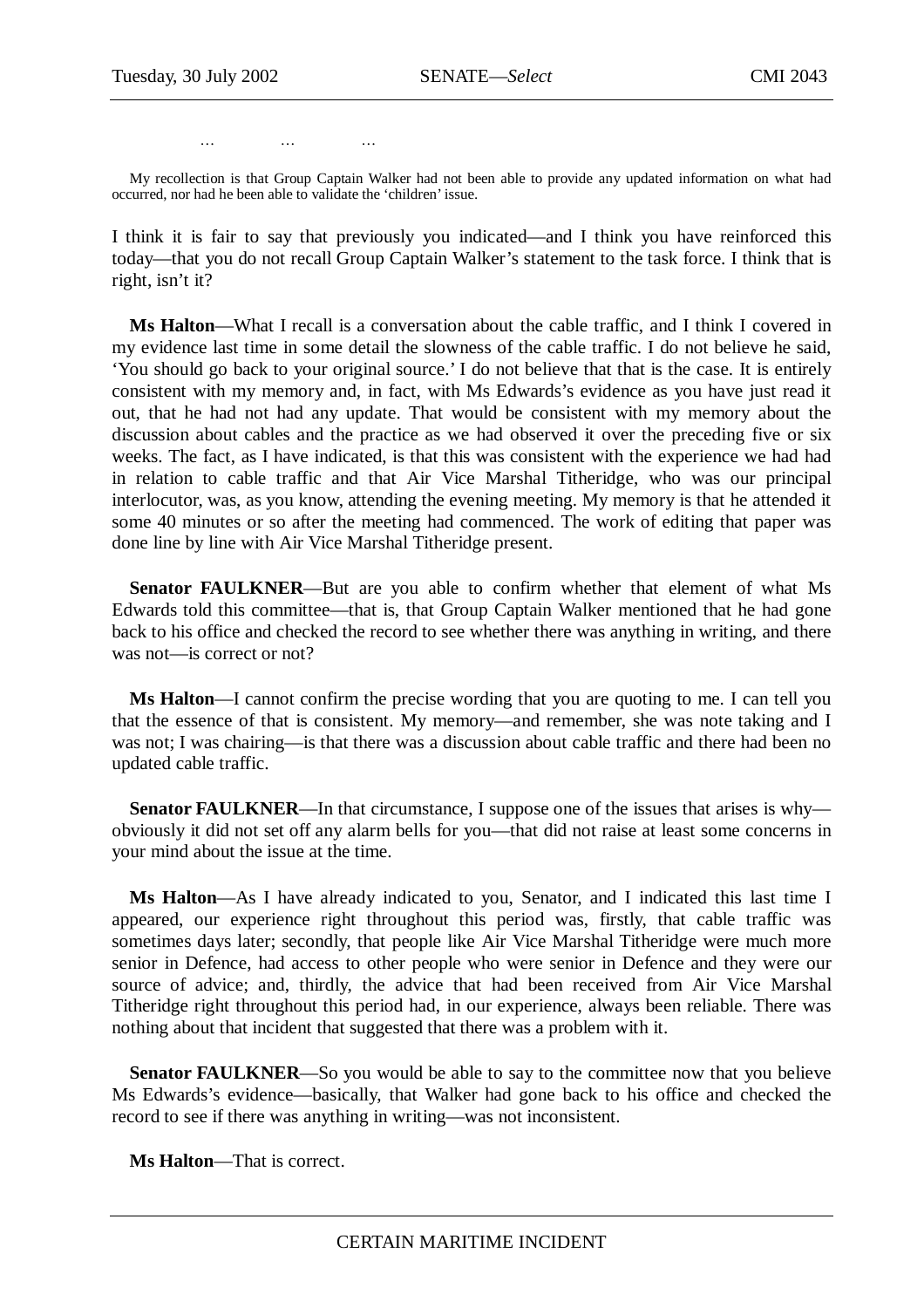… … …

My recollection is that Group Captain Walker had not been able to provide any updated information on what had occurred, nor had he been able to validate the 'children' issue.

I think it is fair to say that previously you indicated—and I think you have reinforced this today—that you do not recall Group Captain Walker's statement to the task force. I think that is right, isn't it?

**Ms Halton**—What I recall is a conversation about the cable traffic, and I think I covered in my evidence last time in some detail the slowness of the cable traffic. I do not believe he said, 'You should go back to your original source.' I do not believe that that is the case. It is entirely consistent with my memory and, in fact, with Ms Edwards's evidence as you have just read it out, that he had not had any update. That would be consistent with my memory about the discussion about cables and the practice as we had observed it over the preceding five or six weeks. The fact, as I have indicated, is that this was consistent with the experience we had had in relation to cable traffic and that Air Vice Marshal Titheridge, who was our principal interlocutor, was, as you know, attending the evening meeting. My memory is that he attended it some 40 minutes or so after the meeting had commenced. The work of editing that paper was done line by line with Air Vice Marshal Titheridge present.

**Senator FAULKNER**—But are you able to confirm whether that element of what Ms Edwards told this committee—that is, that Group Captain Walker mentioned that he had gone back to his office and checked the record to see whether there was anything in writing, and there was not—is correct or not?

**Ms Halton**—I cannot confirm the precise wording that you are quoting to me. I can tell you that the essence of that is consistent. My memory—and remember, she was note taking and I was not; I was chairing—is that there was a discussion about cable traffic and there had been no updated cable traffic.

**Senator FAULKNER**—In that circumstance, I suppose one of the issues that arises is why—obviously it did not set off any alarm bells for you—that did not raise at least some concerns in your mind about the issue at the time.

**Ms Halton**—As I have already indicated to you, Senator, and I indicated this last time I appeared, our experience right throughout this period was, firstly, that cable traffic was sometimes days later; secondly, that people like Air Vice Marshal Titheridge were much more senior in Defence, had access to other people who were senior in Defence and they were our source of advice; and, thirdly, the advice that had been received from Air Vice Marshal Titheridge right throughout this period had, in our experience, always been reliable. There was nothing about that incident that suggested that there was a problem with it.

**Senator FAULKNER**—So you would be able to say to the committee now that you believe Ms Edwards's evidence—basically, that Walker had gone back to his office and checked the record to see if there was anything in writing—was not inconsistent.

**Ms Halton**—That is correct.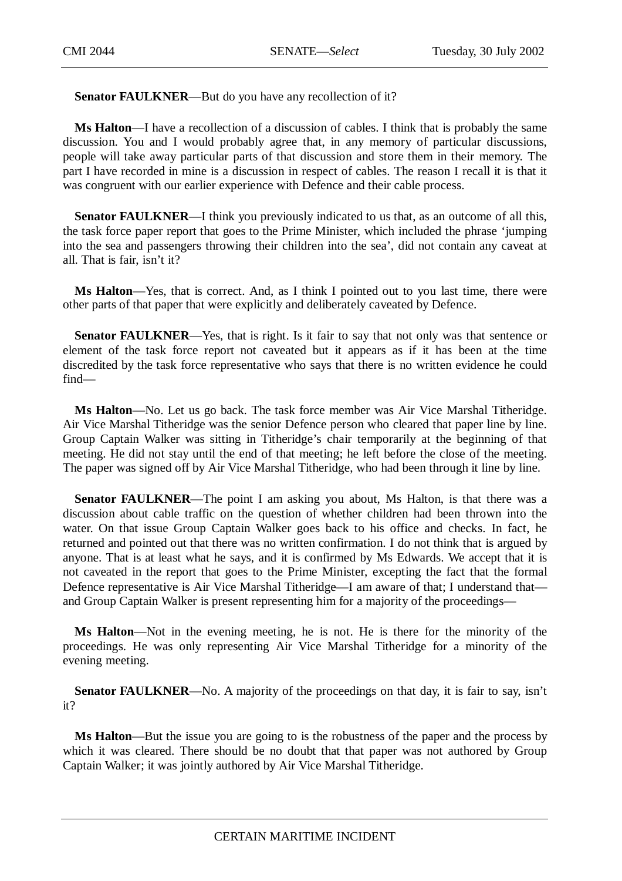**Senator FAULKNER**—But do you have any recollection of it?

**Ms Halton**—I have a recollection of a discussion of cables. I think that is probably the same discussion. You and I would probably agree that, in any memory of particular discussions, people will take away particular parts of that discussion and store them in their memory. The part I have recorded in mine is a discussion in respect of cables. The reason I recall it is that it was congruent with our earlier experience with Defence and their cable process.

**Senator FAULKNER**—I think you previously indicated to us that, as an outcome of all this, the task force paper report that goes to the Prime Minister, which included the phrase 'jumping into the sea and passengers throwing their children into the sea', did not contain any caveat at all. That is fair, isn't it?

**Ms Halton**—Yes, that is correct. And, as I think I pointed out to you last time, there were other parts of that paper that were explicitly and deliberately caveated by Defence.

**Senator FAULKNER**—Yes, that is right. Is it fair to say that not only was that sentence or element of the task force report not caveated but it appears as if it has been at the time discredited by the task force representative who says that there is no written evidence he could find—

**Ms Halton**—No. Let us go back. The task force member was Air Vice Marshal Titheridge. Air Vice Marshal Titheridge was the senior Defence person who cleared that paper line by line. Group Captain Walker was sitting in Titheridge's chair temporarily at the beginning of that meeting. He did not stay until the end of that meeting; he left before the close of the meeting. The paper was signed off by Air Vice Marshal Titheridge, who had been through it line by line.

**Senator FAULKNER**—The point I am asking you about, Ms Halton, is that there was a discussion about cable traffic on the question of whether children had been thrown into the water. On that issue Group Captain Walker goes back to his office and checks. In fact, he returned and pointed out that there was no written confirmation. I do not think that is argued by anyone. That is at least what he says, and it is confirmed by Ms Edwards. We accept that it is not caveated in the report that goes to the Prime Minister, excepting the fact that the formal Defence representative is Air Vice Marshal Titheridge—I am aware of that; I understand that—and Group Captain Walker is present representing him for a majority of the proceedings—

**Ms Halton**—Not in the evening meeting, he is not. He is there for the minority of the proceedings. He was only representing Air Vice Marshal Titheridge for a minority of the evening meeting.

**Senator FAULKNER**—No. A majority of the proceedings on that day, it is fair to say, isn't it?

**Ms Halton**—But the issue you are going to is the robustness of the paper and the process by which it was cleared. There should be no doubt that that paper was not authored by Group Captain Walker; it was jointly authored by Air Vice Marshal Titheridge.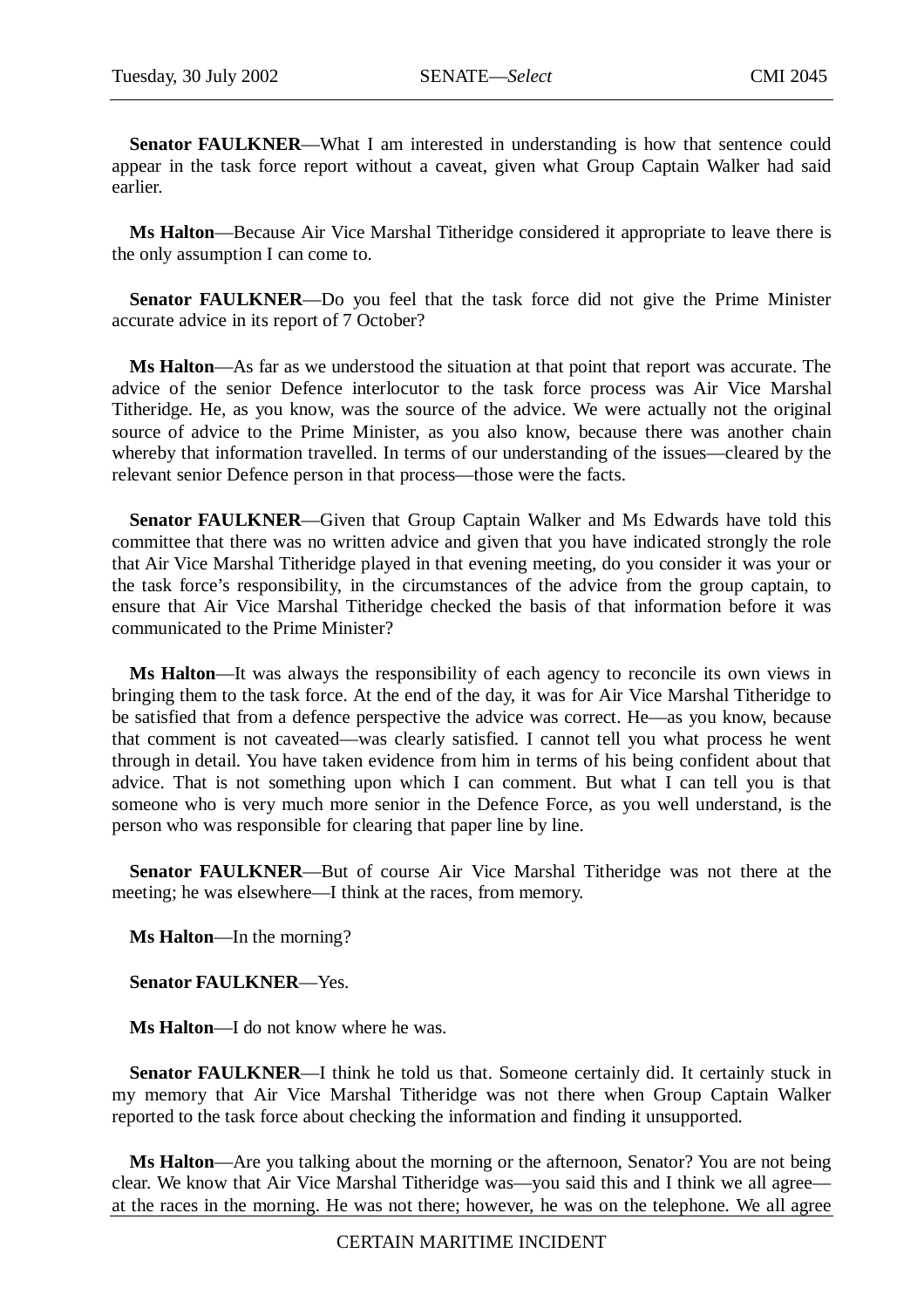**Senator FAULKNER**—What I am interested in understanding is how that sentence could appear in the task force report without a caveat, given what Group Captain Walker had said earlier.

**Ms Halton**—Because Air Vice Marshal Titheridge considered it appropriate to leave there is the only assumption I can come to.

**Senator FAULKNER**—Do you feel that the task force did not give the Prime Minister accurate advice in its report of 7 October?

**Ms Halton**—As far as we understood the situation at that point that report was accurate. The advice of the senior Defence interlocutor to the task force process was Air Vice Marshal Titheridge. He, as you know, was the source of the advice. We were actually not the original source of advice to the Prime Minister, as you also know, because there was another chain whereby that information travelled. In terms of our understanding of the issues—cleared by the relevant senior Defence person in that process—those were the facts.

**Senator FAULKNER**—Given that Group Captain Walker and Ms Edwards have told this committee that there was no written advice and given that you have indicated strongly the role that Air Vice Marshal Titheridge played in that evening meeting, do you consider it was your or the task force's responsibility, in the circumstances of the advice from the group captain, to ensure that Air Vice Marshal Titheridge checked the basis of that information before it was communicated to the Prime Minister?

**Ms Halton**—It was always the responsibility of each agency to reconcile its own views in bringing them to the task force. At the end of the day, it was for Air Vice Marshal Titheridge to be satisfied that from a defence perspective the advice was correct. He—as you know, because that comment is not caveated—was clearly satisfied. I cannot tell you what process he went through in detail. You have taken evidence from him in terms of his being confident about that advice. That is not something upon which I can comment. But what I can tell you is that someone who is very much more senior in the Defence Force, as you well understand, is the person who was responsible for clearing that paper line by line.

**Senator FAULKNER**—But of course Air Vice Marshal Titheridge was not there at the meeting; he was elsewhere—I think at the races, from memory.

**Ms Halton**—In the morning?

**Senator FAULKNER**—Yes.

**Ms Halton**—I do not know where he was.

**Senator FAULKNER**—I think he told us that. Someone certainly did. It certainly stuck in my memory that Air Vice Marshal Titheridge was not there when Group Captain Walker reported to the task force about checking the information and finding it unsupported.

**Ms Halton**—Are you talking about the morning or the afternoon, Senator? You are not being clear. We know that Air Vice Marshal Titheridge was—you said this and I think we all agree—at the races in the morning. He was not there; however, he was on the telephone. We all agree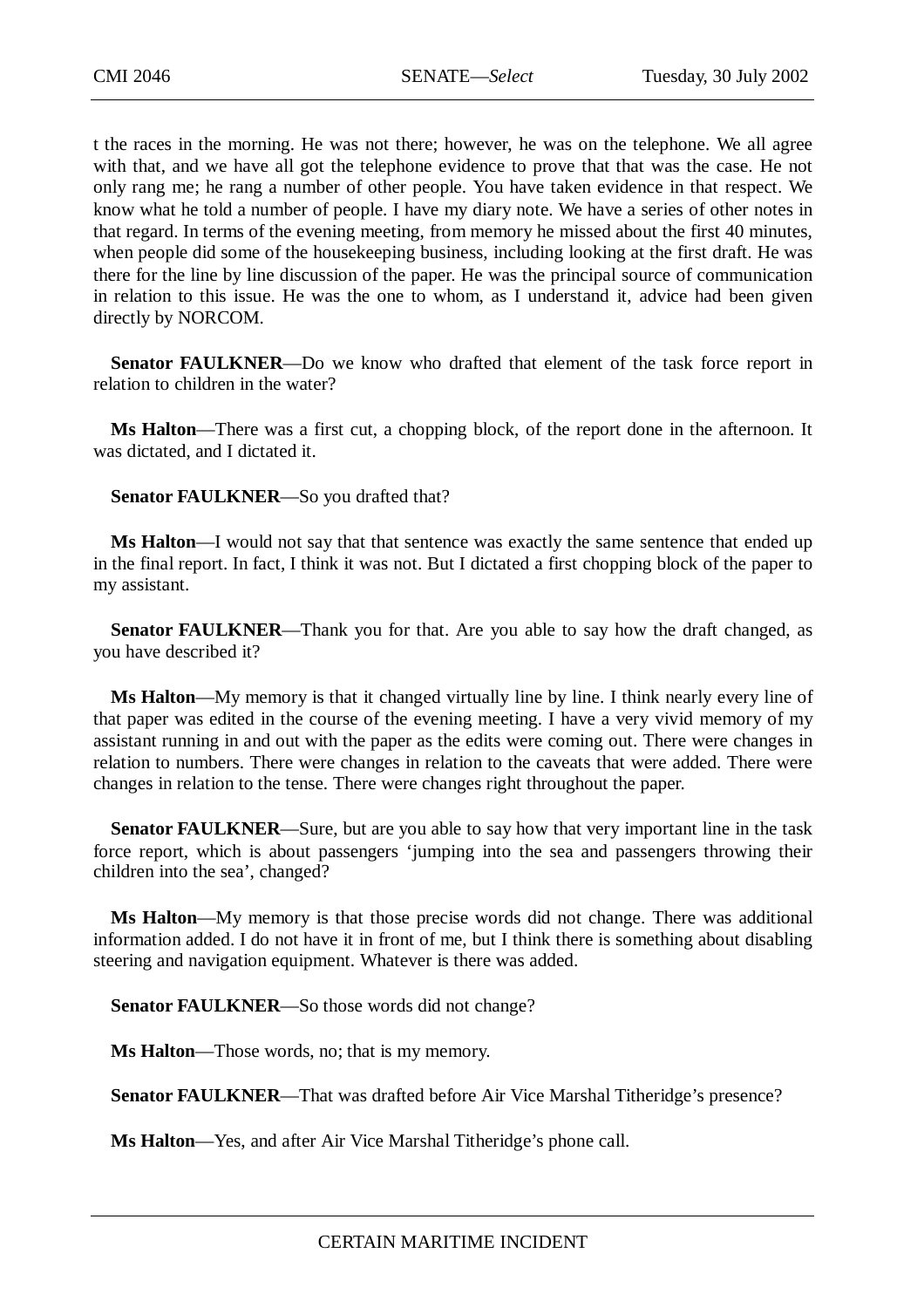t the races in the morning. He was not there; however, he was on the telephone. We all agree with that, and we have all got the telephone evidence to prove that that was the case. He not only rang me; he rang a number of other people. You have taken evidence in that respect. We know what he told a number of people. I have my diary note. We have a series of other notes in that regard. In terms of the evening meeting, from memory he missed about the first 40 minutes, when people did some of the housekeeping business, including looking at the first draft. He was there for the line by line discussion of the paper. He was the principal source of communication in relation to this issue. He was the one to whom, as I understand it, advice had been given directly by NORCOM.

**Senator FAULKNER**—Do we know who drafted that element of the task force report in relation to children in the water?

**Ms Halton**—There was a first cut, a chopping block, of the report done in the afternoon. It was dictated, and I dictated it.

**Senator FAULKNER**—So you drafted that?

**Ms Halton**—I would not say that that sentence was exactly the same sentence that ended up in the final report. In fact, I think it was not. But I dictated a first chopping block of the paper to my assistant.

**Senator FAULKNER**—Thank you for that. Are you able to say how the draft changed, as you have described it?

**Ms Halton**—My memory is that it changed virtually line by line. I think nearly every line of that paper was edited in the course of the evening meeting. I have a very vivid memory of my assistant running in and out with the paper as the edits were coming out. There were changes in relation to numbers. There were changes in relation to the caveats that were added. There were changes in relation to the tense. There were changes right throughout the paper.

**Senator FAULKNER**—Sure, but are you able to say how that very important line in the task force report, which is about passengers 'jumping into the sea and passengers throwing their children into the sea', changed?

**Ms Halton**—My memory is that those precise words did not change. There was additional information added. I do not have it in front of me, but I think there is something about disabling steering and navigation equipment. Whatever is there was added.

**Senator FAULKNER**—So those words did not change?

**Ms Halton**—Those words, no; that is my memory.

**Senator FAULKNER**—That was drafted before Air Vice Marshal Titheridge's presence?

**Ms Halton**—Yes, and after Air Vice Marshal Titheridge's phone call.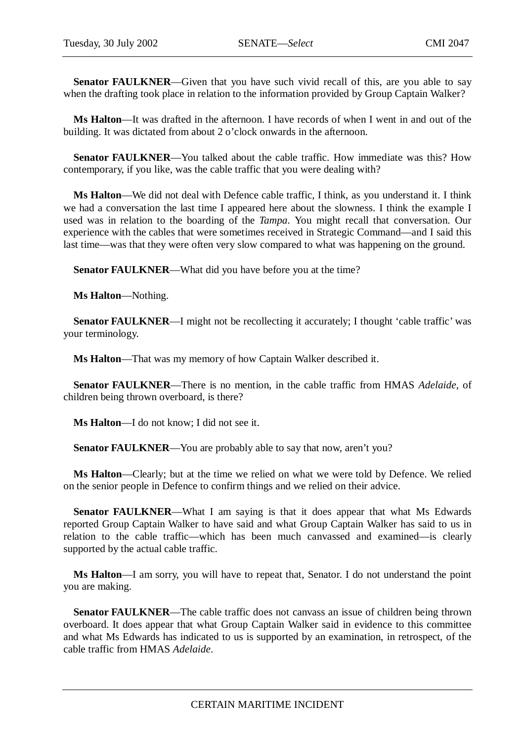**Senator FAULKNER**—Given that you have such vivid recall of this, are you able to say when the drafting took place in relation to the information provided by Group Captain Walker?

**Ms Halton**—It was drafted in the afternoon. I have records of when I went in and out of the building. It was dictated from about 2 o'clock onwards in the afternoon.

**Senator FAULKNER**—You talked about the cable traffic. How immediate was this? How contemporary, if you like, was the cable traffic that you were dealing with?

**Ms Halton**—We did not deal with Defence cable traffic, I think, as you understand it. I think we had a conversation the last time I appeared here about the slowness. I think the example I used was in relation to the boarding of the *Tampa*. You might recall that conversation. Our experience with the cables that were sometimes received in Strategic Command—and I said this last time—was that they were often very slow compared to what was happening on the ground.

**Senator FAULKNER**—What did you have before you at the time?

**Ms Halton**—Nothing.

**Senator FAULKNER**—I might not be recollecting it accurately; I thought 'cable traffic' was your terminology.

**Ms Halton**—That was my memory of how Captain Walker described it.

**Senator FAULKNER**—There is no mention, in the cable traffic from HMAS *Adelaide*, of children being thrown overboard, is there?

**Ms Halton**—I do not know; I did not see it.

**Senator FAULKNER**—You are probably able to say that now, aren't you?

**Ms Halton**—Clearly; but at the time we relied on what we were told by Defence. We relied on the senior people in Defence to confirm things and we relied on their advice.

**Senator FAULKNER**—What I am saying is that it does appear that what Ms Edwards reported Group Captain Walker to have said and what Group Captain Walker has said to us in relation to the cable traffic—which has been much canvassed and examined—is clearly supported by the actual cable traffic.

**Ms Halton**—I am sorry, you will have to repeat that, Senator. I do not understand the point you are making.

**Senator FAULKNER**—The cable traffic does not canvass an issue of children being thrown overboard. It does appear that what Group Captain Walker said in evidence to this committee and what Ms Edwards has indicated to us is supported by an examination, in retrospect, of the cable traffic from HMAS *Adelaide*.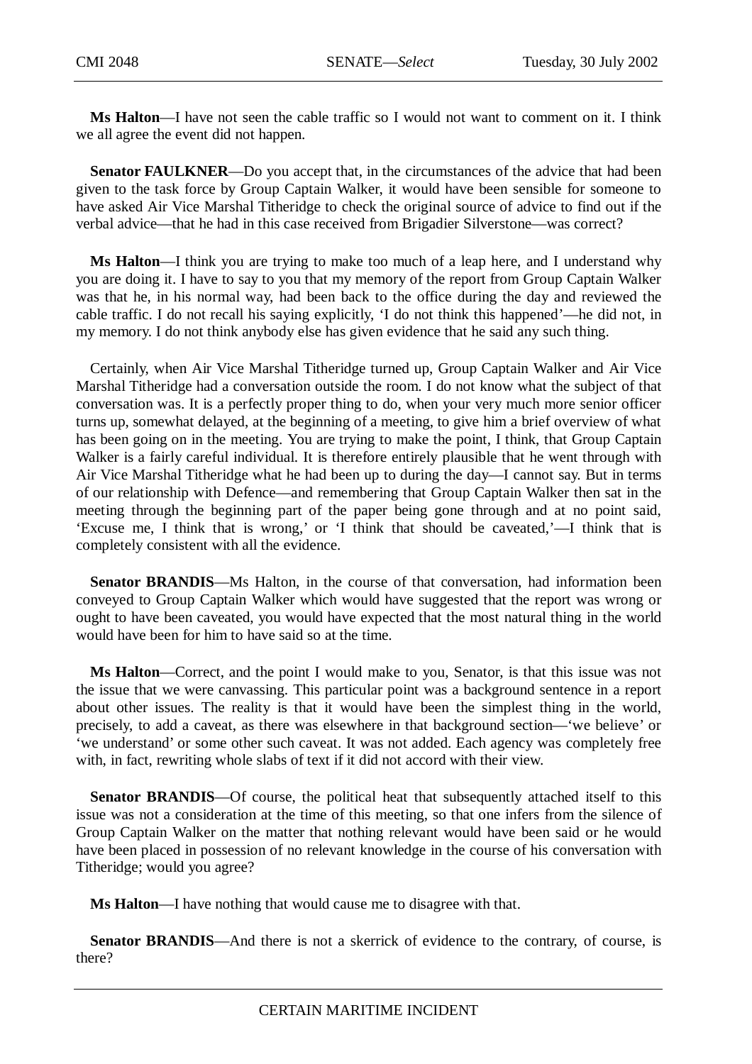**Ms Halton**—I have not seen the cable traffic so I would not want to comment on it. I think we all agree the event did not happen.

**Senator FAULKNER**—Do you accept that, in the circumstances of the advice that had been given to the task force by Group Captain Walker, it would have been sensible for someone to have asked Air Vice Marshal Titheridge to check the original source of advice to find out if the verbal advice—that he had in this case received from Brigadier Silverstone—was correct?

**Ms Halton**—I think you are trying to make too much of a leap here, and I understand why you are doing it. I have to say to you that my memory of the report from Group Captain Walker was that he, in his normal way, had been back to the office during the day and reviewed the cable traffic. I do not recall his saying explicitly, 'I do not think this happened'—he did not, in my memory. I do not think anybody else has given evidence that he said any such thing.

Certainly, when Air Vice Marshal Titheridge turned up, Group Captain Walker and Air Vice Marshal Titheridge had a conversation outside the room. I do not know what the subject of that conversation was. It is a perfectly proper thing to do, when your very much more senior officer turns up, somewhat delayed, at the beginning of a meeting, to give him a brief overview of what has been going on in the meeting. You are trying to make the point, I think, that Group Captain Walker is a fairly careful individual. It is therefore entirely plausible that he went through with Air Vice Marshal Titheridge what he had been up to during the day—I cannot say. But in terms of our relationship with Defence—and remembering that Group Captain Walker then sat in the meeting through the beginning part of the paper being gone through and at no point said, 'Excuse me, I think that is wrong,' or 'I think that should be caveated,'—I think that is completely consistent with all the evidence.

**Senator BRANDIS**—Ms Halton, in the course of that conversation, had information been conveyed to Group Captain Walker which would have suggested that the report was wrong or ought to have been caveated, you would have expected that the most natural thing in the world would have been for him to have said so at the time.

**Ms Halton**—Correct, and the point I would make to you, Senator, is that this issue was not the issue that we were canvassing. This particular point was a background sentence in a report about other issues. The reality is that it would have been the simplest thing in the world, precisely, to add a caveat, as there was elsewhere in that background section—'we believe' or 'we understand' or some other such caveat. It was not added. Each agency was completely free with, in fact, rewriting whole slabs of text if it did not accord with their view.

**Senator BRANDIS**—Of course, the political heat that subsequently attached itself to this issue was not a consideration at the time of this meeting, so that one infers from the silence of Group Captain Walker on the matter that nothing relevant would have been said or he would have been placed in possession of no relevant knowledge in the course of his conversation with Titheridge; would you agree?

**Ms Halton**—I have nothing that would cause me to disagree with that.

**Senator BRANDIS**—And there is not a skerrick of evidence to the contrary, of course, is there?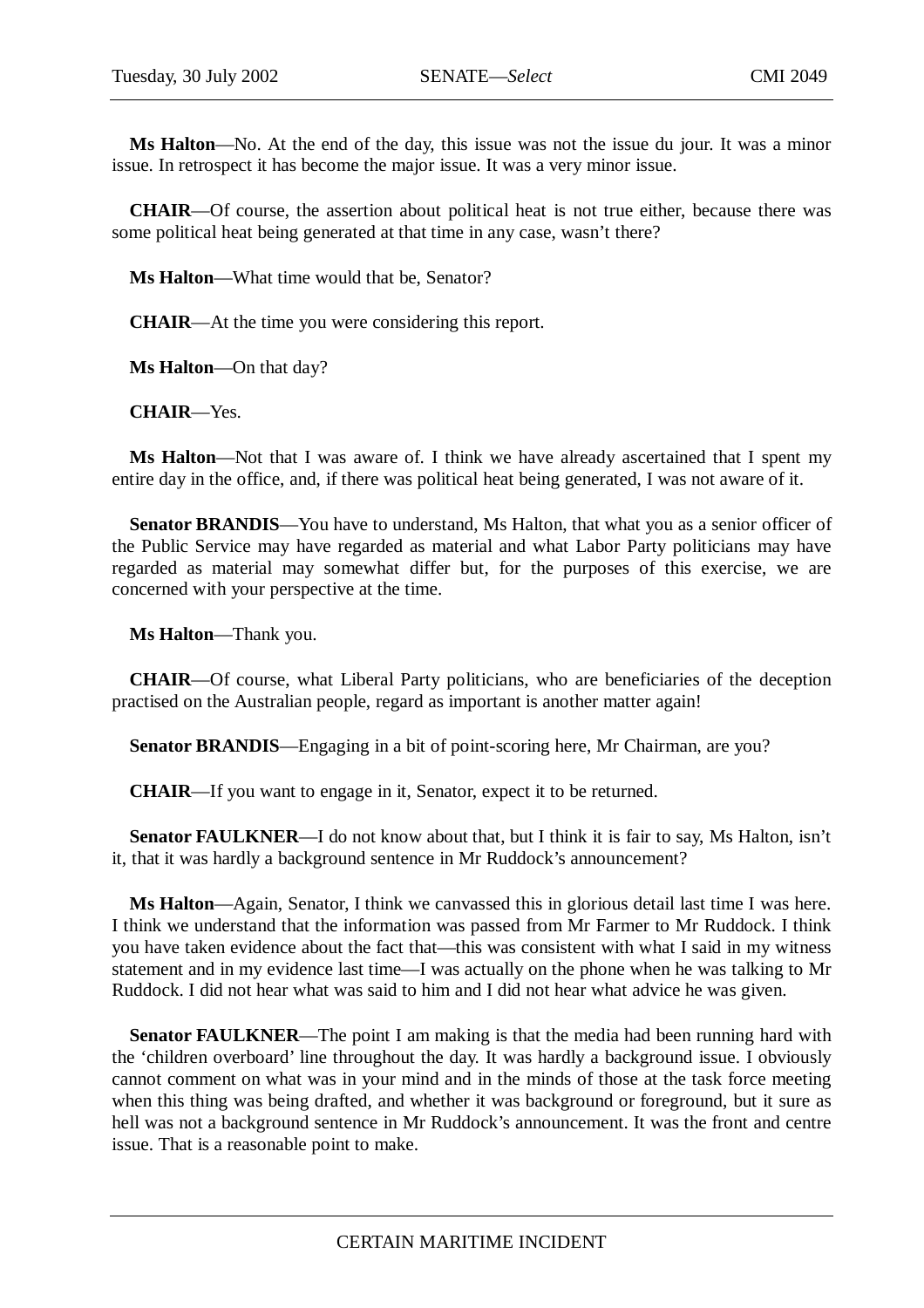**Ms Halton**—No. At the end of the day, this issue was not the issue du jour. It was a minor issue. In retrospect it has become the major issue. It was a very minor issue.

**CHAIR**—Of course, the assertion about political heat is not true either, because there was some political heat being generated at that time in any case, wasn't there?

**Ms Halton**—What time would that be, Senator?

**CHAIR**—At the time you were considering this report.

**Ms Halton**—On that day?

**CHAIR**—Yes.

**Ms Halton**—Not that I was aware of. I think we have already ascertained that I spent my entire day in the office, and, if there was political heat being generated, I was not aware of it.

**Senator BRANDIS**—You have to understand, Ms Halton, that what you as a senior officer of the Public Service may have regarded as material and what Labor Party politicians may have regarded as material may somewhat differ but, for the purposes of this exercise, we are concerned with your perspective at the time.

**Ms Halton**—Thank you.

**CHAIR**—Of course, what Liberal Party politicians, who are beneficiaries of the deception practised on the Australian people, regard as important is another matter again!

**Senator BRANDIS**—Engaging in a bit of point-scoring here, Mr Chairman, are you?

**CHAIR**—If you want to engage in it, Senator, expect it to be returned.

**Senator FAULKNER**—I do not know about that, but I think it is fair to say, Ms Halton, isn't it, that it was hardly a background sentence in Mr Ruddock's announcement?

**Ms Halton**—Again, Senator, I think we canvassed this in glorious detail last time I was here. I think we understand that the information was passed from Mr Farmer to Mr Ruddock. I think you have taken evidence about the fact that—this was consistent with what I said in my witness statement and in my evidence last time—I was actually on the phone when he was talking to Mr Ruddock. I did not hear what was said to him and I did not hear what advice he was given.

**Senator FAULKNER**—The point I am making is that the media had been running hard with the 'children overboard' line throughout the day. It was hardly a background issue. I obviously cannot comment on what was in your mind and in the minds of those at the task force meeting when this thing was being drafted, and whether it was background or foreground, but it sure as hell was not a background sentence in Mr Ruddock's announcement. It was the front and centre issue. That is a reasonable point to make.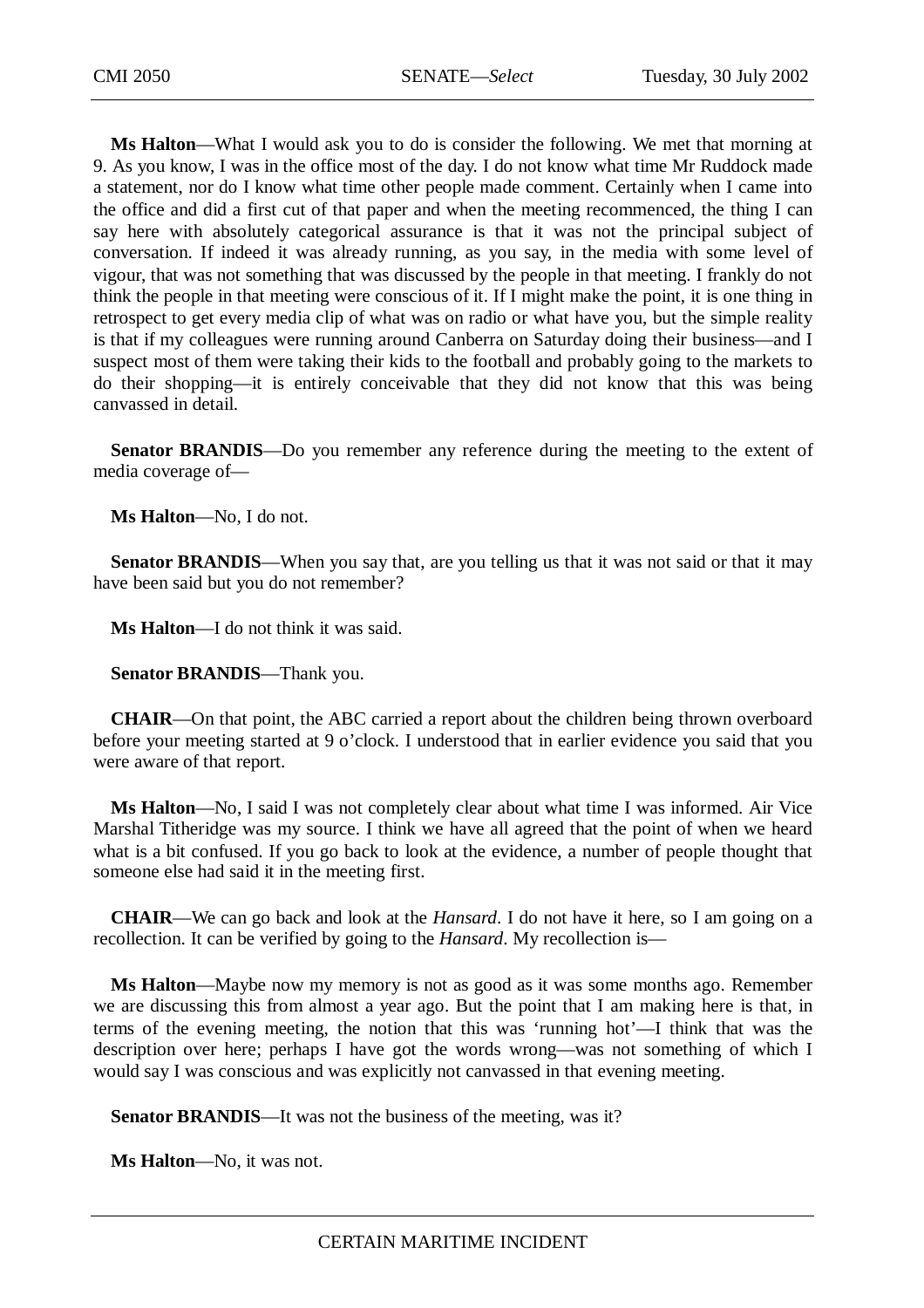**Ms Halton**—What I would ask you to do is consider the following. We met that morning at 9. As you know, I was in the office most of the day. I do not know what time Mr Ruddock made a statement, nor do I know what time other people made comment. Certainly when I came into the office and did a first cut of that paper and when the meeting recommenced, the thing I can say here with absolutely categorical assurance is that it was not the principal subject of conversation. If indeed it was already running, as you say, in the media with some level of vigour, that was not something that was discussed by the people in that meeting. I frankly do not think the people in that meeting were conscious of it. If I might make the point, it is one thing in retrospect to get every media clip of what was on radio or what have you, but the simple reality is that if my colleagues were running around Canberra on Saturday doing their business—and I suspect most of them were taking their kids to the football and probably going to the markets to do their shopping—it is entirely conceivable that they did not know that this was being canvassed in detail.

**Senator BRANDIS**—Do you remember any reference during the meeting to the extent of media coverage of—

**Ms Halton**—No, I do not.

**Senator BRANDIS**—When you say that, are you telling us that it was not said or that it may have been said but you do not remember?

**Ms Halton**—I do not think it was said.

**Senator BRANDIS**—Thank you.

**CHAIR**—On that point, the ABC carried a report about the children being thrown overboard before your meeting started at 9 o'clock. I understood that in earlier evidence you said that you were aware of that report.

**Ms Halton**—No, I said I was not completely clear about what time I was informed. Air Vice Marshal Titheridge was my source. I think we have all agreed that the point of when we heard what is a bit confused. If you go back to look at the evidence, a number of people thought that someone else had said it in the meeting first.

**CHAIR**—We can go back and look at the *Hansard*. I do not have it here, so I am going on a recollection. It can be verified by going to the *Hansard*. My recollection is—

**Ms Halton**—Maybe now my memory is not as good as it was some months ago. Remember we are discussing this from almost a year ago. But the point that I am making here is that, in terms of the evening meeting, the notion that this was 'running hot'—I think that was the description over here; perhaps I have got the words wrong—was not something of which I would say I was conscious and was explicitly not canvassed in that evening meeting.

**Senator BRANDIS**—It was not the business of the meeting, was it?

**Ms Halton**—No, it was not.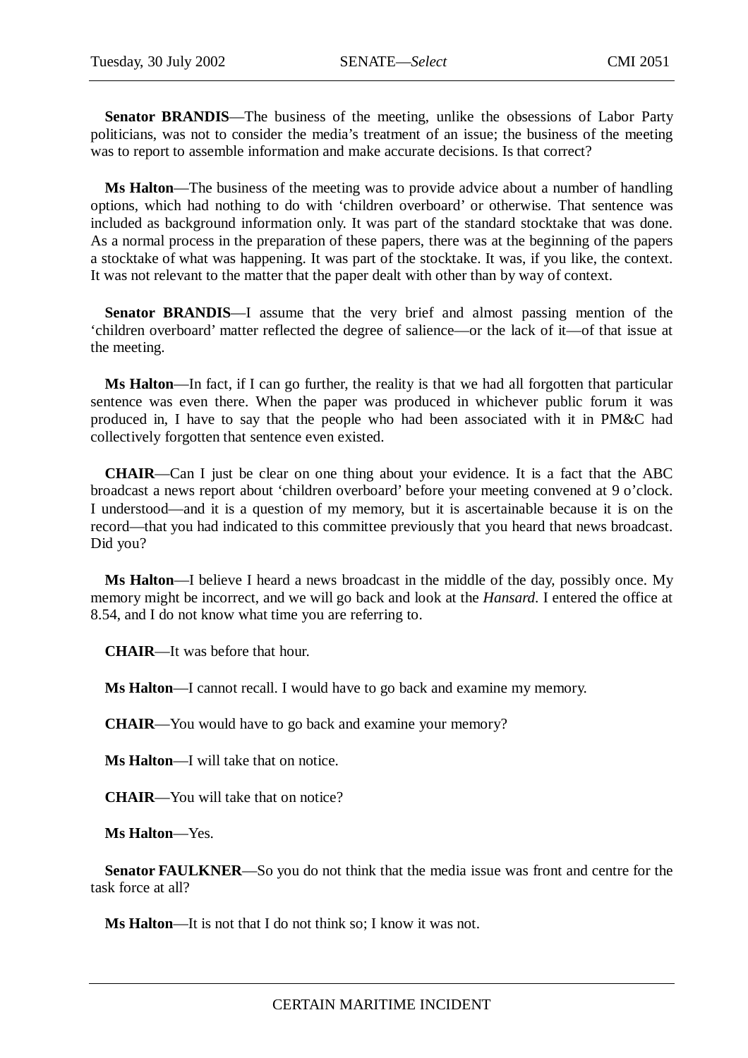**Senator BRANDIS**—The business of the meeting, unlike the obsessions of Labor Party politicians, was not to consider the media's treatment of an issue; the business of the meeting was to report to assemble information and make accurate decisions. Is that correct?

**Ms Halton**—The business of the meeting was to provide advice about a number of handling options, which had nothing to do with 'children overboard' or otherwise. That sentence was included as background information only. It was part of the standard stocktake that was done. As a normal process in the preparation of these papers, there was at the beginning of the papers a stocktake of what was happening. It was part of the stocktake. It was, if you like, the context. It was not relevant to the matter that the paper dealt with other than by way of context.

**Senator BRANDIS**—I assume that the very brief and almost passing mention of the 'children overboard' matter reflected the degree of salience—or the lack of it—of that issue at the meeting.

**Ms Halton**—In fact, if I can go further, the reality is that we had all forgotten that particular sentence was even there. When the paper was produced in whichever public forum it was produced in, I have to say that the people who had been associated with it in PM&C had collectively forgotten that sentence even existed.

**CHAIR**—Can I just be clear on one thing about your evidence. It is a fact that the ABC broadcast a news report about 'children overboard' before your meeting convened at 9 o'clock. I understood—and it is a question of my memory, but it is ascertainable because it is on the record—that you had indicated to this committee previously that you heard that news broadcast. Did you?

**Ms Halton**—I believe I heard a news broadcast in the middle of the day, possibly once. My memory might be incorrect, and we will go back and look at the *Hansard*. I entered the office at 8.54, and I do not know what time you are referring to.

**CHAIR**—It was before that hour.

**Ms Halton**—I cannot recall. I would have to go back and examine my memory.

**CHAIR**—You would have to go back and examine your memory?

**Ms Halton**—I will take that on notice.

**CHAIR**—You will take that on notice?

**Ms Halton**—Yes.

**Senator FAULKNER**—So you do not think that the media issue was front and centre for the task force at all?

**Ms Halton**—It is not that I do not think so; I know it was not.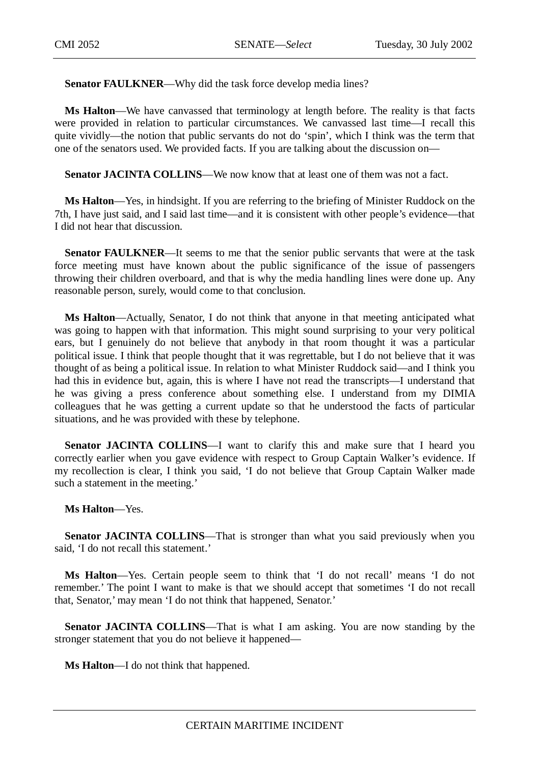**Senator FAULKNER**—Why did the task force develop media lines?

**Ms Halton**—We have canvassed that terminology at length before. The reality is that facts were provided in relation to particular circumstances. We canvassed last time—I recall this quite vividly—the notion that public servants do not do 'spin', which I think was the term that one of the senators used. We provided facts. If you are talking about the discussion on—

**Senator JACINTA COLLINS**—We now know that at least one of them was not a fact.

**Ms Halton**—Yes, in hindsight. If you are referring to the briefing of Minister Ruddock on the 7th, I have just said, and I said last time—and it is consistent with other people's evidence—that I did not hear that discussion.

**Senator FAULKNER**—It seems to me that the senior public servants that were at the task force meeting must have known about the public significance of the issue of passengers throwing their children overboard, and that is why the media handling lines were done up. Any reasonable person, surely, would come to that conclusion.

**Ms Halton**—Actually, Senator, I do not think that anyone in that meeting anticipated what was going to happen with that information. This might sound surprising to your very political ears, but I genuinely do not believe that anybody in that room thought it was a particular political issue. I think that people thought that it was regrettable, but I do not believe that it was thought of as being a political issue. In relation to what Minister Ruddock said—and I think you had this in evidence but, again, this is where I have not read the transcripts—I understand that he was giving a press conference about something else. I understand from my DIMIA colleagues that he was getting a current update so that he understood the facts of particular situations, and he was provided with these by telephone.

**Senator JACINTA COLLINS**—I want to clarify this and make sure that I heard you correctly earlier when you gave evidence with respect to Group Captain Walker's evidence. If my recollection is clear, I think you said, 'I do not believe that Group Captain Walker made such a statement in the meeting.'

**Ms Halton**—Yes.

**Senator JACINTA COLLINS**—That is stronger than what you said previously when you said, 'I do not recall this statement.'

**Ms Halton**—Yes. Certain people seem to think that 'I do not recall' means 'I do not remember.' The point I want to make is that we should accept that sometimes 'I do not recall that, Senator,' may mean 'I do not think that happened, Senator.'

**Senator JACINTA COLLINS**—That is what I am asking. You are now standing by the stronger statement that you do not believe it happened—

**Ms Halton**—I do not think that happened.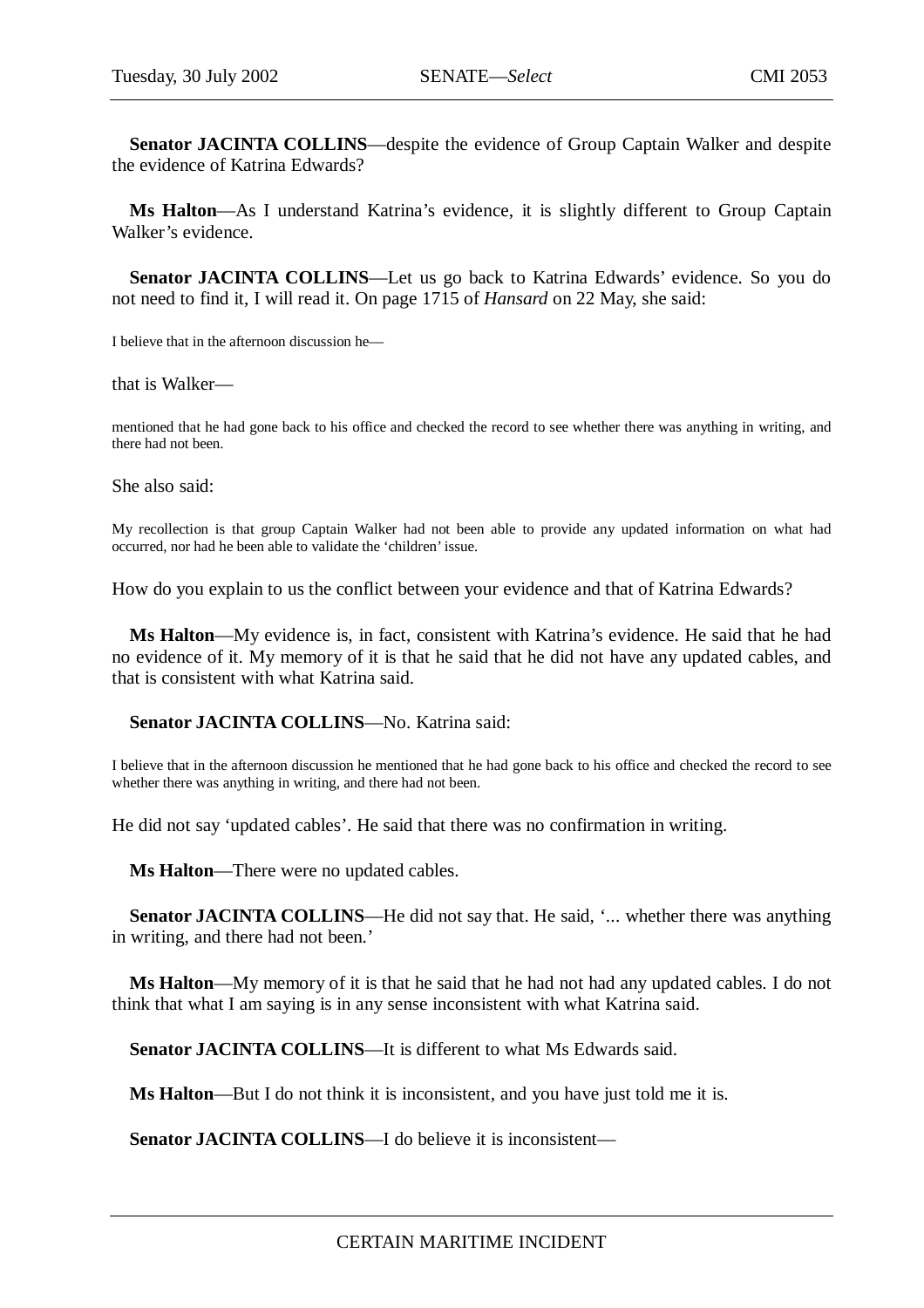**Senator JACINTA COLLINS**—despite the evidence of Group Captain Walker and despite the evidence of Katrina Edwards?

**Ms Halton**—As I understand Katrina's evidence, it is slightly different to Group Captain Walker's evidence.

**Senator JACINTA COLLINS**—Let us go back to Katrina Edwards' evidence. So you do not need to find it, I will read it. On page 1715 of *Hansard* on 22 May, she said:

> I believe that in the afternoon discussion he—

that is Walker—

> mentioned that he had gone back to his office and checked the record to see whether there was anything in writing, and there had not been.

She also said:

> My recollection is that group Captain Walker had not been able to provide any updated information on what had occurred, nor had he been able to validate the 'children' issue.

How do you explain to us the conflict between your evidence and that of Katrina Edwards?

**Ms Halton**—My evidence is, in fact, consistent with Katrina's evidence. He said that he had no evidence of it. My memory of it is that he said that he did not have any updated cables, and that is consistent with what Katrina said.

**Senator JACINTA COLLINS**—No. Katrina said:

> I believe that in the afternoon discussion he mentioned that he had gone back to his office and checked the record to see whether there was anything in writing, and there had not been.

He did not say 'updated cables'. He said that there was no confirmation in writing.

**Ms Halton**—There were no updated cables.

**Senator JACINTA COLLINS**—He did not say that. He said, '... whether there was anything in writing, and there had not been.'

**Ms Halton**—My memory of it is that he said that he had not had any updated cables. I do not think that what I am saying is in any sense inconsistent with what Katrina said.

**Senator JACINTA COLLINS**—It is different to what Ms Edwards said.

**Ms Halton**—But I do not think it is inconsistent, and you have just told me it is.

**Senator JACINTA COLLINS**—I do believe it is inconsistent—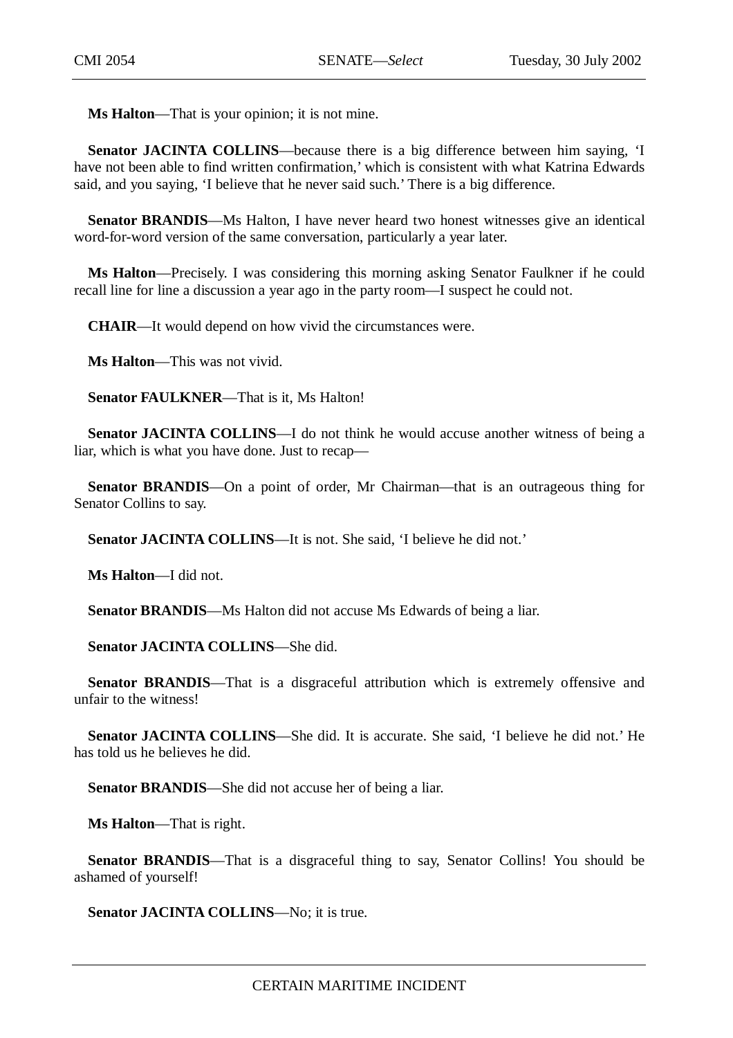**Ms Halton**—That is your opinion; it is not mine.

**Senator JACINTA COLLINS**—because there is a big difference between him saying, 'I have not been able to find written confirmation,' which is consistent with what Katrina Edwards said, and you saying, 'I believe that he never said such.' There is a big difference.

**Senator BRANDIS**—Ms Halton, I have never heard two honest witnesses give an identical word-for-word version of the same conversation, particularly a year later.

**Ms Halton**—Precisely. I was considering this morning asking Senator Faulkner if he could recall line for line a discussion a year ago in the party room—I suspect he could not.

**CHAIR**—It would depend on how vivid the circumstances were.

**Ms Halton**—This was not vivid.

**Senator FAULKNER**—That is it, Ms Halton!

**Senator JACINTA COLLINS**—I do not think he would accuse another witness of being a liar, which is what you have done. Just to recap—

**Senator BRANDIS**—On a point of order, Mr Chairman—that is an outrageous thing for Senator Collins to say.

**Senator JACINTA COLLINS**—It is not. She said, 'I believe he did not.'

**Ms Halton**—I did not.

**Senator BRANDIS**—Ms Halton did not accuse Ms Edwards of being a liar.

**Senator JACINTA COLLINS**—She did.

**Senator BRANDIS**—That is a disgraceful attribution which is extremely offensive and unfair to the witness!

**Senator JACINTA COLLINS**—She did. It is accurate. She said, 'I believe he did not.' He has told us he believes he did.

**Senator BRANDIS**—She did not accuse her of being a liar.

**Ms Halton**—That is right.

**Senator BRANDIS**—That is a disgraceful thing to say, Senator Collins! You should be ashamed of yourself!

**Senator JACINTA COLLINS**—No; it is true.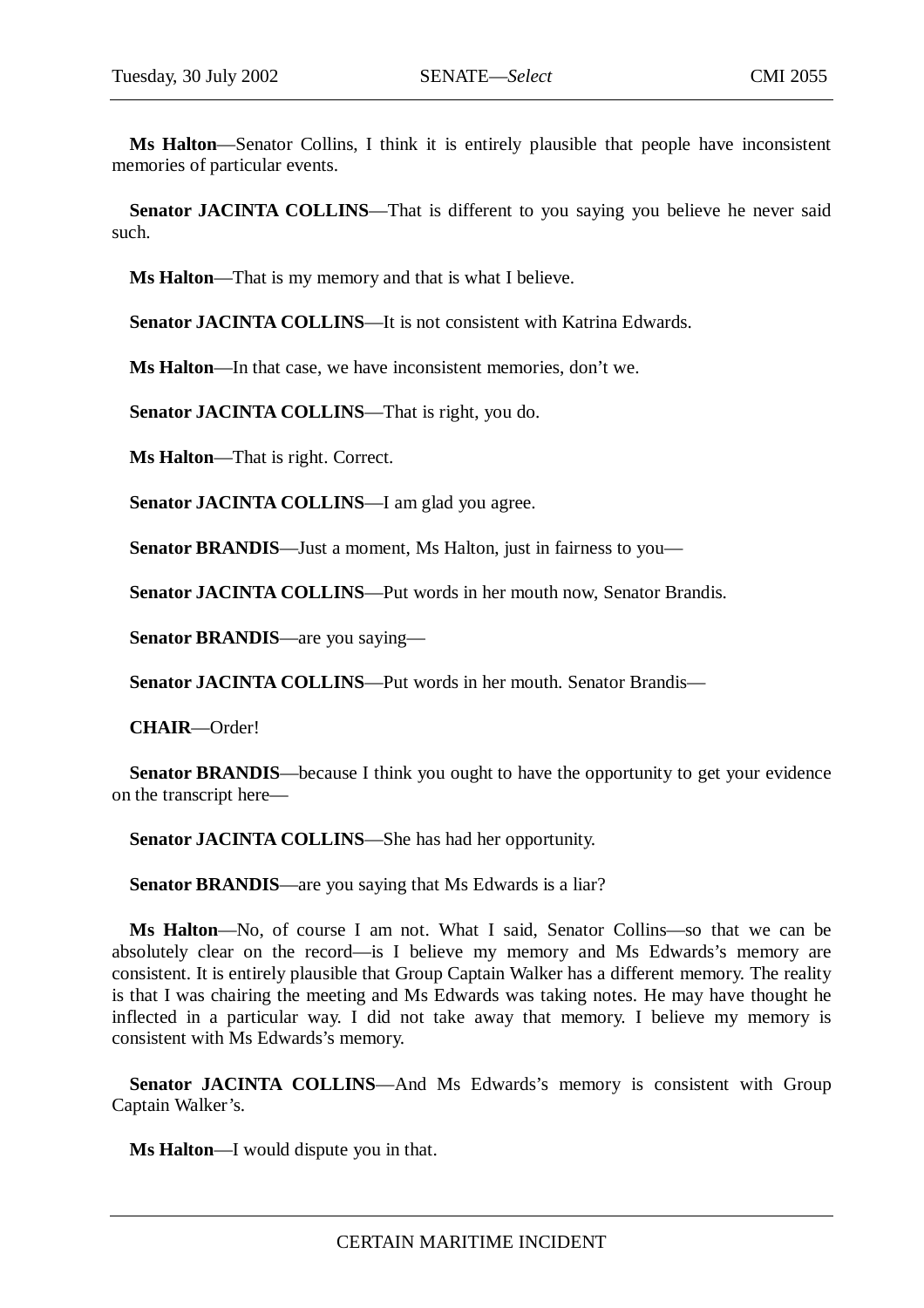**Ms Halton**—Senator Collins, I think it is entirely plausible that people have inconsistent memories of particular events.

**Senator JACINTA COLLINS**—That is different to you saying you believe he never said such.

**Ms Halton**—That is my memory and that is what I believe.

**Senator JACINTA COLLINS**—It is not consistent with Katrina Edwards.

**Ms Halton**—In that case, we have inconsistent memories, don't we.

**Senator JACINTA COLLINS**—That is right, you do.

**Ms Halton**—That is right. Correct.

**Senator JACINTA COLLINS**—I am glad you agree.

**Senator BRANDIS**—Just a moment, Ms Halton, just in fairness to you—

**Senator JACINTA COLLINS**—Put words in her mouth now, Senator Brandis.

**Senator BRANDIS**—are you saying—

**Senator JACINTA COLLINS**—Put words in her mouth. Senator Brandis—

**CHAIR**—Order!

**Senator BRANDIS**—because I think you ought to have the opportunity to get your evidence on the transcript here—

**Senator JACINTA COLLINS**—She has had her opportunity.

**Senator BRANDIS**—are you saying that Ms Edwards is a liar?

**Ms Halton**—No, of course I am not. What I said, Senator Collins—so that we can be absolutely clear on the record—is I believe my memory and Ms Edwards's memory are consistent. It is entirely plausible that Group Captain Walker has a different memory. The reality is that I was chairing the meeting and Ms Edwards was taking notes. He may have thought he inflected in a particular way. I did not take away that memory. I believe my memory is consistent with Ms Edwards's memory.

**Senator JACINTA COLLINS**—And Ms Edwards's memory is consistent with Group Captain Walker's.

**Ms Halton**—I would dispute you in that.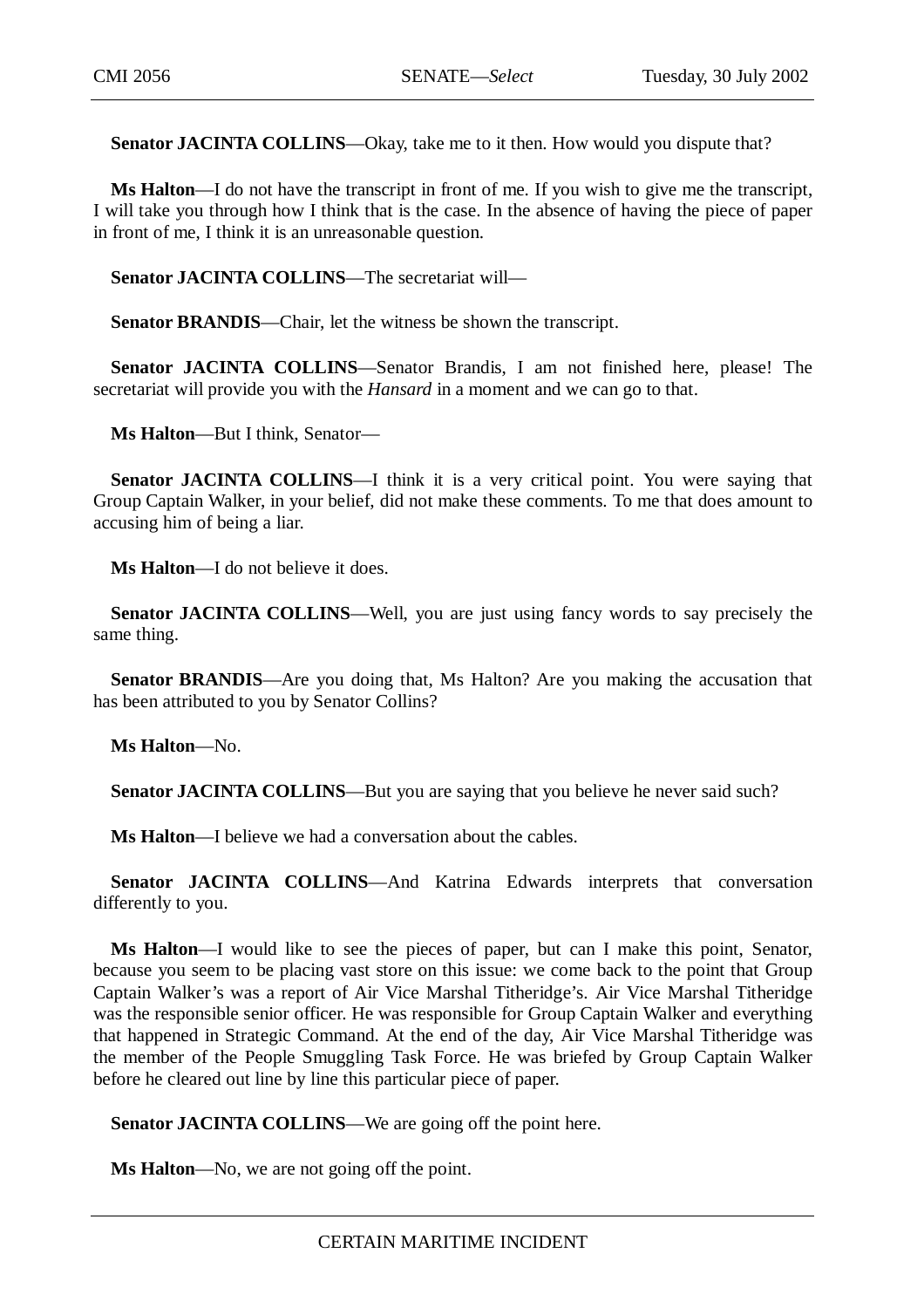**Senator JACINTA COLLINS**—Okay, take me to it then. How would you dispute that?

**Ms Halton**—I do not have the transcript in front of me. If you wish to give me the transcript, I will take you through how I think that is the case. In the absence of having the piece of paper in front of me, I think it is an unreasonable question.

**Senator JACINTA COLLINS**—The secretariat will—

**Senator BRANDIS**—Chair, let the witness be shown the transcript.

**Senator JACINTA COLLINS**—Senator Brandis, I am not finished here, please! The secretariat will provide you with the *Hansard* in a moment and we can go to that.

**Ms Halton**—But I think, Senator—

**Senator JACINTA COLLINS**—I think it is a very critical point. You were saying that Group Captain Walker, in your belief, did not make these comments. To me that does amount to accusing him of being a liar.

**Ms Halton**—I do not believe it does.

**Senator JACINTA COLLINS**—Well, you are just using fancy words to say precisely the same thing.

**Senator BRANDIS**—Are you doing that, Ms Halton? Are you making the accusation that has been attributed to you by Senator Collins?

**Ms Halton**—No.

**Senator JACINTA COLLINS**—But you are saying that you believe he never said such?

**Ms Halton**—I believe we had a conversation about the cables.

**Senator JACINTA COLLINS**—And Katrina Edwards interprets that conversation differently to you.

**Ms Halton**—I would like to see the pieces of paper, but can I make this point, Senator, because you seem to be placing vast store on this issue: we come back to the point that Group Captain Walker's was a report of Air Vice Marshal Titheridge's. Air Vice Marshal Titheridge was the responsible senior officer. He was responsible for Group Captain Walker and everything that happened in Strategic Command. At the end of the day, Air Vice Marshal Titheridge was the member of the People Smuggling Task Force. He was briefed by Group Captain Walker before he cleared out line by line this particular piece of paper.

**Senator JACINTA COLLINS**—We are going off the point here.

**Ms Halton**—No, we are not going off the point.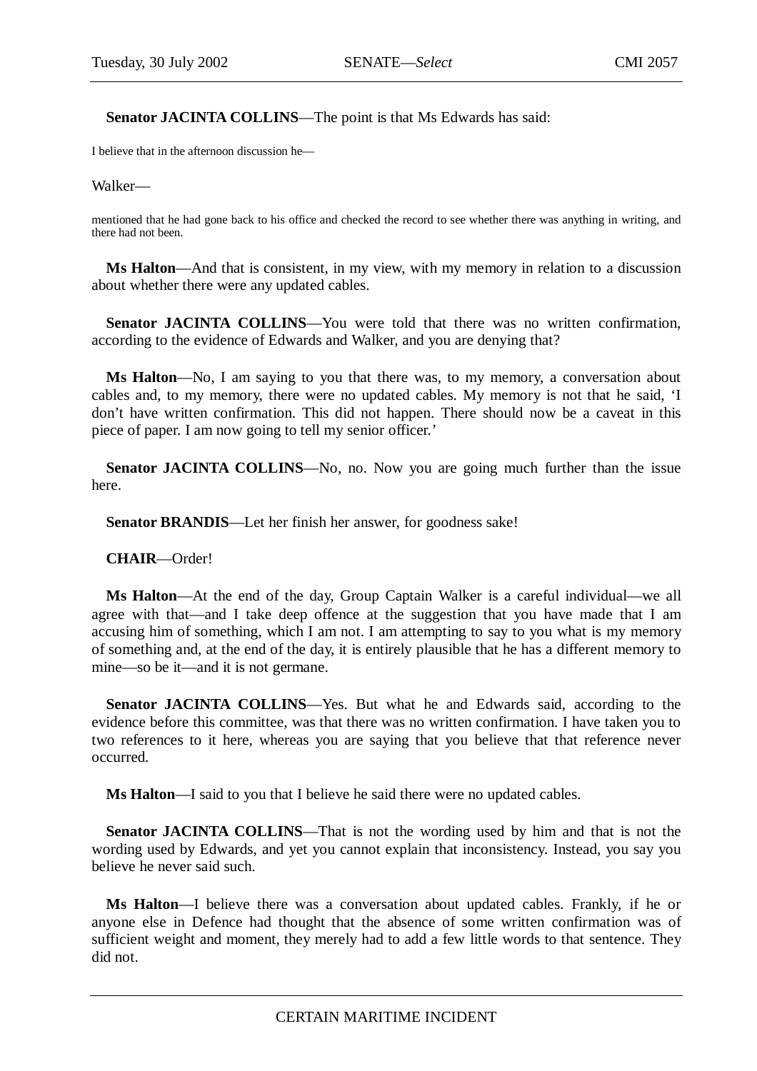**Senator JACINTA COLLINS**—The point is that Ms Edwards has said:

I believe that in the afternoon discussion he—

Walker—

mentioned that he had gone back to his office and checked the record to see whether there was anything in writing, and there had not been.

**Ms Halton**—And that is consistent, in my view, with my memory in relation to a discussion about whether there were any updated cables.

**Senator JACINTA COLLINS**—You were told that there was no written confirmation, according to the evidence of Edwards and Walker, and you are denying that?

**Ms Halton**—No, I am saying to you that there was, to my memory, a conversation about cables and, to my memory, there were no updated cables. My memory is not that he said, 'I don't have written confirmation. This did not happen. There should now be a caveat in this piece of paper. I am now going to tell my senior officer.'

**Senator JACINTA COLLINS**—No, no. Now you are going much further than the issue here.

**Senator BRANDIS**—Let her finish her answer, for goodness sake!

**CHAIR**—Order!

**Ms Halton**—At the end of the day, Group Captain Walker is a careful individual—we all agree with that—and I take deep offence at the suggestion that you have made that I am accusing him of something, which I am not. I am attempting to say to you what is my memory of something and, at the end of the day, it is entirely plausible that he has a different memory to mine—so be it—and it is not germane.

**Senator JACINTA COLLINS**—Yes. But what he and Edwards said, according to the evidence before this committee, was that there was no written confirmation. I have taken you to two references to it here, whereas you are saying that you believe that that reference never occurred.

**Ms Halton**—I said to you that I believe he said there were no updated cables.

**Senator JACINTA COLLINS**—That is not the wording used by him and that is not the wording used by Edwards, and yet you cannot explain that inconsistency. Instead, you say you believe he never said such.

**Ms Halton**—I believe there was a conversation about updated cables. Frankly, if he or anyone else in Defence had thought that the absence of some written confirmation was of sufficient weight and moment, they merely had to add a few little words to that sentence. They did not.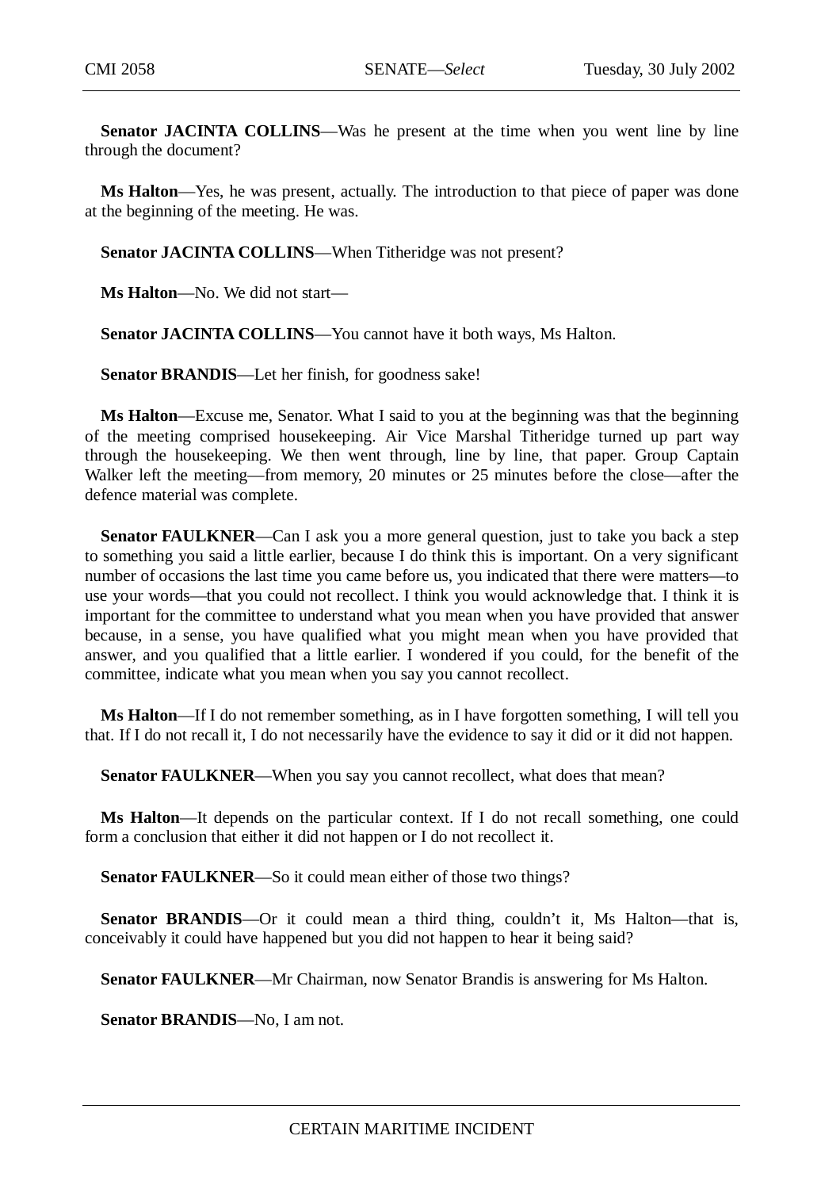**Senator JACINTA COLLINS**—Was he present at the time when you went line by line through the document?

**Ms Halton**—Yes, he was present, actually. The introduction to that piece of paper was done at the beginning of the meeting. He was.

**Senator JACINTA COLLINS**—When Titheridge was not present?

**Ms Halton**—No. We did not start—

**Senator JACINTA COLLINS**—You cannot have it both ways, Ms Halton.

**Senator BRANDIS**—Let her finish, for goodness sake!

**Ms Halton**—Excuse me, Senator. What I said to you at the beginning was that the beginning of the meeting comprised housekeeping. Air Vice Marshal Titheridge turned up part way through the housekeeping. We then went through, line by line, that paper. Group Captain Walker left the meeting—from memory, 20 minutes or 25 minutes before the close—after the defence material was complete.

**Senator FAULKNER**—Can I ask you a more general question, just to take you back a step to something you said a little earlier, because I do think this is important. On a very significant number of occasions the last time you came before us, you indicated that there were matters—to use your words—that you could not recollect. I think you would acknowledge that. I think it is important for the committee to understand what you mean when you have provided that answer because, in a sense, you have qualified what you might mean when you have provided that answer, and you qualified that a little earlier. I wondered if you could, for the benefit of the committee, indicate what you mean when you say you cannot recollect.

**Ms Halton**—If I do not remember something, as in I have forgotten something, I will tell you that. If I do not recall it, I do not necessarily have the evidence to say it did or it did not happen.

**Senator FAULKNER**—When you say you cannot recollect, what does that mean?

**Ms Halton**—It depends on the particular context. If I do not recall something, one could form a conclusion that either it did not happen or I do not recollect it.

**Senator FAULKNER**—So it could mean either of those two things?

**Senator BRANDIS**—Or it could mean a third thing, couldn't it, Ms Halton—that is, conceivably it could have happened but you did not happen to hear it being said?

**Senator FAULKNER**—Mr Chairman, now Senator Brandis is answering for Ms Halton.

**Senator BRANDIS**—No, I am not.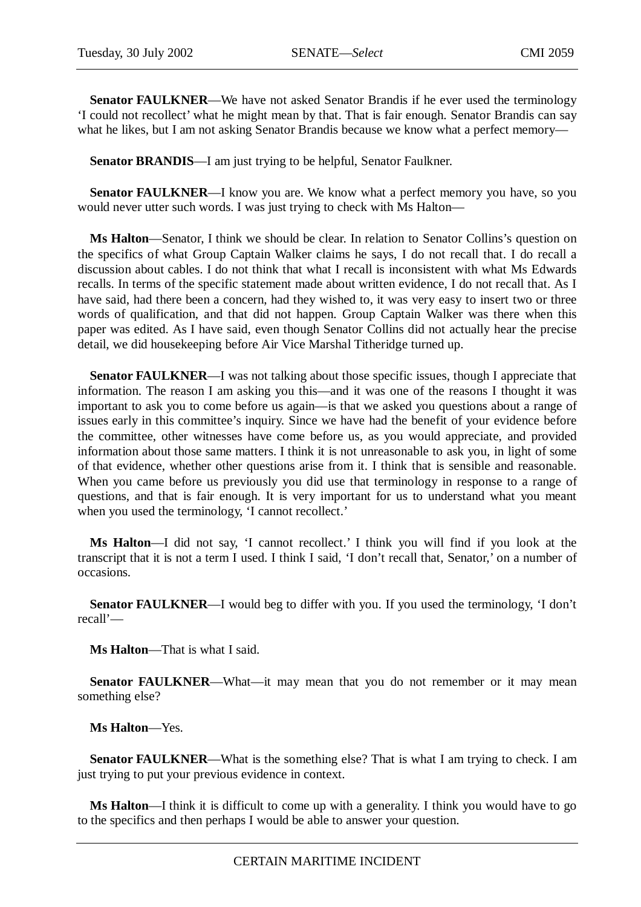**Senator FAULKNER**—We have not asked Senator Brandis if he ever used the terminology 'I could not recollect' what he might mean by that. That is fair enough. Senator Brandis can say what he likes, but I am not asking Senator Brandis because we know what a perfect memory—

**Senator BRANDIS**—I am just trying to be helpful, Senator Faulkner.

**Senator FAULKNER**—I know you are. We know what a perfect memory you have, so you would never utter such words. I was just trying to check with Ms Halton—

**Ms Halton**—Senator, I think we should be clear. In relation to Senator Collins's question on the specifics of what Group Captain Walker claims he says, I do not recall that. I do recall a discussion about cables. I do not think that what I recall is inconsistent with what Ms Edwards recalls. In terms of the specific statement made about written evidence, I do not recall that. As I have said, had there been a concern, had they wished to, it was very easy to insert two or three words of qualification, and that did not happen. Group Captain Walker was there when this paper was edited. As I have said, even though Senator Collins did not actually hear the precise detail, we did housekeeping before Air Vice Marshal Titheridge turned up.

**Senator FAULKNER**—I was not talking about those specific issues, though I appreciate that information. The reason I am asking you this—and it was one of the reasons I thought it was important to ask you to come before us again—is that we asked you questions about a range of issues early in this committee's inquiry. Since we have had the benefit of your evidence before the committee, other witnesses have come before us, as you would appreciate, and provided information about those same matters. I think it is not unreasonable to ask you, in light of some of that evidence, whether other questions arise from it. I think that is sensible and reasonable. When you came before us previously you did use that terminology in response to a range of questions, and that is fair enough. It is very important for us to understand what you meant when you used the terminology, 'I cannot recollect.'

**Ms Halton**—I did not say, 'I cannot recollect.' I think you will find if you look at the transcript that it is not a term I used. I think I said, 'I don't recall that, Senator,' on a number of occasions.

**Senator FAULKNER**—I would beg to differ with you. If you used the terminology, 'I don't recall'—

**Ms Halton**—That is what I said.

**Senator FAULKNER**—What—it may mean that you do not remember or it may mean something else?

**Ms Halton**—Yes.

**Senator FAULKNER**—What is the something else? That is what I am trying to check. I am just trying to put your previous evidence in context.

**Ms Halton**—I think it is difficult to come up with a generality. I think you would have to go to the specifics and then perhaps I would be able to answer your question.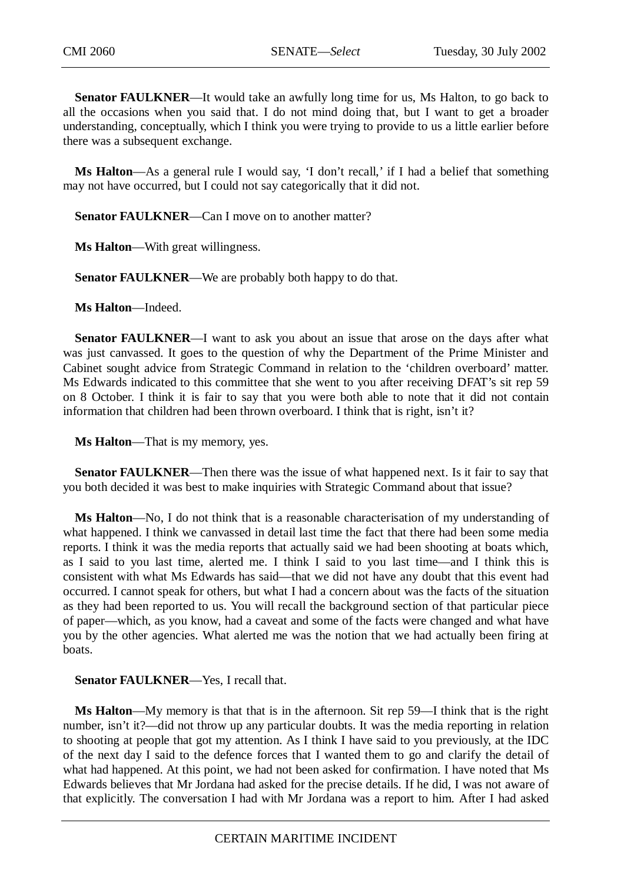**Senator FAULKNER**—It would take an awfully long time for us, Ms Halton, to go back to all the occasions when you said that. I do not mind doing that, but I want to get a broader understanding, conceptually, which I think you were trying to provide to us a little earlier before there was a subsequent exchange.

**Ms Halton**—As a general rule I would say, 'I don't recall,' if I had a belief that something may not have occurred, but I could not say categorically that it did not.

**Senator FAULKNER**—Can I move on to another matter?

**Ms Halton**—With great willingness.

**Senator FAULKNER**—We are probably both happy to do that.

**Ms Halton**—Indeed.

**Senator FAULKNER**—I want to ask you about an issue that arose on the days after what was just canvassed. It goes to the question of why the Department of the Prime Minister and Cabinet sought advice from Strategic Command in relation to the 'children overboard' matter. Ms Edwards indicated to this committee that she went to you after receiving DFAT's sit rep 59 on 8 October. I think it is fair to say that you were both able to note that it did not contain information that children had been thrown overboard. I think that is right, isn't it?

**Ms Halton**—That is my memory, yes.

**Senator FAULKNER**—Then there was the issue of what happened next. Is it fair to say that you both decided it was best to make inquiries with Strategic Command about that issue?

**Ms Halton**—No, I do not think that is a reasonable characterisation of my understanding of what happened. I think we canvassed in detail last time the fact that there had been some media reports. I think it was the media reports that actually said we had been shooting at boats which, as I said to you last time, alerted me. I think I said to you last time—and I think this is consistent with what Ms Edwards has said—that we did not have any doubt that this event had occurred. I cannot speak for others, but what I had a concern about was the facts of the situation as they had been reported to us. You will recall the background section of that particular piece of paper—which, as you know, had a caveat and some of the facts were changed and what have you by the other agencies. What alerted me was the notion that we had actually been firing at boats.

**Senator FAULKNER**—Yes, I recall that.

**Ms Halton**—My memory is that that is in the afternoon. Sit rep 59—I think that is the right number, isn't it?—did not throw up any particular doubts. It was the media reporting in relation to shooting at people that got my attention. As I think I have said to you previously, at the IDC of the next day I said to the defence forces that I wanted them to go and clarify the detail of what had happened. At this point, we had not been asked for confirmation. I have noted that Ms Edwards believes that Mr Jordana had asked for the precise details. If he did, I was not aware of that explicitly. The conversation I had with Mr Jordana was a report to him. After I had asked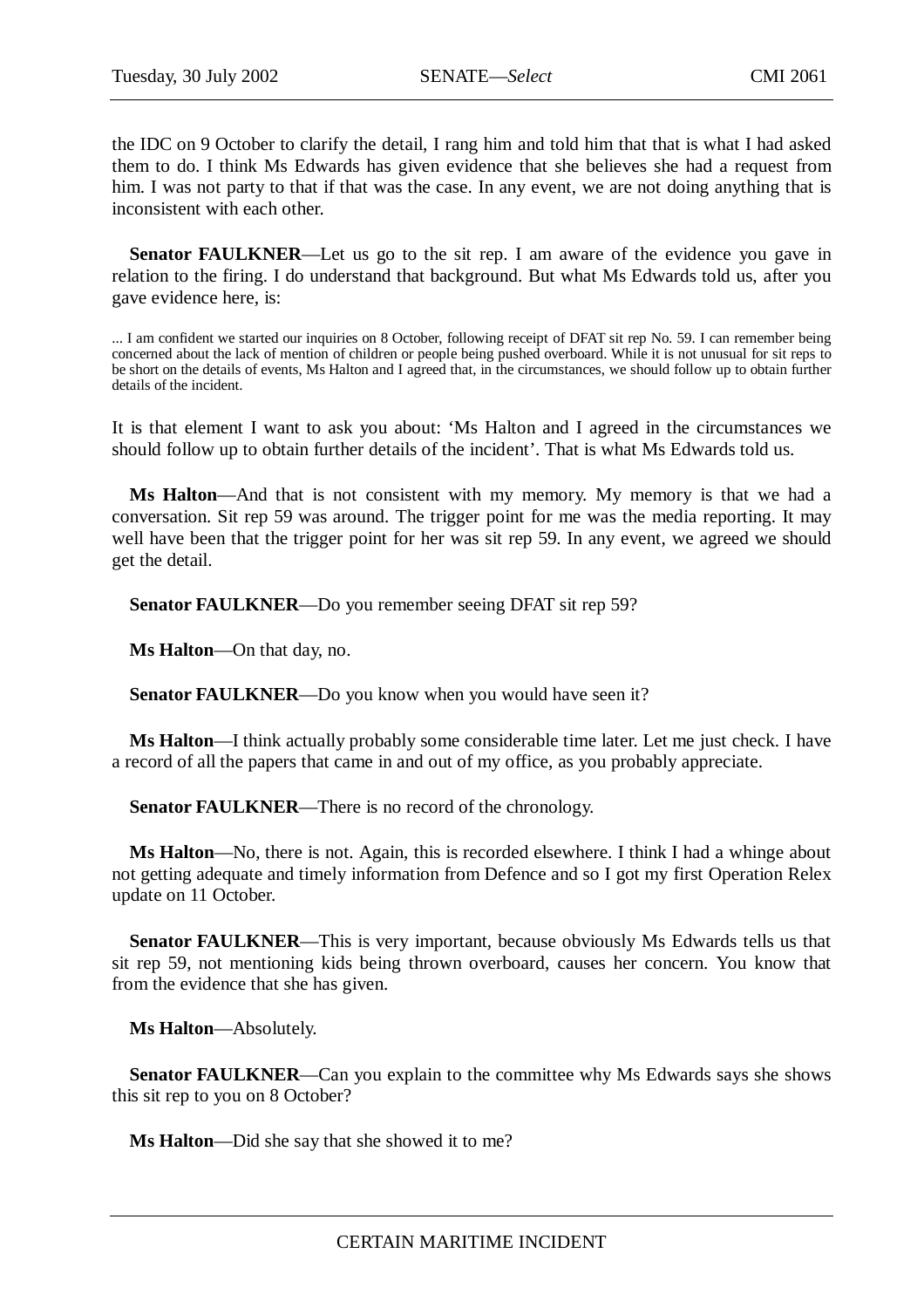the IDC on 9 October to clarify the detail, I rang him and told him that that is what I had asked them to do. I think Ms Edwards has given evidence that she believes she had a request from him. I was not party to that if that was the case. In any event, we are not doing anything that is inconsistent with each other.

**Senator FAULKNER**—Let us go to the sit rep. I am aware of the evidence you gave in relation to the firing. I do understand that background. But what Ms Edwards told us, after you gave evidence here, is:

> ... I am confident we started our inquiries on 8 October, following receipt of DFAT sit rep No. 59. I can remember being concerned about the lack of mention of children or people being pushed overboard. While it is not unusual for sit reps to be short on the details of events, Ms Halton and I agreed that, in the circumstances, we should follow up to obtain further details of the incident.

It is that element I want to ask you about: 'Ms Halton and I agreed in the circumstances we should follow up to obtain further details of the incident'. That is what Ms Edwards told us.

**Ms Halton**—And that is not consistent with my memory. My memory is that we had a conversation. Sit rep 59 was around. The trigger point for me was the media reporting. It may well have been that the trigger point for her was sit rep 59. In any event, we agreed we should get the detail.

**Senator FAULKNER**—Do you remember seeing DFAT sit rep 59?

**Ms Halton**—On that day, no.

**Senator FAULKNER**—Do you know when you would have seen it?

**Ms Halton**—I think actually probably some considerable time later. Let me just check. I have a record of all the papers that came in and out of my office, as you probably appreciate.

**Senator FAULKNER**—There is no record of the chronology.

**Ms Halton**—No, there is not. Again, this is recorded elsewhere. I think I had a whinge about not getting adequate and timely information from Defence and so I got my first Operation Relex update on 11 October.

**Senator FAULKNER**—This is very important, because obviously Ms Edwards tells us that sit rep 59, not mentioning kids being thrown overboard, causes her concern. You know that from the evidence that she has given.

**Ms Halton**—Absolutely.

**Senator FAULKNER**—Can you explain to the committee why Ms Edwards says she shows this sit rep to you on 8 October?

**Ms Halton**—Did she say that she showed it to me?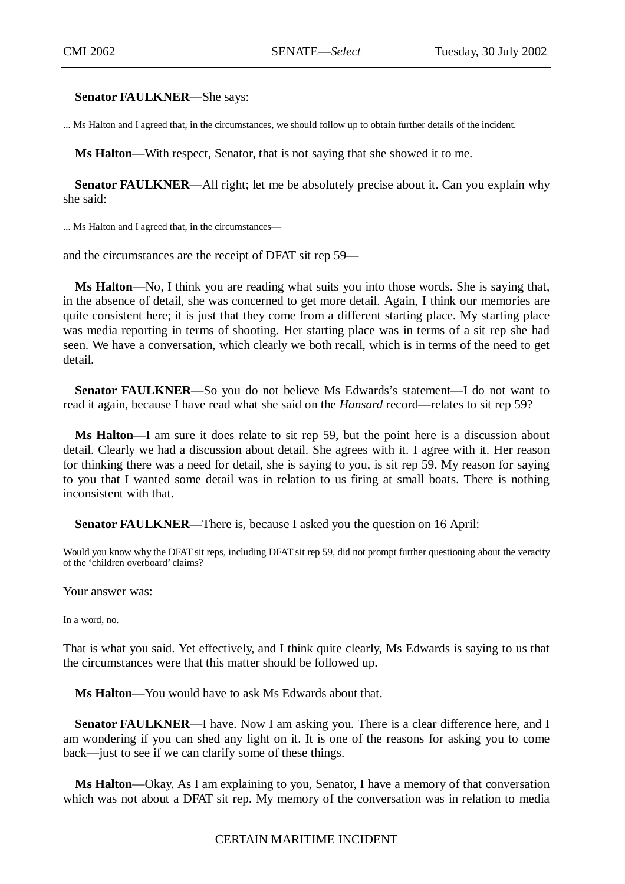**Senator FAULKNER**—She says:

... Ms Halton and I agreed that, in the circumstances, we should follow up to obtain further details of the incident.

**Ms Halton**—With respect, Senator, that is not saying that she showed it to me.

**Senator FAULKNER**—All right; let me be absolutely precise about it. Can you explain why she said:

... Ms Halton and I agreed that, in the circumstances—

and the circumstances are the receipt of DFAT sit rep 59—

**Ms Halton**—No, I think you are reading what suits you into those words. She is saying that, in the absence of detail, she was concerned to get more detail. Again, I think our memories are quite consistent here; it is just that they come from a different starting place. My starting place was media reporting in terms of shooting. Her starting place was in terms of a sit rep she had seen. We have a conversation, which clearly we both recall, which is in terms of the need to get detail.

**Senator FAULKNER**—So you do not believe Ms Edwards's statement—I do not want to read it again, because I have read what she said on the *Hansard* record—relates to sit rep 59?

**Ms Halton**—I am sure it does relate to sit rep 59, but the point here is a discussion about detail. Clearly we had a discussion about detail. She agrees with it. I agree with it. Her reason for thinking there was a need for detail, she is saying to you, is sit rep 59. My reason for saying to you that I wanted some detail was in relation to us firing at small boats. There is nothing inconsistent with that.

**Senator FAULKNER**—There is, because I asked you the question on 16 April:

Would you know why the DFAT sit reps, including DFAT sit rep 59, did not prompt further questioning about the veracity of the 'children overboard' claims?

Your answer was:

In a word, no.

That is what you said. Yet effectively, and I think quite clearly, Ms Edwards is saying to us that the circumstances were that this matter should be followed up.

**Ms Halton**—You would have to ask Ms Edwards about that.

**Senator FAULKNER**—I have. Now I am asking you. There is a clear difference here, and I am wondering if you can shed any light on it. It is one of the reasons for asking you to come back—just to see if we can clarify some of these things.

**Ms Halton**—Okay. As I am explaining to you, Senator, I have a memory of that conversation which was not about a DFAT sit rep. My memory of the conversation was in relation to media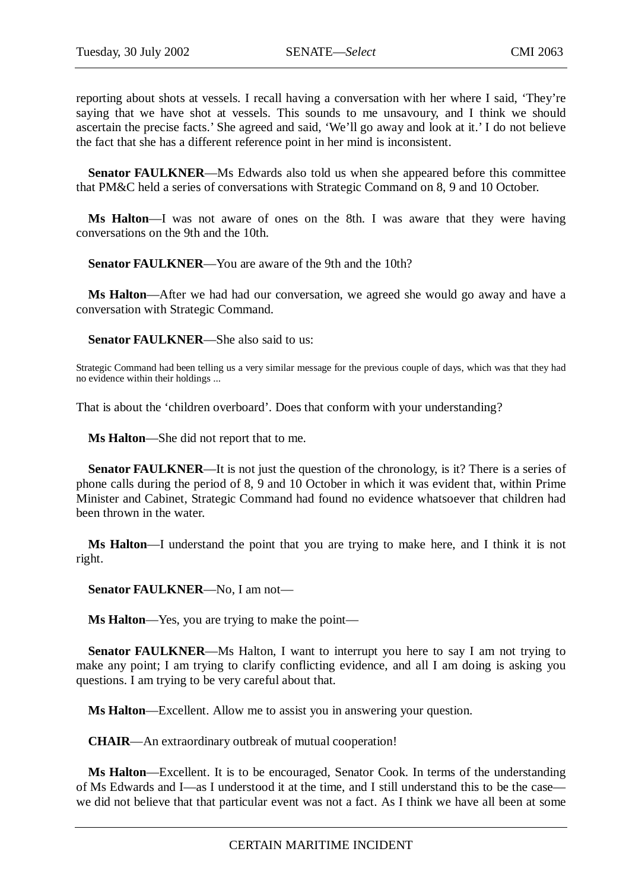reporting about shots at vessels. I recall having a conversation with her where I said, 'They're saying that we have shot at vessels. This sounds to me unsavoury, and I think we should ascertain the precise facts.' She agreed and said, 'We'll go away and look at it.' I do not believe the fact that she has a different reference point in her mind is inconsistent.

**Senator FAULKNER**—Ms Edwards also told us when she appeared before this committee that PM&C held a series of conversations with Strategic Command on 8, 9 and 10 October.

**Ms Halton**—I was not aware of ones on the 8th. I was aware that they were having conversations on the 9th and the 10th.

**Senator FAULKNER**—You are aware of the 9th and the 10th?

**Ms Halton**—After we had had our conversation, we agreed she would go away and have a conversation with Strategic Command.

**Senator FAULKNER**—She also said to us:

> Strategic Command had been telling us a very similar message for the previous couple of days, which was that they had no evidence within their holdings ...

That is about the 'children overboard'. Does that conform with your understanding?

**Ms Halton**—She did not report that to me.

**Senator FAULKNER**—It is not just the question of the chronology, is it? There is a series of phone calls during the period of 8, 9 and 10 October in which it was evident that, within Prime Minister and Cabinet, Strategic Command had found no evidence whatsoever that children had been thrown in the water.

**Ms Halton**—I understand the point that you are trying to make here, and I think it is not right.

**Senator FAULKNER**—No, I am not—

**Ms Halton**—Yes, you are trying to make the point—

**Senator FAULKNER**—Ms Halton, I want to interrupt you here to say I am not trying to make any point; I am trying to clarify conflicting evidence, and all I am doing is asking you questions. I am trying to be very careful about that.

**Ms Halton**—Excellent. Allow me to assist you in answering your question.

**CHAIR**—An extraordinary outbreak of mutual cooperation!

**Ms Halton**—Excellent. It is to be encouraged, Senator Cook. In terms of the understanding of Ms Edwards and I—as I understood it at the time, and I still understand this to be the case—we did not believe that that particular event was not a fact. As I think we have all been at some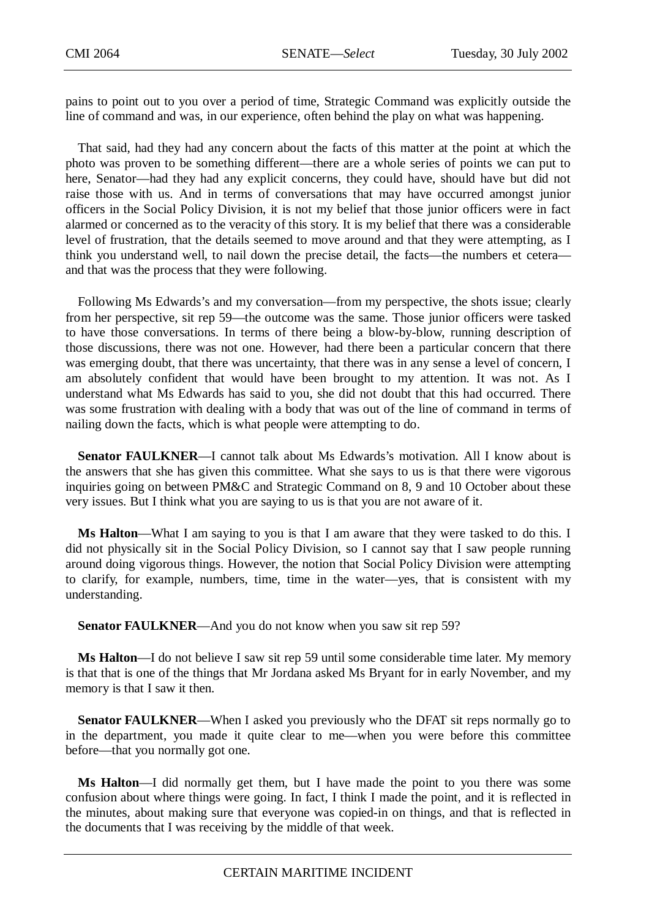pains to point out to you over a period of time, Strategic Command was explicitly outside the line of command and was, in our experience, often behind the play on what was happening.

That said, had they had any concern about the facts of this matter at the point at which the photo was proven to be something different—there are a whole series of points we can put to here, Senator—had they had any explicit concerns, they could have, should have but did not raise those with us. And in terms of conversations that may have occurred amongst junior officers in the Social Policy Division, it is not my belief that those junior officers were in fact alarmed or concerned as to the veracity of this story. It is my belief that there was a considerable level of frustration, that the details seemed to move around and that they were attempting, as I think you understand well, to nail down the precise detail, the facts—the numbers et cetera—and that was the process that they were following.

Following Ms Edwards's and my conversation—from my perspective, the shots issue; clearly from her perspective, sit rep 59—the outcome was the same. Those junior officers were tasked to have those conversations. In terms of there being a blow-by-blow, running description of those discussions, there was not one. However, had there been a particular concern that there was emerging doubt, that there was uncertainty, that there was in any sense a level of concern, I am absolutely confident that would have been brought to my attention. It was not. As I understand what Ms Edwards has said to you, she did not doubt that this had occurred. There was some frustration with dealing with a body that was out of the line of command in terms of nailing down the facts, which is what people were attempting to do.

**Senator FAULKNER**—I cannot talk about Ms Edwards's motivation. All I know about is the answers that she has given this committee. What she says to us is that there were vigorous inquiries going on between PM&C and Strategic Command on 8, 9 and 10 October about these very issues. But I think what you are saying to us is that you are not aware of it.

**Ms Halton**—What I am saying to you is that I am aware that they were tasked to do this. I did not physically sit in the Social Policy Division, so I cannot say that I saw people running around doing vigorous things. However, the notion that Social Policy Division were attempting to clarify, for example, numbers, time, time in the water—yes, that is consistent with my understanding.

**Senator FAULKNER**—And you do not know when you saw sit rep 59?

**Ms Halton**—I do not believe I saw sit rep 59 until some considerable time later. My memory is that that is one of the things that Mr Jordana asked Ms Bryant for in early November, and my memory is that I saw it then.

**Senator FAULKNER**—When I asked you previously who the DFAT sit reps normally go to in the department, you made it quite clear to me—when you were before this committee before—that you normally got one.

**Ms Halton**—I did normally get them, but I have made the point to you there was some confusion about where things were going. In fact, I think I made the point, and it is reflected in the minutes, about making sure that everyone was copied-in on things, and that is reflected in the documents that I was receiving by the middle of that week.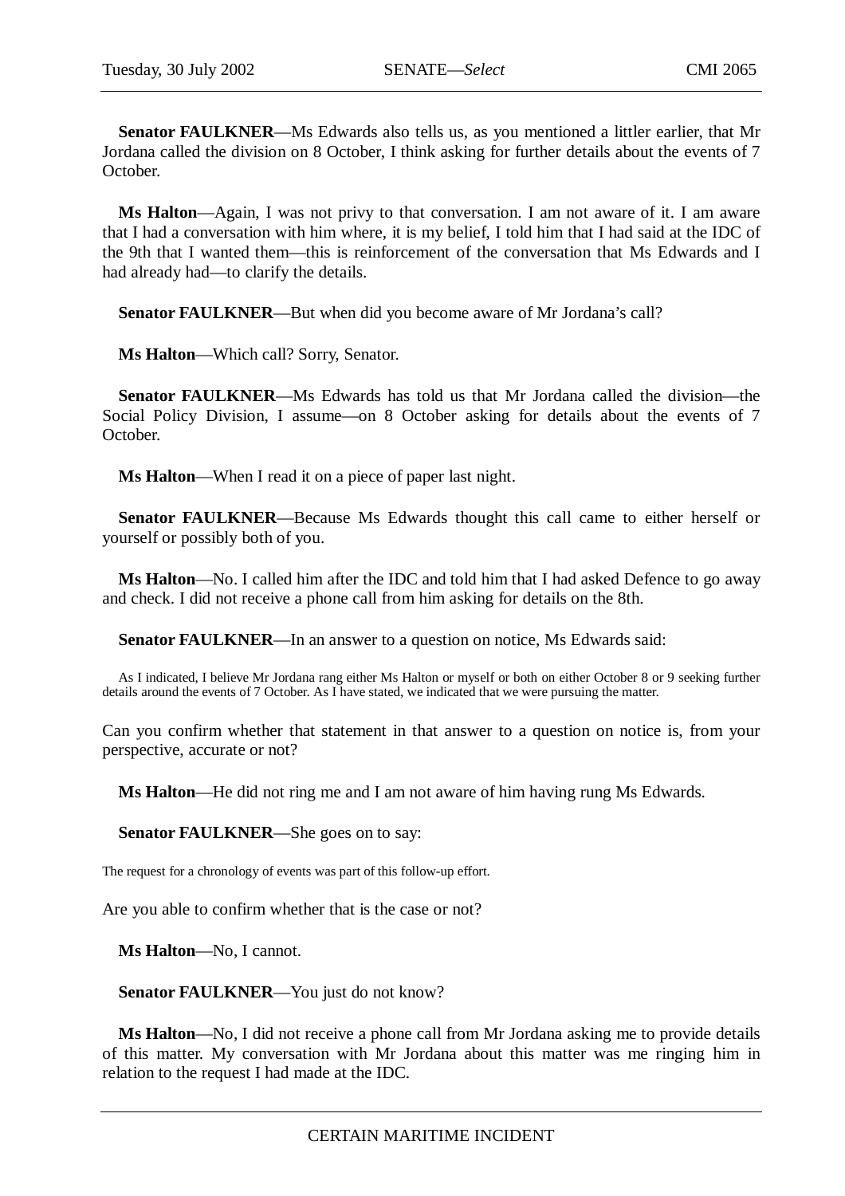**Senator FAULKNER**—Ms Edwards also tells us, as you mentioned a littler earlier, that Mr Jordana called the division on 8 October, I think asking for further details about the events of 7 October.

**Ms Halton**—Again, I was not privy to that conversation. I am not aware of it. I am aware that I had a conversation with him where, it is my belief, I told him that I had said at the IDC of the 9th that I wanted them—this is reinforcement of the conversation that Ms Edwards and I had already had—to clarify the details.

**Senator FAULKNER**—But when did you become aware of Mr Jordana's call?

**Ms Halton**—Which call? Sorry, Senator.

**Senator FAULKNER**—Ms Edwards has told us that Mr Jordana called the division—the Social Policy Division, I assume—on 8 October asking for details about the events of 7 October.

**Ms Halton**—When I read it on a piece of paper last night.

**Senator FAULKNER**—Because Ms Edwards thought this call came to either herself or yourself or possibly both of you.

**Ms Halton**—No. I called him after the IDC and told him that I had asked Defence to go away and check. I did not receive a phone call from him asking for details on the 8th.

**Senator FAULKNER**—In an answer to a question on notice, Ms Edwards said:

> As I indicated, I believe Mr Jordana rang either Ms Halton or myself or both on either October 8 or 9 seeking further details around the events of 7 October. As I have stated, we indicated that we were pursuing the matter.

Can you confirm whether that statement in that answer to a question on notice is, from your perspective, accurate or not?

**Ms Halton**—He did not ring me and I am not aware of him having rung Ms Edwards.

**Senator FAULKNER**—She goes on to say:

> The request for a chronology of events was part of this follow-up effort.

Are you able to confirm whether that is the case or not?

**Ms Halton**—No, I cannot.

**Senator FAULKNER**—You just do not know?

**Ms Halton**—No, I did not receive a phone call from Mr Jordana asking me to provide details of this matter. My conversation with Mr Jordana about this matter was me ringing him in relation to the request I had made at the IDC.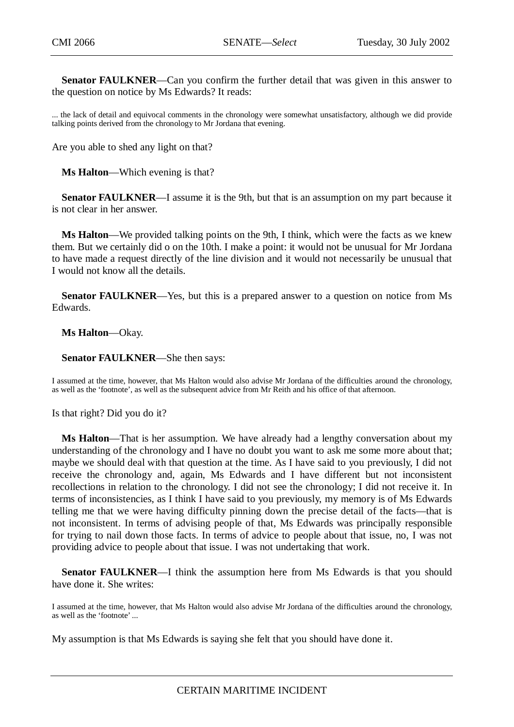**Senator FAULKNER**—Can you confirm the further detail that was given in this answer to the question on notice by Ms Edwards? It reads:

> ... the lack of detail and equivocal comments in the chronology were somewhat unsatisfactory, although we did provide talking points derived from the chronology to Mr Jordana that evening.

Are you able to shed any light on that?

**Ms Halton**—Which evening is that?

**Senator FAULKNER**—I assume it is the 9th, but that is an assumption on my part because it is not clear in her answer.

**Ms Halton**—We provided talking points on the 9th, I think, which were the facts as we knew them. But we certainly did o on the 10th. I make a point: it would not be unusual for Mr Jordana to have made a request directly of the line division and it would not necessarily be unusual that I would not know all the details.

**Senator FAULKNER**—Yes, but this is a prepared answer to a question on notice from Ms Edwards.

**Ms Halton**—Okay.

**Senator FAULKNER**—She then says:

> I assumed at the time, however, that Ms Halton would also advise Mr Jordana of the difficulties around the chronology, as well as the 'footnote', as well as the subsequent advice from Mr Reith and his office of that afternoon.

Is that right? Did you do it?

**Ms Halton**—That is her assumption. We have already had a lengthy conversation about my understanding of the chronology and I have no doubt you want to ask me some more about that; maybe we should deal with that question at the time. As I have said to you previously, I did not receive the chronology and, again, Ms Edwards and I have different but not inconsistent recollections in relation to the chronology. I did not see the chronology; I did not receive it. In terms of inconsistencies, as I think I have said to you previously, my memory is of Ms Edwards telling me that we were having difficulty pinning down the precise detail of the facts—that is not inconsistent. In terms of advising people of that, Ms Edwards was principally responsible for trying to nail down those facts. In terms of advice to people about that issue, no, I was not providing advice to people about that issue. I was not undertaking that work.

**Senator FAULKNER**—I think the assumption here from Ms Edwards is that you should have done it. She writes:

> I assumed at the time, however, that Ms Halton would also advise Mr Jordana of the difficulties around the chronology, as well as the 'footnote' ...

My assumption is that Ms Edwards is saying she felt that you should have done it.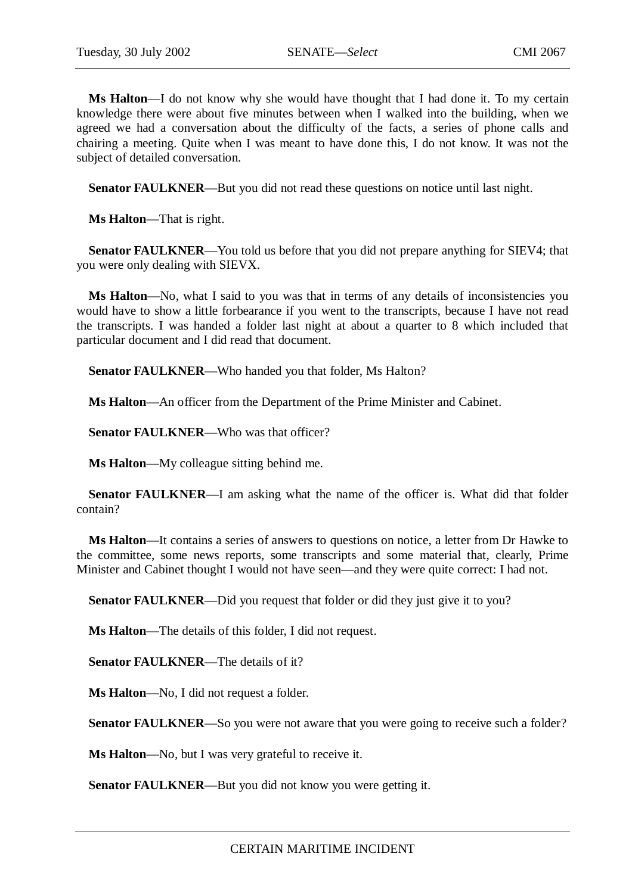**Ms Halton**—I do not know why she would have thought that I had done it. To my certain knowledge there were about five minutes between when I walked into the building, when we agreed we had a conversation about the difficulty of the facts, a series of phone calls and chairing a meeting. Quite when I was meant to have done this, I do not know. It was not the subject of detailed conversation.

**Senator FAULKNER**—But you did not read these questions on notice until last night.

**Ms Halton**—That is right.

**Senator FAULKNER**—You told us before that you did not prepare anything for SIEV4; that you were only dealing with SIEVX.

**Ms Halton**—No, what I said to you was that in terms of any details of inconsistencies you would have to show a little forbearance if you went to the transcripts, because I have not read the transcripts. I was handed a folder last night at about a quarter to 8 which included that particular document and I did read that document.

**Senator FAULKNER**—Who handed you that folder, Ms Halton?

**Ms Halton**—An officer from the Department of the Prime Minister and Cabinet.

**Senator FAULKNER**—Who was that officer?

**Ms Halton**—My colleague sitting behind me.

**Senator FAULKNER**—I am asking what the name of the officer is. What did that folder contain?

**Ms Halton**—It contains a series of answers to questions on notice, a letter from Dr Hawke to the committee, some news reports, some transcripts and some material that, clearly, Prime Minister and Cabinet thought I would not have seen—and they were quite correct: I had not.

**Senator FAULKNER**—Did you request that folder or did they just give it to you?

**Ms Halton**—The details of this folder, I did not request.

**Senator FAULKNER**—The details of it?

**Ms Halton**—No, I did not request a folder.

**Senator FAULKNER**—So you were not aware that you were going to receive such a folder?

**Ms Halton**—No, but I was very grateful to receive it.

**Senator FAULKNER**—But you did not know you were getting it.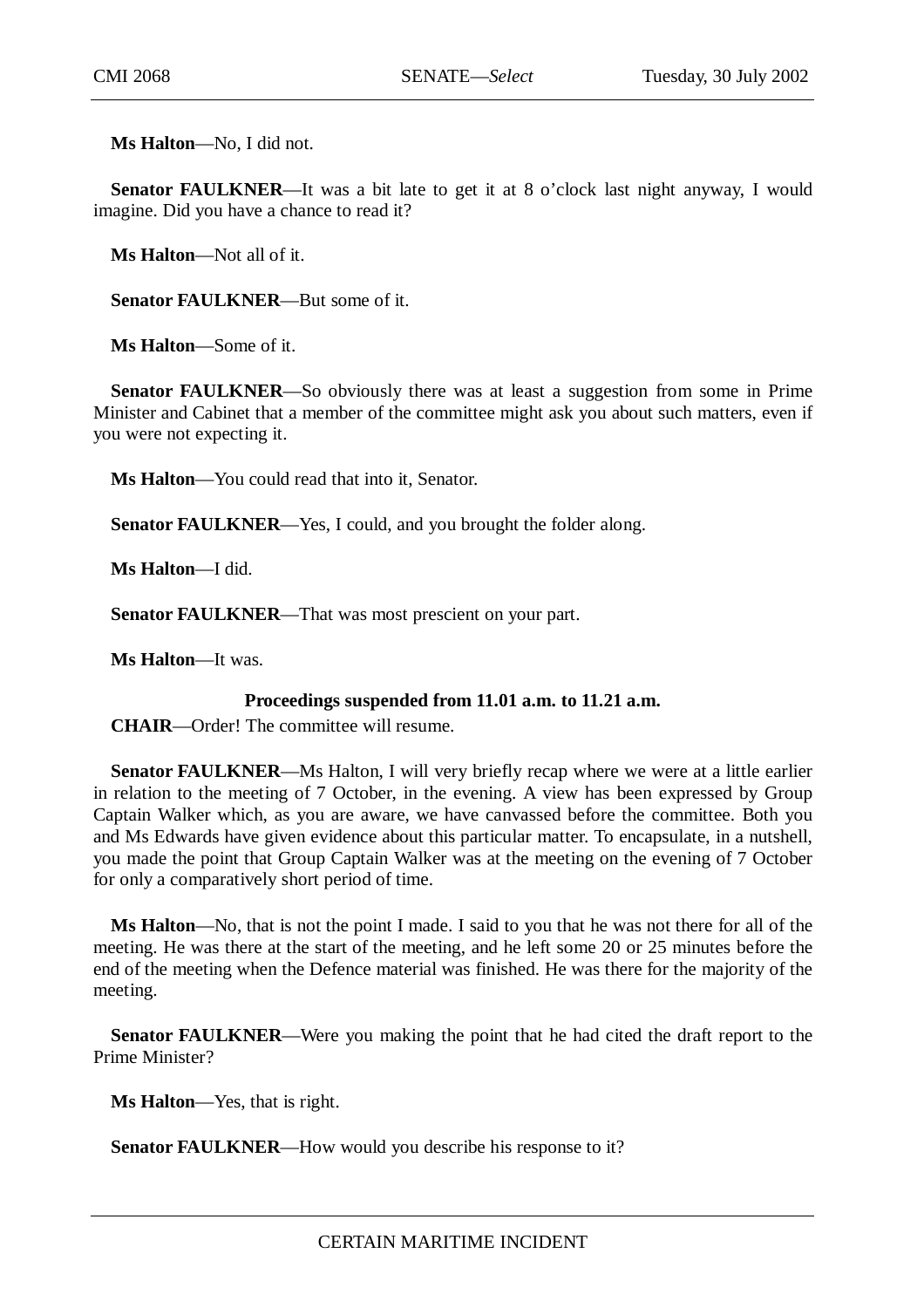**Ms Halton**—No, I did not.

**Senator FAULKNER**—It was a bit late to get it at 8 o'clock last night anyway, I would imagine. Did you have a chance to read it?

**Ms Halton**—Not all of it.

**Senator FAULKNER**—But some of it.

**Ms Halton**—Some of it.

**Senator FAULKNER**—So obviously there was at least a suggestion from some in Prime Minister and Cabinet that a member of the committee might ask you about such matters, even if you were not expecting it.

**Ms Halton**—You could read that into it, Senator.

**Senator FAULKNER**—Yes, I could, and you brought the folder along.

**Ms Halton**—I did.

**Senator FAULKNER**—That was most prescient on your part.

**Ms Halton**—It was.

**Proceedings suspended from 11.01 a.m. to 11.21 a.m.**

**CHAIR**—Order! The committee will resume.

**Senator FAULKNER**—Ms Halton, I will very briefly recap where we were at a little earlier in relation to the meeting of 7 October, in the evening. A view has been expressed by Group Captain Walker which, as you are aware, we have canvassed before the committee. Both you and Ms Edwards have given evidence about this particular matter. To encapsulate, in a nutshell, you made the point that Group Captain Walker was at the meeting on the evening of 7 October for only a comparatively short period of time.

**Ms Halton**—No, that is not the point I made. I said to you that he was not there for all of the meeting. He was there at the start of the meeting, and he left some 20 or 25 minutes before the end of the meeting when the Defence material was finished. He was there for the majority of the meeting.

**Senator FAULKNER**—Were you making the point that he had cited the draft report to the Prime Minister?

**Ms Halton**—Yes, that is right.

**Senator FAULKNER**—How would you describe his response to it?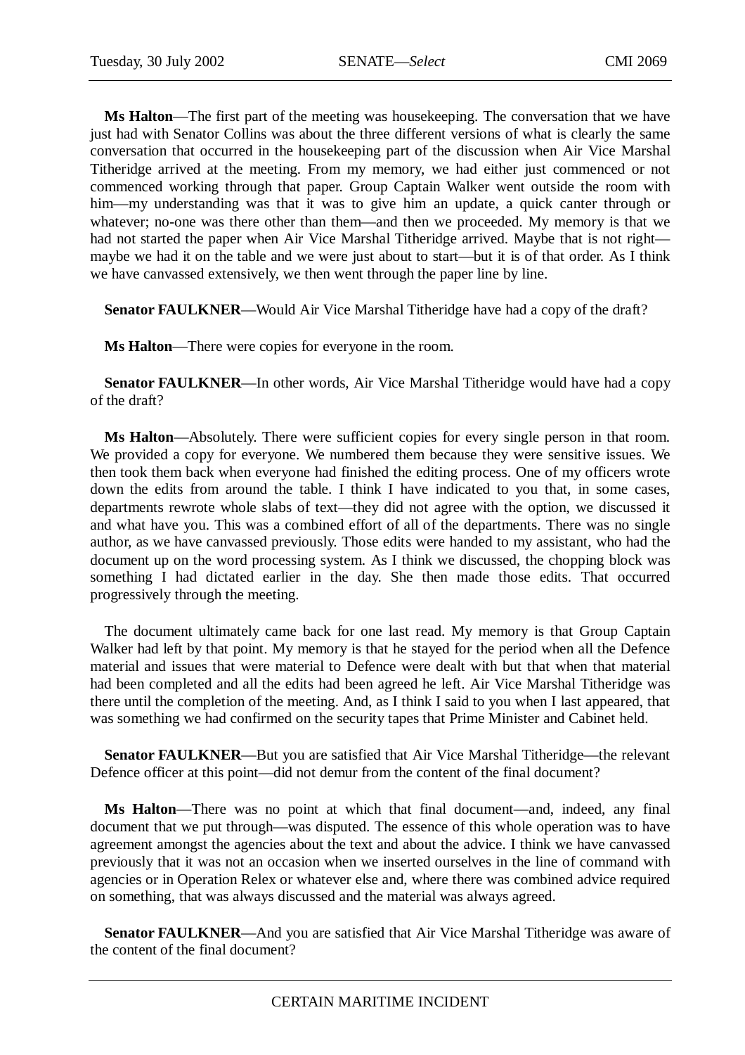**Ms Halton**—The first part of the meeting was housekeeping. The conversation that we have just had with Senator Collins was about the three different versions of what is clearly the same conversation that occurred in the housekeeping part of the discussion when Air Vice Marshal Titheridge arrived at the meeting. From my memory, we had either just commenced or not commenced working through that paper. Group Captain Walker went outside the room with him—my understanding was that it was to give him an update, a quick canter through or whatever; no-one was there other than them—and then we proceeded. My memory is that we had not started the paper when Air Vice Marshal Titheridge arrived. Maybe that is not right—maybe we had it on the table and we were just about to start—but it is of that order. As I think we have canvassed extensively, we then went through the paper line by line.

**Senator FAULKNER**—Would Air Vice Marshal Titheridge have had a copy of the draft?

**Ms Halton**—There were copies for everyone in the room.

**Senator FAULKNER**—In other words, Air Vice Marshal Titheridge would have had a copy of the draft?

**Ms Halton**—Absolutely. There were sufficient copies for every single person in that room. We provided a copy for everyone. We numbered them because they were sensitive issues. We then took them back when everyone had finished the editing process. One of my officers wrote down the edits from around the table. I think I have indicated to you that, in some cases, departments rewrote whole slabs of text—they did not agree with the option, we discussed it and what have you. This was a combined effort of all of the departments. There was no single author, as we have canvassed previously. Those edits were handed to my assistant, who had the document up on the word processing system. As I think we discussed, the chopping block was something I had dictated earlier in the day. She then made those edits. That occurred progressively through the meeting.

The document ultimately came back for one last read. My memory is that Group Captain Walker had left by that point. My memory is that he stayed for the period when all the Defence material and issues that were material to Defence were dealt with but that when that material had been completed and all the edits had been agreed he left. Air Vice Marshal Titheridge was there until the completion of the meeting. And, as I think I said to you when I last appeared, that was something we had confirmed on the security tapes that Prime Minister and Cabinet held.

**Senator FAULKNER**—But you are satisfied that Air Vice Marshal Titheridge—the relevant Defence officer at this point—did not demur from the content of the final document?

**Ms Halton**—There was no point at which that final document—and, indeed, any final document that we put through—was disputed. The essence of this whole operation was to have agreement amongst the agencies about the text and about the advice. I think we have canvassed previously that it was not an occasion when we inserted ourselves in the line of command with agencies or in Operation Relex or whatever else and, where there was combined advice required on something, that was always discussed and the material was always agreed.

**Senator FAULKNER**—And you are satisfied that Air Vice Marshal Titheridge was aware of the content of the final document?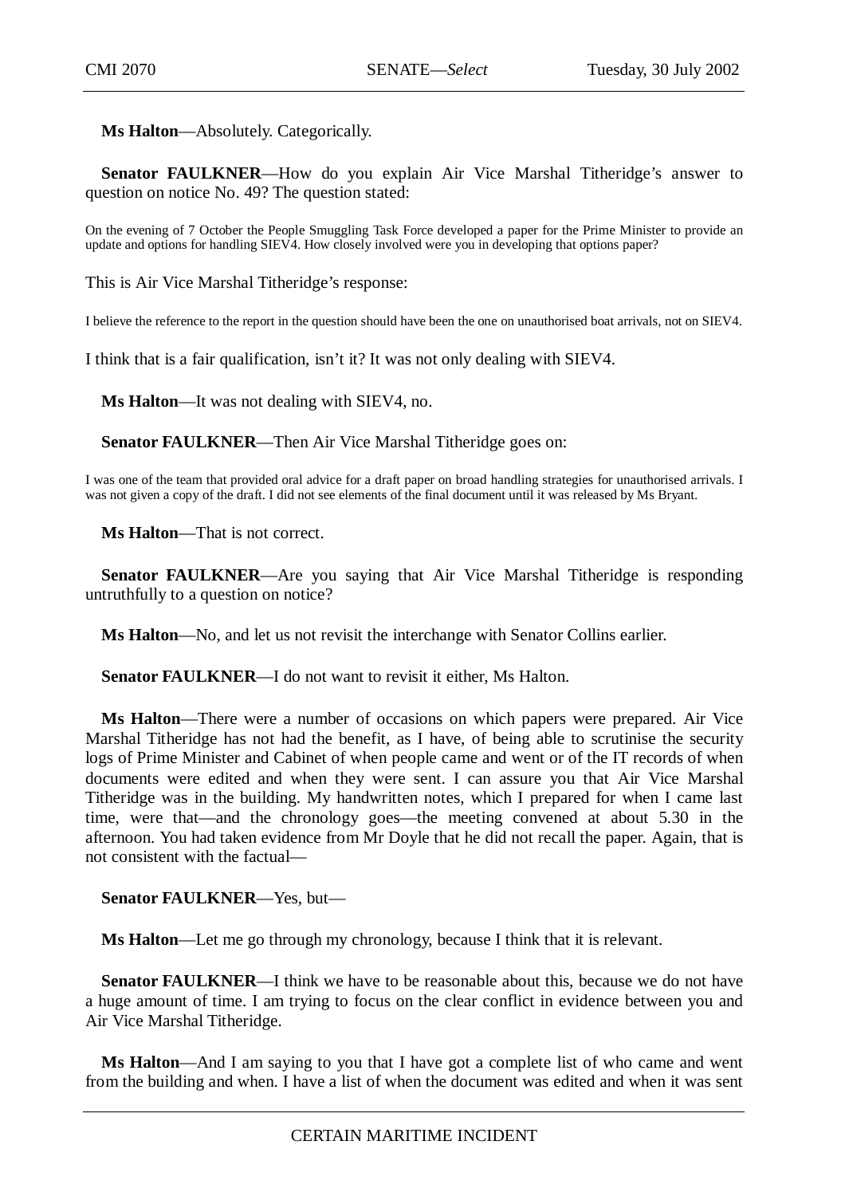**Ms Halton**—Absolutely. Categorically.

**Senator FAULKNER**—How do you explain Air Vice Marshal Titheridge's answer to question on notice No. 49? The question stated:

On the evening of 7 October the People Smuggling Task Force developed a paper for the Prime Minister to provide an update and options for handling SIEV4. How closely involved were you in developing that options paper?

This is Air Vice Marshal Titheridge's response:

I believe the reference to the report in the question should have been the one on unauthorised boat arrivals, not on SIEV4.

I think that is a fair qualification, isn't it? It was not only dealing with SIEV4.

**Ms Halton**—It was not dealing with SIEV4, no.

**Senator FAULKNER**—Then Air Vice Marshal Titheridge goes on:

I was one of the team that provided oral advice for a draft paper on broad handling strategies for unauthorised arrivals. I was not given a copy of the draft. I did not see elements of the final document until it was released by Ms Bryant.

**Ms Halton**—That is not correct.

**Senator FAULKNER**—Are you saying that Air Vice Marshal Titheridge is responding untruthfully to a question on notice?

**Ms Halton**—No, and let us not revisit the interchange with Senator Collins earlier.

**Senator FAULKNER**—I do not want to revisit it either, Ms Halton.

**Ms Halton**—There were a number of occasions on which papers were prepared. Air Vice Marshal Titheridge has not had the benefit, as I have, of being able to scrutinise the security logs of Prime Minister and Cabinet of when people came and went or of the IT records of when documents were edited and when they were sent. I can assure you that Air Vice Marshal Titheridge was in the building. My handwritten notes, which I prepared for when I came last time, were that—and the chronology goes—the meeting convened at about 5.30 in the afternoon. You had taken evidence from Mr Doyle that he did not recall the paper. Again, that is not consistent with the factual—

**Senator FAULKNER**—Yes, but—

**Ms Halton**—Let me go through my chronology, because I think that it is relevant.

**Senator FAULKNER**—I think we have to be reasonable about this, because we do not have a huge amount of time. I am trying to focus on the clear conflict in evidence between you and Air Vice Marshal Titheridge.

**Ms Halton**—And I am saying to you that I have got a complete list of who came and went from the building and when. I have a list of when the document was edited and when it was sent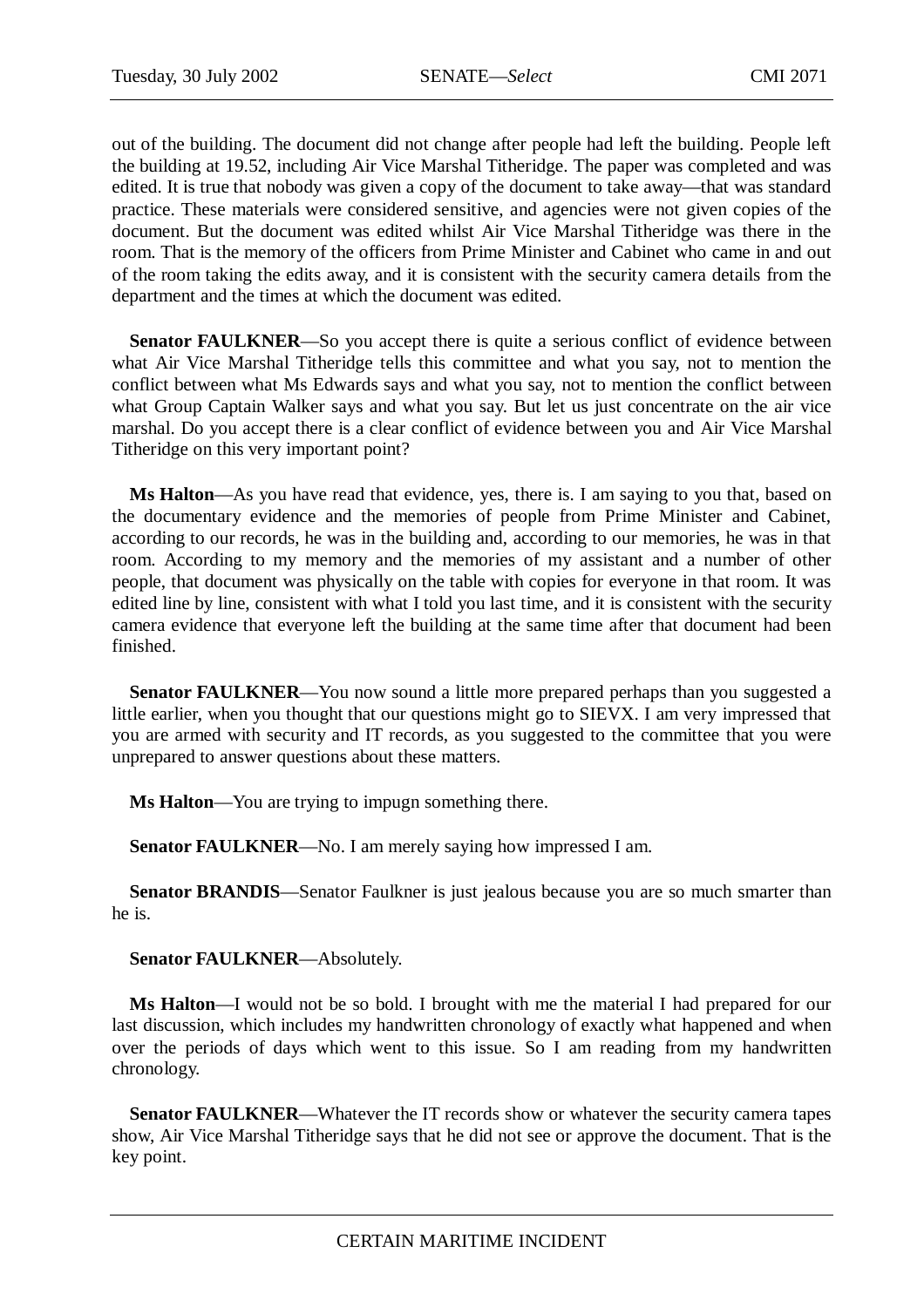out of the building. The document did not change after people had left the building. People left the building at 19.52, including Air Vice Marshal Titheridge. The paper was completed and was edited. It is true that nobody was given a copy of the document to take away—that was standard practice. These materials were considered sensitive, and agencies were not given copies of the document. But the document was edited whilst Air Vice Marshal Titheridge was there in the room. That is the memory of the officers from Prime Minister and Cabinet who came in and out of the room taking the edits away, and it is consistent with the security camera details from the department and the times at which the document was edited.

**Senator FAULKNER**—So you accept there is quite a serious conflict of evidence between what Air Vice Marshal Titheridge tells this committee and what you say, not to mention the conflict between what Ms Edwards says and what you say, not to mention the conflict between what Group Captain Walker says and what you say. But let us just concentrate on the air vice marshal. Do you accept there is a clear conflict of evidence between you and Air Vice Marshal Titheridge on this very important point?

**Ms Halton**—As you have read that evidence, yes, there is. I am saying to you that, based on the documentary evidence and the memories of people from Prime Minister and Cabinet, according to our records, he was in the building and, according to our memories, he was in that room. According to my memory and the memories of my assistant and a number of other people, that document was physically on the table with copies for everyone in that room. It was edited line by line, consistent with what I told you last time, and it is consistent with the security camera evidence that everyone left the building at the same time after that document had been finished.

**Senator FAULKNER**—You now sound a little more prepared perhaps than you suggested a little earlier, when you thought that our questions might go to SIEVX. I am very impressed that you are armed with security and IT records, as you suggested to the committee that you were unprepared to answer questions about these matters.

**Ms Halton**—You are trying to impugn something there.

**Senator FAULKNER**—No. I am merely saying how impressed I am.

**Senator BRANDIS**—Senator Faulkner is just jealous because you are so much smarter than he is.

**Senator FAULKNER**—Absolutely.

**Ms Halton**—I would not be so bold. I brought with me the material I had prepared for our last discussion, which includes my handwritten chronology of exactly what happened and when over the periods of days which went to this issue. So I am reading from my handwritten chronology.

**Senator FAULKNER**—Whatever the IT records show or whatever the security camera tapes show, Air Vice Marshal Titheridge says that he did not see or approve the document. That is the key point.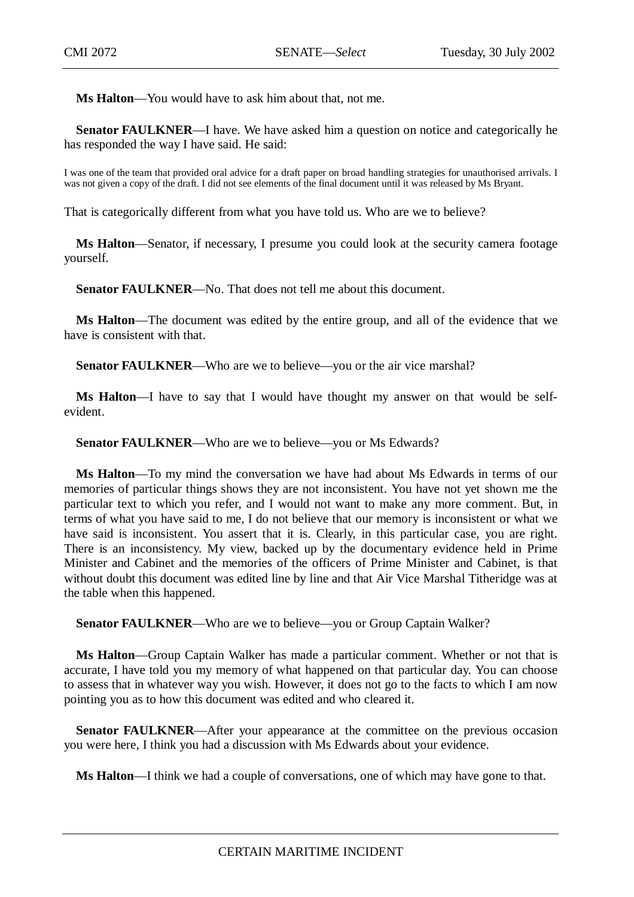**Ms Halton**—You would have to ask him about that, not me.

**Senator FAULKNER**—I have. We have asked him a question on notice and categorically he has responded the way I have said. He said:

I was one of the team that provided oral advice for a draft paper on broad handling strategies for unauthorised arrivals. I was not given a copy of the draft. I did not see elements of the final document until it was released by Ms Bryant.

That is categorically different from what you have told us. Who are we to believe?

**Ms Halton**—Senator, if necessary, I presume you could look at the security camera footage yourself.

**Senator FAULKNER**—No. That does not tell me about this document.

**Ms Halton**—The document was edited by the entire group, and all of the evidence that we have is consistent with that.

**Senator FAULKNER**—Who are we to believe—you or the air vice marshal?

**Ms Halton**—I have to say that I would have thought my answer on that would be self-evident.

**Senator FAULKNER**—Who are we to believe—you or Ms Edwards?

**Ms Halton**—To my mind the conversation we have had about Ms Edwards in terms of our memories of particular things shows they are not inconsistent. You have not yet shown me the particular text to which you refer, and I would not want to make any more comment. But, in terms of what you have said to me, I do not believe that our memory is inconsistent or what we have said is inconsistent. You assert that it is. Clearly, in this particular case, you are right. There is an inconsistency. My view, backed up by the documentary evidence held in Prime Minister and Cabinet and the memories of the officers of Prime Minister and Cabinet, is that without doubt this document was edited line by line and that Air Vice Marshal Titheridge was at the table when this happened.

**Senator FAULKNER**—Who are we to believe—you or Group Captain Walker?

**Ms Halton**—Group Captain Walker has made a particular comment. Whether or not that is accurate, I have told you my memory of what happened on that particular day. You can choose to assess that in whatever way you wish. However, it does not go to the facts to which I am now pointing you as to how this document was edited and who cleared it.

**Senator FAULKNER**—After your appearance at the committee on the previous occasion you were here, I think you had a discussion with Ms Edwards about your evidence.

**Ms Halton**—I think we had a couple of conversations, one of which may have gone to that.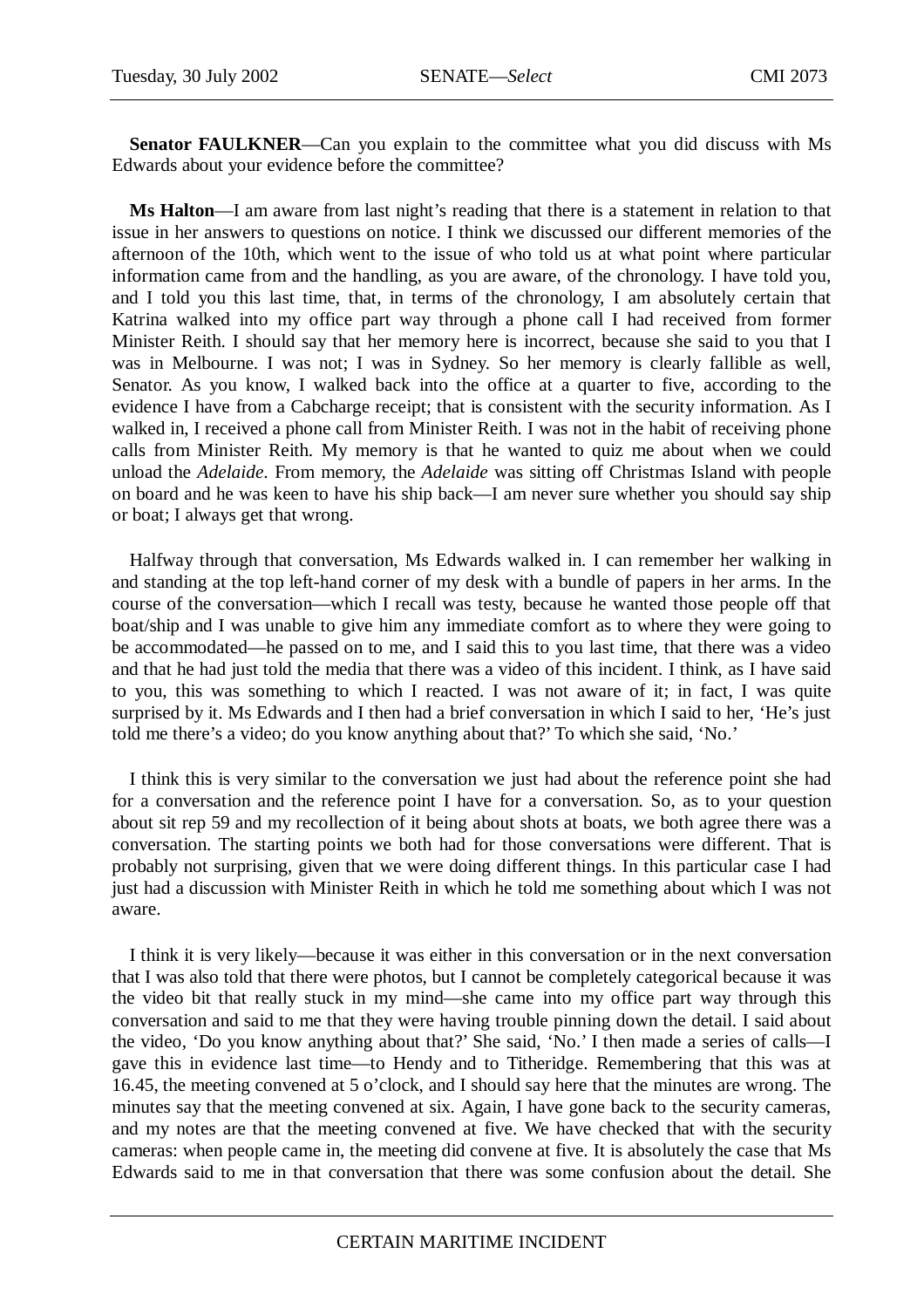**Senator FAULKNER**—Can you explain to the committee what you did discuss with Ms Edwards about your evidence before the committee?

**Ms Halton**—I am aware from last night's reading that there is a statement in relation to that issue in her answers to questions on notice. I think we discussed our different memories of the afternoon of the 10th, which went to the issue of who told us at what point where particular information came from and the handling, as you are aware, of the chronology. I have told you, and I told you this last time, that, in terms of the chronology, I am absolutely certain that Katrina walked into my office part way through a phone call I had received from former Minister Reith. I should say that her memory here is incorrect, because she said to you that I was in Melbourne. I was not; I was in Sydney. So her memory is clearly fallible as well, Senator. As you know, I walked back into the office at a quarter to five, according to the evidence I have from a Cabcharge receipt; that is consistent with the security information. As I walked in, I received a phone call from Minister Reith. I was not in the habit of receiving phone calls from Minister Reith. My memory is that he wanted to quiz me about when we could unload the *Adelaide*. From memory, the *Adelaide* was sitting off Christmas Island with people on board and he was keen to have his ship back—I am never sure whether you should say ship or boat; I always get that wrong.

Halfway through that conversation, Ms Edwards walked in. I can remember her walking in and standing at the top left-hand corner of my desk with a bundle of papers in her arms. In the course of the conversation—which I recall was testy, because he wanted those people off that boat/ship and I was unable to give him any immediate comfort as to where they were going to be accommodated—he passed on to me, and I said this to you last time, that there was a video and that he had just told the media that there was a video of this incident. I think, as I have said to you, this was something to which I reacted. I was not aware of it; in fact, I was quite surprised by it. Ms Edwards and I then had a brief conversation in which I said to her, 'He's just told me there's a video; do you know anything about that?' To which she said, 'No.'

I think this is very similar to the conversation we just had about the reference point she had for a conversation and the reference point I have for a conversation. So, as to your question about sit rep 59 and my recollection of it being about shots at boats, we both agree there was a conversation. The starting points we both had for those conversations were different. That is probably not surprising, given that we were doing different things. In this particular case I had just had a discussion with Minister Reith in which he told me something about which I was not aware.

I think it is very likely—because it was either in this conversation or in the next conversation that I was also told that there were photos, but I cannot be completely categorical because it was the video bit that really stuck in my mind—she came into my office part way through this conversation and said to me that they were having trouble pinning down the detail. I said about the video, 'Do you know anything about that?' She said, 'No.' I then made a series of calls—I gave this in evidence last time—to Hendy and to Titheridge. Remembering that this was at 16.45, the meeting convened at 5 o'clock, and I should say here that the minutes are wrong. The minutes say that the meeting convened at six. Again, I have gone back to the security cameras, and my notes are that the meeting convened at five. We have checked that with the security cameras: when people came in, the meeting did convene at five. It is absolutely the case that Ms Edwards said to me in that conversation that there was some confusion about the detail. She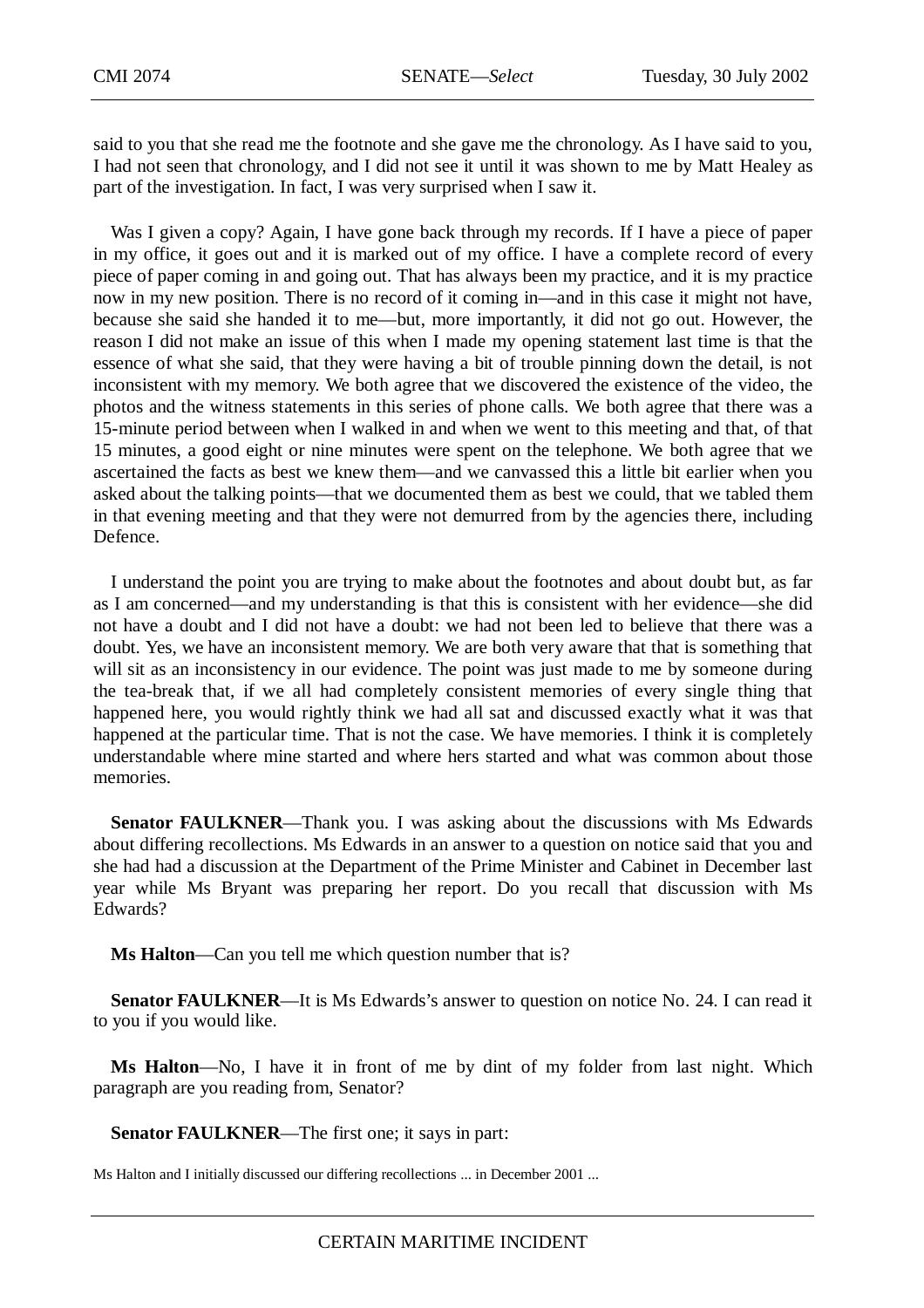said to you that she read me the footnote and she gave me the chronology. As I have said to you, I had not seen that chronology, and I did not see it until it was shown to me by Matt Healey as part of the investigation. In fact, I was very surprised when I saw it.

Was I given a copy? Again, I have gone back through my records. If I have a piece of paper in my office, it goes out and it is marked out of my office. I have a complete record of every piece of paper coming in and going out. That has always been my practice, and it is my practice now in my new position. There is no record of it coming in—and in this case it might not have, because she said she handed it to me—but, more importantly, it did not go out. However, the reason I did not make an issue of this when I made my opening statement last time is that the essence of what she said, that they were having a bit of trouble pinning down the detail, is not inconsistent with my memory. We both agree that we discovered the existence of the video, the photos and the witness statements in this series of phone calls. We both agree that there was a 15-minute period between when I walked in and when we went to this meeting and that, of that 15 minutes, a good eight or nine minutes were spent on the telephone. We both agree that we ascertained the facts as best we knew them—and we canvassed this a little bit earlier when you asked about the talking points—that we documented them as best we could, that we tabled them in that evening meeting and that they were not demurred from by the agencies there, including Defence.

I understand the point you are trying to make about the footnotes and about doubt but, as far as I am concerned—and my understanding is that this is consistent with her evidence—she did not have a doubt and I did not have a doubt: we had not been led to believe that there was a doubt. Yes, we have an inconsistent memory. We are both very aware that that is something that will sit as an inconsistency in our evidence. The point was just made to me by someone during the tea-break that, if we all had completely consistent memories of every single thing that happened here, you would rightly think we had all sat and discussed exactly what it was that happened at the particular time. That is not the case. We have memories. I think it is completely understandable where mine started and where hers started and what was common about those memories.

**Senator FAULKNER**—Thank you. I was asking about the discussions with Ms Edwards about differing recollections. Ms Edwards in an answer to a question on notice said that you and she had had a discussion at the Department of the Prime Minister and Cabinet in December last year while Ms Bryant was preparing her report. Do you recall that discussion with Ms Edwards?

**Ms Halton**—Can you tell me which question number that is?

**Senator FAULKNER**—It is Ms Edwards's answer to question on notice No. 24. I can read it to you if you would like.

**Ms Halton**—No, I have it in front of me by dint of my folder from last night. Which paragraph are you reading from, Senator?

**Senator FAULKNER**—The first one; it says in part:

Ms Halton and I initially discussed our differing recollections ... in December 2001 ...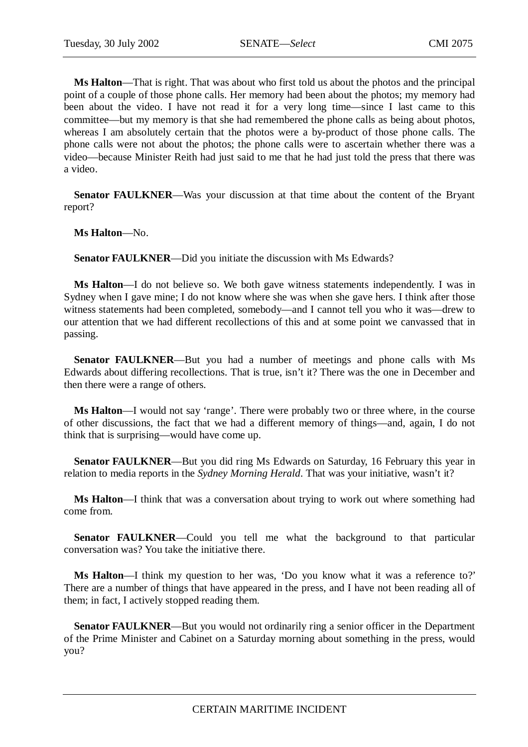**Ms Halton**—That is right. That was about who first told us about the photos and the principal point of a couple of those phone calls. Her memory had been about the photos; my memory had been about the video. I have not read it for a very long time—since I last came to this committee—but my memory is that she had remembered the phone calls as being about photos, whereas I am absolutely certain that the photos were a by-product of those phone calls. The phone calls were not about the photos; the phone calls were to ascertain whether there was a video—because Minister Reith had just said to me that he had just told the press that there was a video.

**Senator FAULKNER**—Was your discussion at that time about the content of the Bryant report?

**Ms Halton**—No.

**Senator FAULKNER**—Did you initiate the discussion with Ms Edwards?

**Ms Halton**—I do not believe so. We both gave witness statements independently. I was in Sydney when I gave mine; I do not know where she was when she gave hers. I think after those witness statements had been completed, somebody—and I cannot tell you who it was—drew to our attention that we had different recollections of this and at some point we canvassed that in passing.

**Senator FAULKNER**—But you had a number of meetings and phone calls with Ms Edwards about differing recollections. That is true, isn't it? There was the one in December and then there were a range of others.

**Ms Halton**—I would not say 'range'. There were probably two or three where, in the course of other discussions, the fact that we had a different memory of things—and, again, I do not think that is surprising—would have come up.

**Senator FAULKNER**—But you did ring Ms Edwards on Saturday, 16 February this year in relation to media reports in the *Sydney Morning Herald*. That was your initiative, wasn't it?

**Ms Halton**—I think that was a conversation about trying to work out where something had come from.

**Senator FAULKNER**—Could you tell me what the background to that particular conversation was? You take the initiative there.

**Ms Halton**—I think my question to her was, 'Do you know what it was a reference to?' There are a number of things that have appeared in the press, and I have not been reading all of them; in fact, I actively stopped reading them.

**Senator FAULKNER**—But you would not ordinarily ring a senior officer in the Department of the Prime Minister and Cabinet on a Saturday morning about something in the press, would you?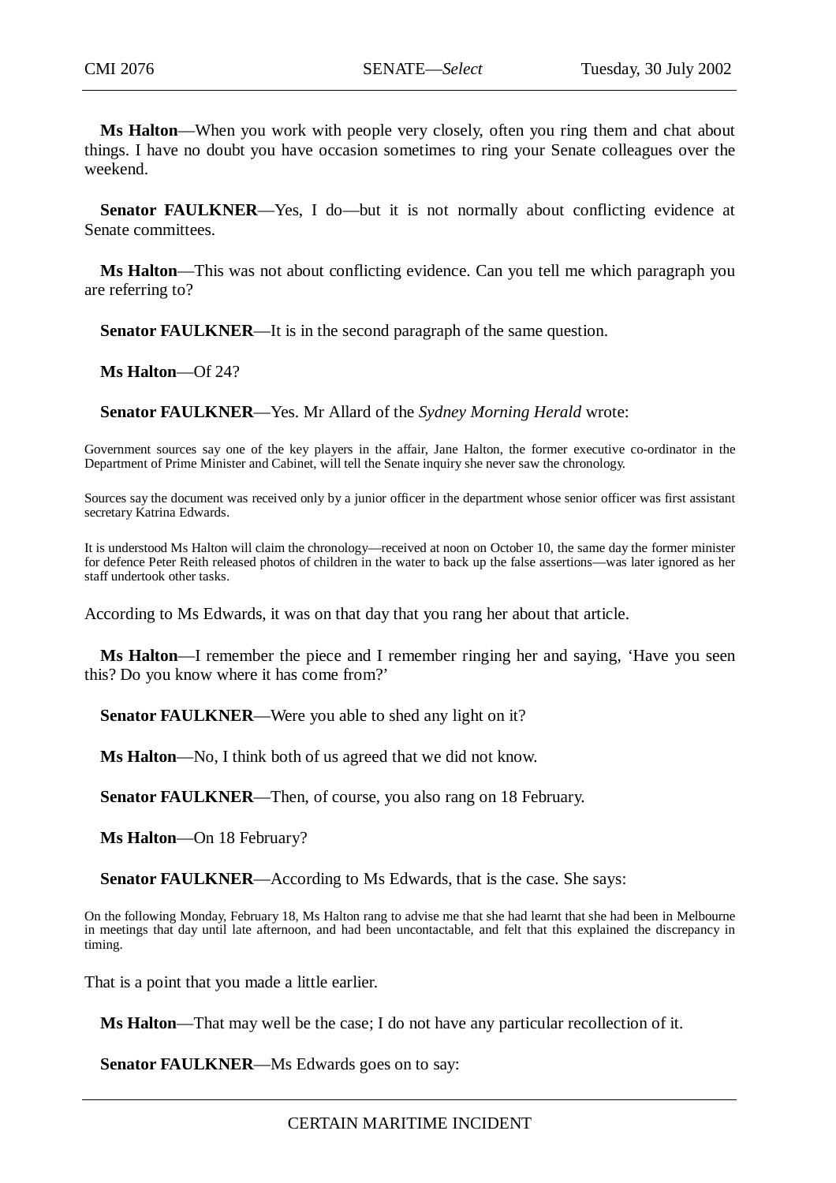**Ms Halton**—When you work with people very closely, often you ring them and chat about things. I have no doubt you have occasion sometimes to ring your Senate colleagues over the weekend.

**Senator FAULKNER**—Yes, I do—but it is not normally about conflicting evidence at Senate committees.

**Ms Halton**—This was not about conflicting evidence. Can you tell me which paragraph you are referring to?

**Senator FAULKNER**—It is in the second paragraph of the same question.

**Ms Halton**—Of 24?

**Senator FAULKNER**—Yes. Mr Allard of the *Sydney Morning Herald* wrote:

> Government sources say one of the key players in the affair, Jane Halton, the former executive co-ordinator in the Department of Prime Minister and Cabinet, will tell the Senate inquiry she never saw the chronology.
>
> Sources say the document was received only by a junior officer in the department whose senior officer was first assistant secretary Katrina Edwards.
>
> It is understood Ms Halton will claim the chronology—received at noon on October 10, the same day the former minister for defence Peter Reith released photos of children in the water to back up the false assertions—was later ignored as her staff undertook other tasks.

According to Ms Edwards, it was on that day that you rang her about that article.

**Ms Halton**—I remember the piece and I remember ringing her and saying, 'Have you seen this? Do you know where it has come from?'

**Senator FAULKNER**—Were you able to shed any light on it?

**Ms Halton**—No, I think both of us agreed that we did not know.

**Senator FAULKNER**—Then, of course, you also rang on 18 February.

**Ms Halton**—On 18 February?

**Senator FAULKNER**—According to Ms Edwards, that is the case. She says:

> On the following Monday, February 18, Ms Halton rang to advise me that she had learnt that she had been in Melbourne in meetings that day until late afternoon, and had been uncontactable, and felt that this explained the discrepancy in timing.

That is a point that you made a little earlier.

**Ms Halton**—That may well be the case; I do not have any particular recollection of it.

**Senator FAULKNER**—Ms Edwards goes on to say: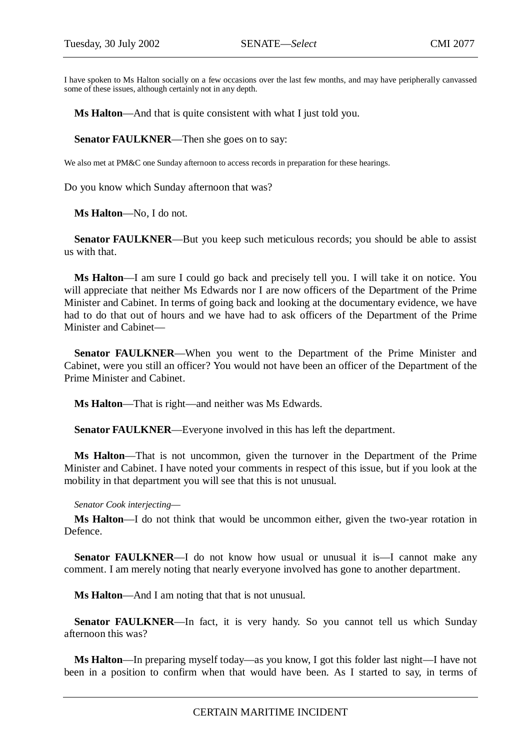I have spoken to Ms Halton socially on a few occasions over the last few months, and may have peripherally canvassed some of these issues, although certainly not in any depth.

**Ms Halton**—And that is quite consistent with what I just told you.

**Senator FAULKNER**—Then she goes on to say:

We also met at PM&C one Sunday afternoon to access records in preparation for these hearings.

Do you know which Sunday afternoon that was?

**Ms Halton**—No, I do not.

**Senator FAULKNER**—But you keep such meticulous records; you should be able to assist us with that.

**Ms Halton**—I am sure I could go back and precisely tell you. I will take it on notice. You will appreciate that neither Ms Edwards nor I are now officers of the Department of the Prime Minister and Cabinet. In terms of going back and looking at the documentary evidence, we have had to do that out of hours and we have had to ask officers of the Department of the Prime Minister and Cabinet—

**Senator FAULKNER**—When you went to the Department of the Prime Minister and Cabinet, were you still an officer? You would not have been an officer of the Department of the Prime Minister and Cabinet.

**Ms Halton**—That is right—and neither was Ms Edwards.

**Senator FAULKNER**—Everyone involved in this has left the department.

**Ms Halton**—That is not uncommon, given the turnover in the Department of the Prime Minister and Cabinet. I have noted your comments in respect of this issue, but if you look at the mobility in that department you will see that this is not unusual.

*Senator Cook interjecting*—

**Ms Halton**—I do not think that would be uncommon either, given the two-year rotation in Defence.

**Senator FAULKNER**—I do not know how usual or unusual it is—I cannot make any comment. I am merely noting that nearly everyone involved has gone to another department.

**Ms Halton**—And I am noting that that is not unusual.

**Senator FAULKNER**—In fact, it is very handy. So you cannot tell us which Sunday afternoon this was?

**Ms Halton**—In preparing myself today—as you know, I got this folder last night—I have not been in a position to confirm when that would have been. As I started to say, in terms of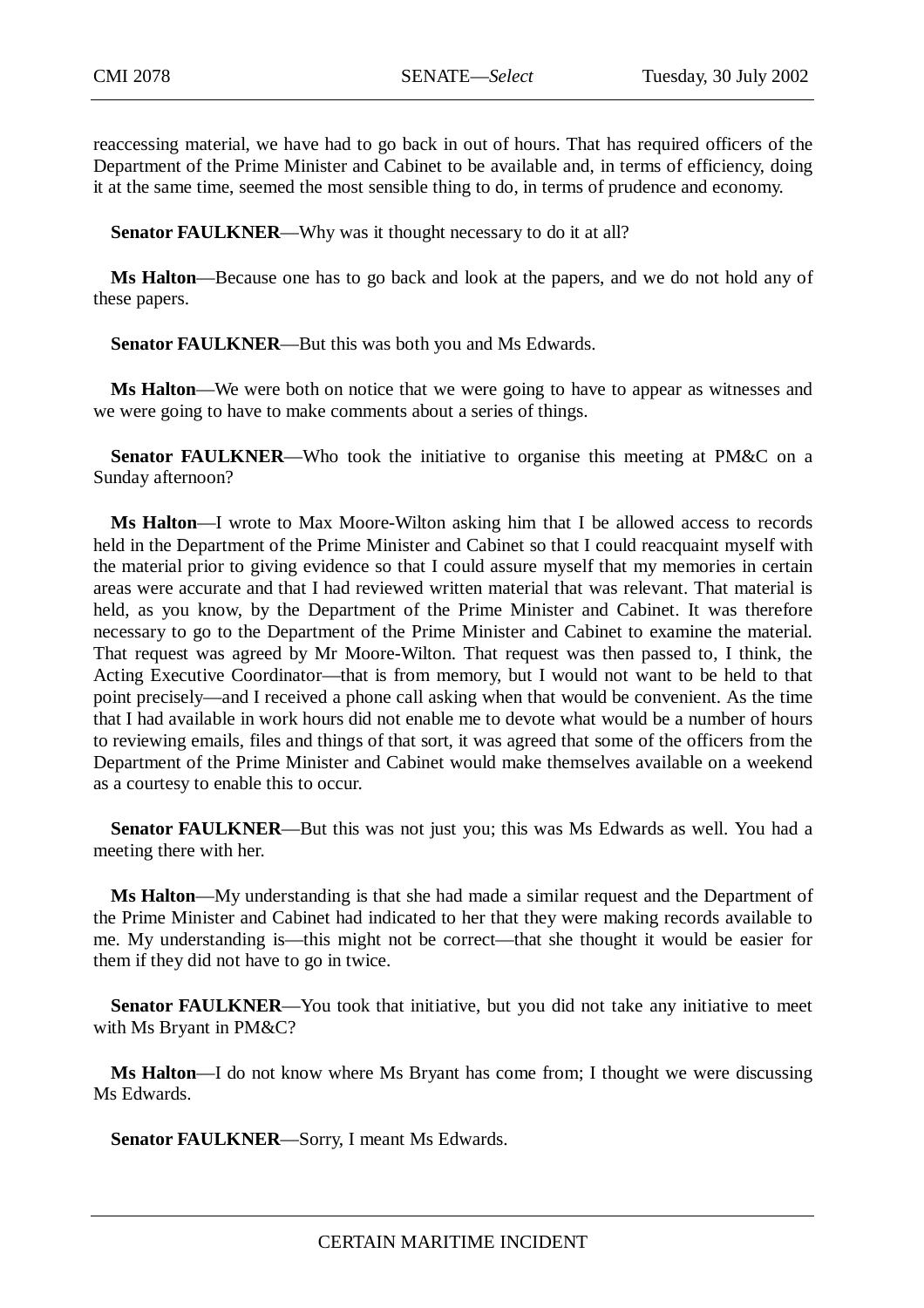reaccessing material, we have had to go back in out of hours. That has required officers of the Department of the Prime Minister and Cabinet to be available and, in terms of efficiency, doing it at the same time, seemed the most sensible thing to do, in terms of prudence and economy.

**Senator FAULKNER**—Why was it thought necessary to do it at all?

**Ms Halton**—Because one has to go back and look at the papers, and we do not hold any of these papers.

**Senator FAULKNER**—But this was both you and Ms Edwards.

**Ms Halton**—We were both on notice that we were going to have to appear as witnesses and we were going to have to make comments about a series of things.

**Senator FAULKNER**—Who took the initiative to organise this meeting at PM&C on a Sunday afternoon?

**Ms Halton**—I wrote to Max Moore-Wilton asking him that I be allowed access to records held in the Department of the Prime Minister and Cabinet so that I could reacquaint myself with the material prior to giving evidence so that I could assure myself that my memories in certain areas were accurate and that I had reviewed written material that was relevant. That material is held, as you know, by the Department of the Prime Minister and Cabinet. It was therefore necessary to go to the Department of the Prime Minister and Cabinet to examine the material. That request was agreed by Mr Moore-Wilton. That request was then passed to, I think, the Acting Executive Coordinator—that is from memory, but I would not want to be held to that point precisely—and I received a phone call asking when that would be convenient. As the time that I had available in work hours did not enable me to devote what would be a number of hours to reviewing emails, files and things of that sort, it was agreed that some of the officers from the Department of the Prime Minister and Cabinet would make themselves available on a weekend as a courtesy to enable this to occur.

**Senator FAULKNER**—But this was not just you; this was Ms Edwards as well. You had a meeting there with her.

**Ms Halton**—My understanding is that she had made a similar request and the Department of the Prime Minister and Cabinet had indicated to her that they were making records available to me. My understanding is—this might not be correct—that she thought it would be easier for them if they did not have to go in twice.

**Senator FAULKNER**—You took that initiative, but you did not take any initiative to meet with Ms Bryant in PM&C?

**Ms Halton**—I do not know where Ms Bryant has come from; I thought we were discussing Ms Edwards.

**Senator FAULKNER**—Sorry, I meant Ms Edwards.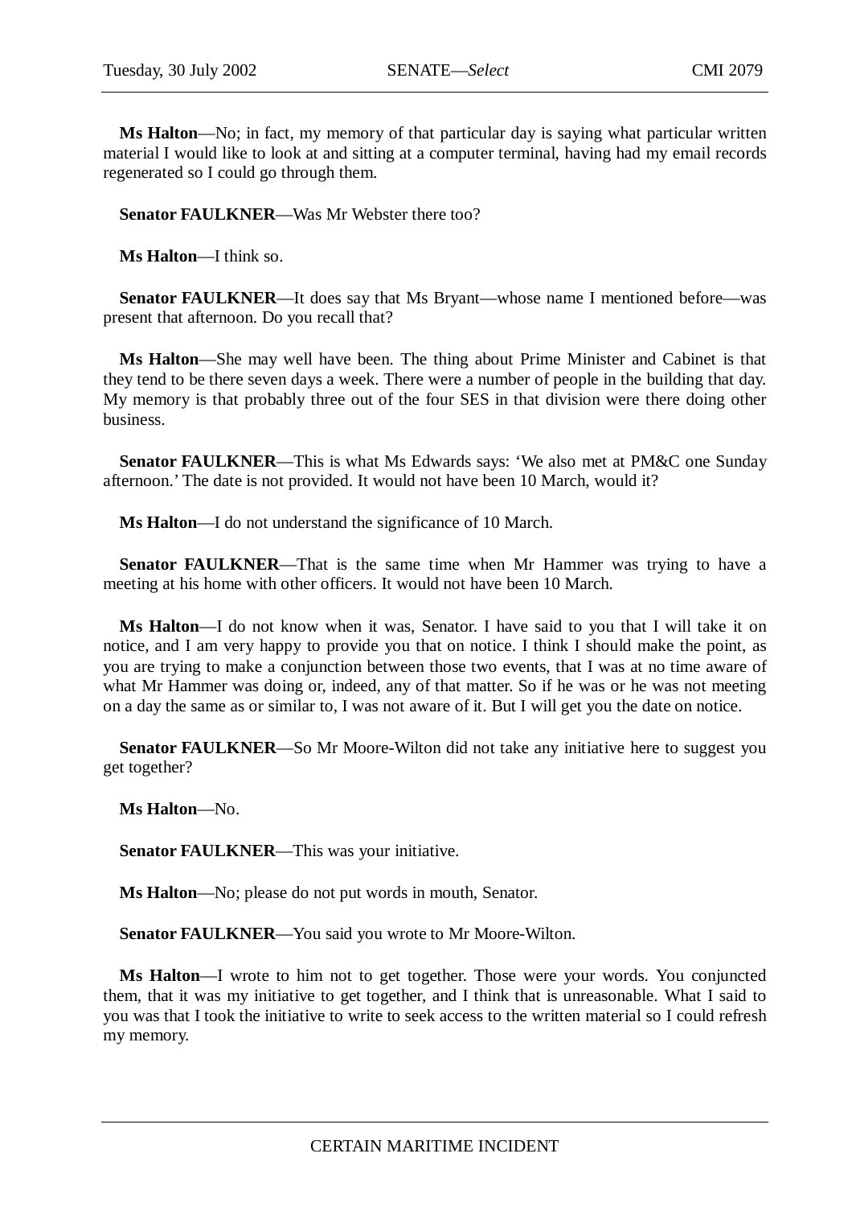**Ms Halton**—No; in fact, my memory of that particular day is saying what particular written material I would like to look at and sitting at a computer terminal, having had my email records regenerated so I could go through them.

**Senator FAULKNER**—Was Mr Webster there too?

**Ms Halton**—I think so.

**Senator FAULKNER**—It does say that Ms Bryant—whose name I mentioned before—was present that afternoon. Do you recall that?

**Ms Halton**—She may well have been. The thing about Prime Minister and Cabinet is that they tend to be there seven days a week. There were a number of people in the building that day. My memory is that probably three out of the four SES in that division were there doing other business.

**Senator FAULKNER**—This is what Ms Edwards says: 'We also met at PM&C one Sunday afternoon.' The date is not provided. It would not have been 10 March, would it?

**Ms Halton**—I do not understand the significance of 10 March.

**Senator FAULKNER**—That is the same time when Mr Hammer was trying to have a meeting at his home with other officers. It would not have been 10 March.

**Ms Halton**—I do not know when it was, Senator. I have said to you that I will take it on notice, and I am very happy to provide you that on notice. I think I should make the point, as you are trying to make a conjunction between those two events, that I was at no time aware of what Mr Hammer was doing or, indeed, any of that matter. So if he was or he was not meeting on a day the same as or similar to, I was not aware of it. But I will get you the date on notice.

**Senator FAULKNER**—So Mr Moore-Wilton did not take any initiative here to suggest you get together?

**Ms Halton**—No.

**Senator FAULKNER**—This was your initiative.

**Ms Halton**—No; please do not put words in mouth, Senator.

**Senator FAULKNER**—You said you wrote to Mr Moore-Wilton.

**Ms Halton**—I wrote to him not to get together. Those were your words. You conjuncted them, that it was my initiative to get together, and I think that is unreasonable. What I said to you was that I took the initiative to write to seek access to the written material so I could refresh my memory.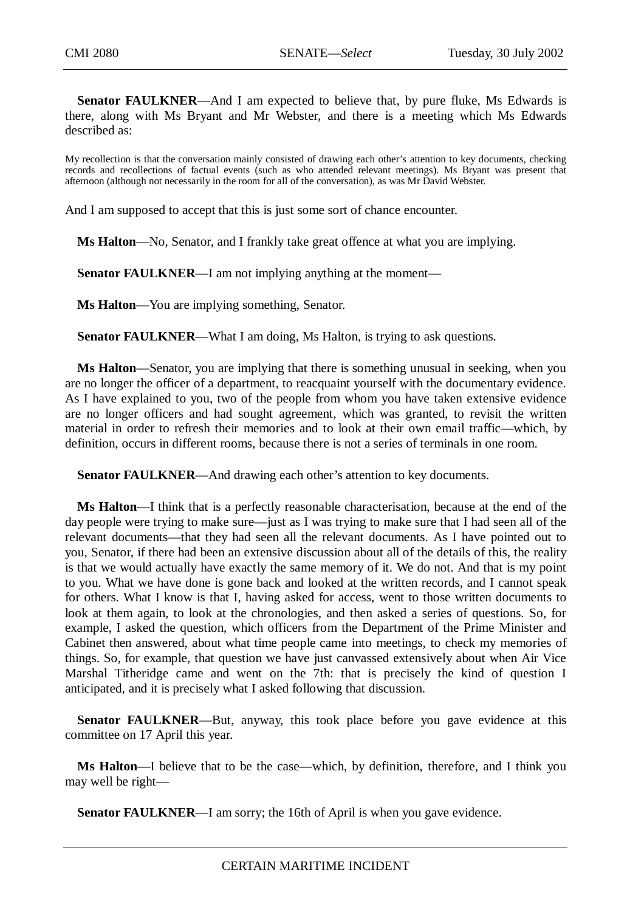**Senator FAULKNER**—And I am expected to believe that, by pure fluke, Ms Edwards is there, along with Ms Bryant and Mr Webster, and there is a meeting which Ms Edwards described as:

> My recollection is that the conversation mainly consisted of drawing each other's attention to key documents, checking records and recollections of factual events (such as who attended relevant meetings). Ms Bryant was present that afternoon (although not necessarily in the room for all of the conversation), as was Mr David Webster.

And I am supposed to accept that this is just some sort of chance encounter.

**Ms Halton**—No, Senator, and I frankly take great offence at what you are implying.

**Senator FAULKNER**—I am not implying anything at the moment—

**Ms Halton**—You are implying something, Senator.

**Senator FAULKNER**—What I am doing, Ms Halton, is trying to ask questions.

**Ms Halton**—Senator, you are implying that there is something unusual in seeking, when you are no longer the officer of a department, to reacquaint yourself with the documentary evidence. As I have explained to you, two of the people from whom you have taken extensive evidence are no longer officers and had sought agreement, which was granted, to revisit the written material in order to refresh their memories and to look at their own email traffic—which, by definition, occurs in different rooms, because there is not a series of terminals in one room.

**Senator FAULKNER**—And drawing each other's attention to key documents.

**Ms Halton**—I think that is a perfectly reasonable characterisation, because at the end of the day people were trying to make sure—just as I was trying to make sure that I had seen all of the relevant documents—that they had seen all the relevant documents. As I have pointed out to you, Senator, if there had been an extensive discussion about all of the details of this, the reality is that we would actually have exactly the same memory of it. We do not. And that is my point to you. What we have done is gone back and looked at the written records, and I cannot speak for others. What I know is that I, having asked for access, went to those written documents to look at them again, to look at the chronologies, and then asked a series of questions. So, for example, I asked the question, which officers from the Department of the Prime Minister and Cabinet then answered, about what time people came into meetings, to check my memories of things. So, for example, that question we have just canvassed extensively about when Air Vice Marshal Titheridge came and went on the 7th: that is precisely the kind of question I anticipated, and it is precisely what I asked following that discussion.

**Senator FAULKNER**—But, anyway, this took place before you gave evidence at this committee on 17 April this year.

**Ms Halton**—I believe that to be the case—which, by definition, therefore, and I think you may well be right—

**Senator FAULKNER**—I am sorry; the 16th of April is when you gave evidence.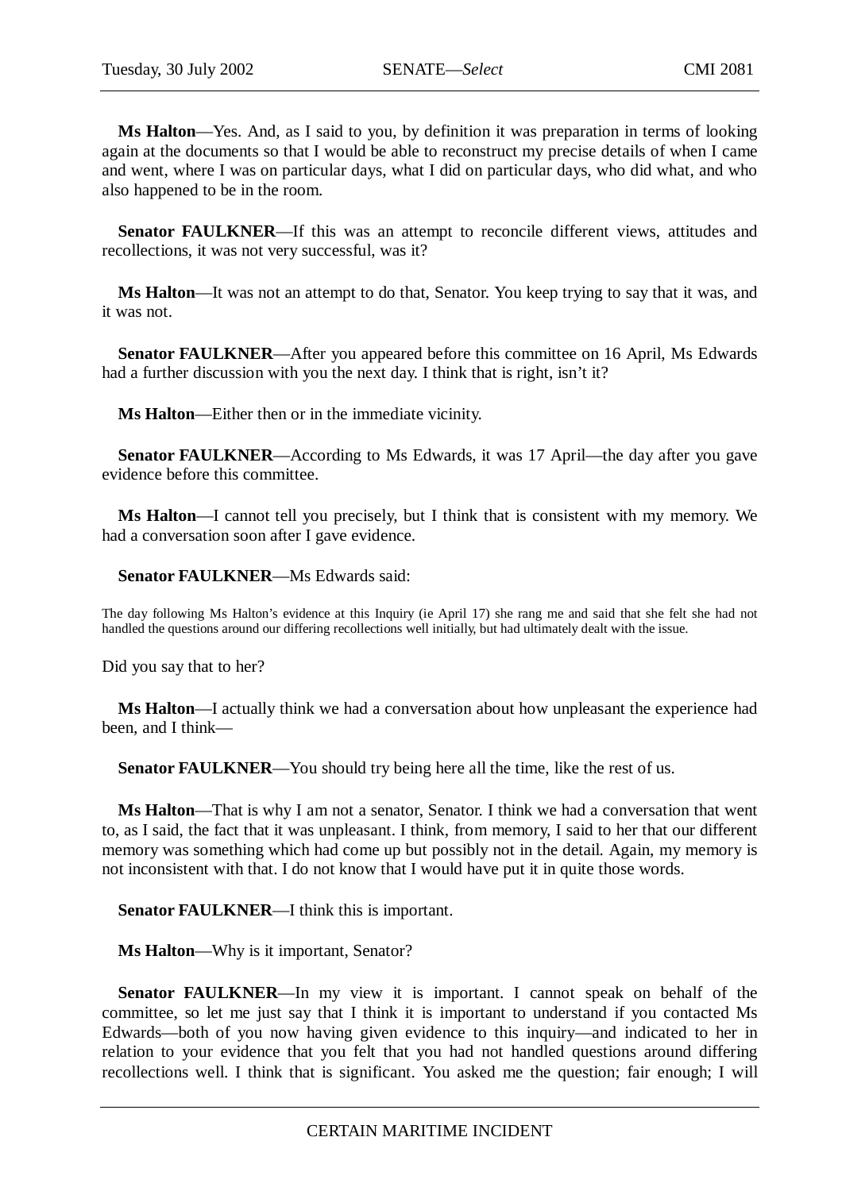**Ms Halton**—Yes. And, as I said to you, by definition it was preparation in terms of looking again at the documents so that I would be able to reconstruct my precise details of when I came and went, where I was on particular days, what I did on particular days, who did what, and who also happened to be in the room.

**Senator FAULKNER**—If this was an attempt to reconcile different views, attitudes and recollections, it was not very successful, was it?

**Ms Halton**—It was not an attempt to do that, Senator. You keep trying to say that it was, and it was not.

**Senator FAULKNER**—After you appeared before this committee on 16 April, Ms Edwards had a further discussion with you the next day. I think that is right, isn't it?

**Ms Halton**—Either then or in the immediate vicinity.

**Senator FAULKNER**—According to Ms Edwards, it was 17 April—the day after you gave evidence before this committee.

**Ms Halton**—I cannot tell you precisely, but I think that is consistent with my memory. We had a conversation soon after I gave evidence.

**Senator FAULKNER**—Ms Edwards said:

> The day following Ms Halton's evidence at this Inquiry (ie April 17) she rang me and said that she felt she had not handled the questions around our differing recollections well initially, but had ultimately dealt with the issue.

Did you say that to her?

**Ms Halton**—I actually think we had a conversation about how unpleasant the experience had been, and I think—

**Senator FAULKNER**—You should try being here all the time, like the rest of us.

**Ms Halton**—That is why I am not a senator, Senator. I think we had a conversation that went to, as I said, the fact that it was unpleasant. I think, from memory, I said to her that our different memory was something which had come up but possibly not in the detail. Again, my memory is not inconsistent with that. I do not know that I would have put it in quite those words.

**Senator FAULKNER**—I think this is important.

**Ms Halton**—Why is it important, Senator?

**Senator FAULKNER**—In my view it is important. I cannot speak on behalf of the committee, so let me just say that I think it is important to understand if you contacted Ms Edwards—both of you now having given evidence to this inquiry—and indicated to her in relation to your evidence that you felt that you had not handled questions around differing recollections well. I think that is significant. You asked me the question; fair enough; I will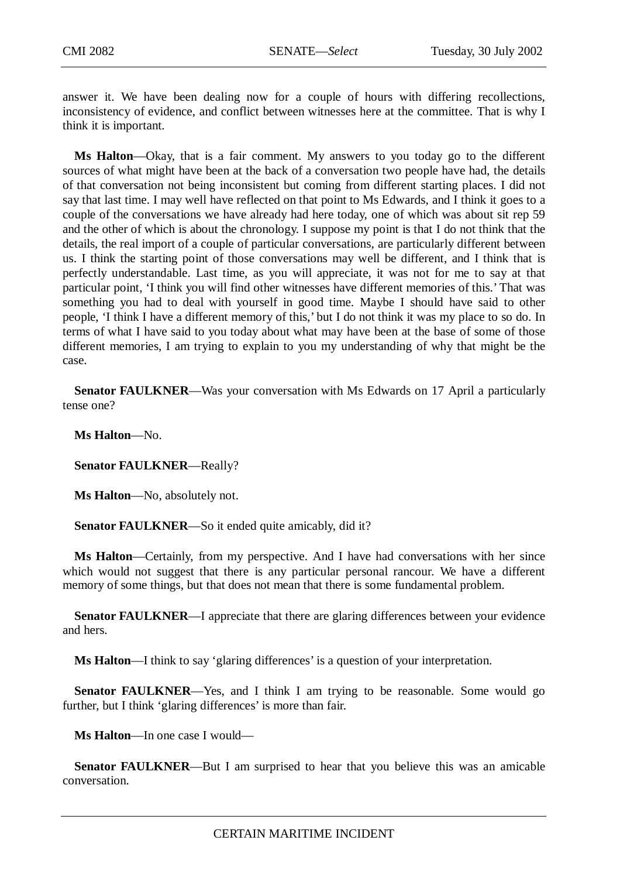answer it. We have been dealing now for a couple of hours with differing recollections, inconsistency of evidence, and conflict between witnesses here at the committee. That is why I think it is important.

**Ms Halton**—Okay, that is a fair comment. My answers to you today go to the different sources of what might have been at the back of a conversation two people have had, the details of that conversation not being inconsistent but coming from different starting places. I did not say that last time. I may well have reflected on that point to Ms Edwards, and I think it goes to a couple of the conversations we have already had here today, one of which was about sit rep 59 and the other of which is about the chronology. I suppose my point is that I do not think that the details, the real import of a couple of particular conversations, are particularly different between us. I think the starting point of those conversations may well be different, and I think that is perfectly understandable. Last time, as you will appreciate, it was not for me to say at that particular point, 'I think you will find other witnesses have different memories of this.' That was something you had to deal with yourself in good time. Maybe I should have said to other people, 'I think I have a different memory of this,' but I do not think it was my place to so do. In terms of what I have said to you today about what may have been at the base of some of those different memories, I am trying to explain to you my understanding of why that might be the case.

**Senator FAULKNER**—Was your conversation with Ms Edwards on 17 April a particularly tense one?

**Ms Halton**—No.

**Senator FAULKNER**—Really?

**Ms Halton**—No, absolutely not.

**Senator FAULKNER**—So it ended quite amicably, did it?

**Ms Halton**—Certainly, from my perspective. And I have had conversations with her since which would not suggest that there is any particular personal rancour. We have a different memory of some things, but that does not mean that there is some fundamental problem.

**Senator FAULKNER**—I appreciate that there are glaring differences between your evidence and hers.

**Ms Halton**—I think to say 'glaring differences' is a question of your interpretation.

**Senator FAULKNER**—Yes, and I think I am trying to be reasonable. Some would go further, but I think 'glaring differences' is more than fair.

**Ms Halton**—In one case I would—

**Senator FAULKNER**—But I am surprised to hear that you believe this was an amicable conversation.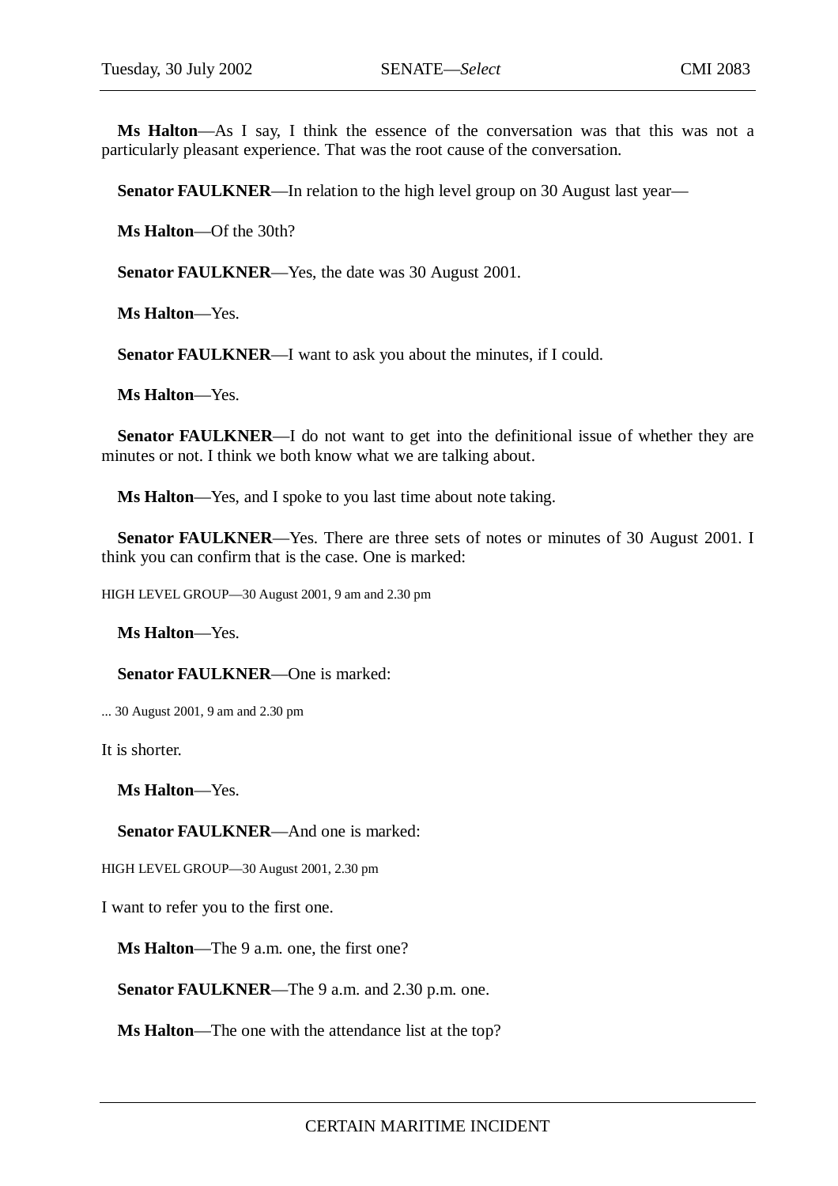**Ms Halton**—As I say, I think the essence of the conversation was that this was not a particularly pleasant experience. That was the root cause of the conversation.

**Senator FAULKNER**—In relation to the high level group on 30 August last year—

**Ms Halton**—Of the 30th?

**Senator FAULKNER**—Yes, the date was 30 August 2001.

**Ms Halton**—Yes.

**Senator FAULKNER**—I want to ask you about the minutes, if I could.

**Ms Halton**—Yes.

**Senator FAULKNER**—I do not want to get into the definitional issue of whether they are minutes or not. I think we both know what we are talking about.

**Ms Halton**—Yes, and I spoke to you last time about note taking.

**Senator FAULKNER**—Yes. There are three sets of notes or minutes of 30 August 2001. I think you can confirm that is the case. One is marked:

HIGH LEVEL GROUP—30 August 2001, 9 am and 2.30 pm

**Ms Halton**—Yes.

**Senator FAULKNER**—One is marked:

... 30 August 2001, 9 am and 2.30 pm

It is shorter.

**Ms Halton**—Yes.

**Senator FAULKNER**—And one is marked:

HIGH LEVEL GROUP—30 August 2001, 2.30 pm

I want to refer you to the first one.

**Ms Halton**—The 9 a.m. one, the first one?

**Senator FAULKNER**—The 9 a.m. and 2.30 p.m. one.

**Ms Halton**—The one with the attendance list at the top?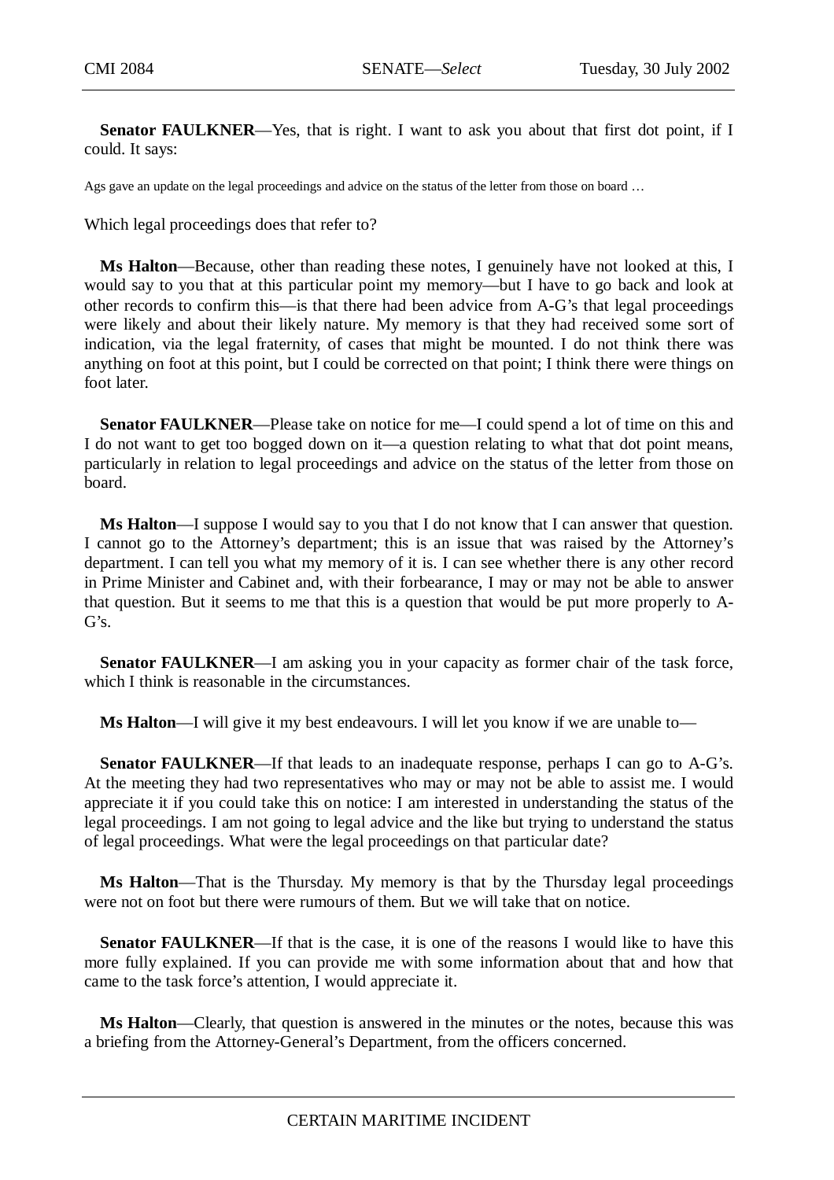**Senator FAULKNER**—Yes, that is right. I want to ask you about that first dot point, if I could. It says:

Ags gave an update on the legal proceedings and advice on the status of the letter from those on board …

Which legal proceedings does that refer to?

**Ms Halton**—Because, other than reading these notes, I genuinely have not looked at this, I would say to you that at this particular point my memory—but I have to go back and look at other records to confirm this—is that there had been advice from A-G's that legal proceedings were likely and about their likely nature. My memory is that they had received some sort of indication, via the legal fraternity, of cases that might be mounted. I do not think there was anything on foot at this point, but I could be corrected on that point; I think there were things on foot later.

**Senator FAULKNER**—Please take on notice for me—I could spend a lot of time on this and I do not want to get too bogged down on it—a question relating to what that dot point means, particularly in relation to legal proceedings and advice on the status of the letter from those on board.

**Ms Halton**—I suppose I would say to you that I do not know that I can answer that question. I cannot go to the Attorney's department; this is an issue that was raised by the Attorney's department. I can tell you what my memory of it is. I can see whether there is any other record in Prime Minister and Cabinet and, with their forbearance, I may or may not be able to answer that question. But it seems to me that this is a question that would be put more properly to A-G's.

**Senator FAULKNER**—I am asking you in your capacity as former chair of the task force, which I think is reasonable in the circumstances.

**Ms Halton**—I will give it my best endeavours. I will let you know if we are unable to—

**Senator FAULKNER**—If that leads to an inadequate response, perhaps I can go to A-G's. At the meeting they had two representatives who may or may not be able to assist me. I would appreciate it if you could take this on notice: I am interested in understanding the status of the legal proceedings. I am not going to legal advice and the like but trying to understand the status of legal proceedings. What were the legal proceedings on that particular date?

**Ms Halton**—That is the Thursday. My memory is that by the Thursday legal proceedings were not on foot but there were rumours of them. But we will take that on notice.

**Senator FAULKNER**—If that is the case, it is one of the reasons I would like to have this more fully explained. If you can provide me with some information about that and how that came to the task force's attention, I would appreciate it.

**Ms Halton**—Clearly, that question is answered in the minutes or the notes, because this was a briefing from the Attorney-General's Department, from the officers concerned.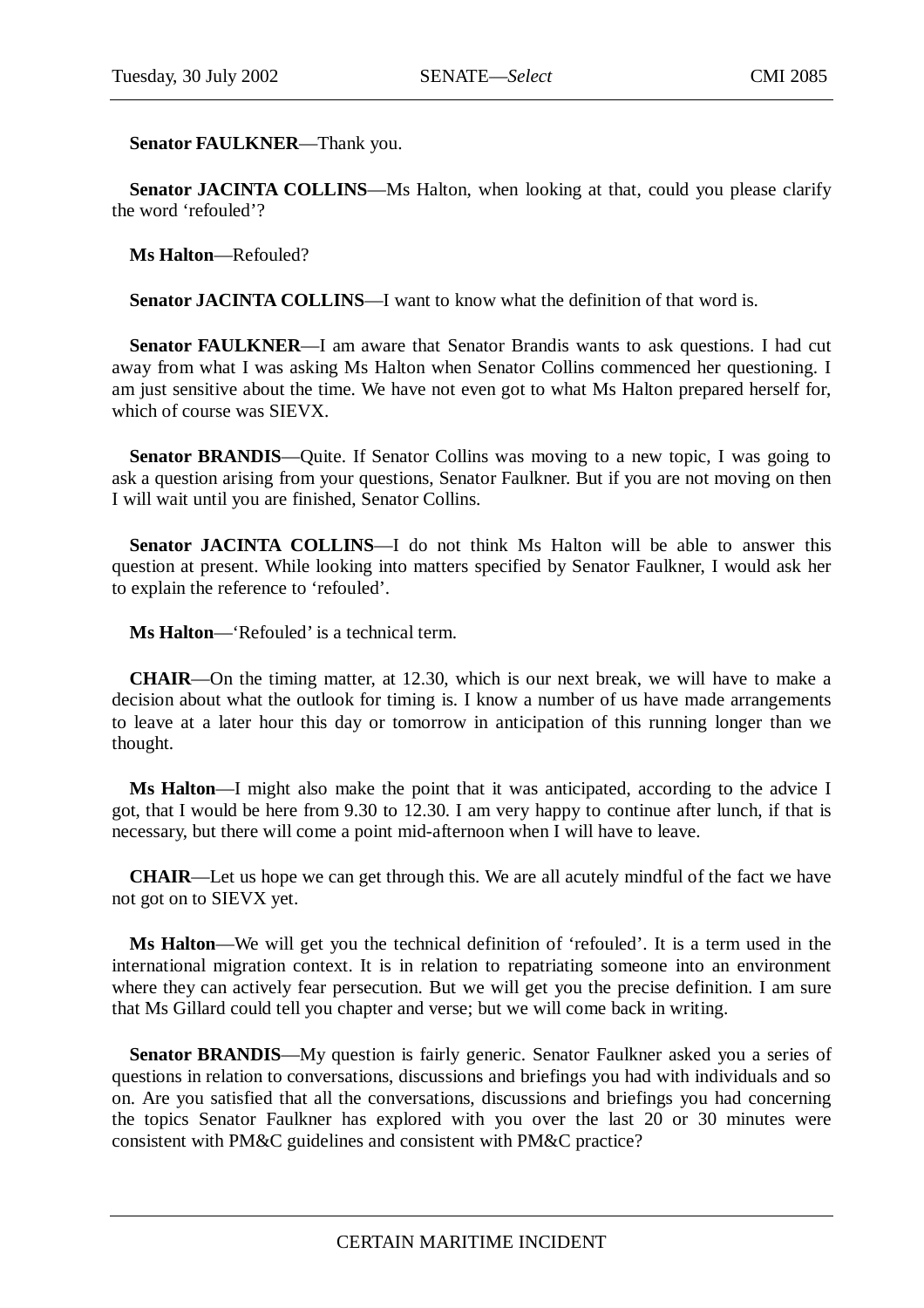**Senator FAULKNER**—Thank you.

**Senator JACINTA COLLINS**—Ms Halton, when looking at that, could you please clarify the word 'refouled'?

**Ms Halton**—Refouled?

**Senator JACINTA COLLINS**—I want to know what the definition of that word is.

**Senator FAULKNER**—I am aware that Senator Brandis wants to ask questions. I had cut away from what I was asking Ms Halton when Senator Collins commenced her questioning. I am just sensitive about the time. We have not even got to what Ms Halton prepared herself for, which of course was SIEVX.

**Senator BRANDIS**—Quite. If Senator Collins was moving to a new topic, I was going to ask a question arising from your questions, Senator Faulkner. But if you are not moving on then I will wait until you are finished, Senator Collins.

**Senator JACINTA COLLINS**—I do not think Ms Halton will be able to answer this question at present. While looking into matters specified by Senator Faulkner, I would ask her to explain the reference to 'refouled'.

**Ms Halton**—'Refouled' is a technical term.

**CHAIR**—On the timing matter, at 12.30, which is our next break, we will have to make a decision about what the outlook for timing is. I know a number of us have made arrangements to leave at a later hour this day or tomorrow in anticipation of this running longer than we thought.

**Ms Halton**—I might also make the point that it was anticipated, according to the advice I got, that I would be here from 9.30 to 12.30. I am very happy to continue after lunch, if that is necessary, but there will come a point mid-afternoon when I will have to leave.

**CHAIR**—Let us hope we can get through this. We are all acutely mindful of the fact we have not got on to SIEVX yet.

**Ms Halton**—We will get you the technical definition of 'refouled'. It is a term used in the international migration context. It is in relation to repatriating someone into an environment where they can actively fear persecution. But we will get you the precise definition. I am sure that Ms Gillard could tell you chapter and verse; but we will come back in writing.

**Senator BRANDIS**—My question is fairly generic. Senator Faulkner asked you a series of questions in relation to conversations, discussions and briefings you had with individuals and so on. Are you satisfied that all the conversations, discussions and briefings you had concerning the topics Senator Faulkner has explored with you over the last 20 or 30 minutes were consistent with PM&C guidelines and consistent with PM&C practice?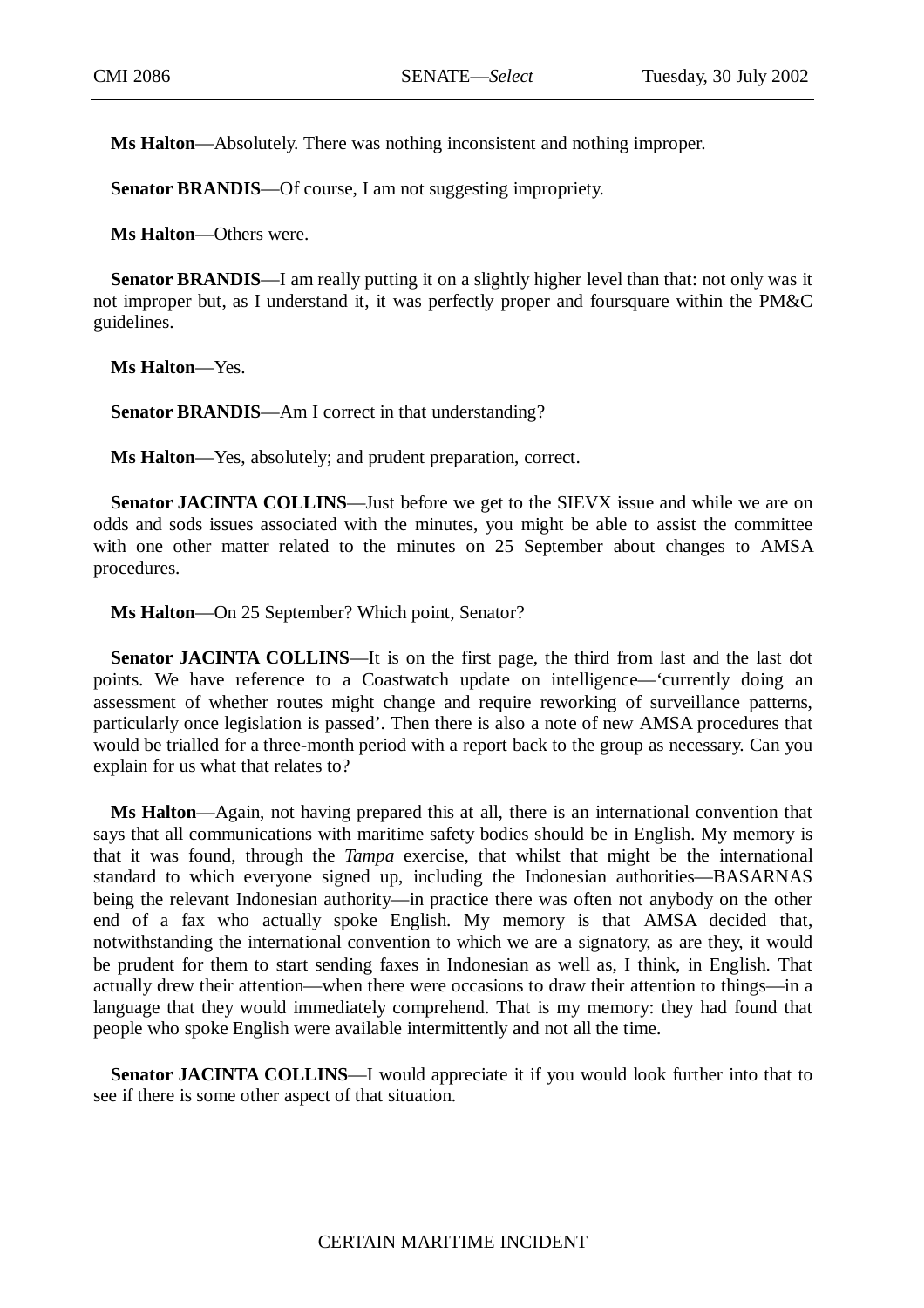**Ms Halton**—Absolutely. There was nothing inconsistent and nothing improper.

**Senator BRANDIS**—Of course, I am not suggesting impropriety.

**Ms Halton**—Others were.

**Senator BRANDIS**—I am really putting it on a slightly higher level than that: not only was it not improper but, as I understand it, it was perfectly proper and foursquare within the PM&C guidelines.

**Ms Halton**—Yes.

**Senator BRANDIS**—Am I correct in that understanding?

**Ms Halton**—Yes, absolutely; and prudent preparation, correct.

**Senator JACINTA COLLINS**—Just before we get to the SIEVX issue and while we are on odds and sods issues associated with the minutes, you might be able to assist the committee with one other matter related to the minutes on 25 September about changes to AMSA procedures.

**Ms Halton**—On 25 September? Which point, Senator?

**Senator JACINTA COLLINS**—It is on the first page, the third from last and the last dot points. We have reference to a Coastwatch update on intelligence—'currently doing an assessment of whether routes might change and require reworking of surveillance patterns, particularly once legislation is passed'. Then there is also a note of new AMSA procedures that would be trialled for a three-month period with a report back to the group as necessary. Can you explain for us what that relates to?

**Ms Halton**—Again, not having prepared this at all, there is an international convention that says that all communications with maritime safety bodies should be in English. My memory is that it was found, through the *Tampa* exercise, that whilst that might be the international standard to which everyone signed up, including the Indonesian authorities—BASARNAS being the relevant Indonesian authority—in practice there was often not anybody on the other end of a fax who actually spoke English. My memory is that AMSA decided that, notwithstanding the international convention to which we are a signatory, as are they, it would be prudent for them to start sending faxes in Indonesian as well as, I think, in English. That actually drew their attention—when there were occasions to draw their attention to things—in a language that they would immediately comprehend. That is my memory: they had found that people who spoke English were available intermittently and not all the time.

**Senator JACINTA COLLINS**—I would appreciate it if you would look further into that to see if there is some other aspect of that situation.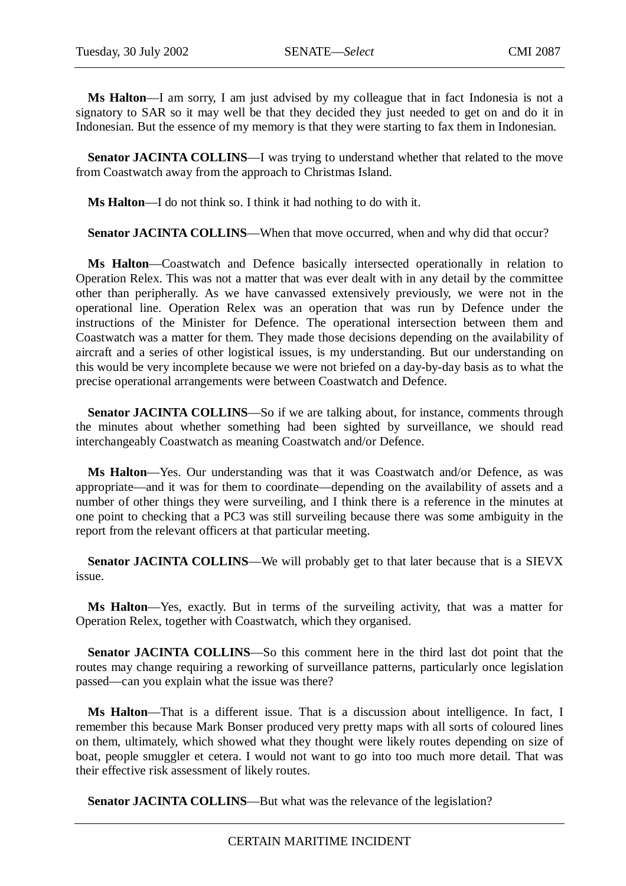**Ms Halton**—I am sorry, I am just advised by my colleague that in fact Indonesia is not a signatory to SAR so it may well be that they decided they just needed to get on and do it in Indonesian. But the essence of my memory is that they were starting to fax them in Indonesian.

**Senator JACINTA COLLINS**—I was trying to understand whether that related to the move from Coastwatch away from the approach to Christmas Island.

**Ms Halton**—I do not think so. I think it had nothing to do with it.

**Senator JACINTA COLLINS**—When that move occurred, when and why did that occur?

**Ms Halton**—Coastwatch and Defence basically intersected operationally in relation to Operation Relex. This was not a matter that was ever dealt with in any detail by the committee other than peripherally. As we have canvassed extensively previously, we were not in the operational line. Operation Relex was an operation that was run by Defence under the instructions of the Minister for Defence. The operational intersection between them and Coastwatch was a matter for them. They made those decisions depending on the availability of aircraft and a series of other logistical issues, is my understanding. But our understanding on this would be very incomplete because we were not briefed on a day-by-day basis as to what the precise operational arrangements were between Coastwatch and Defence.

**Senator JACINTA COLLINS**—So if we are talking about, for instance, comments through the minutes about whether something had been sighted by surveillance, we should read interchangeably Coastwatch as meaning Coastwatch and/or Defence.

**Ms Halton**—Yes. Our understanding was that it was Coastwatch and/or Defence, as was appropriate—and it was for them to coordinate—depending on the availability of assets and a number of other things they were surveiling, and I think there is a reference in the minutes at one point to checking that a PC3 was still surveiling because there was some ambiguity in the report from the relevant officers at that particular meeting.

**Senator JACINTA COLLINS**—We will probably get to that later because that is a SIEVX issue.

**Ms Halton**—Yes, exactly. But in terms of the surveiling activity, that was a matter for Operation Relex, together with Coastwatch, which they organised.

**Senator JACINTA COLLINS**—So this comment here in the third last dot point that the routes may change requiring a reworking of surveillance patterns, particularly once legislation passed—can you explain what the issue was there?

**Ms Halton**—That is a different issue. That is a discussion about intelligence. In fact, I remember this because Mark Bonser produced very pretty maps with all sorts of coloured lines on them, ultimately, which showed what they thought were likely routes depending on size of boat, people smuggler et cetera. I would not want to go into too much more detail. That was their effective risk assessment of likely routes.

**Senator JACINTA COLLINS**—But what was the relevance of the legislation?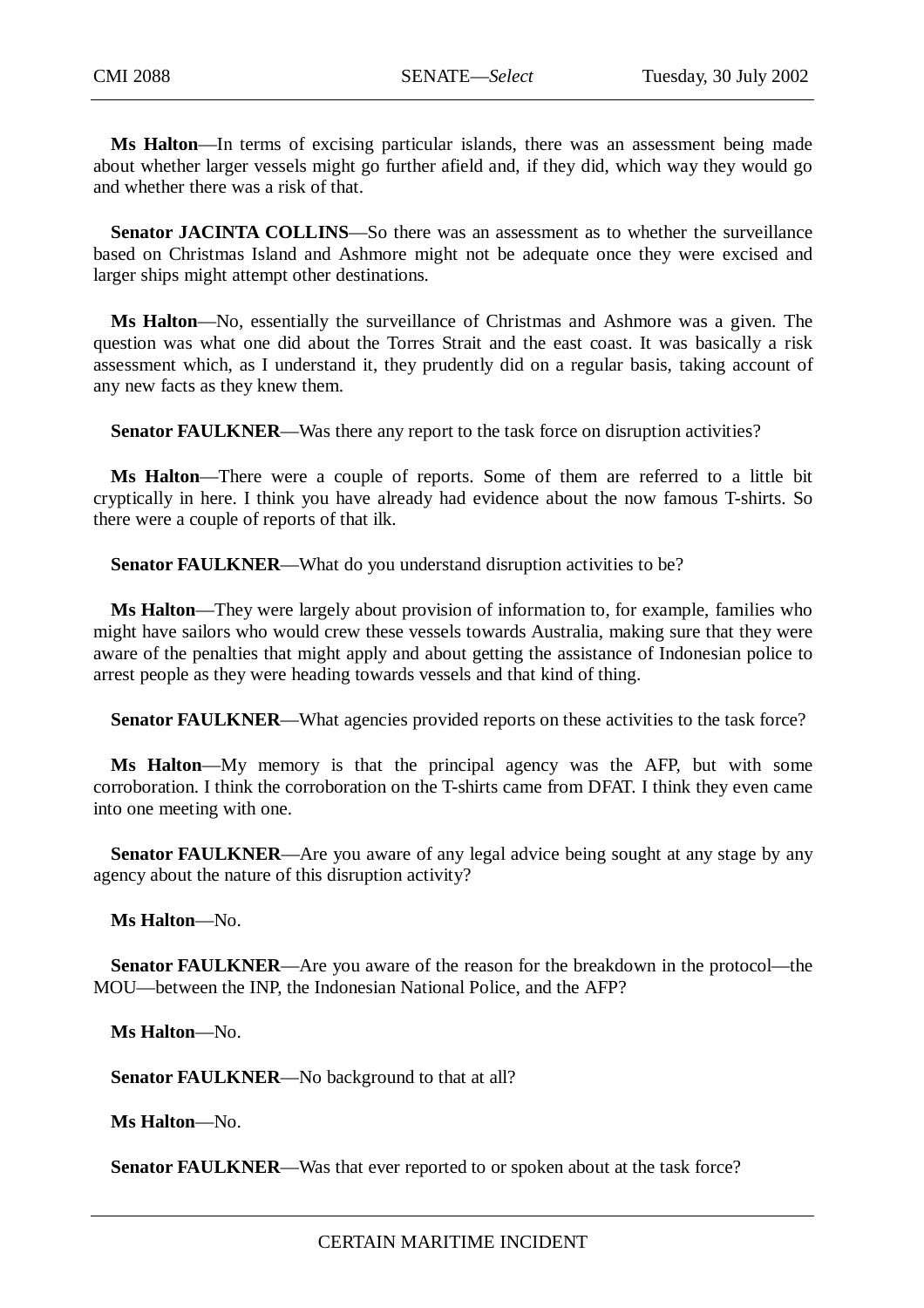**Ms Halton**—In terms of excising particular islands, there was an assessment being made about whether larger vessels might go further afield and, if they did, which way they would go and whether there was a risk of that.

**Senator JACINTA COLLINS**—So there was an assessment as to whether the surveillance based on Christmas Island and Ashmore might not be adequate once they were excised and larger ships might attempt other destinations.

**Ms Halton**—No, essentially the surveillance of Christmas and Ashmore was a given. The question was what one did about the Torres Strait and the east coast. It was basically a risk assessment which, as I understand it, they prudently did on a regular basis, taking account of any new facts as they knew them.

**Senator FAULKNER**—Was there any report to the task force on disruption activities?

**Ms Halton**—There were a couple of reports. Some of them are referred to a little bit cryptically in here. I think you have already had evidence about the now famous T-shirts. So there were a couple of reports of that ilk.

**Senator FAULKNER**—What do you understand disruption activities to be?

**Ms Halton**—They were largely about provision of information to, for example, families who might have sailors who would crew these vessels towards Australia, making sure that they were aware of the penalties that might apply and about getting the assistance of Indonesian police to arrest people as they were heading towards vessels and that kind of thing.

**Senator FAULKNER**—What agencies provided reports on these activities to the task force?

**Ms Halton**—My memory is that the principal agency was the AFP, but with some corroboration. I think the corroboration on the T-shirts came from DFAT. I think they even came into one meeting with one.

**Senator FAULKNER**—Are you aware of any legal advice being sought at any stage by any agency about the nature of this disruption activity?

**Ms Halton**—No.

**Senator FAULKNER**—Are you aware of the reason for the breakdown in the protocol—the MOU—between the INP, the Indonesian National Police, and the AFP?

**Ms Halton**—No.

**Senator FAULKNER**—No background to that at all?

**Ms Halton**—No.

**Senator FAULKNER**—Was that ever reported to or spoken about at the task force?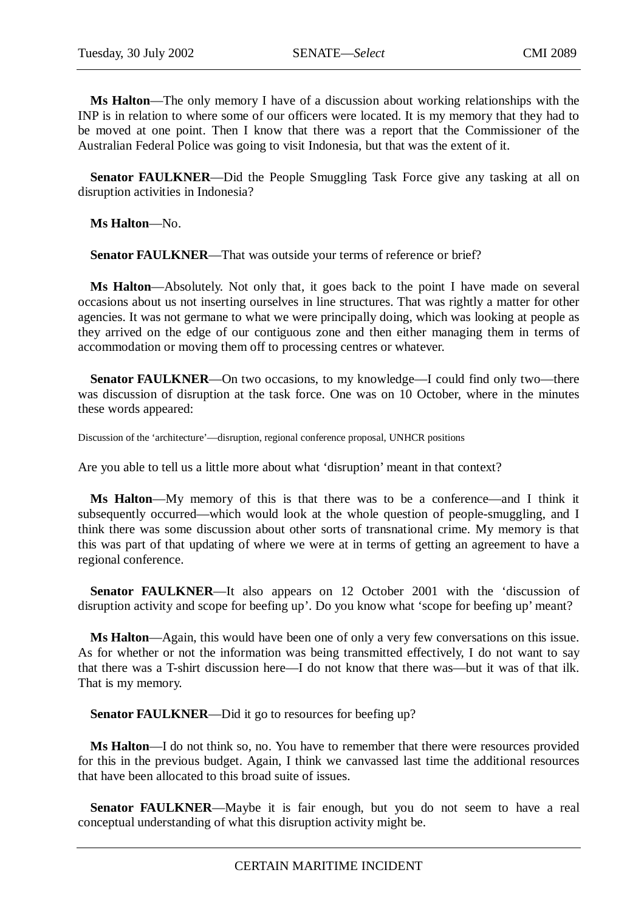**Ms Halton**—The only memory I have of a discussion about working relationships with the INP is in relation to where some of our officers were located. It is my memory that they had to be moved at one point. Then I know that there was a report that the Commissioner of the Australian Federal Police was going to visit Indonesia, but that was the extent of it.

**Senator FAULKNER**—Did the People Smuggling Task Force give any tasking at all on disruption activities in Indonesia?

**Ms Halton**—No.

**Senator FAULKNER**—That was outside your terms of reference or brief?

**Ms Halton**—Absolutely. Not only that, it goes back to the point I have made on several occasions about us not inserting ourselves in line structures. That was rightly a matter for other agencies. It was not germane to what we were principally doing, which was looking at people as they arrived on the edge of our contiguous zone and then either managing them in terms of accommodation or moving them off to processing centres or whatever.

**Senator FAULKNER**—On two occasions, to my knowledge—I could find only two—there was discussion of disruption at the task force. One was on 10 October, where in the minutes these words appeared:

Discussion of the ‘architecture’—disruption, regional conference proposal, UNHCR positions

Are you able to tell us a little more about what ‘disruption’ meant in that context?

**Ms Halton**—My memory of this is that there was to be a conference—and I think it subsequently occurred—which would look at the whole question of people-smuggling, and I think there was some discussion about other sorts of transnational crime. My memory is that this was part of that updating of where we were at in terms of getting an agreement to have a regional conference.

**Senator FAULKNER**—It also appears on 12 October 2001 with the ‘discussion of disruption activity and scope for beefing up’. Do you know what ‘scope for beefing up’ meant?

**Ms Halton**—Again, this would have been one of only a very few conversations on this issue. As for whether or not the information was being transmitted effectively, I do not want to say that there was a T-shirt discussion here—I do not know that there was—but it was of that ilk. That is my memory.

**Senator FAULKNER**—Did it go to resources for beefing up?

**Ms Halton**—I do not think so, no. You have to remember that there were resources provided for this in the previous budget. Again, I think we canvassed last time the additional resources that have been allocated to this broad suite of issues.

**Senator FAULKNER**—Maybe it is fair enough, but you do not seem to have a real conceptual understanding of what this disruption activity might be.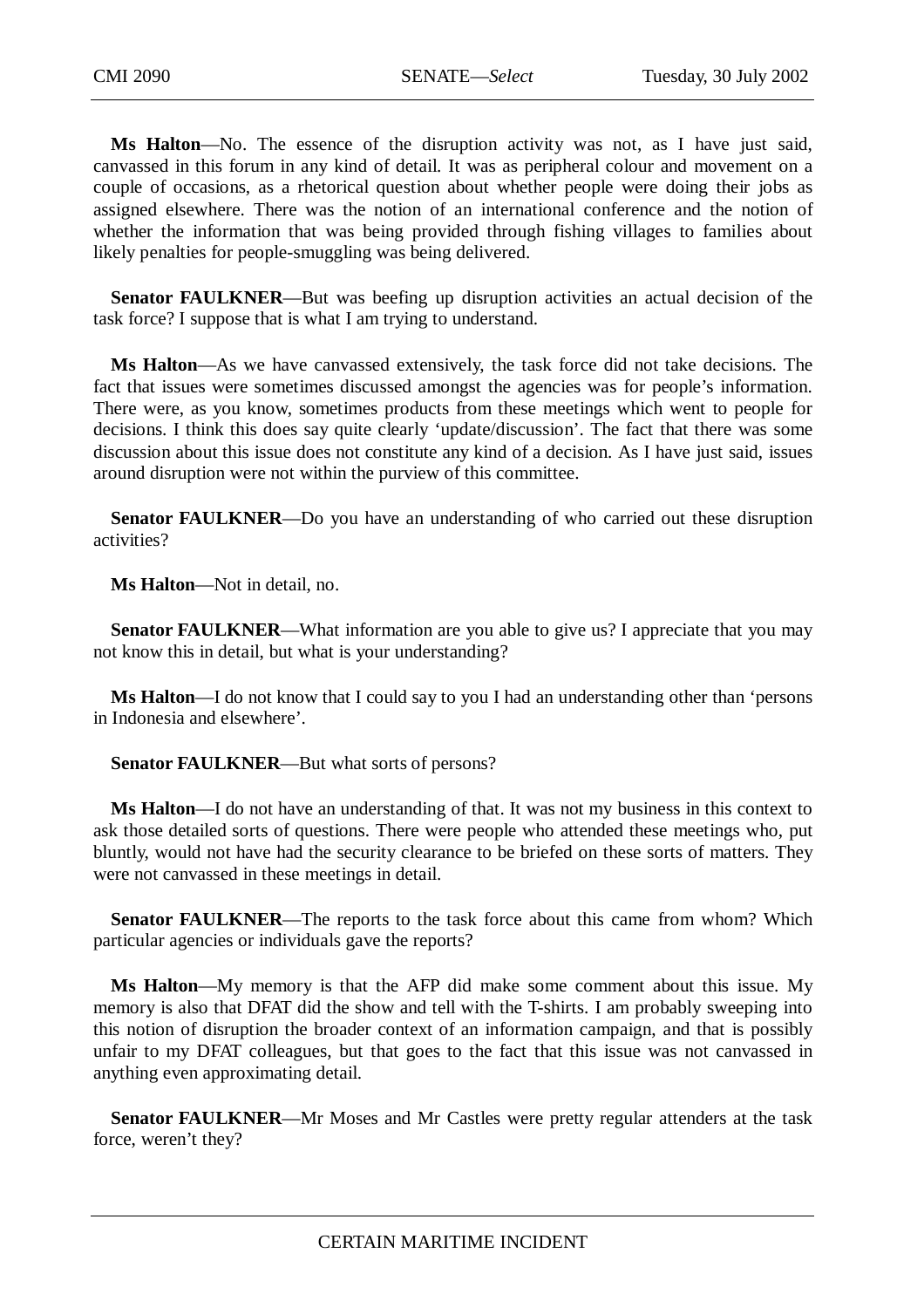**Ms Halton**—No. The essence of the disruption activity was not, as I have just said, canvassed in this forum in any kind of detail. It was as peripheral colour and movement on a couple of occasions, as a rhetorical question about whether people were doing their jobs as assigned elsewhere. There was the notion of an international conference and the notion of whether the information that was being provided through fishing villages to families about likely penalties for people-smuggling was being delivered.

**Senator FAULKNER**—But was beefing up disruption activities an actual decision of the task force? I suppose that is what I am trying to understand.

**Ms Halton**—As we have canvassed extensively, the task force did not take decisions. The fact that issues were sometimes discussed amongst the agencies was for people's information. There were, as you know, sometimes products from these meetings which went to people for decisions. I think this does say quite clearly 'update/discussion'. The fact that there was some discussion about this issue does not constitute any kind of a decision. As I have just said, issues around disruption were not within the purview of this committee.

**Senator FAULKNER**—Do you have an understanding of who carried out these disruption activities?

**Ms Halton**—Not in detail, no.

**Senator FAULKNER**—What information are you able to give us? I appreciate that you may not know this in detail, but what is your understanding?

**Ms Halton**—I do not know that I could say to you I had an understanding other than 'persons in Indonesia and elsewhere'.

**Senator FAULKNER**—But what sorts of persons?

**Ms Halton**—I do not have an understanding of that. It was not my business in this context to ask those detailed sorts of questions. There were people who attended these meetings who, put bluntly, would not have had the security clearance to be briefed on these sorts of matters. They were not canvassed in these meetings in detail.

**Senator FAULKNER**—The reports to the task force about this came from whom? Which particular agencies or individuals gave the reports?

**Ms Halton**—My memory is that the AFP did make some comment about this issue. My memory is also that DFAT did the show and tell with the T-shirts. I am probably sweeping into this notion of disruption the broader context of an information campaign, and that is possibly unfair to my DFAT colleagues, but that goes to the fact that this issue was not canvassed in anything even approximating detail.

**Senator FAULKNER**—Mr Moses and Mr Castles were pretty regular attenders at the task force, weren't they?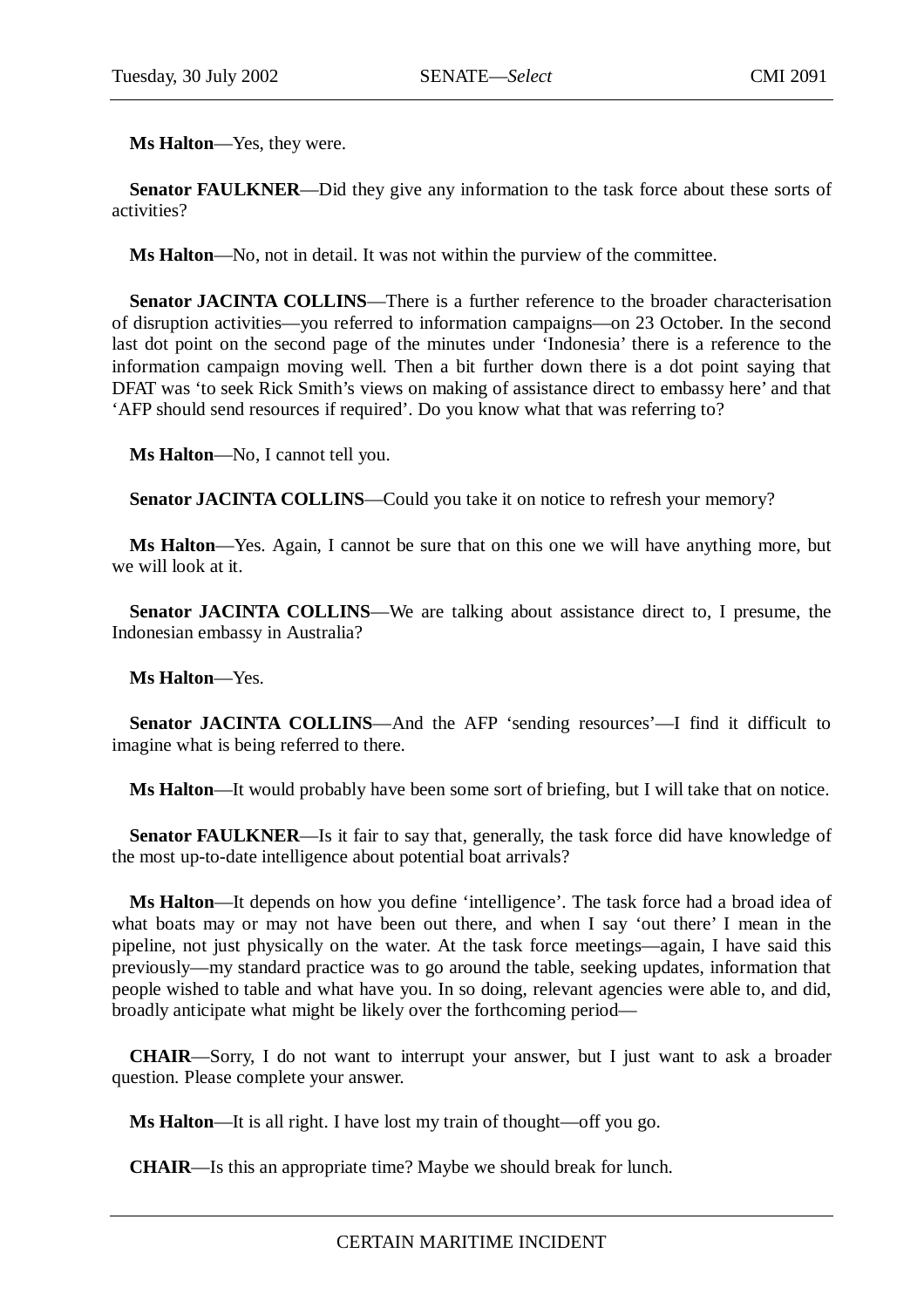**Ms Halton**—Yes, they were.

**Senator FAULKNER**—Did they give any information to the task force about these sorts of activities?

**Ms Halton**—No, not in detail. It was not within the purview of the committee.

**Senator JACINTA COLLINS**—There is a further reference to the broader characterisation of disruption activities—you referred to information campaigns—on 23 October. In the second last dot point on the second page of the minutes under 'Indonesia' there is a reference to the information campaign moving well. Then a bit further down there is a dot point saying that DFAT was 'to seek Rick Smith's views on making of assistance direct to embassy here' and that 'AFP should send resources if required'. Do you know what that was referring to?

**Ms Halton**—No, I cannot tell you.

**Senator JACINTA COLLINS**—Could you take it on notice to refresh your memory?

**Ms Halton**—Yes. Again, I cannot be sure that on this one we will have anything more, but we will look at it.

**Senator JACINTA COLLINS**—We are talking about assistance direct to, I presume, the Indonesian embassy in Australia?

**Ms Halton**—Yes.

**Senator JACINTA COLLINS**—And the AFP 'sending resources'—I find it difficult to imagine what is being referred to there.

**Ms Halton**—It would probably have been some sort of briefing, but I will take that on notice.

**Senator FAULKNER**—Is it fair to say that, generally, the task force did have knowledge of the most up-to-date intelligence about potential boat arrivals?

**Ms Halton**—It depends on how you define 'intelligence'. The task force had a broad idea of what boats may or may not have been out there, and when I say 'out there' I mean in the pipeline, not just physically on the water. At the task force meetings—again, I have said this previously—my standard practice was to go around the table, seeking updates, information that people wished to table and what have you. In so doing, relevant agencies were able to, and did, broadly anticipate what might be likely over the forthcoming period—

**CHAIR**—Sorry, I do not want to interrupt your answer, but I just want to ask a broader question. Please complete your answer.

**Ms Halton**—It is all right. I have lost my train of thought—off you go.

**CHAIR**—Is this an appropriate time? Maybe we should break for lunch.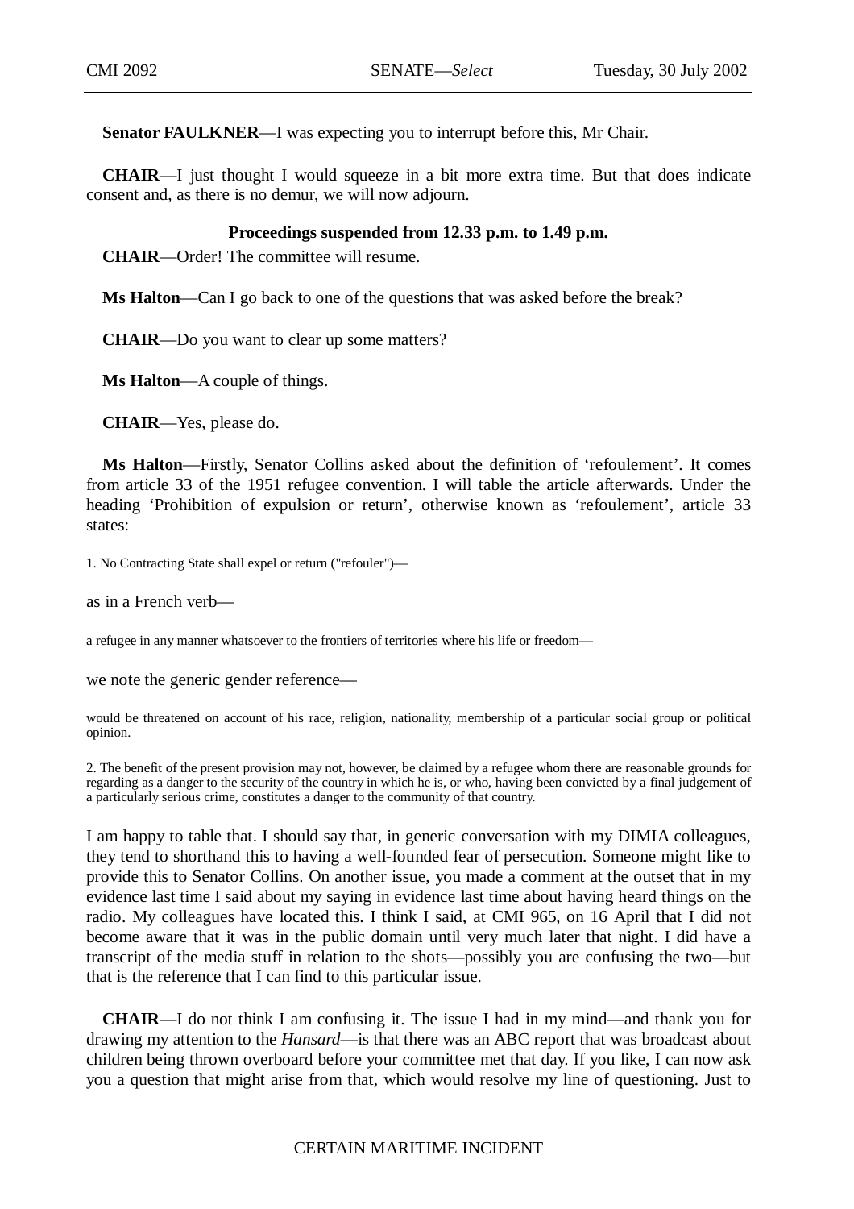**Senator FAULKNER**—I was expecting you to interrupt before this, Mr Chair.

**CHAIR**—I just thought I would squeeze in a bit more extra time. But that does indicate consent and, as there is no demur, we will now adjourn.

**Proceedings suspended from 12.33 p.m. to 1.49 p.m.**

**CHAIR**—Order! The committee will resume.

**Ms Halton**—Can I go back to one of the questions that was asked before the break?

**CHAIR**—Do you want to clear up some matters?

**Ms Halton**—A couple of things.

**CHAIR**—Yes, please do.

**Ms Halton**—Firstly, Senator Collins asked about the definition of 'refoulement'. It comes from article 33 of the 1951 refugee convention. I will table the article afterwards. Under the heading 'Prohibition of expulsion or return', otherwise known as 'refoulement', article 33 states:

> 1. No Contracting State shall expel or return ("refouler")—

as in a French verb—

> a refugee in any manner whatsoever to the frontiers of territories where his life or freedom—

we note the generic gender reference—

> would be threatened on account of his race, religion, nationality, membership of a particular social group or political opinion.
>
> 2. The benefit of the present provision may not, however, be claimed by a refugee whom there are reasonable grounds for regarding as a danger to the security of the country in which he is, or who, having been convicted by a final judgement of a particularly serious crime, constitutes a danger to the community of that country.

I am happy to table that. I should say that, in generic conversation with my DIMIA colleagues, they tend to shorthand this to having a well-founded fear of persecution. Someone might like to provide this to Senator Collins. On another issue, you made a comment at the outset that in my evidence last time I said about my saying in evidence last time about having heard things on the radio. My colleagues have located this. I think I said, at CMI 965, on 16 April that I did not become aware that it was in the public domain until very much later that night. I did have a transcript of the media stuff in relation to the shots—possibly you are confusing the two—but that is the reference that I can find to this particular issue.

**CHAIR**—I do not think I am confusing it. The issue I had in my mind—and thank you for drawing my attention to the *Hansard*—is that there was an ABC report that was broadcast about children being thrown overboard before your committee met that day. If you like, I can now ask you a question that might arise from that, which would resolve my line of questioning. Just to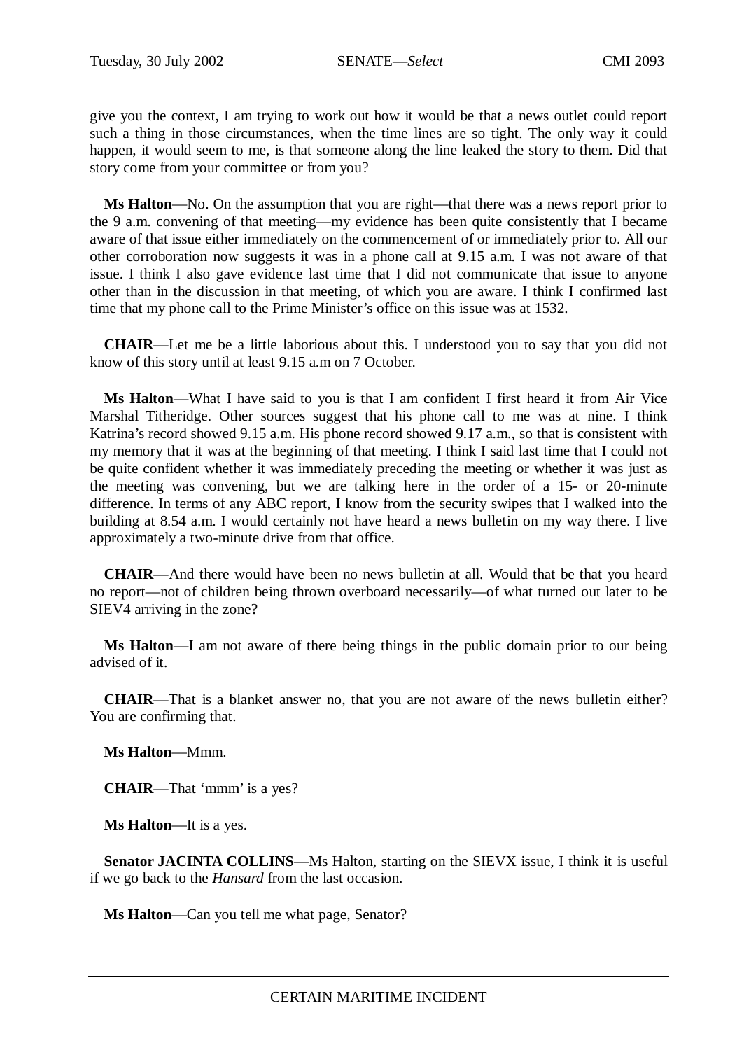give you the context, I am trying to work out how it would be that a news outlet could report such a thing in those circumstances, when the time lines are so tight. The only way it could happen, it would seem to me, is that someone along the line leaked the story to them. Did that story come from your committee or from you?

**Ms Halton**—No. On the assumption that you are right—that there was a news report prior to the 9 a.m. convening of that meeting—my evidence has been quite consistently that I became aware of that issue either immediately on the commencement of or immediately prior to. All our other corroboration now suggests it was in a phone call at 9.15 a.m. I was not aware of that issue. I think I also gave evidence last time that I did not communicate that issue to anyone other than in the discussion in that meeting, of which you are aware. I think I confirmed last time that my phone call to the Prime Minister's office on this issue was at 1532.

**CHAIR**—Let me be a little laborious about this. I understood you to say that you did not know of this story until at least 9.15 a.m on 7 October.

**Ms Halton**—What I have said to you is that I am confident I first heard it from Air Vice Marshal Titheridge. Other sources suggest that his phone call to me was at nine. I think Katrina's record showed 9.15 a.m. His phone record showed 9.17 a.m., so that is consistent with my memory that it was at the beginning of that meeting. I think I said last time that I could not be quite confident whether it was immediately preceding the meeting or whether it was just as the meeting was convening, but we are talking here in the order of a 15- or 20-minute difference. In terms of any ABC report, I know from the security swipes that I walked into the building at 8.54 a.m. I would certainly not have heard a news bulletin on my way there. I live approximately a two-minute drive from that office.

**CHAIR**—And there would have been no news bulletin at all. Would that be that you heard no report—not of children being thrown overboard necessarily—of what turned out later to be SIEV4 arriving in the zone?

**Ms Halton**—I am not aware of there being things in the public domain prior to our being advised of it.

**CHAIR**—That is a blanket answer no, that you are not aware of the news bulletin either? You are confirming that.

**Ms Halton**—Mmm.

**CHAIR**—That 'mmm' is a yes?

**Ms Halton**—It is a yes.

**Senator JACINTA COLLINS**—Ms Halton, starting on the SIEVX issue, I think it is useful if we go back to the *Hansard* from the last occasion.

**Ms Halton**—Can you tell me what page, Senator?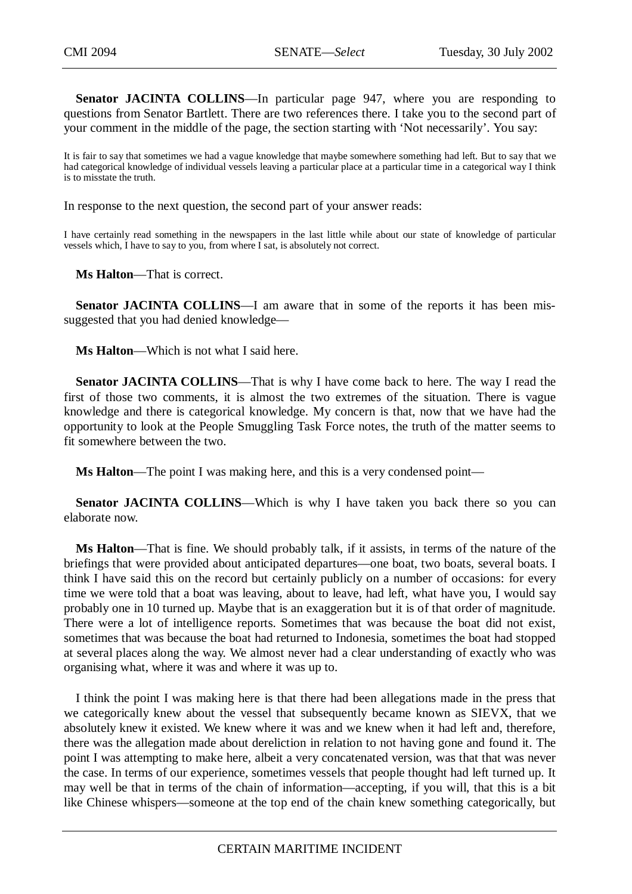**Senator JACINTA COLLINS**—In particular page 947, where you are responding to questions from Senator Bartlett. There are two references there. I take you to the second part of your comment in the middle of the page, the section starting with 'Not necessarily'. You say:

> It is fair to say that sometimes we had a vague knowledge that maybe somewhere something had left. But to say that we had categorical knowledge of individual vessels leaving a particular place at a particular time in a categorical way I think is to misstate the truth.

In response to the next question, the second part of your answer reads:

> I have certainly read something in the newspapers in the last little while about our state of knowledge of particular vessels which, I have to say to you, from where I sat, is absolutely not correct.

**Ms Halton**—That is correct.

**Senator JACINTA COLLINS**—I am aware that in some of the reports it has been mis-suggested that you had denied knowledge—

**Ms Halton**—Which is not what I said here.

**Senator JACINTA COLLINS**—That is why I have come back to here. The way I read the first of those two comments, it is almost the two extremes of the situation. There is vague knowledge and there is categorical knowledge. My concern is that, now that we have had the opportunity to look at the People Smuggling Task Force notes, the truth of the matter seems to fit somewhere between the two.

**Ms Halton**—The point I was making here, and this is a very condensed point—

**Senator JACINTA COLLINS**—Which is why I have taken you back there so you can elaborate now.

**Ms Halton**—That is fine. We should probably talk, if it assists, in terms of the nature of the briefings that were provided about anticipated departures—one boat, two boats, several boats. I think I have said this on the record but certainly publicly on a number of occasions: for every time we were told that a boat was leaving, about to leave, had left, what have you, I would say probably one in 10 turned up. Maybe that is an exaggeration but it is of that order of magnitude. There were a lot of intelligence reports. Sometimes that was because the boat did not exist, sometimes that was because the boat had returned to Indonesia, sometimes the boat had stopped at several places along the way. We almost never had a clear understanding of exactly who was organising what, where it was and where it was up to.

I think the point I was making here is that there had been allegations made in the press that we categorically knew about the vessel that subsequently became known as SIEVX, that we absolutely knew it existed. We knew where it was and we knew when it had left and, therefore, there was the allegation made about dereliction in relation to not having gone and found it. The point I was attempting to make here, albeit a very concatenated version, was that that was never the case. In terms of our experience, sometimes vessels that people thought had left turned up. It may well be that in terms of the chain of information—accepting, if you will, that this is a bit like Chinese whispers—someone at the top end of the chain knew something categorically, but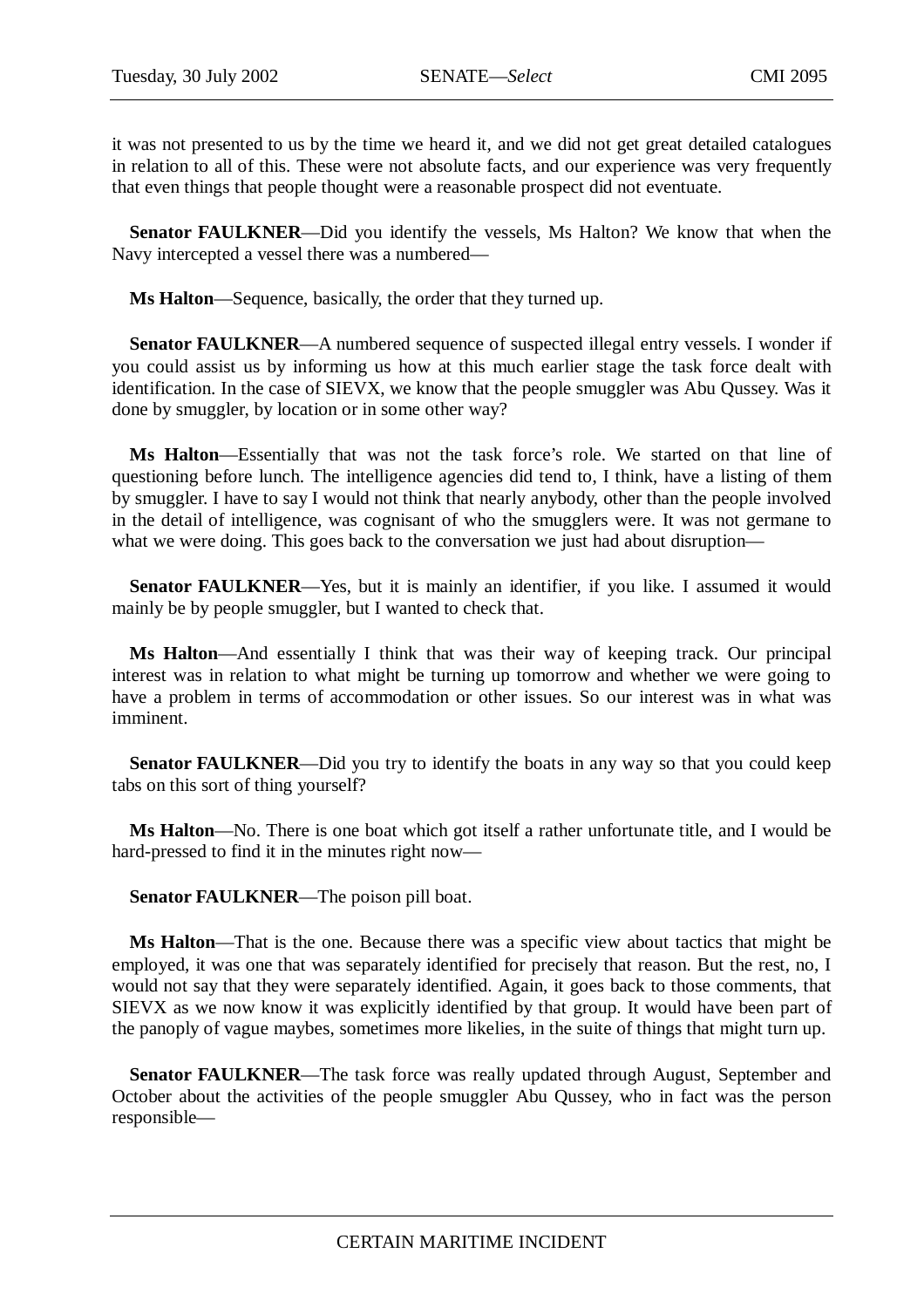it was not presented to us by the time we heard it, and we did not get great detailed catalogues in relation to all of this. These were not absolute facts, and our experience was very frequently that even things that people thought were a reasonable prospect did not eventuate.

**Senator FAULKNER**—Did you identify the vessels, Ms Halton? We know that when the Navy intercepted a vessel there was a numbered—

**Ms Halton**—Sequence, basically, the order that they turned up.

**Senator FAULKNER**—A numbered sequence of suspected illegal entry vessels. I wonder if you could assist us by informing us how at this much earlier stage the task force dealt with identification. In the case of SIEVX, we know that the people smuggler was Abu Qussey. Was it done by smuggler, by location or in some other way?

**Ms Halton**—Essentially that was not the task force's role. We started on that line of questioning before lunch. The intelligence agencies did tend to, I think, have a listing of them by smuggler. I have to say I would not think that nearly anybody, other than the people involved in the detail of intelligence, was cognisant of who the smugglers were. It was not germane to what we were doing. This goes back to the conversation we just had about disruption—

**Senator FAULKNER**—Yes, but it is mainly an identifier, if you like. I assumed it would mainly be by people smuggler, but I wanted to check that.

**Ms Halton**—And essentially I think that was their way of keeping track. Our principal interest was in relation to what might be turning up tomorrow and whether we were going to have a problem in terms of accommodation or other issues. So our interest was in what was imminent.

**Senator FAULKNER**—Did you try to identify the boats in any way so that you could keep tabs on this sort of thing yourself?

**Ms Halton**—No. There is one boat which got itself a rather unfortunate title, and I would be hard-pressed to find it in the minutes right now—

**Senator FAULKNER**—The poison pill boat.

**Ms Halton**—That is the one. Because there was a specific view about tactics that might be employed, it was one that was separately identified for precisely that reason. But the rest, no, I would not say that they were separately identified. Again, it goes back to those comments, that SIEVX as we now know it was explicitly identified by that group. It would have been part of the panoply of vague maybes, sometimes more likelies, in the suite of things that might turn up.

**Senator FAULKNER**—The task force was really updated through August, September and October about the activities of the people smuggler Abu Qussey, who in fact was the person responsible—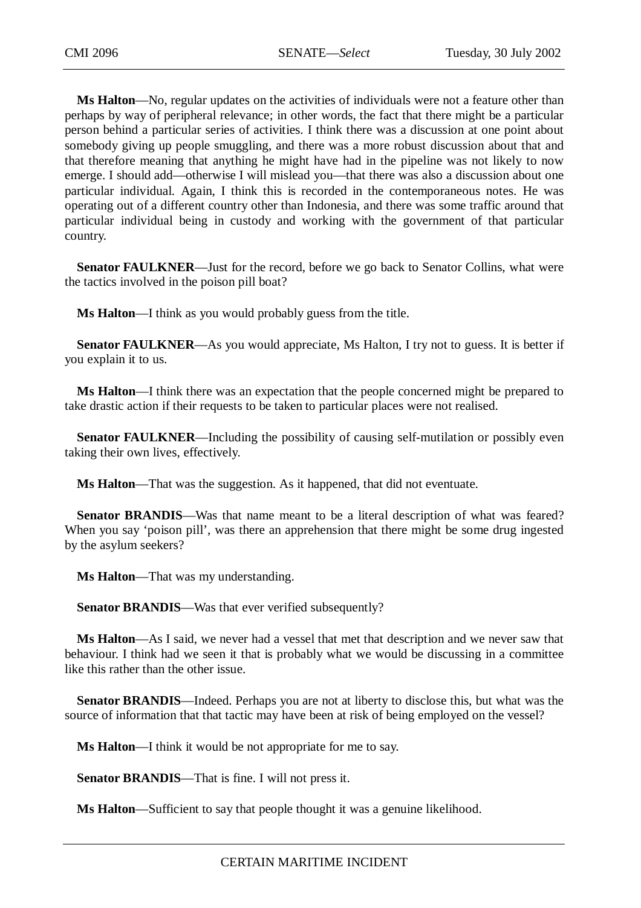**Ms Halton**—No, regular updates on the activities of individuals were not a feature other than perhaps by way of peripheral relevance; in other words, the fact that there might be a particular person behind a particular series of activities. I think there was a discussion at one point about somebody giving up people smuggling, and there was a more robust discussion about that and that therefore meaning that anything he might have had in the pipeline was not likely to now emerge. I should add—otherwise I will mislead you—that there was also a discussion about one particular individual. Again, I think this is recorded in the contemporaneous notes. He was operating out of a different country other than Indonesia, and there was some traffic around that particular individual being in custody and working with the government of that particular country.

**Senator FAULKNER**—Just for the record, before we go back to Senator Collins, what were the tactics involved in the poison pill boat?

**Ms Halton**—I think as you would probably guess from the title.

**Senator FAULKNER**—As you would appreciate, Ms Halton, I try not to guess. It is better if you explain it to us.

**Ms Halton**—I think there was an expectation that the people concerned might be prepared to take drastic action if their requests to be taken to particular places were not realised.

**Senator FAULKNER**—Including the possibility of causing self-mutilation or possibly even taking their own lives, effectively.

**Ms Halton**—That was the suggestion. As it happened, that did not eventuate.

**Senator BRANDIS**—Was that name meant to be a literal description of what was feared? When you say 'poison pill', was there an apprehension that there might be some drug ingested by the asylum seekers?

**Ms Halton**—That was my understanding.

**Senator BRANDIS**—Was that ever verified subsequently?

**Ms Halton**—As I said, we never had a vessel that met that description and we never saw that behaviour. I think had we seen it that is probably what we would be discussing in a committee like this rather than the other issue.

**Senator BRANDIS**—Indeed. Perhaps you are not at liberty to disclose this, but what was the source of information that that tactic may have been at risk of being employed on the vessel?

**Ms Halton**—I think it would be not appropriate for me to say.

**Senator BRANDIS**—That is fine. I will not press it.

**Ms Halton**—Sufficient to say that people thought it was a genuine likelihood.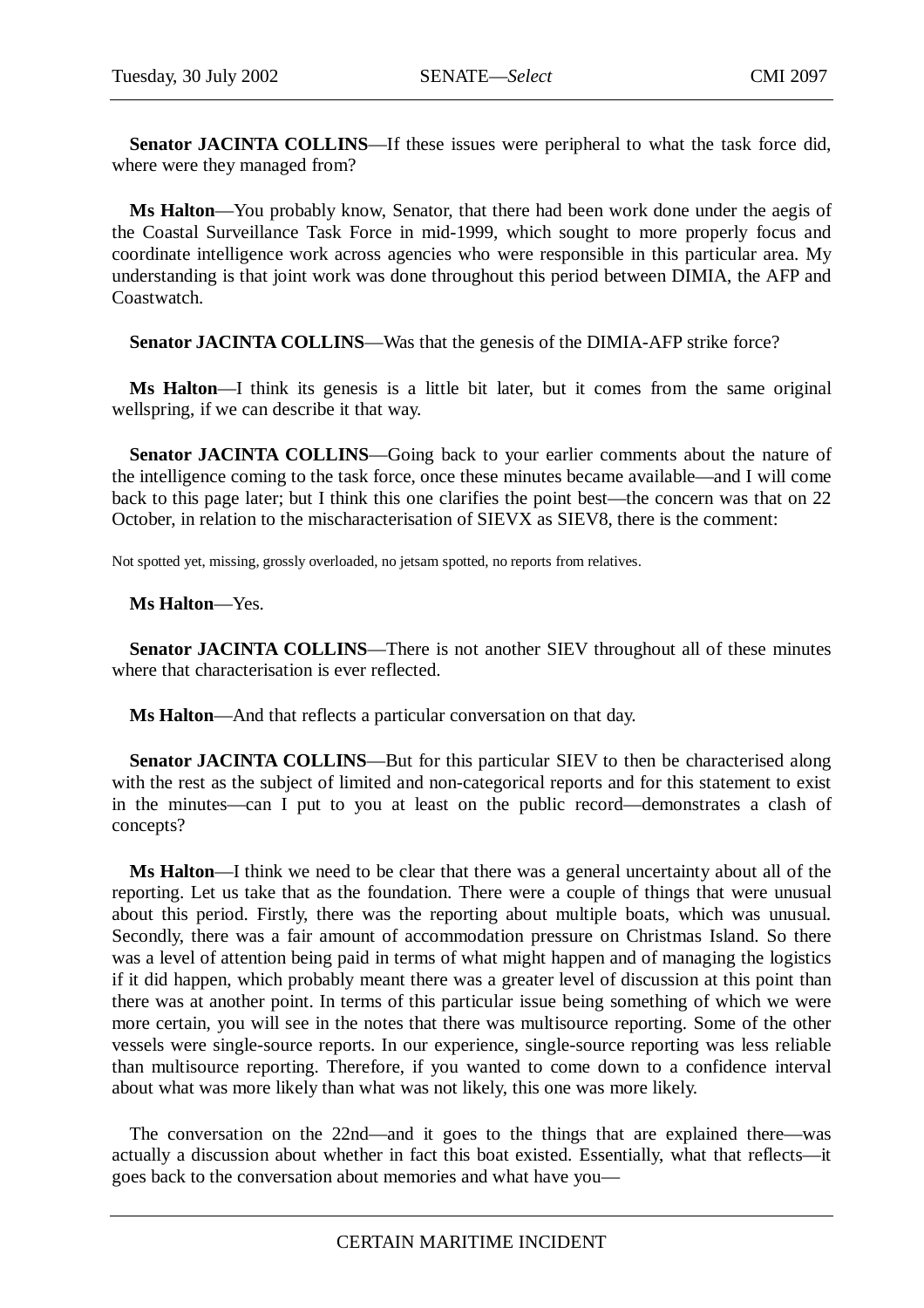**Senator JACINTA COLLINS**—If these issues were peripheral to what the task force did, where were they managed from?

**Ms Halton**—You probably know, Senator, that there had been work done under the aegis of the Coastal Surveillance Task Force in mid-1999, which sought to more properly focus and coordinate intelligence work across agencies who were responsible in this particular area. My understanding is that joint work was done throughout this period between DIMIA, the AFP and Coastwatch.

**Senator JACINTA COLLINS**—Was that the genesis of the DIMIA-AFP strike force?

**Ms Halton**—I think its genesis is a little bit later, but it comes from the same original wellspring, if we can describe it that way.

**Senator JACINTA COLLINS**—Going back to your earlier comments about the nature of the intelligence coming to the task force, once these minutes became available—and I will come back to this page later; but I think this one clarifies the point best—the concern was that on 22 October, in relation to the mischaracterisation of SIEVX as SIEV8, there is the comment:

Not spotted yet, missing, grossly overloaded, no jetsam spotted, no reports from relatives.

**Ms Halton**—Yes.

**Senator JACINTA COLLINS**—There is not another SIEV throughout all of these minutes where that characterisation is ever reflected.

**Ms Halton**—And that reflects a particular conversation on that day.

**Senator JACINTA COLLINS**—But for this particular SIEV to then be characterised along with the rest as the subject of limited and non-categorical reports and for this statement to exist in the minutes—can I put to you at least on the public record—demonstrates a clash of concepts?

**Ms Halton**—I think we need to be clear that there was a general uncertainty about all of the reporting. Let us take that as the foundation. There were a couple of things that were unusual about this period. Firstly, there was the reporting about multiple boats, which was unusual. Secondly, there was a fair amount of accommodation pressure on Christmas Island. So there was a level of attention being paid in terms of what might happen and of managing the logistics if it did happen, which probably meant there was a greater level of discussion at this point than there was at another point. In terms of this particular issue being something of which we were more certain, you will see in the notes that there was multisource reporting. Some of the other vessels were single-source reports. In our experience, single-source reporting was less reliable than multisource reporting. Therefore, if you wanted to come down to a confidence interval about what was more likely than what was not likely, this one was more likely.

The conversation on the 22nd—and it goes to the things that are explained there—was actually a discussion about whether in fact this boat existed. Essentially, what that reflects—it goes back to the conversation about memories and what have you—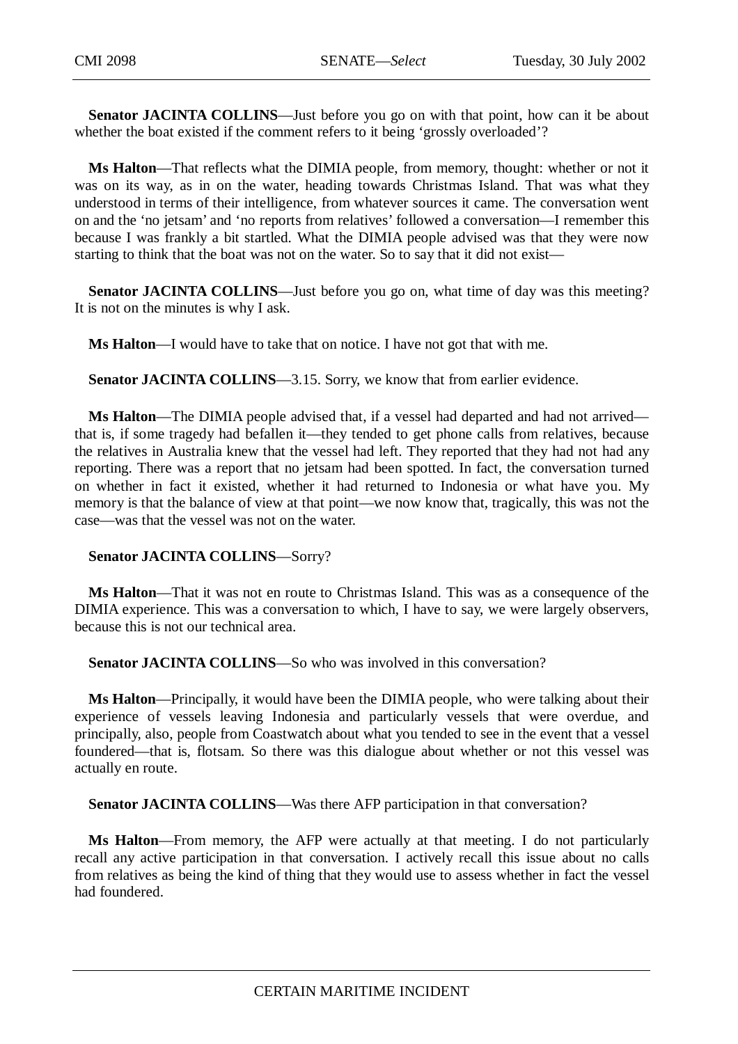**Senator JACINTA COLLINS**—Just before you go on with that point, how can it be about whether the boat existed if the comment refers to it being 'grossly overloaded'?

**Ms Halton**—That reflects what the DIMIA people, from memory, thought: whether or not it was on its way, as in on the water, heading towards Christmas Island. That was what they understood in terms of their intelligence, from whatever sources it came. The conversation went on and the 'no jetsam' and 'no reports from relatives' followed a conversation—I remember this because I was frankly a bit startled. What the DIMIA people advised was that they were now starting to think that the boat was not on the water. So to say that it did not exist—

**Senator JACINTA COLLINS**—Just before you go on, what time of day was this meeting? It is not on the minutes is why I ask.

**Ms Halton**—I would have to take that on notice. I have not got that with me.

**Senator JACINTA COLLINS**—3.15. Sorry, we know that from earlier evidence.

**Ms Halton**—The DIMIA people advised that, if a vessel had departed and had not arrived—that is, if some tragedy had befallen it—they tended to get phone calls from relatives, because the relatives in Australia knew that the vessel had left. They reported that they had not had any reporting. There was a report that no jetsam had been spotted. In fact, the conversation turned on whether in fact it existed, whether it had returned to Indonesia or what have you. My memory is that the balance of view at that point—we now know that, tragically, this was not the case—was that the vessel was not on the water.

**Senator JACINTA COLLINS**—Sorry?

**Ms Halton**—That it was not en route to Christmas Island. This was as a consequence of the DIMIA experience. This was a conversation to which, I have to say, we were largely observers, because this is not our technical area.

**Senator JACINTA COLLINS**—So who was involved in this conversation?

**Ms Halton**—Principally, it would have been the DIMIA people, who were talking about their experience of vessels leaving Indonesia and particularly vessels that were overdue, and principally, also, people from Coastwatch about what you tended to see in the event that a vessel foundered—that is, flotsam. So there was this dialogue about whether or not this vessel was actually en route.

**Senator JACINTA COLLINS**—Was there AFP participation in that conversation?

**Ms Halton**—From memory, the AFP were actually at that meeting. I do not particularly recall any active participation in that conversation. I actively recall this issue about no calls from relatives as being the kind of thing that they would use to assess whether in fact the vessel had foundered.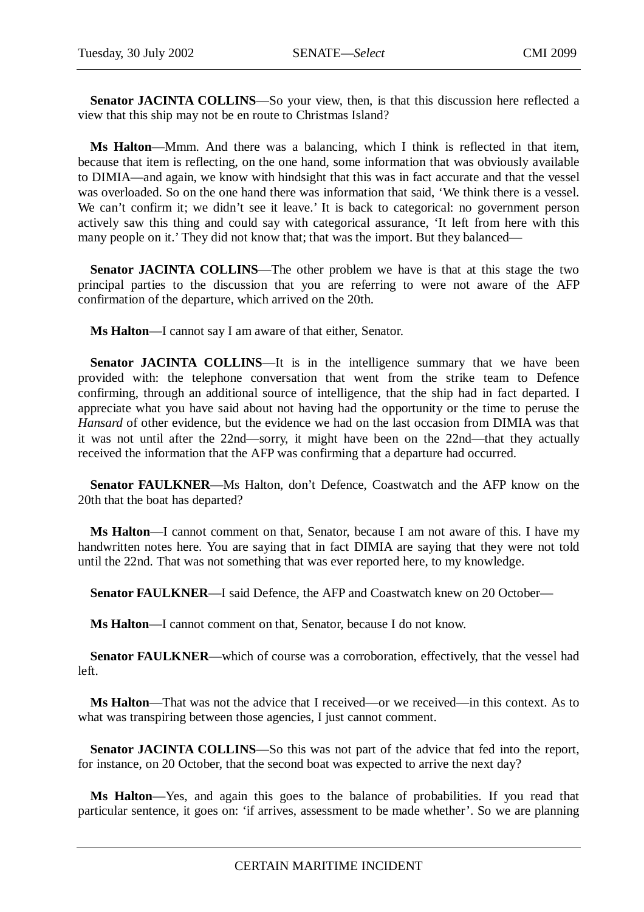**Senator JACINTA COLLINS**—So your view, then, is that this discussion here reflected a view that this ship may not be en route to Christmas Island?

**Ms Halton**—Mmm. And there was a balancing, which I think is reflected in that item, because that item is reflecting, on the one hand, some information that was obviously available to DIMIA—and again, we know with hindsight that this was in fact accurate and that the vessel was overloaded. So on the one hand there was information that said, 'We think there is a vessel. We can't confirm it; we didn't see it leave.' It is back to categorical: no government person actively saw this thing and could say with categorical assurance, 'It left from here with this many people on it.' They did not know that; that was the import. But they balanced—

**Senator JACINTA COLLINS**—The other problem we have is that at this stage the two principal parties to the discussion that you are referring to were not aware of the AFP confirmation of the departure, which arrived on the 20th.

**Ms Halton**—I cannot say I am aware of that either, Senator.

**Senator JACINTA COLLINS**—It is in the intelligence summary that we have been provided with: the telephone conversation that went from the strike team to Defence confirming, through an additional source of intelligence, that the ship had in fact departed. I appreciate what you have said about not having had the opportunity or the time to peruse the *Hansard* of other evidence, but the evidence we had on the last occasion from DIMIA was that it was not until after the 22nd—sorry, it might have been on the 22nd—that they actually received the information that the AFP was confirming that a departure had occurred.

**Senator FAULKNER**—Ms Halton, don't Defence, Coastwatch and the AFP know on the 20th that the boat has departed?

**Ms Halton**—I cannot comment on that, Senator, because I am not aware of this. I have my handwritten notes here. You are saying that in fact DIMIA are saying that they were not told until the 22nd. That was not something that was ever reported here, to my knowledge.

**Senator FAULKNER**—I said Defence, the AFP and Coastwatch knew on 20 October—

**Ms Halton**—I cannot comment on that, Senator, because I do not know.

**Senator FAULKNER**—which of course was a corroboration, effectively, that the vessel had left.

**Ms Halton**—That was not the advice that I received—or we received—in this context. As to what was transpiring between those agencies, I just cannot comment.

**Senator JACINTA COLLINS**—So this was not part of the advice that fed into the report, for instance, on 20 October, that the second boat was expected to arrive the next day?

**Ms Halton**—Yes, and again this goes to the balance of probabilities. If you read that particular sentence, it goes on: 'if arrives, assessment to be made whether'. So we are planning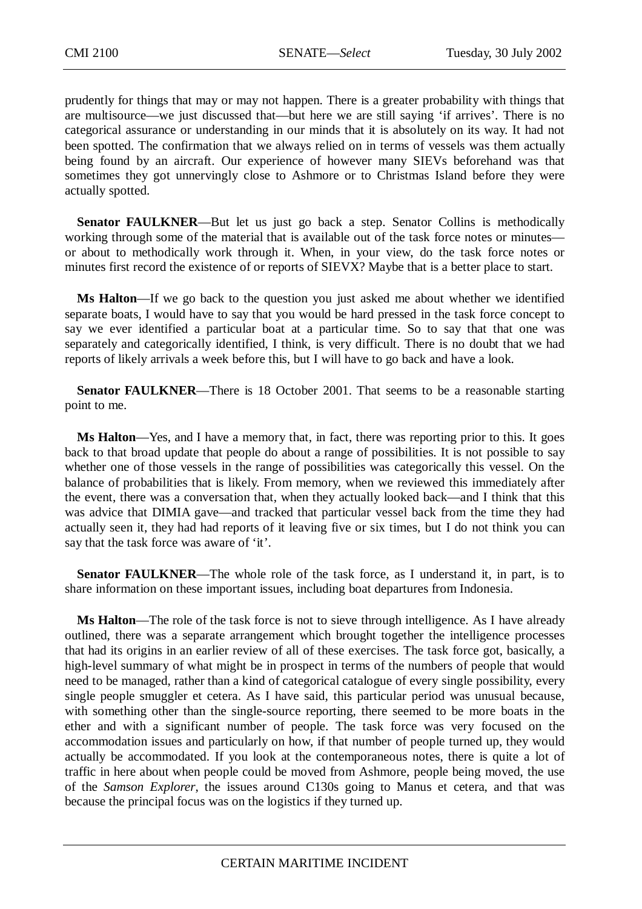prudently for things that may or may not happen. There is a greater probability with things that are multisource—we just discussed that—but here we are still saying 'if arrives'. There is no categorical assurance or understanding in our minds that it is absolutely on its way. It had not been spotted. The confirmation that we always relied on in terms of vessels was them actually being found by an aircraft. Our experience of however many SIEVs beforehand was that sometimes they got unnervingly close to Ashmore or to Christmas Island before they were actually spotted.

**Senator FAULKNER**—But let us just go back a step. Senator Collins is methodically working through some of the material that is available out of the task force notes or minutes—or about to methodically work through it. When, in your view, do the task force notes or minutes first record the existence of or reports of SIEVX? Maybe that is a better place to start.

**Ms Halton**—If we go back to the question you just asked me about whether we identified separate boats, I would have to say that you would be hard pressed in the task force concept to say we ever identified a particular boat at a particular time. So to say that that one was separately and categorically identified, I think, is very difficult. There is no doubt that we had reports of likely arrivals a week before this, but I will have to go back and have a look.

**Senator FAULKNER**—There is 18 October 2001. That seems to be a reasonable starting point to me.

**Ms Halton**—Yes, and I have a memory that, in fact, there was reporting prior to this. It goes back to that broad update that people do about a range of possibilities. It is not possible to say whether one of those vessels in the range of possibilities was categorically this vessel. On the balance of probabilities that is likely. From memory, when we reviewed this immediately after the event, there was a conversation that, when they actually looked back—and I think that this was advice that DIMIA gave—and tracked that particular vessel back from the time they had actually seen it, they had had reports of it leaving five or six times, but I do not think you can say that the task force was aware of 'it'.

**Senator FAULKNER**—The whole role of the task force, as I understand it, in part, is to share information on these important issues, including boat departures from Indonesia.

**Ms Halton**—The role of the task force is not to sieve through intelligence. As I have already outlined, there was a separate arrangement which brought together the intelligence processes that had its origins in an earlier review of all of these exercises. The task force got, basically, a high-level summary of what might be in prospect in terms of the numbers of people that would need to be managed, rather than a kind of categorical catalogue of every single possibility, every single people smuggler et cetera. As I have said, this particular period was unusual because, with something other than the single-source reporting, there seemed to be more boats in the ether and with a significant number of people. The task force was very focused on the accommodation issues and particularly on how, if that number of people turned up, they would actually be accommodated. If you look at the contemporaneous notes, there is quite a lot of traffic in here about when people could be moved from Ashmore, people being moved, the use of the *Samson Explorer*, the issues around C130s going to Manus et cetera, and that was because the principal focus was on the logistics if they turned up.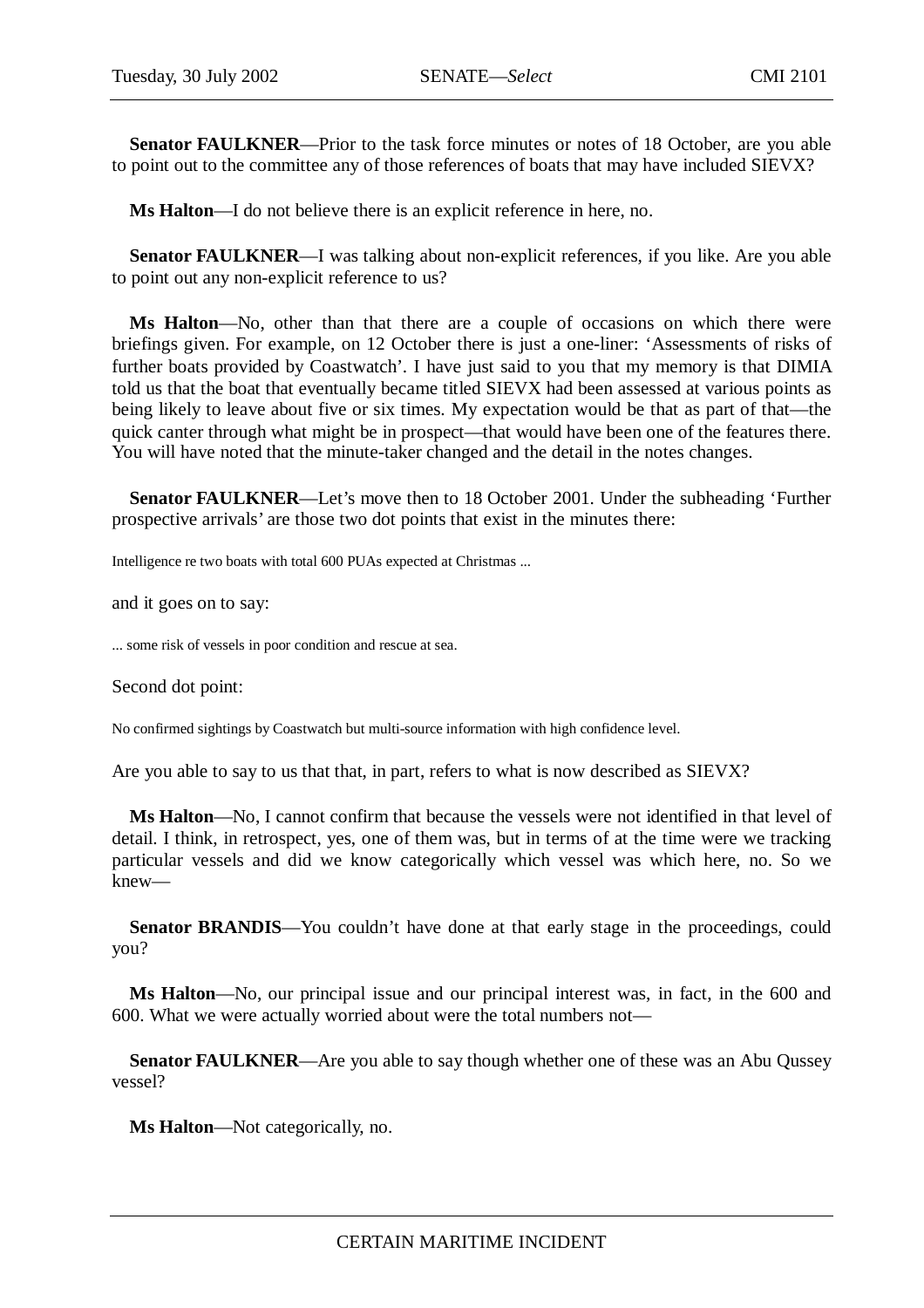**Senator FAULKNER**—Prior to the task force minutes or notes of 18 October, are you able to point out to the committee any of those references of boats that may have included SIEVX?

**Ms Halton**—I do not believe there is an explicit reference in here, no.

**Senator FAULKNER**—I was talking about non-explicit references, if you like. Are you able to point out any non-explicit reference to us?

**Ms Halton**—No, other than that there are a couple of occasions on which there were briefings given. For example, on 12 October there is just a one-liner: 'Assessments of risks of further boats provided by Coastwatch'. I have just said to you that my memory is that DIMIA told us that the boat that eventually became titled SIEVX had been assessed at various points as being likely to leave about five or six times. My expectation would be that as part of that—the quick canter through what might be in prospect—that would have been one of the features there. You will have noted that the minute-taker changed and the detail in the notes changes.

**Senator FAULKNER**—Let's move then to 18 October 2001. Under the subheading 'Further prospective arrivals' are those two dot points that exist in the minutes there:

> Intelligence re two boats with total 600 PUAs expected at Christmas ...

and it goes on to say:

> ... some risk of vessels in poor condition and rescue at sea.

Second dot point:

> No confirmed sightings by Coastwatch but multi-source information with high confidence level.

Are you able to say to us that that, in part, refers to what is now described as SIEVX?

**Ms Halton**—No, I cannot confirm that because the vessels were not identified in that level of detail. I think, in retrospect, yes, one of them was, but in terms of at the time were we tracking particular vessels and did we know categorically which vessel was which here, no. So we knew—

**Senator BRANDIS**—You couldn't have done at that early stage in the proceedings, could you?

**Ms Halton**—No, our principal issue and our principal interest was, in fact, in the 600 and 600. What we were actually worried about were the total numbers not—

**Senator FAULKNER**—Are you able to say though whether one of these was an Abu Qussey vessel?

**Ms Halton**—Not categorically, no.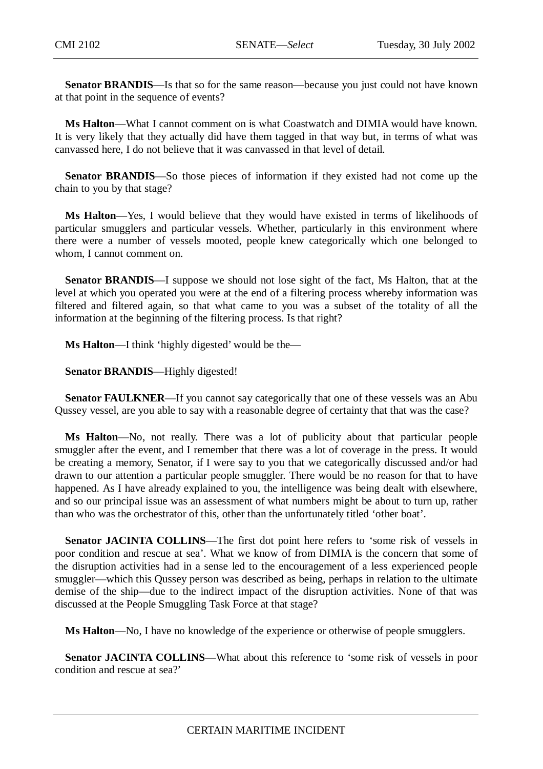**Senator BRANDIS**—Is that so for the same reason—because you just could not have known at that point in the sequence of events?

**Ms Halton**—What I cannot comment on is what Coastwatch and DIMIA would have known. It is very likely that they actually did have them tagged in that way but, in terms of what was canvassed here, I do not believe that it was canvassed in that level of detail.

**Senator BRANDIS**—So those pieces of information if they existed had not come up the chain to you by that stage?

**Ms Halton**—Yes, I would believe that they would have existed in terms of likelihoods of particular smugglers and particular vessels. Whether, particularly in this environment where there were a number of vessels mooted, people knew categorically which one belonged to whom, I cannot comment on.

**Senator BRANDIS**—I suppose we should not lose sight of the fact, Ms Halton, that at the level at which you operated you were at the end of a filtering process whereby information was filtered and filtered again, so that what came to you was a subset of the totality of all the information at the beginning of the filtering process. Is that right?

**Ms Halton**—I think 'highly digested' would be the—

**Senator BRANDIS**—Highly digested!

**Senator FAULKNER**—If you cannot say categorically that one of these vessels was an Abu Qussey vessel, are you able to say with a reasonable degree of certainty that that was the case?

**Ms Halton**—No, not really. There was a lot of publicity about that particular people smuggler after the event, and I remember that there was a lot of coverage in the press. It would be creating a memory, Senator, if I were say to you that we categorically discussed and/or had drawn to our attention a particular people smuggler. There would be no reason for that to have happened. As I have already explained to you, the intelligence was being dealt with elsewhere, and so our principal issue was an assessment of what numbers might be about to turn up, rather than who was the orchestrator of this, other than the unfortunately titled 'other boat'.

**Senator JACINTA COLLINS**—The first dot point here refers to 'some risk of vessels in poor condition and rescue at sea'. What we know of from DIMIA is the concern that some of the disruption activities had in a sense led to the encouragement of a less experienced people smuggler—which this Qussey person was described as being, perhaps in relation to the ultimate demise of the ship—due to the indirect impact of the disruption activities. None of that was discussed at the People Smuggling Task Force at that stage?

**Ms Halton**—No, I have no knowledge of the experience or otherwise of people smugglers.

**Senator JACINTA COLLINS**—What about this reference to 'some risk of vessels in poor condition and rescue at sea?'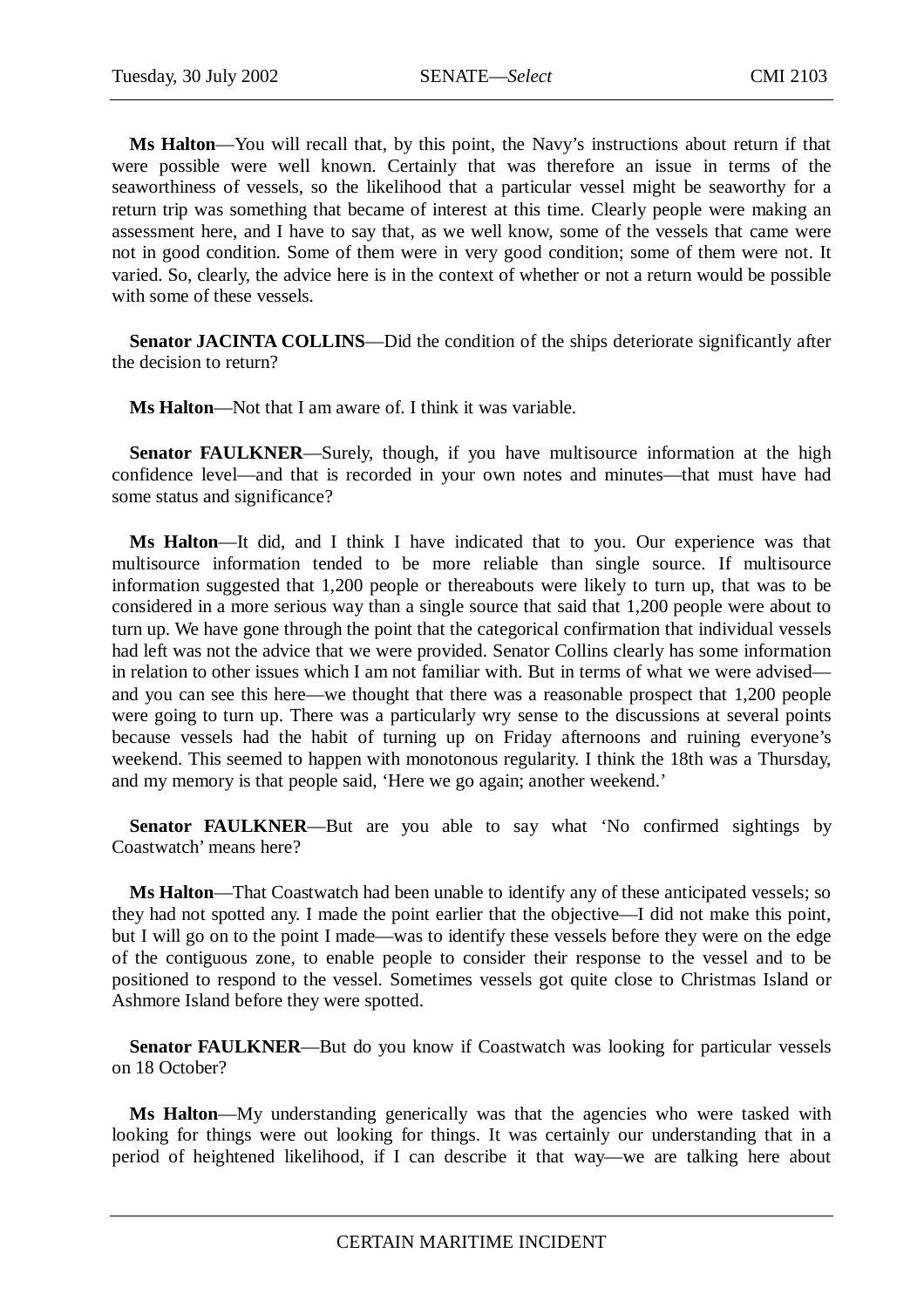**Ms Halton**—You will recall that, by this point, the Navy's instructions about return if that were possible were well known. Certainly that was therefore an issue in terms of the seaworthiness of vessels, so the likelihood that a particular vessel might be seaworthy for a return trip was something that became of interest at this time. Clearly people were making an assessment here, and I have to say that, as we well know, some of the vessels that came were not in good condition. Some of them were in very good condition; some of them were not. It varied. So, clearly, the advice here is in the context of whether or not a return would be possible with some of these vessels.

**Senator JACINTA COLLINS**—Did the condition of the ships deteriorate significantly after the decision to return?

**Ms Halton**—Not that I am aware of. I think it was variable.

**Senator FAULKNER**—Surely, though, if you have multisource information at the high confidence level—and that is recorded in your own notes and minutes—that must have had some status and significance?

**Ms Halton**—It did, and I think I have indicated that to you. Our experience was that multisource information tended to be more reliable than single source. If multisource information suggested that 1,200 people or thereabouts were likely to turn up, that was to be considered in a more serious way than a single source that said that 1,200 people were about to turn up. We have gone through the point that the categorical confirmation that individual vessels had left was not the advice that we were provided. Senator Collins clearly has some information in relation to other issues which I am not familiar with. But in terms of what we were advised—and you can see this here—we thought that there was a reasonable prospect that 1,200 people were going to turn up. There was a particularly wry sense to the discussions at several points because vessels had the habit of turning up on Friday afternoons and ruining everyone's weekend. This seemed to happen with monotonous regularity. I think the 18th was a Thursday, and my memory is that people said, 'Here we go again; another weekend.'

**Senator FAULKNER**—But are you able to say what 'No confirmed sightings by Coastwatch' means here?

**Ms Halton**—That Coastwatch had been unable to identify any of these anticipated vessels; so they had not spotted any. I made the point earlier that the objective—I did not make this point, but I will go on to the point I made—was to identify these vessels before they were on the edge of the contiguous zone, to enable people to consider their response to the vessel and to be positioned to respond to the vessel. Sometimes vessels got quite close to Christmas Island or Ashmore Island before they were spotted.

**Senator FAULKNER**—But do you know if Coastwatch was looking for particular vessels on 18 October?

**Ms Halton**—My understanding generically was that the agencies who were tasked with looking for things were out looking for things. It was certainly our understanding that in a period of heightened likelihood, if I can describe it that way—we are talking here about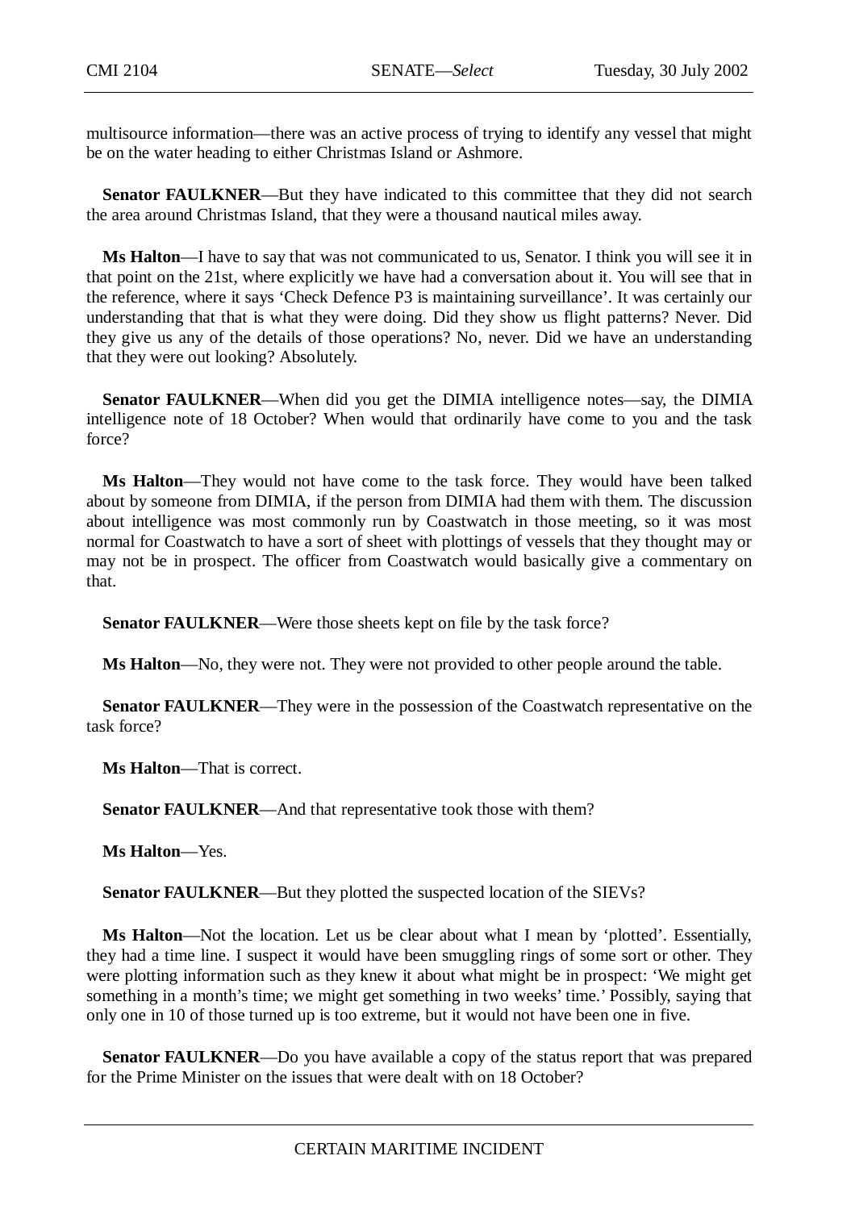multisource information—there was an active process of trying to identify any vessel that might be on the water heading to either Christmas Island or Ashmore.

**Senator FAULKNER**—But they have indicated to this committee that they did not search the area around Christmas Island, that they were a thousand nautical miles away.

**Ms Halton**—I have to say that was not communicated to us, Senator. I think you will see it in that point on the 21st, where explicitly we have had a conversation about it. You will see that in the reference, where it says 'Check Defence P3 is maintaining surveillance'. It was certainly our understanding that that is what they were doing. Did they show us flight patterns? Never. Did they give us any of the details of those operations? No, never. Did we have an understanding that they were out looking? Absolutely.

**Senator FAULKNER**—When did you get the DIMIA intelligence notes—say, the DIMIA intelligence note of 18 October? When would that ordinarily have come to you and the task force?

**Ms Halton**—They would not have come to the task force. They would have been talked about by someone from DIMIA, if the person from DIMIA had them with them. The discussion about intelligence was most commonly run by Coastwatch in those meeting, so it was most normal for Coastwatch to have a sort of sheet with plottings of vessels that they thought may or may not be in prospect. The officer from Coastwatch would basically give a commentary on that.

**Senator FAULKNER**—Were those sheets kept on file by the task force?

**Ms Halton**—No, they were not. They were not provided to other people around the table.

**Senator FAULKNER**—They were in the possession of the Coastwatch representative on the task force?

**Ms Halton**—That is correct.

**Senator FAULKNER**—And that representative took those with them?

**Ms Halton**—Yes.

**Senator FAULKNER**—But they plotted the suspected location of the SIEVs?

**Ms Halton**—Not the location. Let us be clear about what I mean by 'plotted'. Essentially, they had a time line. I suspect it would have been smuggling rings of some sort or other. They were plotting information such as they knew it about what might be in prospect: 'We might get something in a month's time; we might get something in two weeks' time.' Possibly, saying that only one in 10 of those turned up is too extreme, but it would not have been one in five.

**Senator FAULKNER**—Do you have available a copy of the status report that was prepared for the Prime Minister on the issues that were dealt with on 18 October?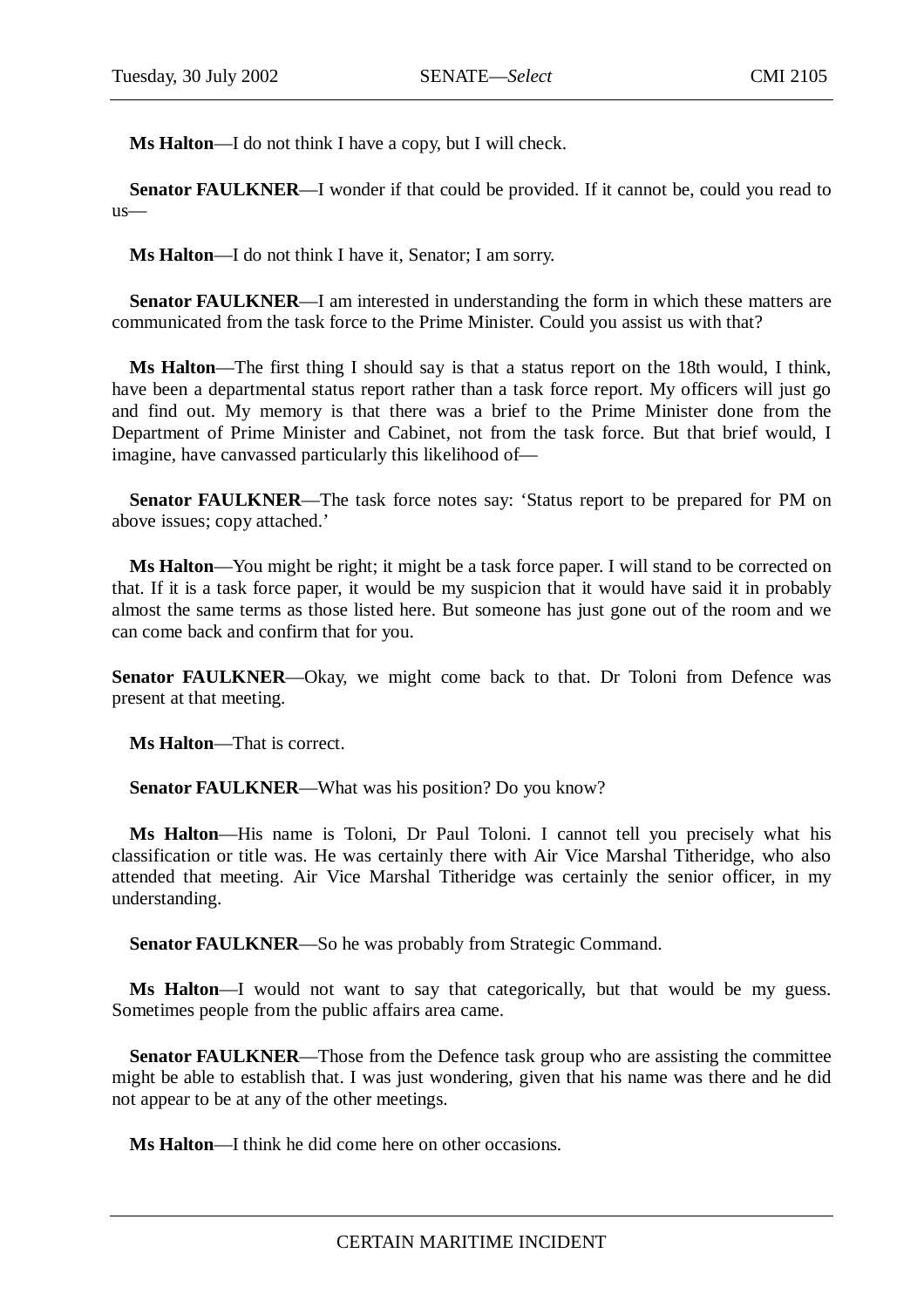**Ms Halton**—I do not think I have a copy, but I will check.

**Senator FAULKNER**—I wonder if that could be provided. If it cannot be, could you read to us—

**Ms Halton**—I do not think I have it, Senator; I am sorry.

**Senator FAULKNER**—I am interested in understanding the form in which these matters are communicated from the task force to the Prime Minister. Could you assist us with that?

**Ms Halton**—The first thing I should say is that a status report on the 18th would, I think, have been a departmental status report rather than a task force report. My officers will just go and find out. My memory is that there was a brief to the Prime Minister done from the Department of Prime Minister and Cabinet, not from the task force. But that brief would, I imagine, have canvassed particularly this likelihood of—

**Senator FAULKNER**—The task force notes say: 'Status report to be prepared for PM on above issues; copy attached.'

**Ms Halton**—You might be right; it might be a task force paper. I will stand to be corrected on that. If it is a task force paper, it would be my suspicion that it would have said it in probably almost the same terms as those listed here. But someone has just gone out of the room and we can come back and confirm that for you.

**Senator FAULKNER**—Okay, we might come back to that. Dr Toloni from Defence was present at that meeting.

**Ms Halton**—That is correct.

**Senator FAULKNER**—What was his position? Do you know?

**Ms Halton**—His name is Toloni, Dr Paul Toloni. I cannot tell you precisely what his classification or title was. He was certainly there with Air Vice Marshal Titheridge, who also attended that meeting. Air Vice Marshal Titheridge was certainly the senior officer, in my understanding.

**Senator FAULKNER**—So he was probably from Strategic Command.

**Ms Halton**—I would not want to say that categorically, but that would be my guess. Sometimes people from the public affairs area came.

**Senator FAULKNER**—Those from the Defence task group who are assisting the committee might be able to establish that. I was just wondering, given that his name was there and he did not appear to be at any of the other meetings.

**Ms Halton**—I think he did come here on other occasions.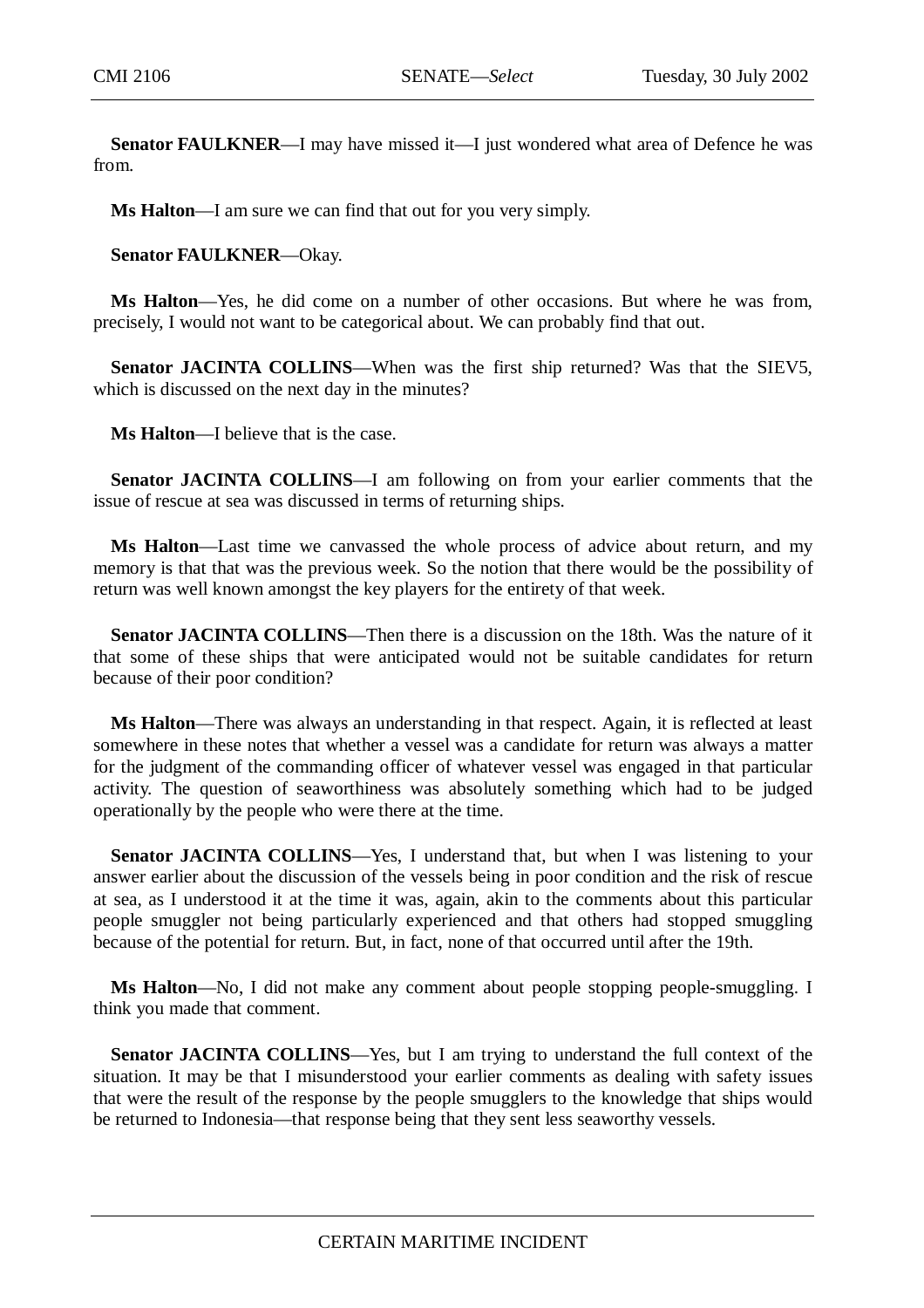**Senator FAULKNER**—I may have missed it—I just wondered what area of Defence he was from.

**Ms Halton**—I am sure we can find that out for you very simply.

**Senator FAULKNER**—Okay.

**Ms Halton**—Yes, he did come on a number of other occasions. But where he was from, precisely, I would not want to be categorical about. We can probably find that out.

**Senator JACINTA COLLINS**—When was the first ship returned? Was that the SIEV5, which is discussed on the next day in the minutes?

**Ms Halton**—I believe that is the case.

**Senator JACINTA COLLINS**—I am following on from your earlier comments that the issue of rescue at sea was discussed in terms of returning ships.

**Ms Halton**—Last time we canvassed the whole process of advice about return, and my memory is that that was the previous week. So the notion that there would be the possibility of return was well known amongst the key players for the entirety of that week.

**Senator JACINTA COLLINS**—Then there is a discussion on the 18th. Was the nature of it that some of these ships that were anticipated would not be suitable candidates for return because of their poor condition?

**Ms Halton**—There was always an understanding in that respect. Again, it is reflected at least somewhere in these notes that whether a vessel was a candidate for return was always a matter for the judgment of the commanding officer of whatever vessel was engaged in that particular activity. The question of seaworthiness was absolutely something which had to be judged operationally by the people who were there at the time.

**Senator JACINTA COLLINS**—Yes, I understand that, but when I was listening to your answer earlier about the discussion of the vessels being in poor condition and the risk of rescue at sea, as I understood it at the time it was, again, akin to the comments about this particular people smuggler not being particularly experienced and that others had stopped smuggling because of the potential for return. But, in fact, none of that occurred until after the 19th.

**Ms Halton**—No, I did not make any comment about people stopping people-smuggling. I think you made that comment.

**Senator JACINTA COLLINS**—Yes, but I am trying to understand the full context of the situation. It may be that I misunderstood your earlier comments as dealing with safety issues that were the result of the response by the people smugglers to the knowledge that ships would be returned to Indonesia—that response being that they sent less seaworthy vessels.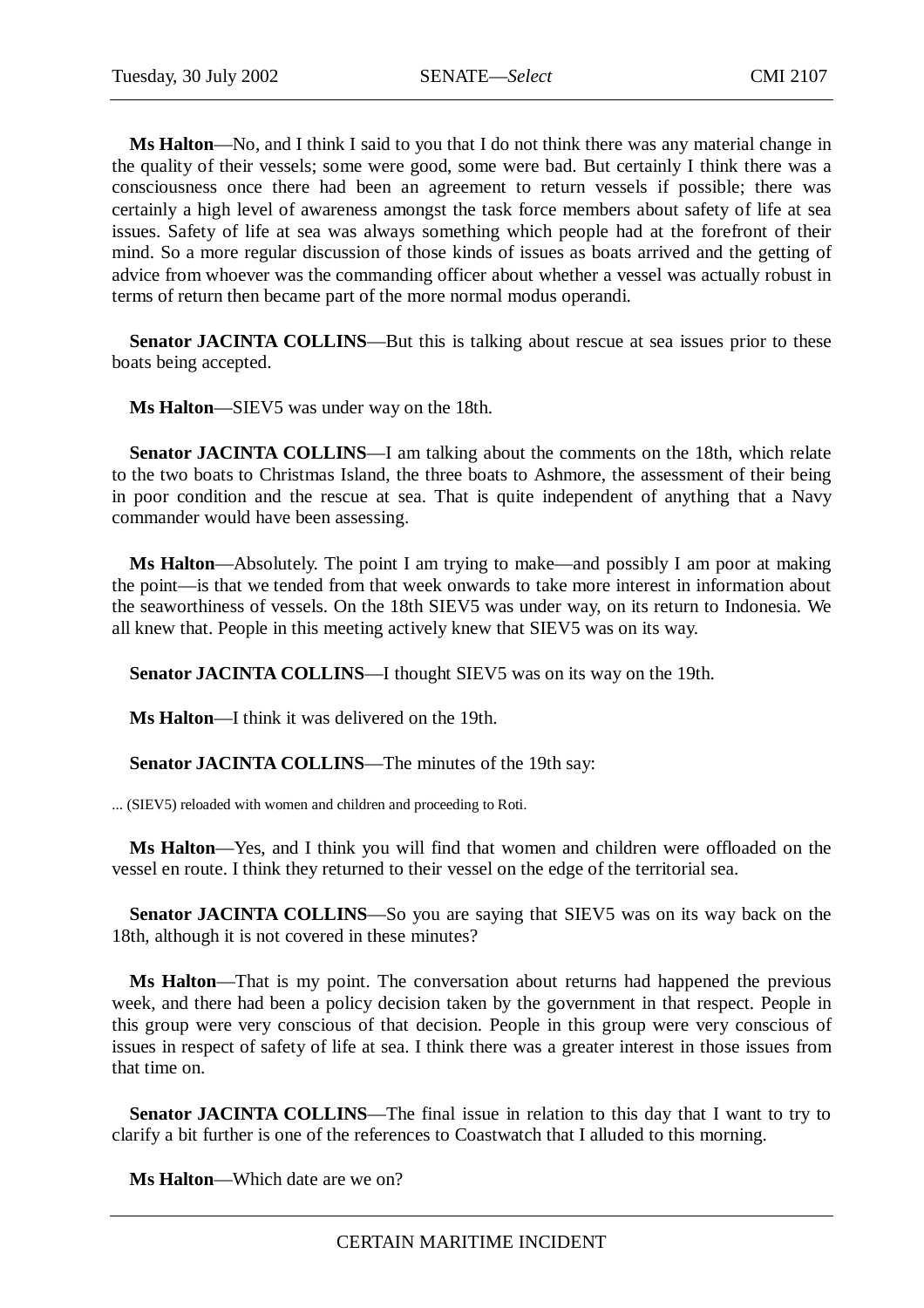**Ms Halton**—No, and I think I said to you that I do not think there was any material change in the quality of their vessels; some were good, some were bad. But certainly I think there was a consciousness once there had been an agreement to return vessels if possible; there was certainly a high level of awareness amongst the task force members about safety of life at sea issues. Safety of life at sea was always something which people had at the forefront of their mind. So a more regular discussion of those kinds of issues as boats arrived and the getting of advice from whoever was the commanding officer about whether a vessel was actually robust in terms of return then became part of the more normal modus operandi.

**Senator JACINTA COLLINS**—But this is talking about rescue at sea issues prior to these boats being accepted.

**Ms Halton**—SIEV5 was under way on the 18th.

**Senator JACINTA COLLINS**—I am talking about the comments on the 18th, which relate to the two boats to Christmas Island, the three boats to Ashmore, the assessment of their being in poor condition and the rescue at sea. That is quite independent of anything that a Navy commander would have been assessing.

**Ms Halton**—Absolutely. The point I am trying to make—and possibly I am poor at making the point—is that we tended from that week onwards to take more interest in information about the seaworthiness of vessels. On the 18th SIEV5 was under way, on its return to Indonesia. We all knew that. People in this meeting actively knew that SIEV5 was on its way.

**Senator JACINTA COLLINS**—I thought SIEV5 was on its way on the 19th.

**Ms Halton**—I think it was delivered on the 19th.

**Senator JACINTA COLLINS**—The minutes of the 19th say:

... (SIEV5) reloaded with women and children and proceeding to Roti.

**Ms Halton**—Yes, and I think you will find that women and children were offloaded on the vessel en route. I think they returned to their vessel on the edge of the territorial sea.

**Senator JACINTA COLLINS**—So you are saying that SIEV5 was on its way back on the 18th, although it is not covered in these minutes?

**Ms Halton**—That is my point. The conversation about returns had happened the previous week, and there had been a policy decision taken by the government in that respect. People in this group were very conscious of that decision. People in this group were very conscious of issues in respect of safety of life at sea. I think there was a greater interest in those issues from that time on.

**Senator JACINTA COLLINS**—The final issue in relation to this day that I want to try to clarify a bit further is one of the references to Coastwatch that I alluded to this morning.

**Ms Halton**—Which date are we on?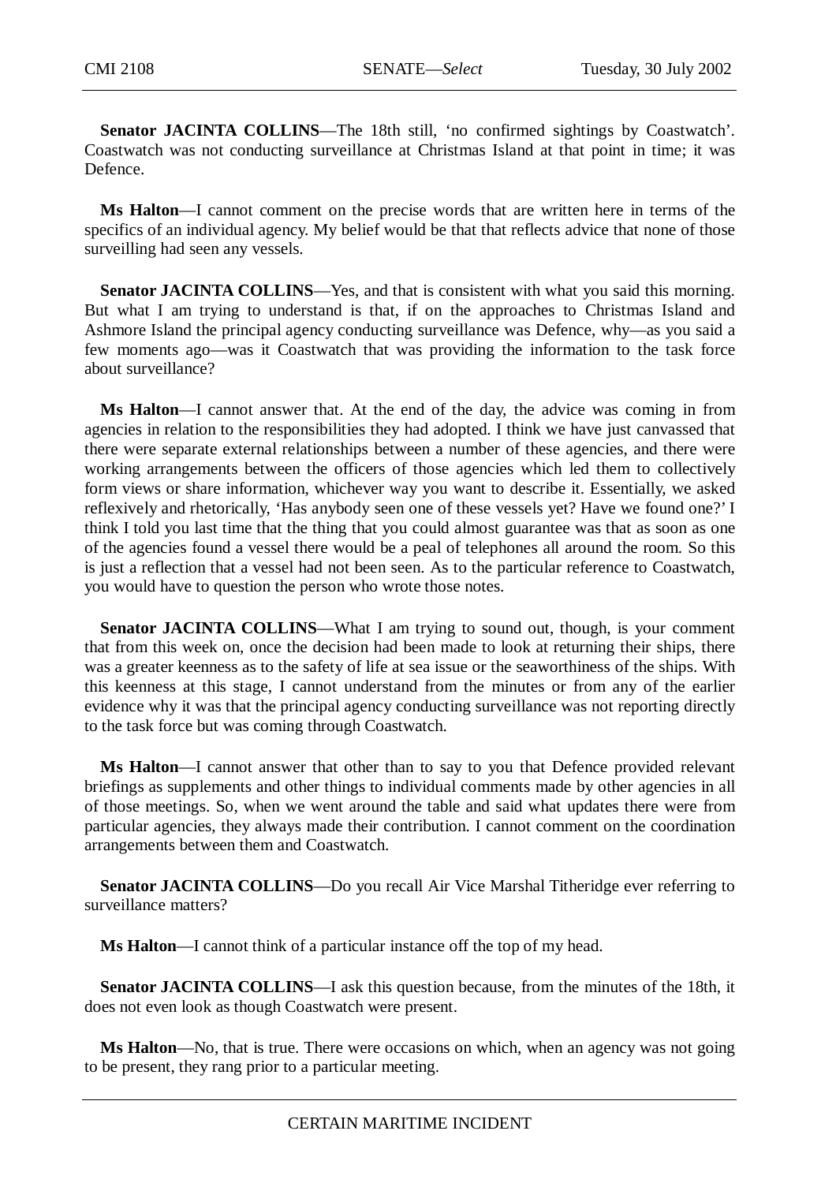**Senator JACINTA COLLINS**—The 18th still, 'no confirmed sightings by Coastwatch'. Coastwatch was not conducting surveillance at Christmas Island at that point in time; it was Defence.

**Ms Halton**—I cannot comment on the precise words that are written here in terms of the specifics of an individual agency. My belief would be that that reflects advice that none of those surveilling had seen any vessels.

**Senator JACINTA COLLINS**—Yes, and that is consistent with what you said this morning. But what I am trying to understand is that, if on the approaches to Christmas Island and Ashmore Island the principal agency conducting surveillance was Defence, why—as you said a few moments ago—was it Coastwatch that was providing the information to the task force about surveillance?

**Ms Halton**—I cannot answer that. At the end of the day, the advice was coming in from agencies in relation to the responsibilities they had adopted. I think we have just canvassed that there were separate external relationships between a number of these agencies, and there were working arrangements between the officers of those agencies which led them to collectively form views or share information, whichever way you want to describe it. Essentially, we asked reflexively and rhetorically, 'Has anybody seen one of these vessels yet? Have we found one?' I think I told you last time that the thing that you could almost guarantee was that as soon as one of the agencies found a vessel there would be a peal of telephones all around the room. So this is just a reflection that a vessel had not been seen. As to the particular reference to Coastwatch, you would have to question the person who wrote those notes.

**Senator JACINTA COLLINS**—What I am trying to sound out, though, is your comment that from this week on, once the decision had been made to look at returning their ships, there was a greater keenness as to the safety of life at sea issue or the seaworthiness of the ships. With this keenness at this stage, I cannot understand from the minutes or from any of the earlier evidence why it was that the principal agency conducting surveillance was not reporting directly to the task force but was coming through Coastwatch.

**Ms Halton**—I cannot answer that other than to say to you that Defence provided relevant briefings as supplements and other things to individual comments made by other agencies in all of those meetings. So, when we went around the table and said what updates there were from particular agencies, they always made their contribution. I cannot comment on the coordination arrangements between them and Coastwatch.

**Senator JACINTA COLLINS**—Do you recall Air Vice Marshal Titheridge ever referring to surveillance matters?

**Ms Halton**—I cannot think of a particular instance off the top of my head.

**Senator JACINTA COLLINS**—I ask this question because, from the minutes of the 18th, it does not even look as though Coastwatch were present.

**Ms Halton**—No, that is true. There were occasions on which, when an agency was not going to be present, they rang prior to a particular meeting.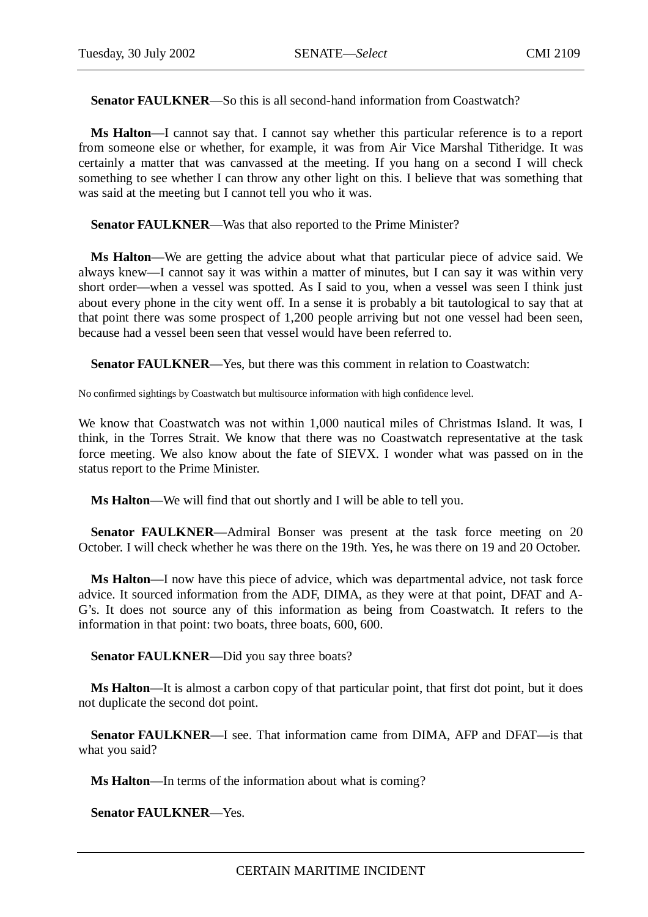**Senator FAULKNER**—So this is all second-hand information from Coastwatch?

**Ms Halton**—I cannot say that. I cannot say whether this particular reference is to a report from someone else or whether, for example, it was from Air Vice Marshal Titheridge. It was certainly a matter that was canvassed at the meeting. If you hang on a second I will check something to see whether I can throw any other light on this. I believe that was something that was said at the meeting but I cannot tell you who it was.

**Senator FAULKNER**—Was that also reported to the Prime Minister?

**Ms Halton**—We are getting the advice about what that particular piece of advice said. We always knew—I cannot say it was within a matter of minutes, but I can say it was within very short order—when a vessel was spotted. As I said to you, when a vessel was seen I think just about every phone in the city went off. In a sense it is probably a bit tautological to say that at that point there was some prospect of 1,200 people arriving but not one vessel had been seen, because had a vessel been seen that vessel would have been referred to.

**Senator FAULKNER**—Yes, but there was this comment in relation to Coastwatch:

No confirmed sightings by Coastwatch but multisource information with high confidence level.

We know that Coastwatch was not within 1,000 nautical miles of Christmas Island. It was, I think, in the Torres Strait. We know that there was no Coastwatch representative at the task force meeting. We also know about the fate of SIEVX. I wonder what was passed on in the status report to the Prime Minister.

**Ms Halton**—We will find that out shortly and I will be able to tell you.

**Senator FAULKNER**—Admiral Bonser was present at the task force meeting on 20 October. I will check whether he was there on the 19th. Yes, he was there on 19 and 20 October.

**Ms Halton**—I now have this piece of advice, which was departmental advice, not task force advice. It sourced information from the ADF, DIMA, as they were at that point, DFAT and A-G's. It does not source any of this information as being from Coastwatch. It refers to the information in that point: two boats, three boats, 600, 600.

**Senator FAULKNER**—Did you say three boats?

**Ms Halton**—It is almost a carbon copy of that particular point, that first dot point, but it does not duplicate the second dot point.

**Senator FAULKNER**—I see. That information came from DIMA, AFP and DFAT—is that what you said?

**Ms Halton**—In terms of the information about what is coming?

**Senator FAULKNER**—Yes.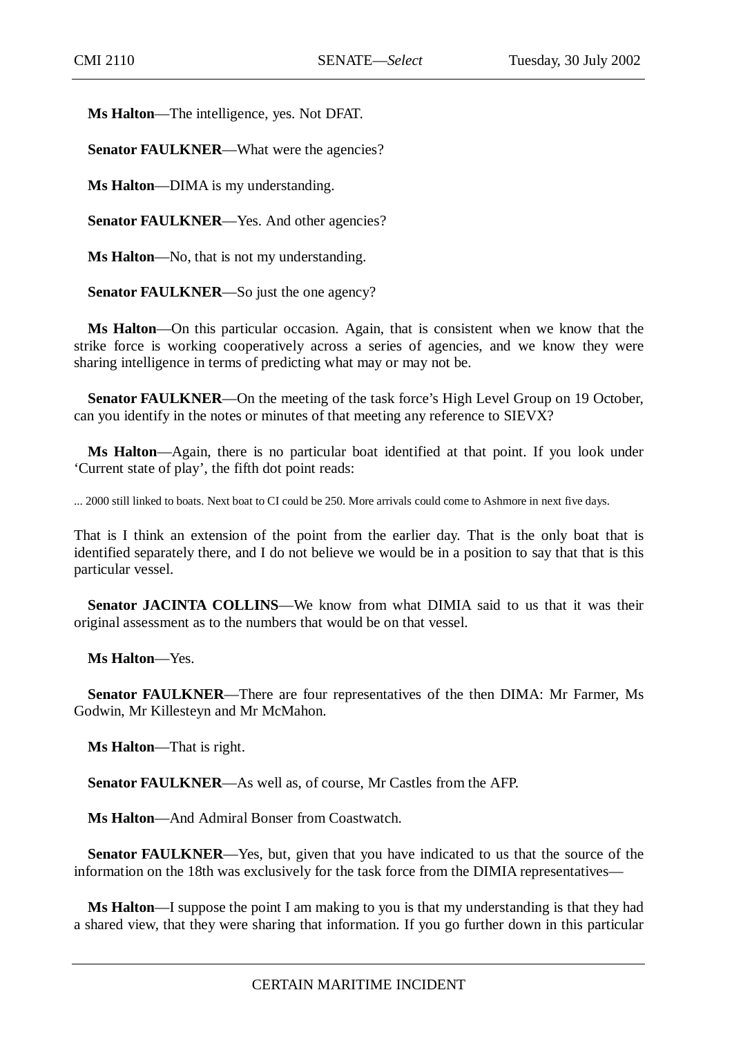**Ms Halton**—The intelligence, yes. Not DFAT.

**Senator FAULKNER**—What were the agencies?

**Ms Halton**—DIMA is my understanding.

**Senator FAULKNER**—Yes. And other agencies?

**Ms Halton**—No, that is not my understanding.

**Senator FAULKNER**—So just the one agency?

**Ms Halton**—On this particular occasion. Again, that is consistent when we know that the strike force is working cooperatively across a series of agencies, and we know they were sharing intelligence in terms of predicting what may or may not be.

**Senator FAULKNER**—On the meeting of the task force's High Level Group on 19 October, can you identify in the notes or minutes of that meeting any reference to SIEVX?

**Ms Halton**—Again, there is no particular boat identified at that point. If you look under 'Current state of play', the fifth dot point reads:

> ... 2000 still linked to boats. Next boat to CI could be 250. More arrivals could come to Ashmore in next five days.

That is I think an extension of the point from the earlier day. That is the only boat that is identified separately there, and I do not believe we would be in a position to say that that is this particular vessel.

**Senator JACINTA COLLINS**—We know from what DIMIA said to us that it was their original assessment as to the numbers that would be on that vessel.

**Ms Halton**—Yes.

**Senator FAULKNER**—There are four representatives of the then DIMA: Mr Farmer, Ms Godwin, Mr Killesteyn and Mr McMahon.

**Ms Halton**—That is right.

**Senator FAULKNER**—As well as, of course, Mr Castles from the AFP.

**Ms Halton**—And Admiral Bonser from Coastwatch.

**Senator FAULKNER**—Yes, but, given that you have indicated to us that the source of the information on the 18th was exclusively for the task force from the DIMIA representatives—

**Ms Halton**—I suppose the point I am making to you is that my understanding is that they had a shared view, that they were sharing that information. If you go further down in this particular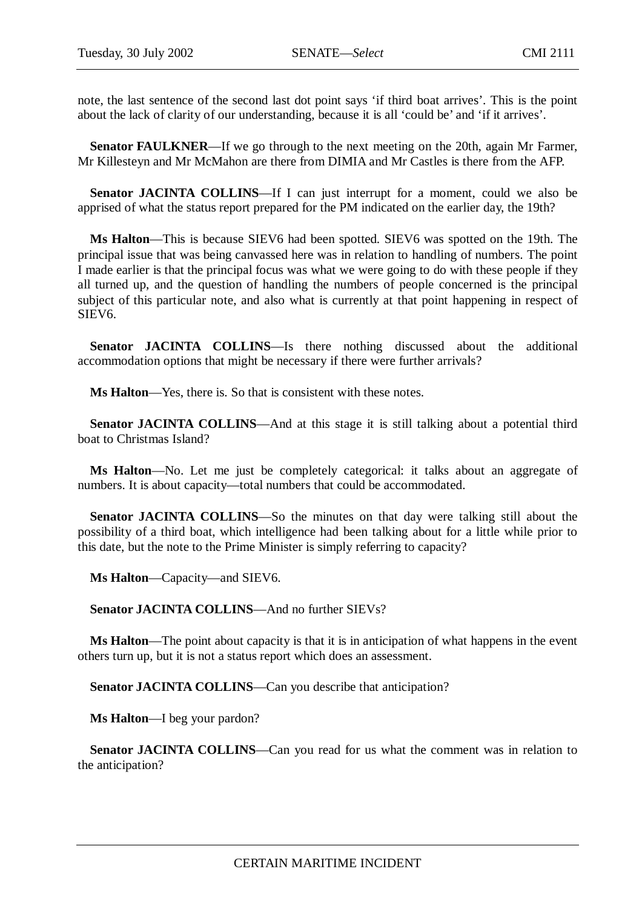note, the last sentence of the second last dot point says 'if third boat arrives'. This is the point about the lack of clarity of our understanding, because it is all 'could be' and 'if it arrives'.

**Senator FAULKNER**—If we go through to the next meeting on the 20th, again Mr Farmer, Mr Killesteyn and Mr McMahon are there from DIMIA and Mr Castles is there from the AFP.

**Senator JACINTA COLLINS**—If I can just interrupt for a moment, could we also be apprised of what the status report prepared for the PM indicated on the earlier day, the 19th?

**Ms Halton**—This is because SIEV6 had been spotted. SIEV6 was spotted on the 19th. The principal issue that was being canvassed here was in relation to handling of numbers. The point I made earlier is that the principal focus was what we were going to do with these people if they all turned up, and the question of handling the numbers of people concerned is the principal subject of this particular note, and also what is currently at that point happening in respect of SIEV6.

**Senator JACINTA COLLINS**—Is there nothing discussed about the additional accommodation options that might be necessary if there were further arrivals?

**Ms Halton**—Yes, there is. So that is consistent with these notes.

**Senator JACINTA COLLINS**—And at this stage it is still talking about a potential third boat to Christmas Island?

**Ms Halton**—No. Let me just be completely categorical: it talks about an aggregate of numbers. It is about capacity—total numbers that could be accommodated.

**Senator JACINTA COLLINS**—So the minutes on that day were talking still about the possibility of a third boat, which intelligence had been talking about for a little while prior to this date, but the note to the Prime Minister is simply referring to capacity?

**Ms Halton**—Capacity—and SIEV6.

**Senator JACINTA COLLINS**—And no further SIEVs?

**Ms Halton**—The point about capacity is that it is in anticipation of what happens in the event others turn up, but it is not a status report which does an assessment.

**Senator JACINTA COLLINS**—Can you describe that anticipation?

**Ms Halton**—I beg your pardon?

**Senator JACINTA COLLINS**—Can you read for us what the comment was in relation to the anticipation?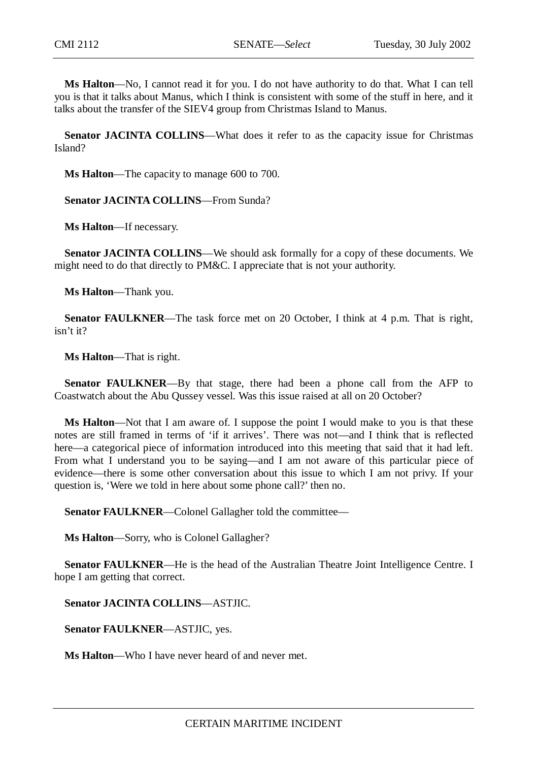**Ms Halton**—No, I cannot read it for you. I do not have authority to do that. What I can tell you is that it talks about Manus, which I think is consistent with some of the stuff in here, and it talks about the transfer of the SIEV4 group from Christmas Island to Manus.

**Senator JACINTA COLLINS**—What does it refer to as the capacity issue for Christmas Island?

**Ms Halton**—The capacity to manage 600 to 700.

**Senator JACINTA COLLINS**—From Sunda?

**Ms Halton**—If necessary.

**Senator JACINTA COLLINS**—We should ask formally for a copy of these documents. We might need to do that directly to PM&C. I appreciate that is not your authority.

**Ms Halton**—Thank you.

**Senator FAULKNER**—The task force met on 20 October, I think at 4 p.m. That is right, isn't it?

**Ms Halton**—That is right.

**Senator FAULKNER**—By that stage, there had been a phone call from the AFP to Coastwatch about the Abu Qussey vessel. Was this issue raised at all on 20 October?

**Ms Halton**—Not that I am aware of. I suppose the point I would make to you is that these notes are still framed in terms of 'if it arrives'. There was not—and I think that is reflected here—a categorical piece of information introduced into this meeting that said that it had left. From what I understand you to be saying—and I am not aware of this particular piece of evidence—there is some other conversation about this issue to which I am not privy. If your question is, 'Were we told in here about some phone call?' then no.

**Senator FAULKNER**—Colonel Gallagher told the committee—

**Ms Halton**—Sorry, who is Colonel Gallagher?

**Senator FAULKNER**—He is the head of the Australian Theatre Joint Intelligence Centre. I hope I am getting that correct.

**Senator JACINTA COLLINS**—ASTJIC.

**Senator FAULKNER**—ASTJIC, yes.

**Ms Halton**—Who I have never heard of and never met.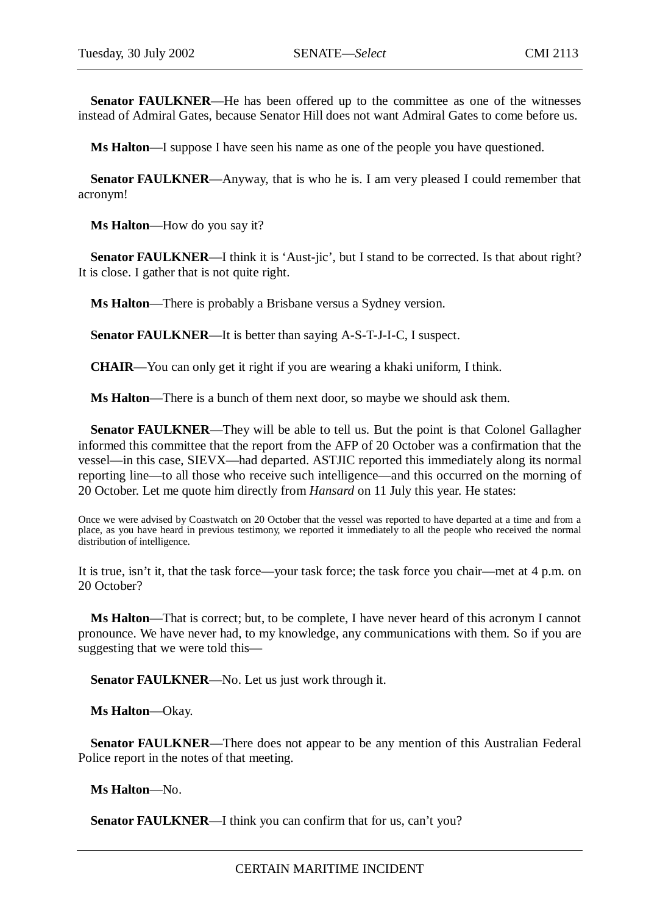**Senator FAULKNER**—He has been offered up to the committee as one of the witnesses instead of Admiral Gates, because Senator Hill does not want Admiral Gates to come before us.

**Ms Halton**—I suppose I have seen his name as one of the people you have questioned.

**Senator FAULKNER**—Anyway, that is who he is. I am very pleased I could remember that acronym!

**Ms Halton**—How do you say it?

**Senator FAULKNER**—I think it is 'Aust-jic', but I stand to be corrected. Is that about right? It is close. I gather that is not quite right.

**Ms Halton**—There is probably a Brisbane versus a Sydney version.

**Senator FAULKNER**—It is better than saying A-S-T-J-I-C, I suspect.

**CHAIR**—You can only get it right if you are wearing a khaki uniform, I think.

**Ms Halton**—There is a bunch of them next door, so maybe we should ask them.

**Senator FAULKNER**—They will be able to tell us. But the point is that Colonel Gallagher informed this committee that the report from the AFP of 20 October was a confirmation that the vessel—in this case, SIEVX—had departed. ASTJIC reported this immediately along its normal reporting line—to all those who receive such intelligence—and this occurred on the morning of 20 October. Let me quote him directly from *Hansard* on 11 July this year. He states:

> Once we were advised by Coastwatch on 20 October that the vessel was reported to have departed at a time and from a place, as you have heard in previous testimony, we reported it immediately to all the people who received the normal distribution of intelligence.

It is true, isn't it, that the task force—your task force; the task force you chair—met at 4 p.m. on 20 October?

**Ms Halton**—That is correct; but, to be complete, I have never heard of this acronym I cannot pronounce. We have never had, to my knowledge, any communications with them. So if you are suggesting that we were told this—

**Senator FAULKNER**—No. Let us just work through it.

**Ms Halton**—Okay.

**Senator FAULKNER**—There does not appear to be any mention of this Australian Federal Police report in the notes of that meeting.

**Ms Halton**—No.

**Senator FAULKNER**—I think you can confirm that for us, can't you?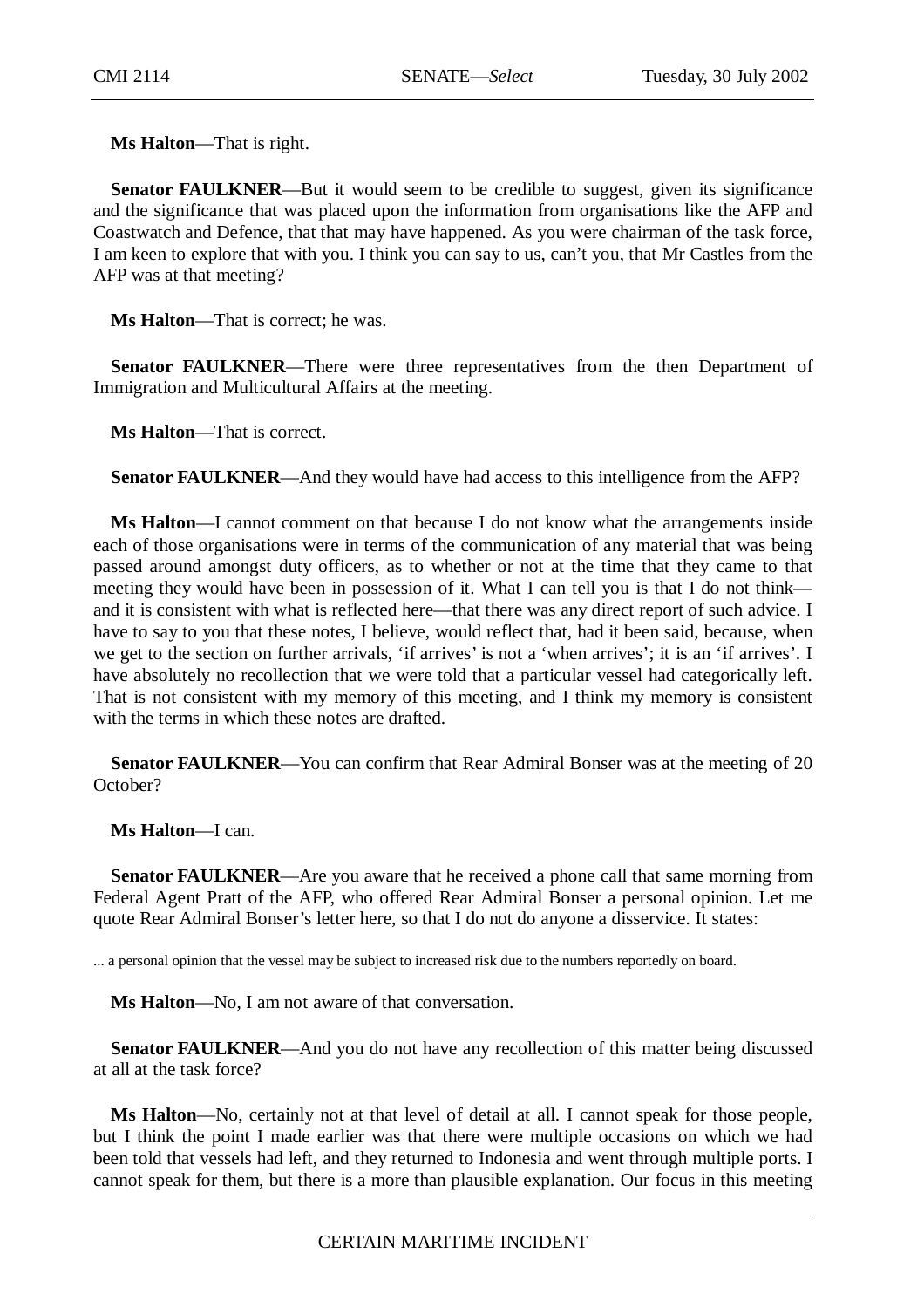**Ms Halton**—That is right.

**Senator FAULKNER**—But it would seem to be credible to suggest, given its significance and the significance that was placed upon the information from organisations like the AFP and Coastwatch and Defence, that that may have happened. As you were chairman of the task force, I am keen to explore that with you. I think you can say to us, can't you, that Mr Castles from the AFP was at that meeting?

**Ms Halton**—That is correct; he was.

**Senator FAULKNER**—There were three representatives from the then Department of Immigration and Multicultural Affairs at the meeting.

**Ms Halton**—That is correct.

**Senator FAULKNER**—And they would have had access to this intelligence from the AFP?

**Ms Halton**—I cannot comment on that because I do not know what the arrangements inside each of those organisations were in terms of the communication of any material that was being passed around amongst duty officers, as to whether or not at the time that they came to that meeting they would have been in possession of it. What I can tell you is that I do not think—and it is consistent with what is reflected here—that there was any direct report of such advice. I have to say to you that these notes, I believe, would reflect that, had it been said, because, when we get to the section on further arrivals, 'if arrives' is not a 'when arrives'; it is an 'if arrives'. I have absolutely no recollection that we were told that a particular vessel had categorically left. That is not consistent with my memory of this meeting, and I think my memory is consistent with the terms in which these notes are drafted.

**Senator FAULKNER**—You can confirm that Rear Admiral Bonser was at the meeting of 20 October?

**Ms Halton**—I can.

**Senator FAULKNER**—Are you aware that he received a phone call that same morning from Federal Agent Pratt of the AFP, who offered Rear Admiral Bonser a personal opinion. Let me quote Rear Admiral Bonser's letter here, so that I do not do anyone a disservice. It states:

... a personal opinion that the vessel may be subject to increased risk due to the numbers reportedly on board.

**Ms Halton**—No, I am not aware of that conversation.

**Senator FAULKNER**—And you do not have any recollection of this matter being discussed at all at the task force?

**Ms Halton**—No, certainly not at that level of detail at all. I cannot speak for those people, but I think the point I made earlier was that there were multiple occasions on which we had been told that vessels had left, and they returned to Indonesia and went through multiple ports. I cannot speak for them, but there is a more than plausible explanation. Our focus in this meeting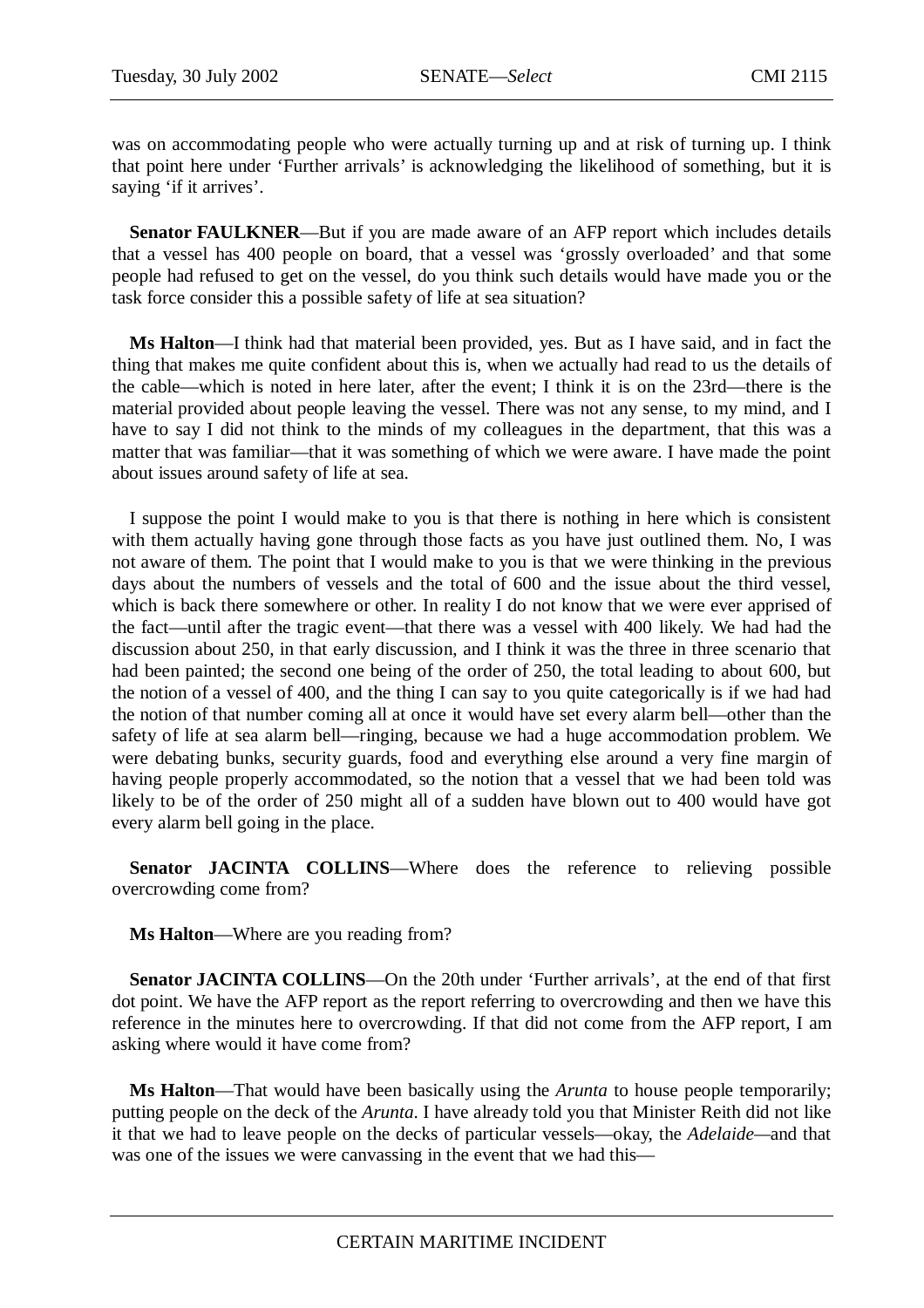was on accommodating people who were actually turning up and at risk of turning up. I think that point here under 'Further arrivals' is acknowledging the likelihood of something, but it is saying 'if it arrives'.

**Senator FAULKNER**—But if you are made aware of an AFP report which includes details that a vessel has 400 people on board, that a vessel was 'grossly overloaded' and that some people had refused to get on the vessel, do you think such details would have made you or the task force consider this a possible safety of life at sea situation?

**Ms Halton**—I think had that material been provided, yes. But as I have said, and in fact the thing that makes me quite confident about this is, when we actually had read to us the details of the cable—which is noted in here later, after the event; I think it is on the 23rd—there is the material provided about people leaving the vessel. There was not any sense, to my mind, and I have to say I did not think to the minds of my colleagues in the department, that this was a matter that was familiar—that it was something of which we were aware. I have made the point about issues around safety of life at sea.

I suppose the point I would make to you is that there is nothing in here which is consistent with them actually having gone through those facts as you have just outlined them. No, I was not aware of them. The point that I would make to you is that we were thinking in the previous days about the numbers of vessels and the total of 600 and the issue about the third vessel, which is back there somewhere or other. In reality I do not know that we were ever apprised of the fact—until after the tragic event—that there was a vessel with 400 likely. We had had the discussion about 250, in that early discussion, and I think it was the three in three scenario that had been painted; the second one being of the order of 250, the total leading to about 600, but the notion of a vessel of 400, and the thing I can say to you quite categorically is if we had had the notion of that number coming all at once it would have set every alarm bell—other than the safety of life at sea alarm bell—ringing, because we had a huge accommodation problem. We were debating bunks, security guards, food and everything else around a very fine margin of having people properly accommodated, so the notion that a vessel that we had been told was likely to be of the order of 250 might all of a sudden have blown out to 400 would have got every alarm bell going in the place.

**Senator JACINTA COLLINS**—Where does the reference to relieving possible overcrowding come from?

**Ms Halton**—Where are you reading from?

**Senator JACINTA COLLINS**—On the 20th under 'Further arrivals', at the end of that first dot point. We have the AFP report as the report referring to overcrowding and then we have this reference in the minutes here to overcrowding. If that did not come from the AFP report, I am asking where would it have come from?

**Ms Halton**—That would have been basically using the *Arunta* to house people temporarily; putting people on the deck of the *Arunta*. I have already told you that Minister Reith did not like it that we had to leave people on the decks of particular vessels—okay, the *Adelaide*—and that was one of the issues we were canvassing in the event that we had this—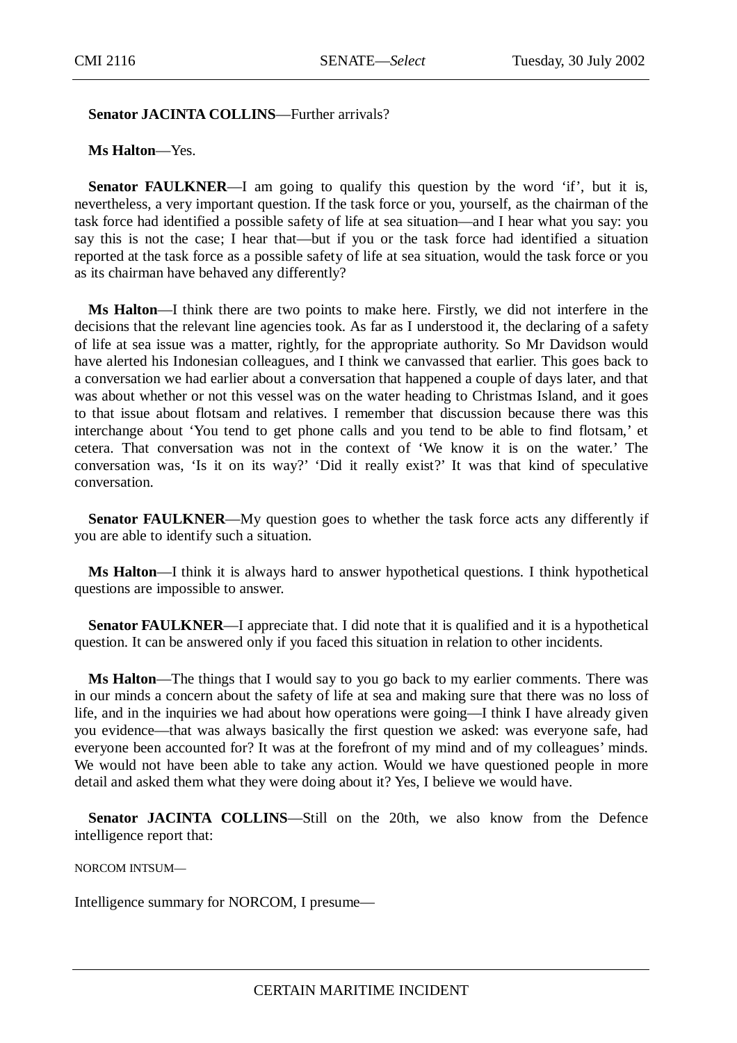**Senator JACINTA COLLINS**—Further arrivals?

**Ms Halton**—Yes.

**Senator FAULKNER**—I am going to qualify this question by the word 'if', but it is, nevertheless, a very important question. If the task force or you, yourself, as the chairman of the task force had identified a possible safety of life at sea situation—and I hear what you say: you say this is not the case; I hear that—but if you or the task force had identified a situation reported at the task force as a possible safety of life at sea situation, would the task force or you as its chairman have behaved any differently?

**Ms Halton**—I think there are two points to make here. Firstly, we did not interfere in the decisions that the relevant line agencies took. As far as I understood it, the declaring of a safety of life at sea issue was a matter, rightly, for the appropriate authority. So Mr Davidson would have alerted his Indonesian colleagues, and I think we canvassed that earlier. This goes back to a conversation we had earlier about a conversation that happened a couple of days later, and that was about whether or not this vessel was on the water heading to Christmas Island, and it goes to that issue about flotsam and relatives. I remember that discussion because there was this interchange about 'You tend to get phone calls and you tend to be able to find flotsam,' et cetera. That conversation was not in the context of 'We know it is on the water.' The conversation was, 'Is it on its way?' 'Did it really exist?' It was that kind of speculative conversation.

**Senator FAULKNER**—My question goes to whether the task force acts any differently if you are able to identify such a situation.

**Ms Halton**—I think it is always hard to answer hypothetical questions. I think hypothetical questions are impossible to answer.

**Senator FAULKNER**—I appreciate that. I did note that it is qualified and it is a hypothetical question. It can be answered only if you faced this situation in relation to other incidents.

**Ms Halton**—The things that I would say to you go back to my earlier comments. There was in our minds a concern about the safety of life at sea and making sure that there was no loss of life, and in the inquiries we had about how operations were going—I think I have already given you evidence—that was always basically the first question we asked: was everyone safe, had everyone been accounted for? It was at the forefront of my mind and of my colleagues' minds. We would not have been able to take any action. Would we have questioned people in more detail and asked them what they were doing about it? Yes, I believe we would have.

**Senator JACINTA COLLINS**—Still on the 20th, we also know from the Defence intelligence report that:

NORCOM INTSUM—

Intelligence summary for NORCOM, I presume—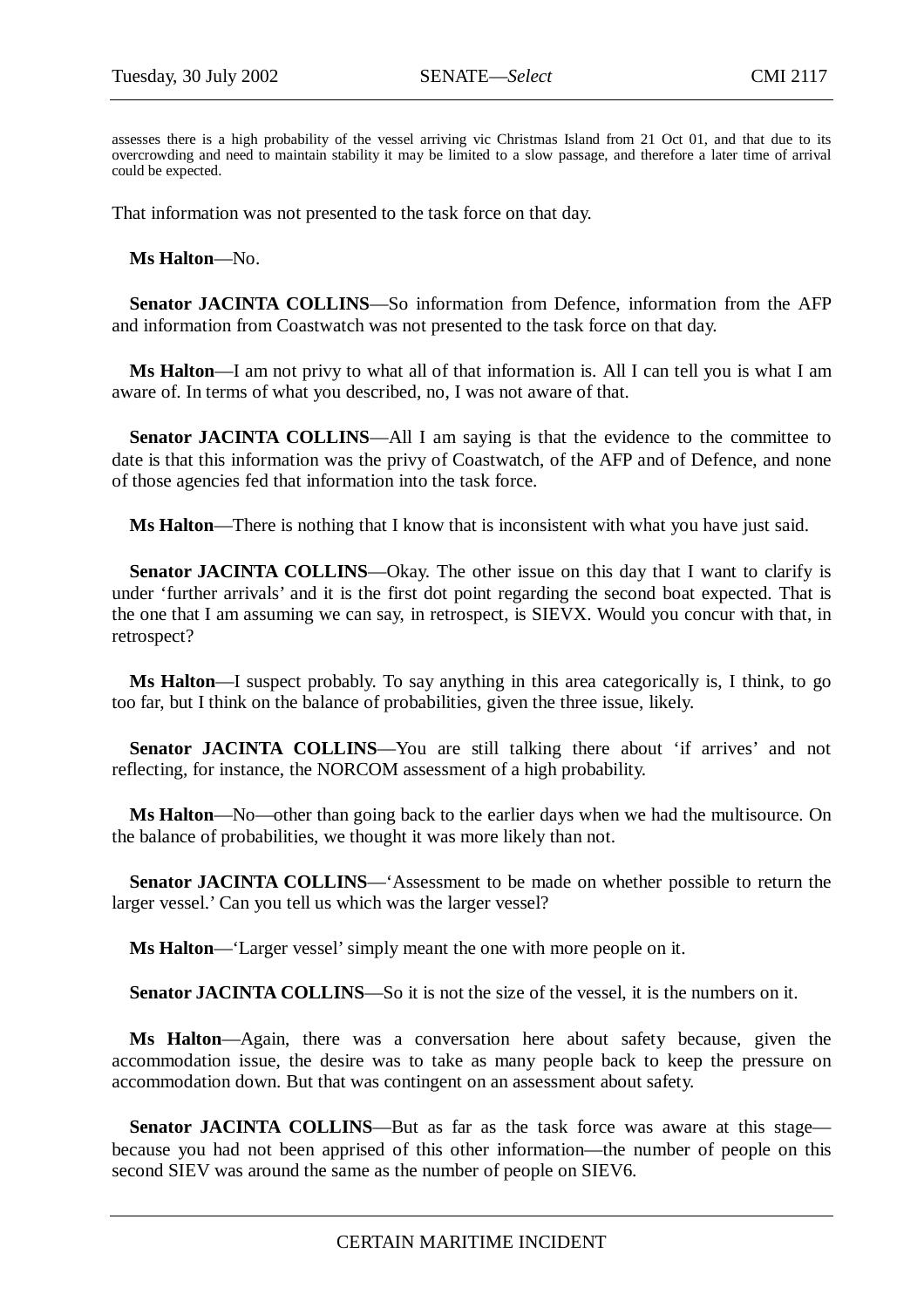assesses there is a high probability of the vessel arriving vic Christmas Island from 21 Oct 01, and that due to its overcrowding and need to maintain stability it may be limited to a slow passage, and therefore a later time of arrival could be expected.

That information was not presented to the task force on that day.

**Ms Halton**—No.

**Senator JACINTA COLLINS**—So information from Defence, information from the AFP and information from Coastwatch was not presented to the task force on that day.

**Ms Halton**—I am not privy to what all of that information is. All I can tell you is what I am aware of. In terms of what you described, no, I was not aware of that.

**Senator JACINTA COLLINS**—All I am saying is that the evidence to the committee to date is that this information was the privy of Coastwatch, of the AFP and of Defence, and none of those agencies fed that information into the task force.

**Ms Halton**—There is nothing that I know that is inconsistent with what you have just said.

**Senator JACINTA COLLINS**—Okay. The other issue on this day that I want to clarify is under 'further arrivals' and it is the first dot point regarding the second boat expected. That is the one that I am assuming we can say, in retrospect, is SIEVX. Would you concur with that, in retrospect?

**Ms Halton**—I suspect probably. To say anything in this area categorically is, I think, to go too far, but I think on the balance of probabilities, given the three issue, likely.

**Senator JACINTA COLLINS**—You are still talking there about 'if arrives' and not reflecting, for instance, the NORCOM assessment of a high probability.

**Ms Halton**—No—other than going back to the earlier days when we had the multisource. On the balance of probabilities, we thought it was more likely than not.

**Senator JACINTA COLLINS**—'Assessment to be made on whether possible to return the larger vessel.' Can you tell us which was the larger vessel?

**Ms Halton**—'Larger vessel' simply meant the one with more people on it.

**Senator JACINTA COLLINS**—So it is not the size of the vessel, it is the numbers on it.

**Ms Halton**—Again, there was a conversation here about safety because, given the accommodation issue, the desire was to take as many people back to keep the pressure on accommodation down. But that was contingent on an assessment about safety.

**Senator JACINTA COLLINS**—But as far as the task force was aware at this stage—because you had not been apprised of this other information—the number of people on this second SIEV was around the same as the number of people on SIEV6.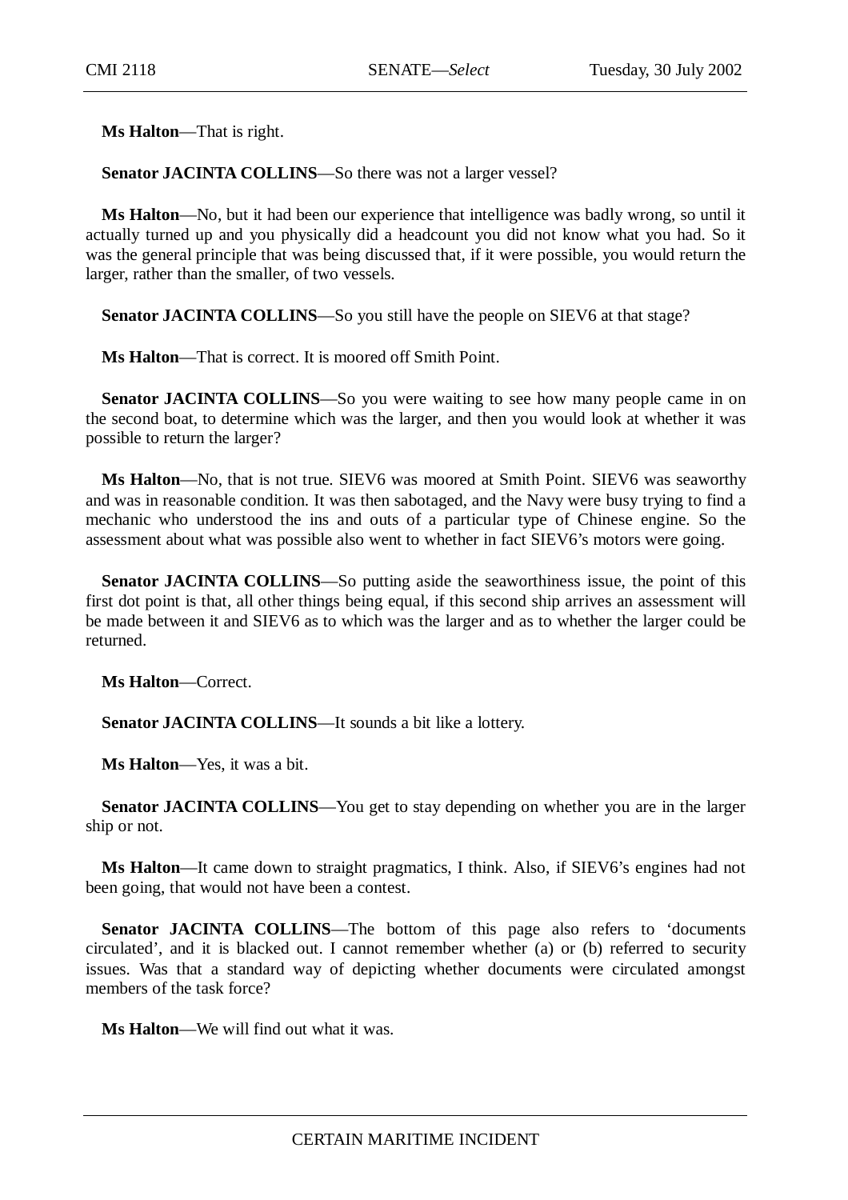**Ms Halton**—That is right.

**Senator JACINTA COLLINS**—So there was not a larger vessel?

**Ms Halton**—No, but it had been our experience that intelligence was badly wrong, so until it actually turned up and you physically did a headcount you did not know what you had. So it was the general principle that was being discussed that, if it were possible, you would return the larger, rather than the smaller, of two vessels.

**Senator JACINTA COLLINS**—So you still have the people on SIEV6 at that stage?

**Ms Halton**—That is correct. It is moored off Smith Point.

**Senator JACINTA COLLINS**—So you were waiting to see how many people came in on the second boat, to determine which was the larger, and then you would look at whether it was possible to return the larger?

**Ms Halton**—No, that is not true. SIEV6 was moored at Smith Point. SIEV6 was seaworthy and was in reasonable condition. It was then sabotaged, and the Navy were busy trying to find a mechanic who understood the ins and outs of a particular type of Chinese engine. So the assessment about what was possible also went to whether in fact SIEV6's motors were going.

**Senator JACINTA COLLINS**—So putting aside the seaworthiness issue, the point of this first dot point is that, all other things being equal, if this second ship arrives an assessment will be made between it and SIEV6 as to which was the larger and as to whether the larger could be returned.

**Ms Halton**—Correct.

**Senator JACINTA COLLINS**—It sounds a bit like a lottery.

**Ms Halton**—Yes, it was a bit.

**Senator JACINTA COLLINS**—You get to stay depending on whether you are in the larger ship or not.

**Ms Halton**—It came down to straight pragmatics, I think. Also, if SIEV6's engines had not been going, that would not have been a contest.

**Senator JACINTA COLLINS**—The bottom of this page also refers to 'documents circulated', and it is blacked out. I cannot remember whether (a) or (b) referred to security issues. Was that a standard way of depicting whether documents were circulated amongst members of the task force?

**Ms Halton**—We will find out what it was.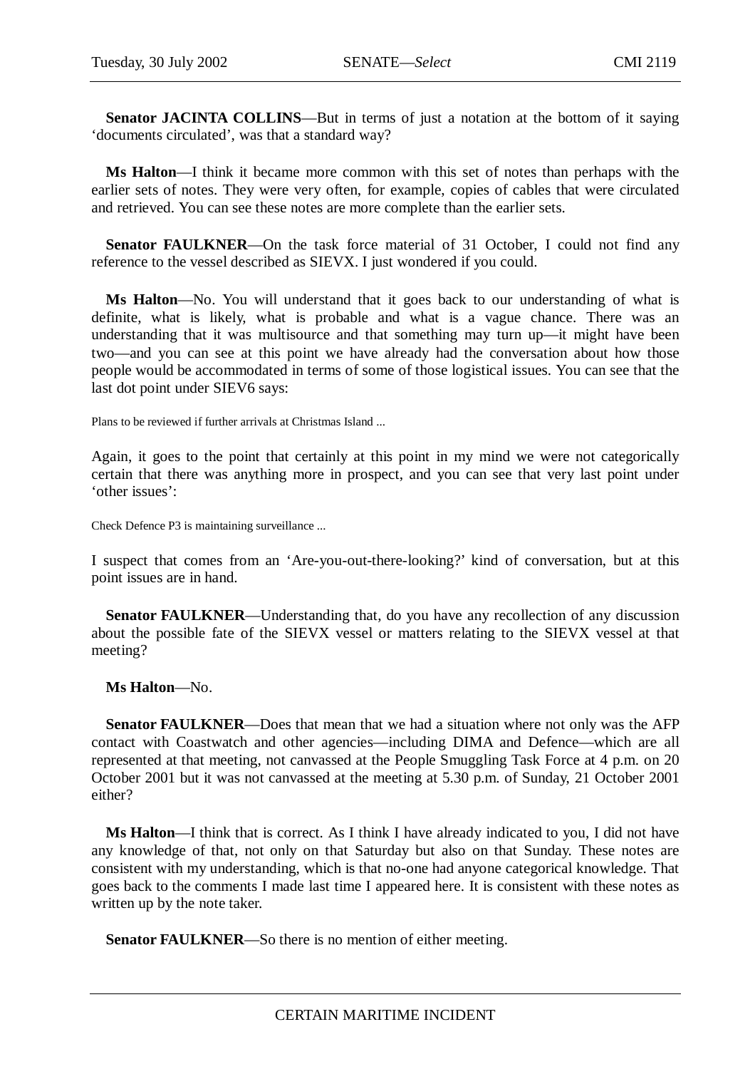**Senator JACINTA COLLINS**—But in terms of just a notation at the bottom of it saying 'documents circulated', was that a standard way?

**Ms Halton**—I think it became more common with this set of notes than perhaps with the earlier sets of notes. They were very often, for example, copies of cables that were circulated and retrieved. You can see these notes are more complete than the earlier sets.

**Senator FAULKNER**—On the task force material of 31 October, I could not find any reference to the vessel described as SIEVX. I just wondered if you could.

**Ms Halton**—No. You will understand that it goes back to our understanding of what is definite, what is likely, what is probable and what is a vague chance. There was an understanding that it was multisource and that something may turn up—it might have been two—and you can see at this point we have already had the conversation about how those people would be accommodated in terms of some of those logistical issues. You can see that the last dot point under SIEV6 says:

Plans to be reviewed if further arrivals at Christmas Island ...

Again, it goes to the point that certainly at this point in my mind we were not categorically certain that there was anything more in prospect, and you can see that very last point under 'other issues':

Check Defence P3 is maintaining surveillance ...

I suspect that comes from an 'Are-you-out-there-looking?' kind of conversation, but at this point issues are in hand.

**Senator FAULKNER**—Understanding that, do you have any recollection of any discussion about the possible fate of the SIEVX vessel or matters relating to the SIEVX vessel at that meeting?

**Ms Halton**—No.

**Senator FAULKNER**—Does that mean that we had a situation where not only was the AFP contact with Coastwatch and other agencies—including DIMA and Defence—which are all represented at that meeting, not canvassed at the People Smuggling Task Force at 4 p.m. on 20 October 2001 but it was not canvassed at the meeting at 5.30 p.m. of Sunday, 21 October 2001 either?

**Ms Halton**—I think that is correct. As I think I have already indicated to you, I did not have any knowledge of that, not only on that Saturday but also on that Sunday. These notes are consistent with my understanding, which is that no-one had anyone categorical knowledge. That goes back to the comments I made last time I appeared here. It is consistent with these notes as written up by the note taker.

**Senator FAULKNER**—So there is no mention of either meeting.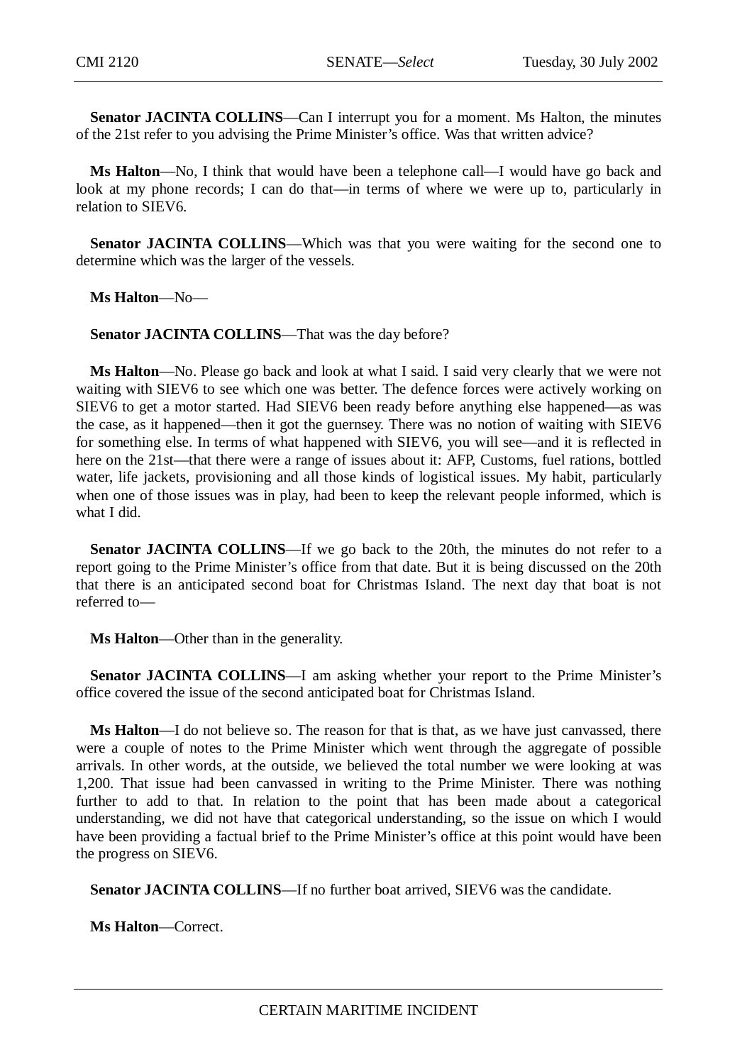**Senator JACINTA COLLINS**—Can I interrupt you for a moment. Ms Halton, the minutes of the 21st refer to you advising the Prime Minister's office. Was that written advice?

**Ms Halton**—No, I think that would have been a telephone call—I would have go back and look at my phone records; I can do that—in terms of where we were up to, particularly in relation to SIEV6.

**Senator JACINTA COLLINS**—Which was that you were waiting for the second one to determine which was the larger of the vessels.

**Ms Halton**—No—

**Senator JACINTA COLLINS**—That was the day before?

**Ms Halton**—No. Please go back and look at what I said. I said very clearly that we were not waiting with SIEV6 to see which one was better. The defence forces were actively working on SIEV6 to get a motor started. Had SIEV6 been ready before anything else happened—as was the case, as it happened—then it got the guernsey. There was no notion of waiting with SIEV6 for something else. In terms of what happened with SIEV6, you will see—and it is reflected in here on the 21st—that there were a range of issues about it: AFP, Customs, fuel rations, bottled water, life jackets, provisioning and all those kinds of logistical issues. My habit, particularly when one of those issues was in play, had been to keep the relevant people informed, which is what I did.

**Senator JACINTA COLLINS**—If we go back to the 20th, the minutes do not refer to a report going to the Prime Minister's office from that date. But it is being discussed on the 20th that there is an anticipated second boat for Christmas Island. The next day that boat is not referred to—

**Ms Halton**—Other than in the generality.

**Senator JACINTA COLLINS**—I am asking whether your report to the Prime Minister's office covered the issue of the second anticipated boat for Christmas Island.

**Ms Halton**—I do not believe so. The reason for that is that, as we have just canvassed, there were a couple of notes to the Prime Minister which went through the aggregate of possible arrivals. In other words, at the outside, we believed the total number we were looking at was 1,200. That issue had been canvassed in writing to the Prime Minister. There was nothing further to add to that. In relation to the point that has been made about a categorical understanding, we did not have that categorical understanding, so the issue on which I would have been providing a factual brief to the Prime Minister's office at this point would have been the progress on SIEV6.

**Senator JACINTA COLLINS**—If no further boat arrived, SIEV6 was the candidate.

**Ms Halton**—Correct.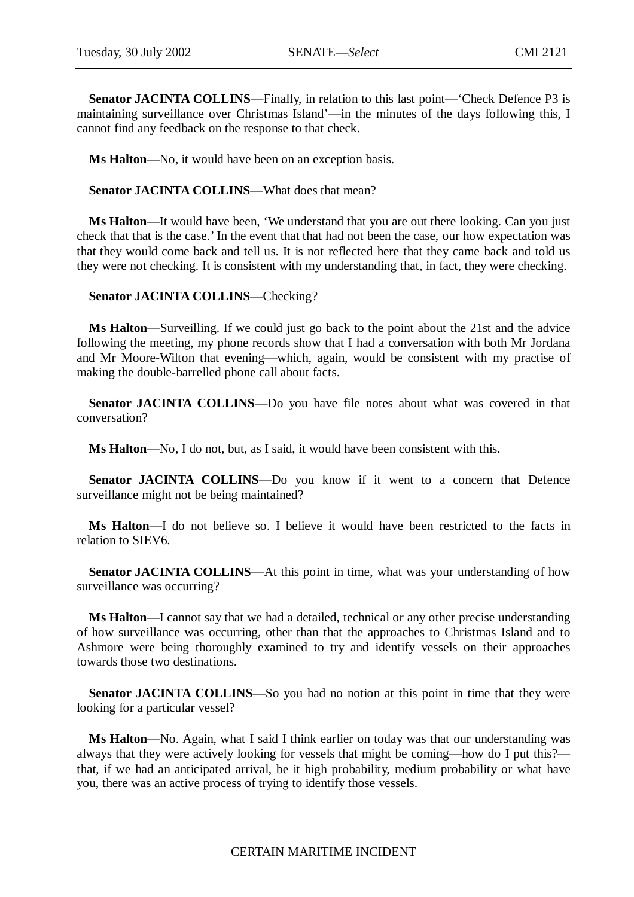**Senator JACINTA COLLINS**—Finally, in relation to this last point—'Check Defence P3 is maintaining surveillance over Christmas Island'—in the minutes of the days following this, I cannot find any feedback on the response to that check.

**Ms Halton**—No, it would have been on an exception basis.

**Senator JACINTA COLLINS**—What does that mean?

**Ms Halton**—It would have been, 'We understand that you are out there looking. Can you just check that that is the case.' In the event that that had not been the case, our how expectation was that they would come back and tell us. It is not reflected here that they came back and told us they were not checking. It is consistent with my understanding that, in fact, they were checking.

**Senator JACINTA COLLINS**—Checking?

**Ms Halton**—Surveilling. If we could just go back to the point about the 21st and the advice following the meeting, my phone records show that I had a conversation with both Mr Jordana and Mr Moore-Wilton that evening—which, again, would be consistent with my practise of making the double-barrelled phone call about facts.

**Senator JACINTA COLLINS**—Do you have file notes about what was covered in that conversation?

**Ms Halton**—No, I do not, but, as I said, it would have been consistent with this.

**Senator JACINTA COLLINS**—Do you know if it went to a concern that Defence surveillance might not be being maintained?

**Ms Halton**—I do not believe so. I believe it would have been restricted to the facts in relation to SIEV6.

**Senator JACINTA COLLINS**—At this point in time, what was your understanding of how surveillance was occurring?

**Ms Halton**—I cannot say that we had a detailed, technical or any other precise understanding of how surveillance was occurring, other than that the approaches to Christmas Island and to Ashmore were being thoroughly examined to try and identify vessels on their approaches towards those two destinations.

**Senator JACINTA COLLINS**—So you had no notion at this point in time that they were looking for a particular vessel?

**Ms Halton**—No. Again, what I said I think earlier on today was that our understanding was always that they were actively looking for vessels that might be coming—how do I put this?—that, if we had an anticipated arrival, be it high probability, medium probability or what have you, there was an active process of trying to identify those vessels.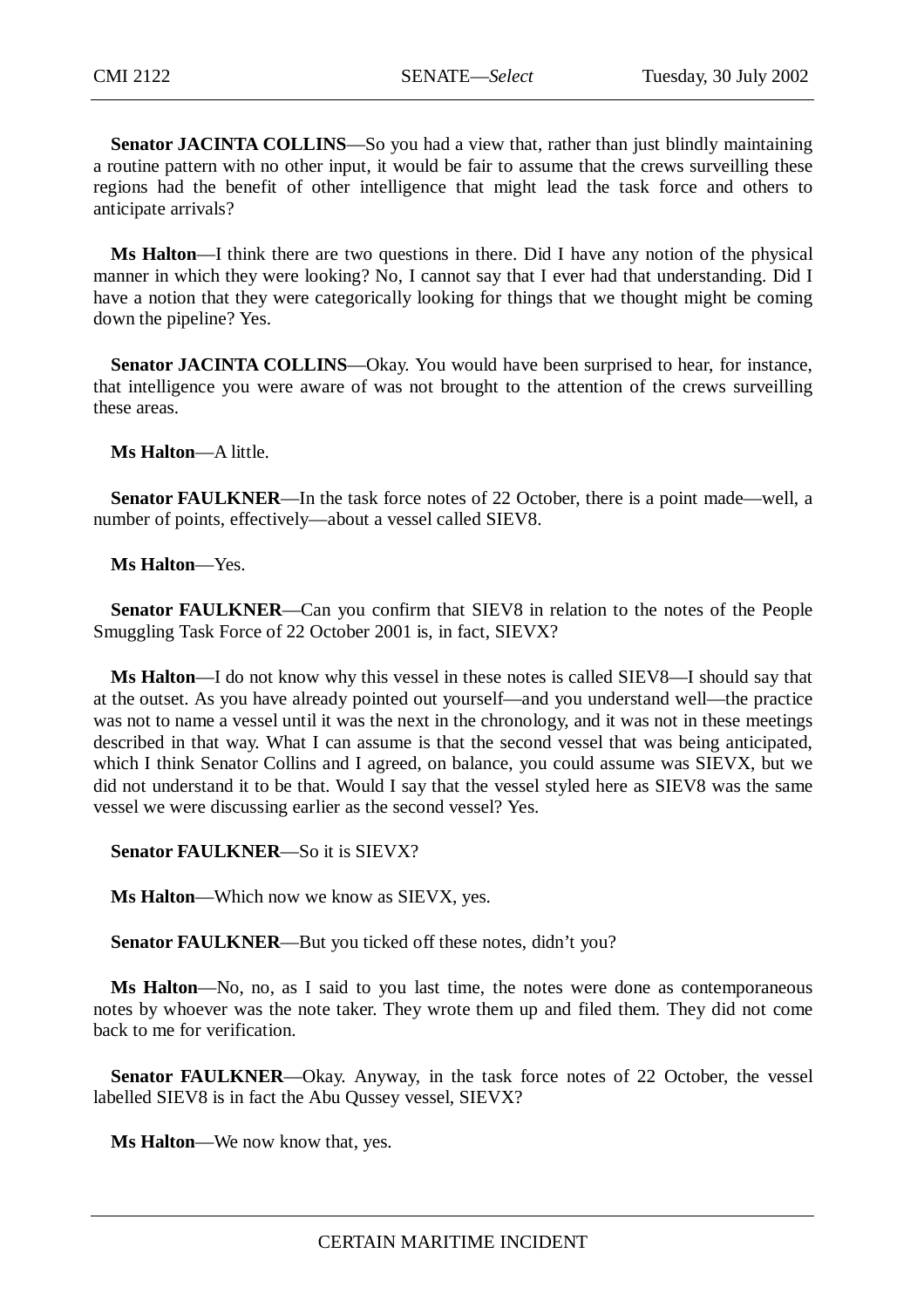**Senator JACINTA COLLINS**—So you had a view that, rather than just blindly maintaining a routine pattern with no other input, it would be fair to assume that the crews surveilling these regions had the benefit of other intelligence that might lead the task force and others to anticipate arrivals?

**Ms Halton**—I think there are two questions in there. Did I have any notion of the physical manner in which they were looking? No, I cannot say that I ever had that understanding. Did I have a notion that they were categorically looking for things that we thought might be coming down the pipeline? Yes.

**Senator JACINTA COLLINS**—Okay. You would have been surprised to hear, for instance, that intelligence you were aware of was not brought to the attention of the crews surveilling these areas.

**Ms Halton**—A little.

**Senator FAULKNER**—In the task force notes of 22 October, there is a point made—well, a number of points, effectively—about a vessel called SIEV8.

**Ms Halton**—Yes.

**Senator FAULKNER**—Can you confirm that SIEV8 in relation to the notes of the People Smuggling Task Force of 22 October 2001 is, in fact, SIEVX?

**Ms Halton**—I do not know why this vessel in these notes is called SIEV8—I should say that at the outset. As you have already pointed out yourself—and you understand well—the practice was not to name a vessel until it was the next in the chronology, and it was not in these meetings described in that way. What I can assume is that the second vessel that was being anticipated, which I think Senator Collins and I agreed, on balance, you could assume was SIEVX, but we did not understand it to be that. Would I say that the vessel styled here as SIEV8 was the same vessel we were discussing earlier as the second vessel? Yes.

**Senator FAULKNER**—So it is SIEVX?

**Ms Halton**—Which now we know as SIEVX, yes.

**Senator FAULKNER**—But you ticked off these notes, didn't you?

**Ms Halton**—No, no, as I said to you last time, the notes were done as contemporaneous notes by whoever was the note taker. They wrote them up and filed them. They did not come back to me for verification.

**Senator FAULKNER**—Okay. Anyway, in the task force notes of 22 October, the vessel labelled SIEV8 is in fact the Abu Qussey vessel, SIEVX?

**Ms Halton**—We now know that, yes.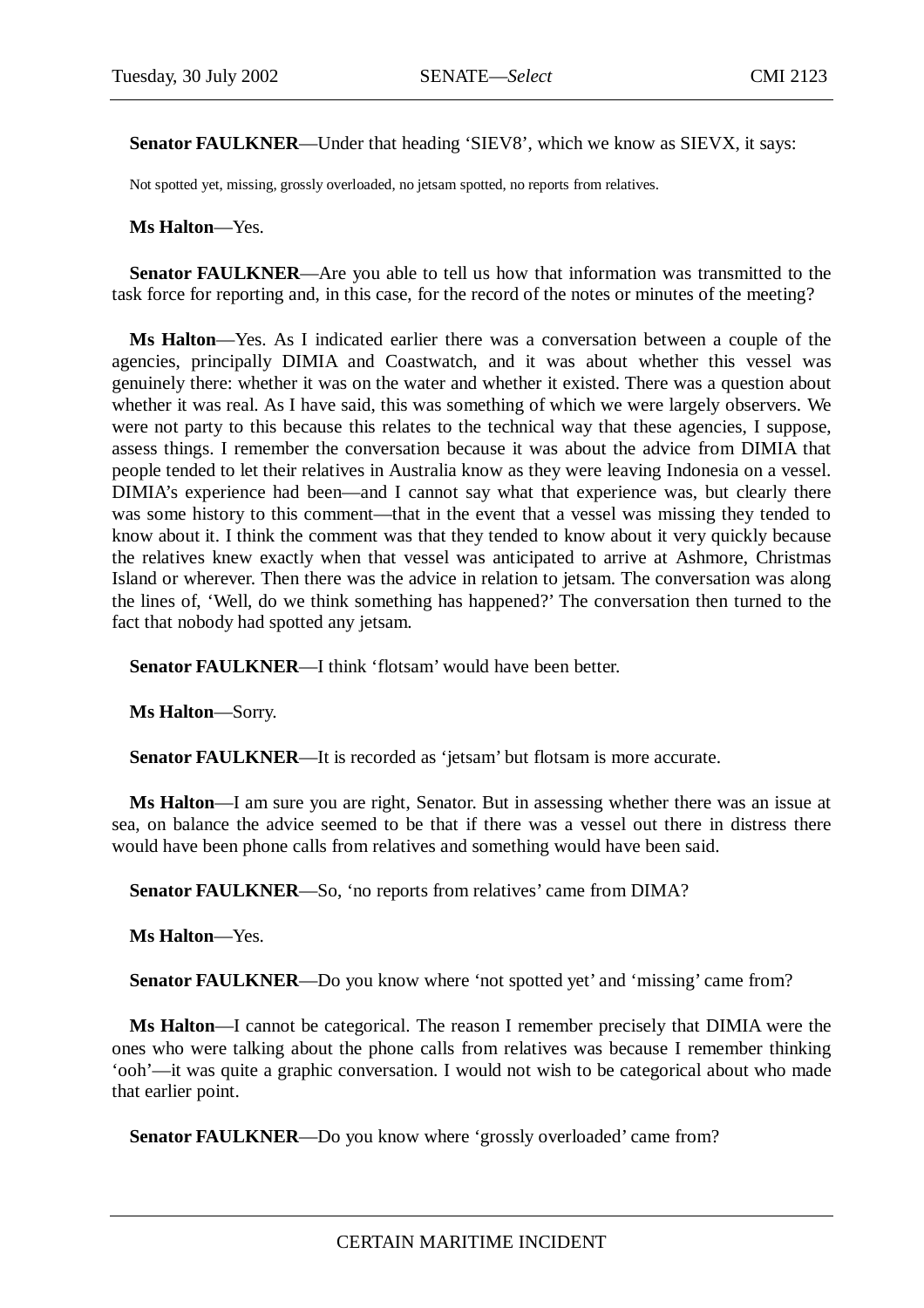**Senator FAULKNER**—Under that heading ‘SIEV8’, which we know as SIEVX, it says:

> Not spotted yet, missing, grossly overloaded, no jetsam spotted, no reports from relatives.

**Ms Halton**—Yes.

**Senator FAULKNER**—Are you able to tell us how that information was transmitted to the task force for reporting and, in this case, for the record of the notes or minutes of the meeting?

**Ms Halton**—Yes. As I indicated earlier there was a conversation between a couple of the agencies, principally DIMIA and Coastwatch, and it was about whether this vessel was genuinely there: whether it was on the water and whether it existed. There was a question about whether it was real. As I have said, this was something of which we were largely observers. We were not party to this because this relates to the technical way that these agencies, I suppose, assess things. I remember the conversation because it was about the advice from DIMIA that people tended to let their relatives in Australia know as they were leaving Indonesia on a vessel. DIMIA’s experience had been—and I cannot say what that experience was, but clearly there was some history to this comment—that in the event that a vessel was missing they tended to know about it. I think the comment was that they tended to know about it very quickly because the relatives knew exactly when that vessel was anticipated to arrive at Ashmore, Christmas Island or wherever. Then there was the advice in relation to jetsam. The conversation was along the lines of, ‘Well, do we think something has happened?’ The conversation then turned to the fact that nobody had spotted any jetsam.

**Senator FAULKNER**—I think ‘flotsam’ would have been better.

**Ms Halton**—Sorry.

**Senator FAULKNER**—It is recorded as ‘jetsam’ but flotsam is more accurate.

**Ms Halton**—I am sure you are right, Senator. But in assessing whether there was an issue at sea, on balance the advice seemed to be that if there was a vessel out there in distress there would have been phone calls from relatives and something would have been said.

**Senator FAULKNER**—So, ‘no reports from relatives’ came from DIMA?

**Ms Halton**—Yes.

**Senator FAULKNER**—Do you know where ‘not spotted yet’ and ‘missing’ came from?

**Ms Halton**—I cannot be categorical. The reason I remember precisely that DIMIA were the ones who were talking about the phone calls from relatives was because I remember thinking ‘ooh’—it was quite a graphic conversation. I would not wish to be categorical about who made that earlier point.

**Senator FAULKNER**—Do you know where ‘grossly overloaded’ came from?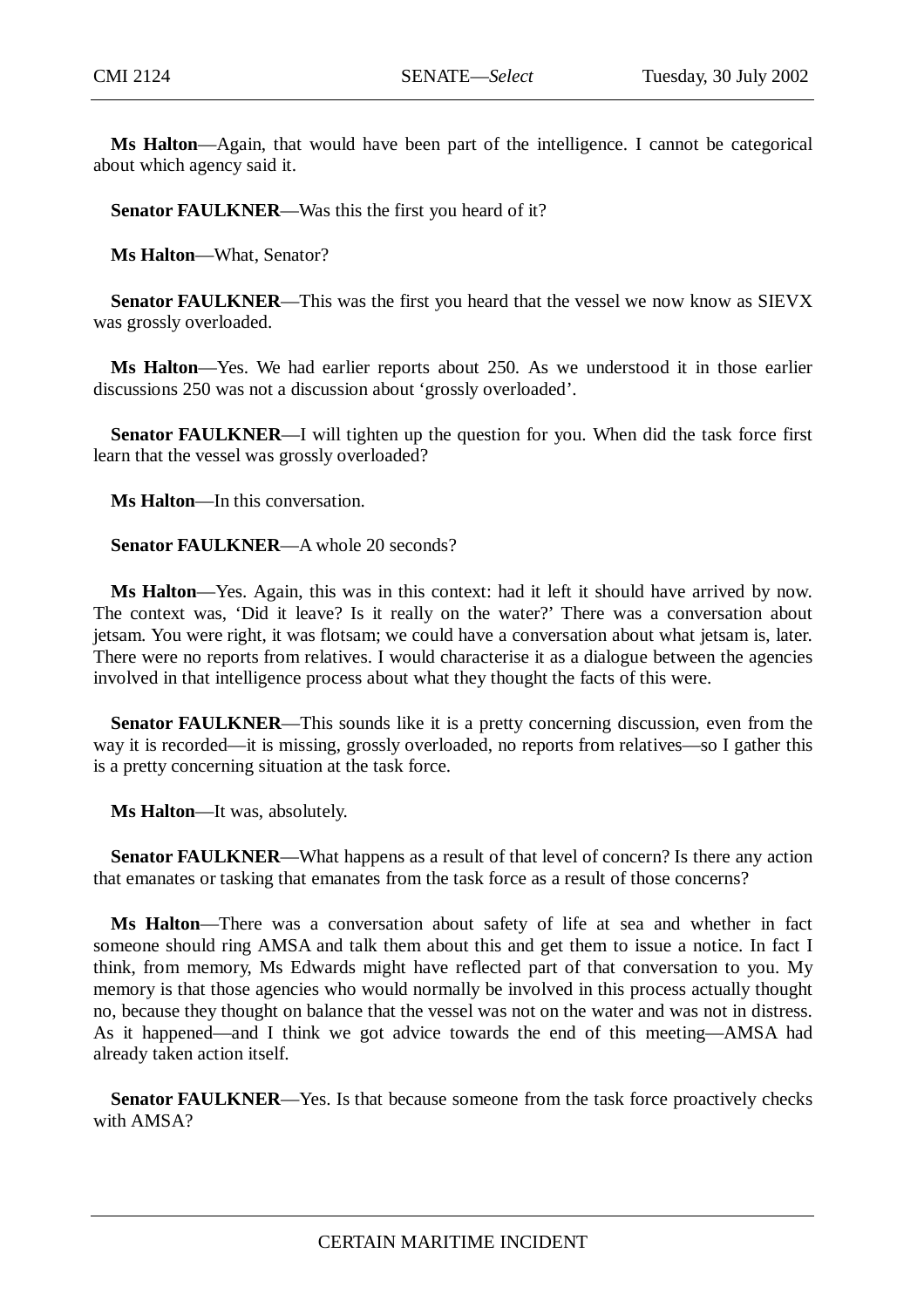**Ms Halton**—Again, that would have been part of the intelligence. I cannot be categorical about which agency said it.

**Senator FAULKNER**—Was this the first you heard of it?

**Ms Halton**—What, Senator?

**Senator FAULKNER**—This was the first you heard that the vessel we now know as SIEVX was grossly overloaded.

**Ms Halton**—Yes. We had earlier reports about 250. As we understood it in those earlier discussions 250 was not a discussion about 'grossly overloaded'.

**Senator FAULKNER**—I will tighten up the question for you. When did the task force first learn that the vessel was grossly overloaded?

**Ms Halton**—In this conversation.

**Senator FAULKNER**—A whole 20 seconds?

**Ms Halton**—Yes. Again, this was in this context: had it left it should have arrived by now. The context was, 'Did it leave? Is it really on the water?' There was a conversation about jetsam. You were right, it was flotsam; we could have a conversation about what jetsam is, later. There were no reports from relatives. I would characterise it as a dialogue between the agencies involved in that intelligence process about what they thought the facts of this were.

**Senator FAULKNER**—This sounds like it is a pretty concerning discussion, even from the way it is recorded—it is missing, grossly overloaded, no reports from relatives—so I gather this is a pretty concerning situation at the task force.

**Ms Halton**—It was, absolutely.

**Senator FAULKNER**—What happens as a result of that level of concern? Is there any action that emanates or tasking that emanates from the task force as a result of those concerns?

**Ms Halton**—There was a conversation about safety of life at sea and whether in fact someone should ring AMSA and talk them about this and get them to issue a notice. In fact I think, from memory, Ms Edwards might have reflected part of that conversation to you. My memory is that those agencies who would normally be involved in this process actually thought no, because they thought on balance that the vessel was not on the water and was not in distress. As it happened—and I think we got advice towards the end of this meeting—AMSA had already taken action itself.

**Senator FAULKNER**—Yes. Is that because someone from the task force proactively checks with AMSA?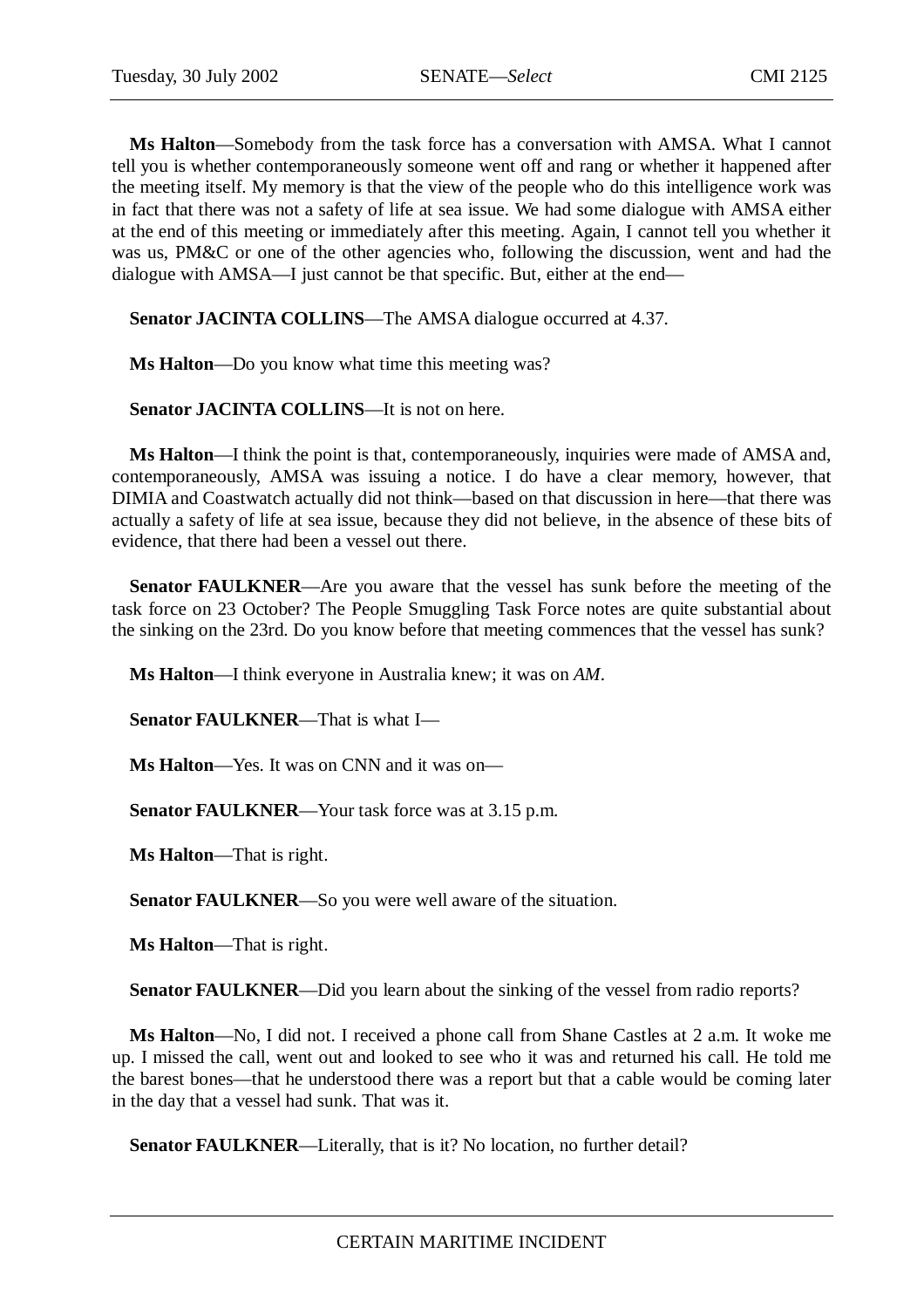**Ms Halton**—Somebody from the task force has a conversation with AMSA. What I cannot tell you is whether contemporaneously someone went off and rang or whether it happened after the meeting itself. My memory is that the view of the people who do this intelligence work was in fact that there was not a safety of life at sea issue. We had some dialogue with AMSA either at the end of this meeting or immediately after this meeting. Again, I cannot tell you whether it was us, PM&C or one of the other agencies who, following the discussion, went and had the dialogue with AMSA—I just cannot be that specific. But, either at the end—

**Senator JACINTA COLLINS**—The AMSA dialogue occurred at 4.37.

**Ms Halton**—Do you know what time this meeting was?

**Senator JACINTA COLLINS**—It is not on here.

**Ms Halton**—I think the point is that, contemporaneously, inquiries were made of AMSA and, contemporaneously, AMSA was issuing a notice. I do have a clear memory, however, that DIMIA and Coastwatch actually did not think—based on that discussion in here—that there was actually a safety of life at sea issue, because they did not believe, in the absence of these bits of evidence, that there had been a vessel out there.

**Senator FAULKNER**—Are you aware that the vessel has sunk before the meeting of the task force on 23 October? The People Smuggling Task Force notes are quite substantial about the sinking on the 23rd. Do you know before that meeting commences that the vessel has sunk?

**Ms Halton**—I think everyone in Australia knew; it was on *AM*.

**Senator FAULKNER**—That is what I—

**Ms Halton**—Yes. It was on CNN and it was on—

**Senator FAULKNER**—Your task force was at 3.15 p.m.

**Ms Halton**—That is right.

**Senator FAULKNER**—So you were well aware of the situation.

**Ms Halton**—That is right.

**Senator FAULKNER**—Did you learn about the sinking of the vessel from radio reports?

**Ms Halton**—No, I did not. I received a phone call from Shane Castles at 2 a.m. It woke me up. I missed the call, went out and looked to see who it was and returned his call. He told me the barest bones—that he understood there was a report but that a cable would be coming later in the day that a vessel had sunk. That was it.

**Senator FAULKNER**—Literally, that is it? No location, no further detail?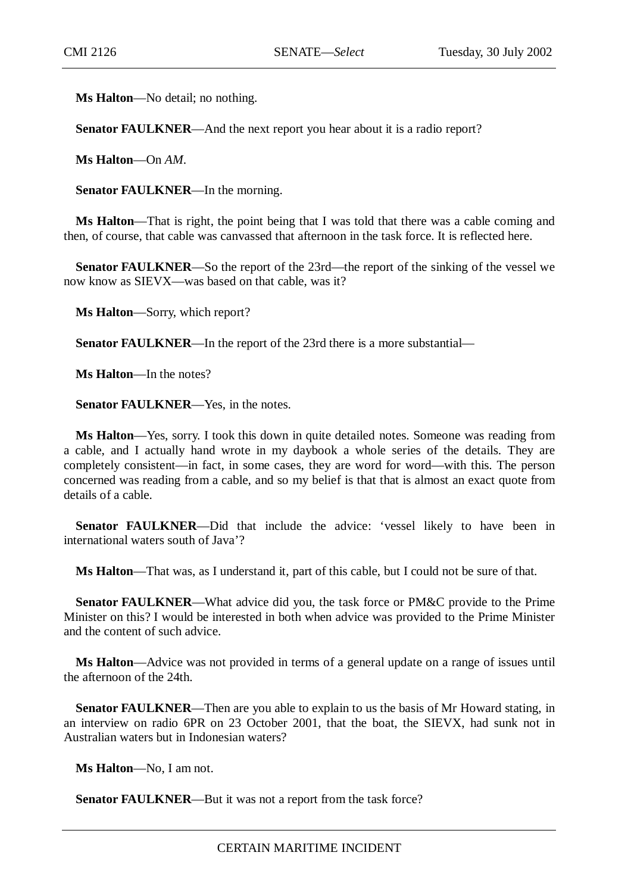**Ms Halton**—No detail; no nothing.

**Senator FAULKNER**—And the next report you hear about it is a radio report?

**Ms Halton**—On *AM*.

**Senator FAULKNER**—In the morning.

**Ms Halton**—That is right, the point being that I was told that there was a cable coming and then, of course, that cable was canvassed that afternoon in the task force. It is reflected here.

**Senator FAULKNER**—So the report of the 23rd—the report of the sinking of the vessel we now know as SIEVX—was based on that cable, was it?

**Ms Halton**—Sorry, which report?

**Senator FAULKNER**—In the report of the 23rd there is a more substantial—

**Ms Halton**—In the notes?

**Senator FAULKNER**—Yes, in the notes.

**Ms Halton**—Yes, sorry. I took this down in quite detailed notes. Someone was reading from a cable, and I actually hand wrote in my daybook a whole series of the details. They are completely consistent—in fact, in some cases, they are word for word—with this. The person concerned was reading from a cable, and so my belief is that that is almost an exact quote from details of a cable.

**Senator FAULKNER**—Did that include the advice: 'vessel likely to have been in international waters south of Java'?

**Ms Halton**—That was, as I understand it, part of this cable, but I could not be sure of that.

**Senator FAULKNER**—What advice did you, the task force or PM&C provide to the Prime Minister on this? I would be interested in both when advice was provided to the Prime Minister and the content of such advice.

**Ms Halton**—Advice was not provided in terms of a general update on a range of issues until the afternoon of the 24th.

**Senator FAULKNER**—Then are you able to explain to us the basis of Mr Howard stating, in an interview on radio 6PR on 23 October 2001, that the boat, the SIEVX, had sunk not in Australian waters but in Indonesian waters?

**Ms Halton**—No, I am not.

**Senator FAULKNER**—But it was not a report from the task force?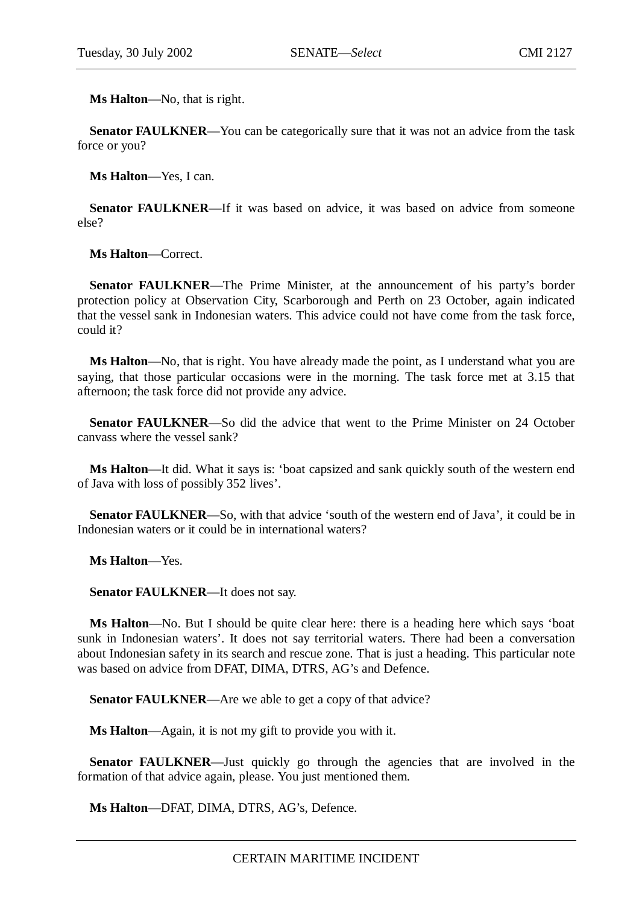**Ms Halton**—No, that is right.

**Senator FAULKNER**—You can be categorically sure that it was not an advice from the task force or you?

**Ms Halton**—Yes, I can.

**Senator FAULKNER**—If it was based on advice, it was based on advice from someone else?

**Ms Halton**—Correct.

**Senator FAULKNER**—The Prime Minister, at the announcement of his party's border protection policy at Observation City, Scarborough and Perth on 23 October, again indicated that the vessel sank in Indonesian waters. This advice could not have come from the task force, could it?

**Ms Halton**—No, that is right. You have already made the point, as I understand what you are saying, that those particular occasions were in the morning. The task force met at 3.15 that afternoon; the task force did not provide any advice.

**Senator FAULKNER**—So did the advice that went to the Prime Minister on 24 October canvass where the vessel sank?

**Ms Halton**—It did. What it says is: 'boat capsized and sank quickly south of the western end of Java with loss of possibly 352 lives'.

**Senator FAULKNER**—So, with that advice 'south of the western end of Java', it could be in Indonesian waters or it could be in international waters?

**Ms Halton**—Yes.

**Senator FAULKNER**—It does not say.

**Ms Halton**—No. But I should be quite clear here: there is a heading here which says 'boat sunk in Indonesian waters'. It does not say territorial waters. There had been a conversation about Indonesian safety in its search and rescue zone. That is just a heading. This particular note was based on advice from DFAT, DIMA, DTRS, AG's and Defence.

**Senator FAULKNER**—Are we able to get a copy of that advice?

**Ms Halton**—Again, it is not my gift to provide you with it.

**Senator FAULKNER**—Just quickly go through the agencies that are involved in the formation of that advice again, please. You just mentioned them.

**Ms Halton**—DFAT, DIMA, DTRS, AG's, Defence.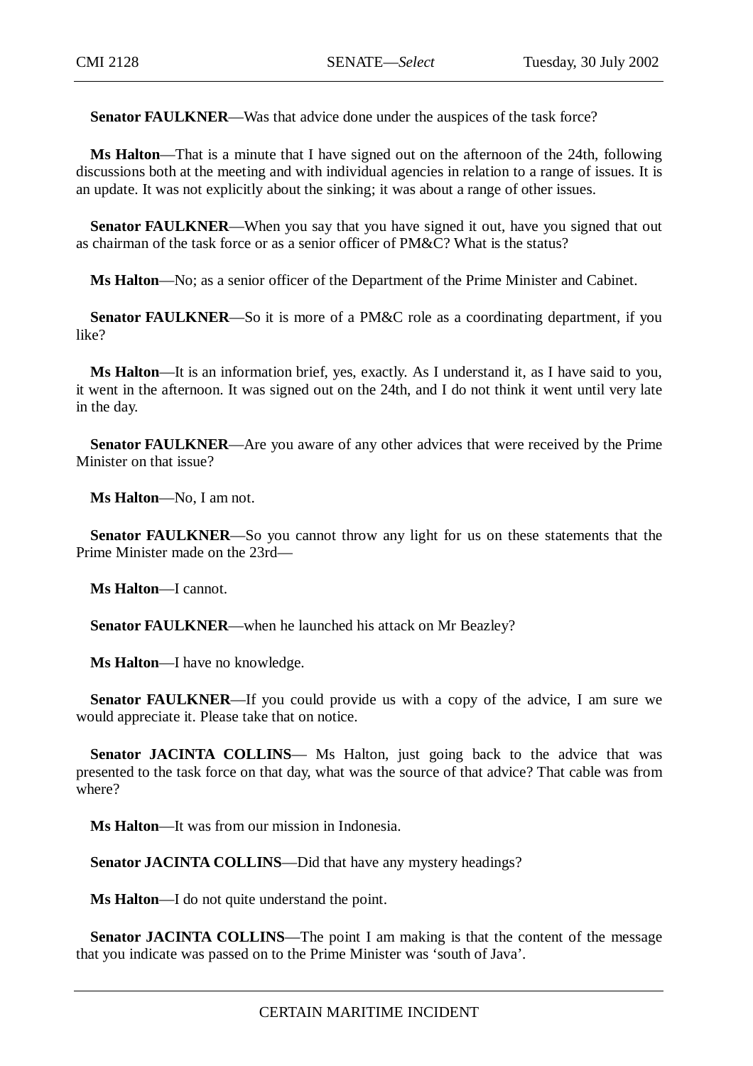**Senator FAULKNER**—Was that advice done under the auspices of the task force?

**Ms Halton**—That is a minute that I have signed out on the afternoon of the 24th, following discussions both at the meeting and with individual agencies in relation to a range of issues. It is an update. It was not explicitly about the sinking; it was about a range of other issues.

**Senator FAULKNER**—When you say that you have signed it out, have you signed that out as chairman of the task force or as a senior officer of PM&C? What is the status?

**Ms Halton**—No; as a senior officer of the Department of the Prime Minister and Cabinet.

**Senator FAULKNER**—So it is more of a PM&C role as a coordinating department, if you like?

**Ms Halton**—It is an information brief, yes, exactly. As I understand it, as I have said to you, it went in the afternoon. It was signed out on the 24th, and I do not think it went until very late in the day.

**Senator FAULKNER**—Are you aware of any other advices that were received by the Prime Minister on that issue?

**Ms Halton**—No, I am not.

**Senator FAULKNER**—So you cannot throw any light for us on these statements that the Prime Minister made on the 23rd—

**Ms Halton**—I cannot.

**Senator FAULKNER**—when he launched his attack on Mr Beazley?

**Ms Halton**—I have no knowledge.

**Senator FAULKNER**—If you could provide us with a copy of the advice, I am sure we would appreciate it. Please take that on notice.

**Senator JACINTA COLLINS**— Ms Halton, just going back to the advice that was presented to the task force on that day, what was the source of that advice? That cable was from where?

**Ms Halton**—It was from our mission in Indonesia.

**Senator JACINTA COLLINS**—Did that have any mystery headings?

**Ms Halton**—I do not quite understand the point.

**Senator JACINTA COLLINS**—The point I am making is that the content of the message that you indicate was passed on to the Prime Minister was 'south of Java'.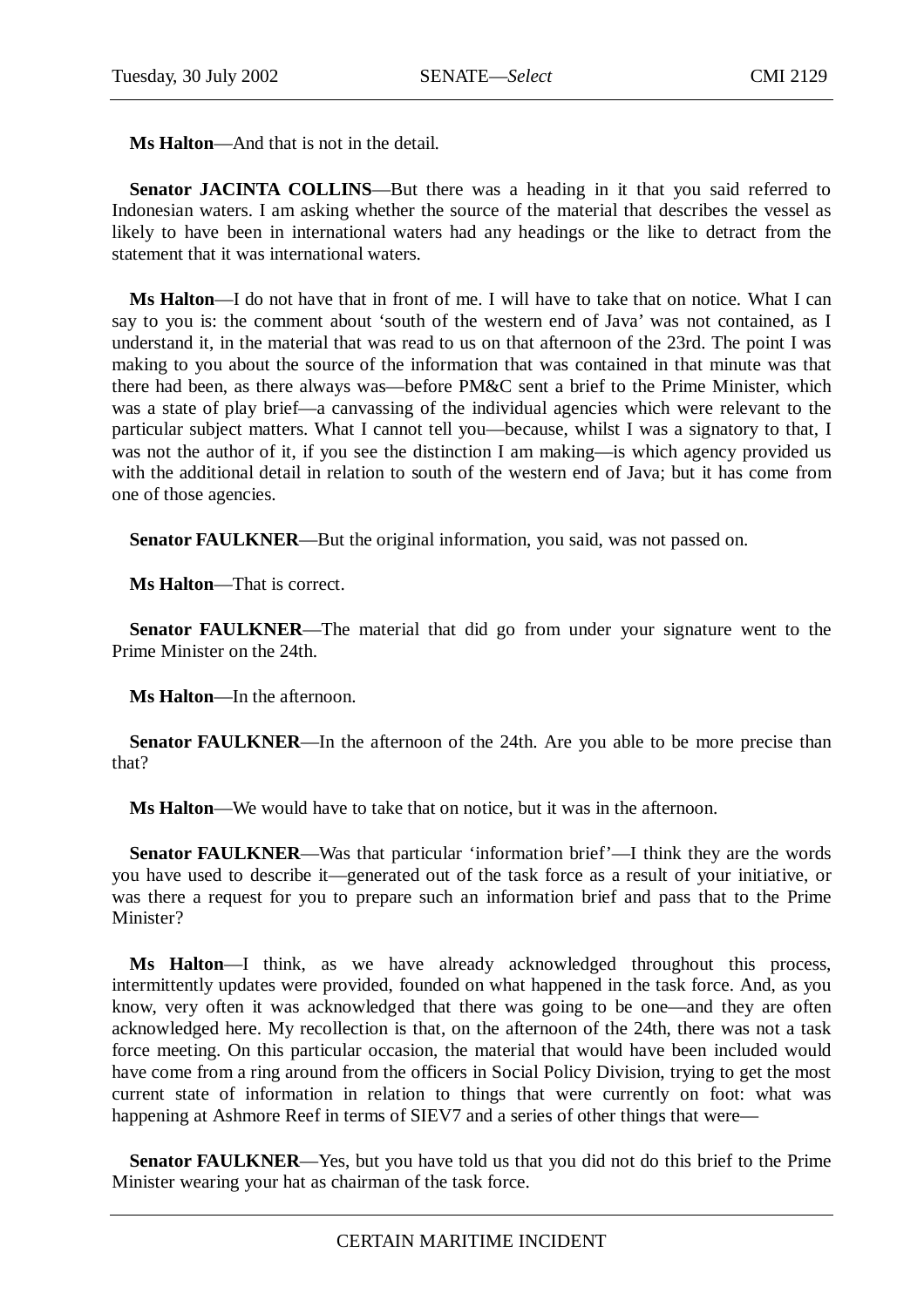**Ms Halton**—And that is not in the detail.

**Senator JACINTA COLLINS**—But there was a heading in it that you said referred to Indonesian waters. I am asking whether the source of the material that describes the vessel as likely to have been in international waters had any headings or the like to detract from the statement that it was international waters.

**Ms Halton**—I do not have that in front of me. I will have to take that on notice. What I can say to you is: the comment about 'south of the western end of Java' was not contained, as I understand it, in the material that was read to us on that afternoon of the 23rd. The point I was making to you about the source of the information that was contained in that minute was that there had been, as there always was—before PM&C sent a brief to the Prime Minister, which was a state of play brief—a canvassing of the individual agencies which were relevant to the particular subject matters. What I cannot tell you—because, whilst I was a signatory to that, I was not the author of it, if you see the distinction I am making—is which agency provided us with the additional detail in relation to south of the western end of Java; but it has come from one of those agencies.

**Senator FAULKNER**—But the original information, you said, was not passed on.

**Ms Halton**—That is correct.

**Senator FAULKNER**—The material that did go from under your signature went to the Prime Minister on the 24th.

**Ms Halton**—In the afternoon.

**Senator FAULKNER**—In the afternoon of the 24th. Are you able to be more precise than that?

**Ms Halton**—We would have to take that on notice, but it was in the afternoon.

**Senator FAULKNER**—Was that particular 'information brief'—I think they are the words you have used to describe it—generated out of the task force as a result of your initiative, or was there a request for you to prepare such an information brief and pass that to the Prime Minister?

**Ms Halton**—I think, as we have already acknowledged throughout this process, intermittently updates were provided, founded on what happened in the task force. And, as you know, very often it was acknowledged that there was going to be one—and they are often acknowledged here. My recollection is that, on the afternoon of the 24th, there was not a task force meeting. On this particular occasion, the material that would have been included would have come from a ring around from the officers in Social Policy Division, trying to get the most current state of information in relation to things that were currently on foot: what was happening at Ashmore Reef in terms of SIEV7 and a series of other things that were—

**Senator FAULKNER**—Yes, but you have told us that you did not do this brief to the Prime Minister wearing your hat as chairman of the task force.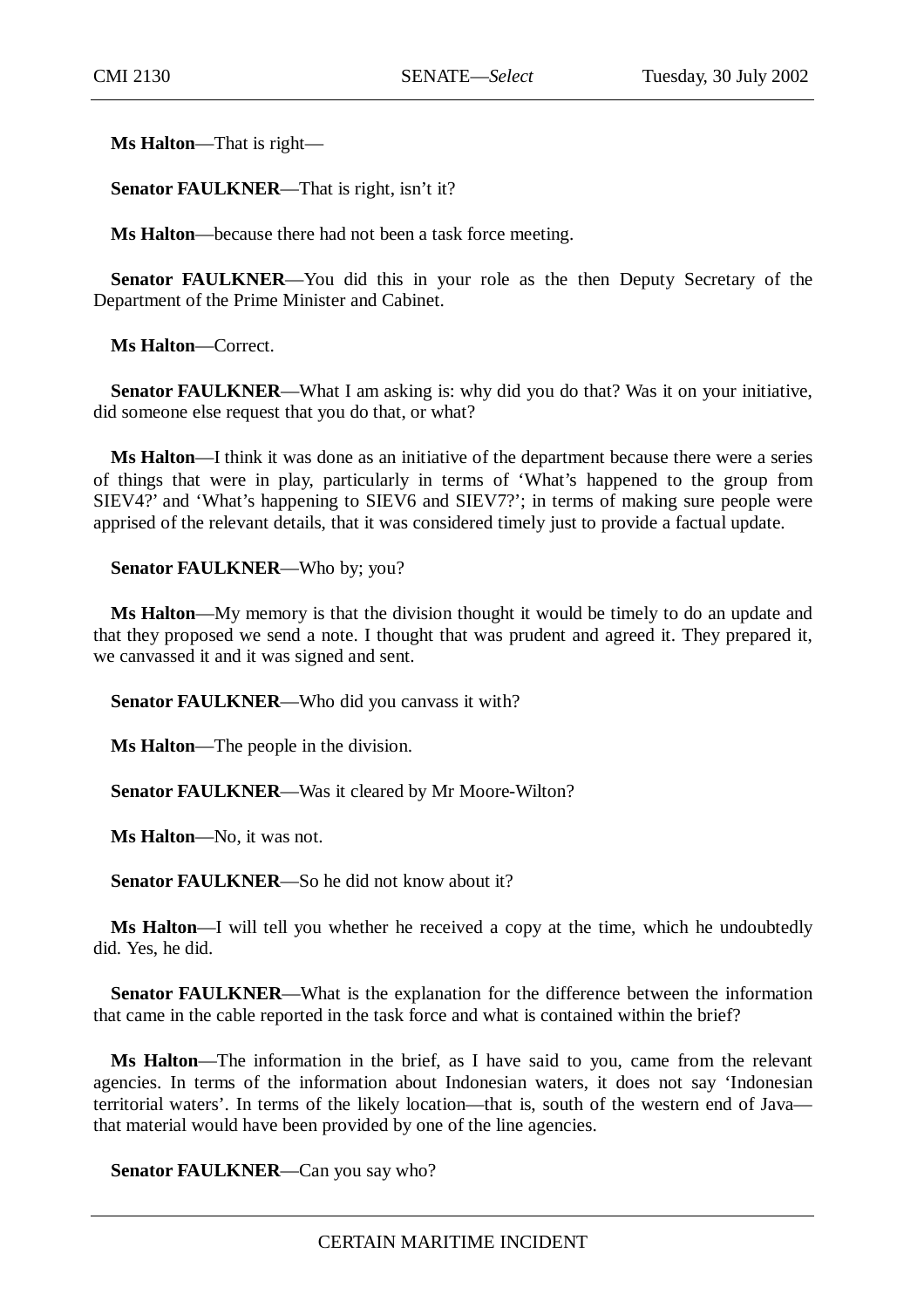**Ms Halton**—That is right—

**Senator FAULKNER**—That is right, isn't it?

**Ms Halton**—because there had not been a task force meeting.

**Senator FAULKNER**—You did this in your role as the then Deputy Secretary of the Department of the Prime Minister and Cabinet.

**Ms Halton**—Correct.

**Senator FAULKNER**—What I am asking is: why did you do that? Was it on your initiative, did someone else request that you do that, or what?

**Ms Halton**—I think it was done as an initiative of the department because there were a series of things that were in play, particularly in terms of 'What's happened to the group from SIEV4?' and 'What's happening to SIEV6 and SIEV7?'; in terms of making sure people were apprised of the relevant details, that it was considered timely just to provide a factual update.

**Senator FAULKNER**—Who by; you?

**Ms Halton**—My memory is that the division thought it would be timely to do an update and that they proposed we send a note. I thought that was prudent and agreed it. They prepared it, we canvassed it and it was signed and sent.

**Senator FAULKNER**—Who did you canvass it with?

**Ms Halton**—The people in the division.

**Senator FAULKNER**—Was it cleared by Mr Moore-Wilton?

**Ms Halton**—No, it was not.

**Senator FAULKNER**—So he did not know about it?

**Ms Halton**—I will tell you whether he received a copy at the time, which he undoubtedly did. Yes, he did.

**Senator FAULKNER**—What is the explanation for the difference between the information that came in the cable reported in the task force and what is contained within the brief?

**Ms Halton**—The information in the brief, as I have said to you, came from the relevant agencies. In terms of the information about Indonesian waters, it does not say 'Indonesian territorial waters'. In terms of the likely location—that is, south of the western end of Java—that material would have been provided by one of the line agencies.

**Senator FAULKNER**—Can you say who?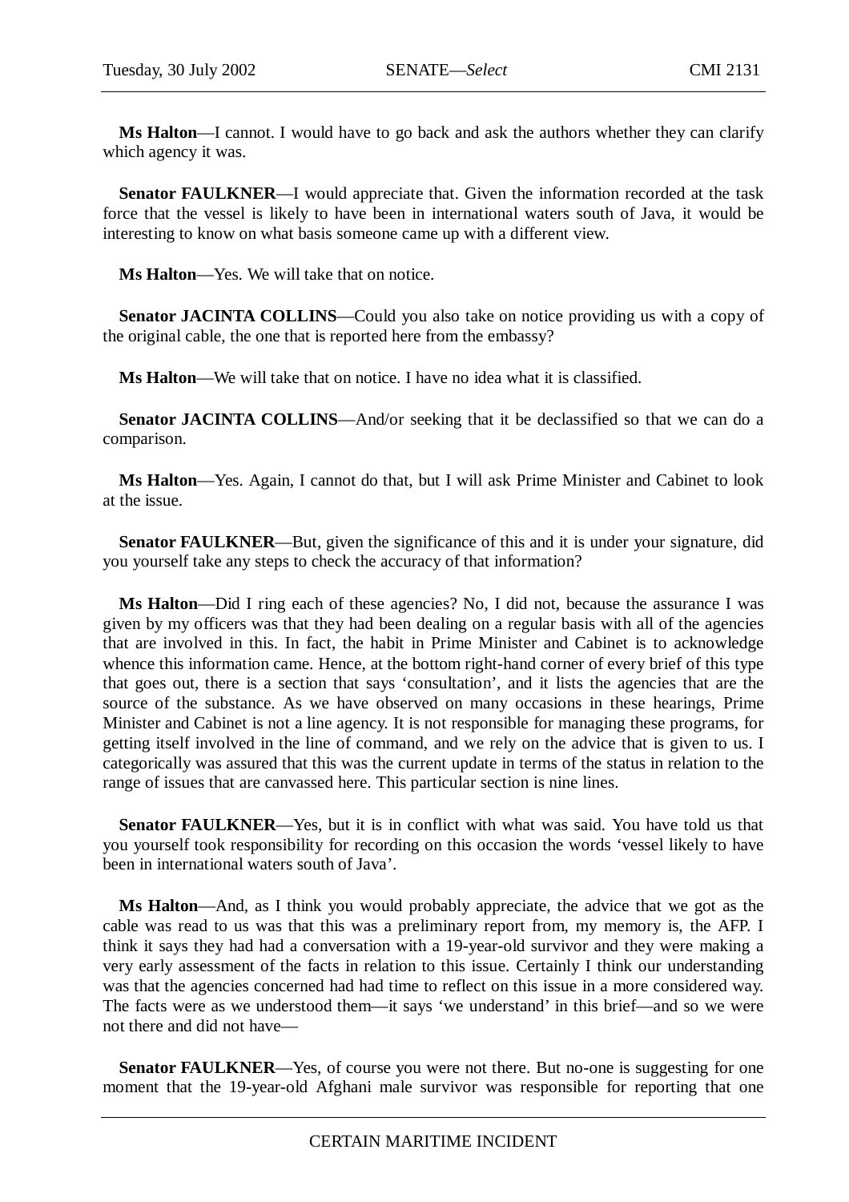**Ms Halton**—I cannot. I would have to go back and ask the authors whether they can clarify which agency it was.

**Senator FAULKNER**—I would appreciate that. Given the information recorded at the task force that the vessel is likely to have been in international waters south of Java, it would be interesting to know on what basis someone came up with a different view.

**Ms Halton**—Yes. We will take that on notice.

**Senator JACINTA COLLINS**—Could you also take on notice providing us with a copy of the original cable, the one that is reported here from the embassy?

**Ms Halton**—We will take that on notice. I have no idea what it is classified.

**Senator JACINTA COLLINS**—And/or seeking that it be declassified so that we can do a comparison.

**Ms Halton**—Yes. Again, I cannot do that, but I will ask Prime Minister and Cabinet to look at the issue.

**Senator FAULKNER**—But, given the significance of this and it is under your signature, did you yourself take any steps to check the accuracy of that information?

**Ms Halton**—Did I ring each of these agencies? No, I did not, because the assurance I was given by my officers was that they had been dealing on a regular basis with all of the agencies that are involved in this. In fact, the habit in Prime Minister and Cabinet is to acknowledge whence this information came. Hence, at the bottom right-hand corner of every brief of this type that goes out, there is a section that says 'consultation', and it lists the agencies that are the source of the substance. As we have observed on many occasions in these hearings, Prime Minister and Cabinet is not a line agency. It is not responsible for managing these programs, for getting itself involved in the line of command, and we rely on the advice that is given to us. I categorically was assured that this was the current update in terms of the status in relation to the range of issues that are canvassed here. This particular section is nine lines.

**Senator FAULKNER**—Yes, but it is in conflict with what was said. You have told us that you yourself took responsibility for recording on this occasion the words 'vessel likely to have been in international waters south of Java'.

**Ms Halton**—And, as I think you would probably appreciate, the advice that we got as the cable was read to us was that this was a preliminary report from, my memory is, the AFP. I think it says they had had a conversation with a 19-year-old survivor and they were making a very early assessment of the facts in relation to this issue. Certainly I think our understanding was that the agencies concerned had had time to reflect on this issue in a more considered way. The facts were as we understood them—it says 'we understand' in this brief—and so we were not there and did not have—

**Senator FAULKNER**—Yes, of course you were not there. But no-one is suggesting for one moment that the 19-year-old Afghani male survivor was responsible for reporting that one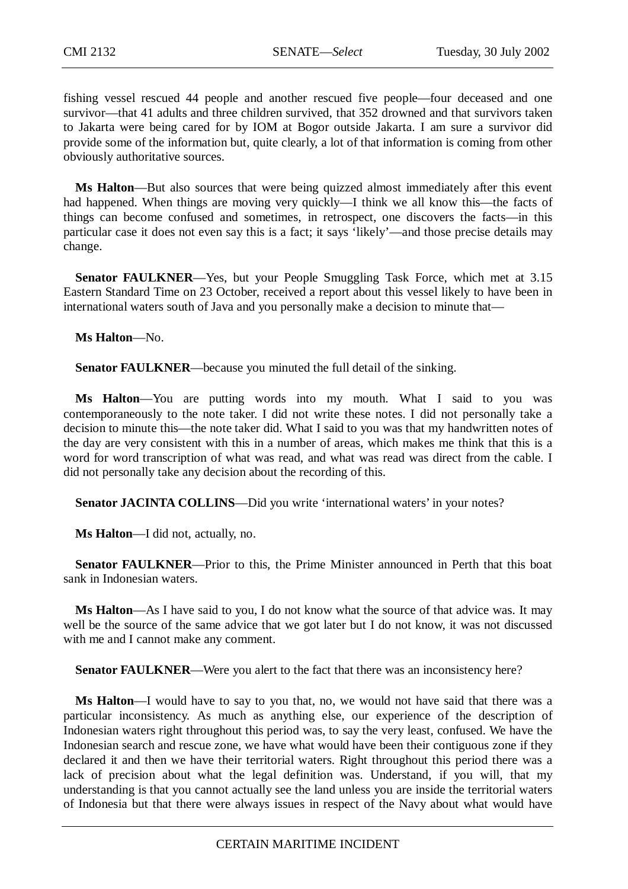fishing vessel rescued 44 people and another rescued five people—four deceased and one survivor—that 41 adults and three children survived, that 352 drowned and that survivors taken to Jakarta were being cared for by IOM at Bogor outside Jakarta. I am sure a survivor did provide some of the information but, quite clearly, a lot of that information is coming from other obviously authoritative sources.

**Ms Halton**—But also sources that were being quizzed almost immediately after this event had happened. When things are moving very quickly—I think we all know this—the facts of things can become confused and sometimes, in retrospect, one discovers the facts—in this particular case it does not even say this is a fact; it says 'likely'—and those precise details may change.

**Senator FAULKNER**—Yes, but your People Smuggling Task Force, which met at 3.15 Eastern Standard Time on 23 October, received a report about this vessel likely to have been in international waters south of Java and you personally make a decision to minute that—

**Ms Halton**—No.

**Senator FAULKNER**—because you minuted the full detail of the sinking.

**Ms Halton**—You are putting words into my mouth. What I said to you was contemporaneously to the note taker. I did not write these notes. I did not personally take a decision to minute this—the note taker did. What I said to you was that my handwritten notes of the day are very consistent with this in a number of areas, which makes me think that this is a word for word transcription of what was read, and what was read was direct from the cable. I did not personally take any decision about the recording of this.

**Senator JACINTA COLLINS**—Did you write 'international waters' in your notes?

**Ms Halton**—I did not, actually, no.

**Senator FAULKNER**—Prior to this, the Prime Minister announced in Perth that this boat sank in Indonesian waters.

**Ms Halton**—As I have said to you, I do not know what the source of that advice was. It may well be the source of the same advice that we got later but I do not know, it was not discussed with me and I cannot make any comment.

**Senator FAULKNER**—Were you alert to the fact that there was an inconsistency here?

**Ms Halton**—I would have to say to you that, no, we would not have said that there was a particular inconsistency. As much as anything else, our experience of the description of Indonesian waters right throughout this period was, to say the very least, confused. We have the Indonesian search and rescue zone, we have what would have been their contiguous zone if they declared it and then we have their territorial waters. Right throughout this period there was a lack of precision about what the legal definition was. Understand, if you will, that my understanding is that you cannot actually see the land unless you are inside the territorial waters of Indonesia but that there were always issues in respect of the Navy about what would have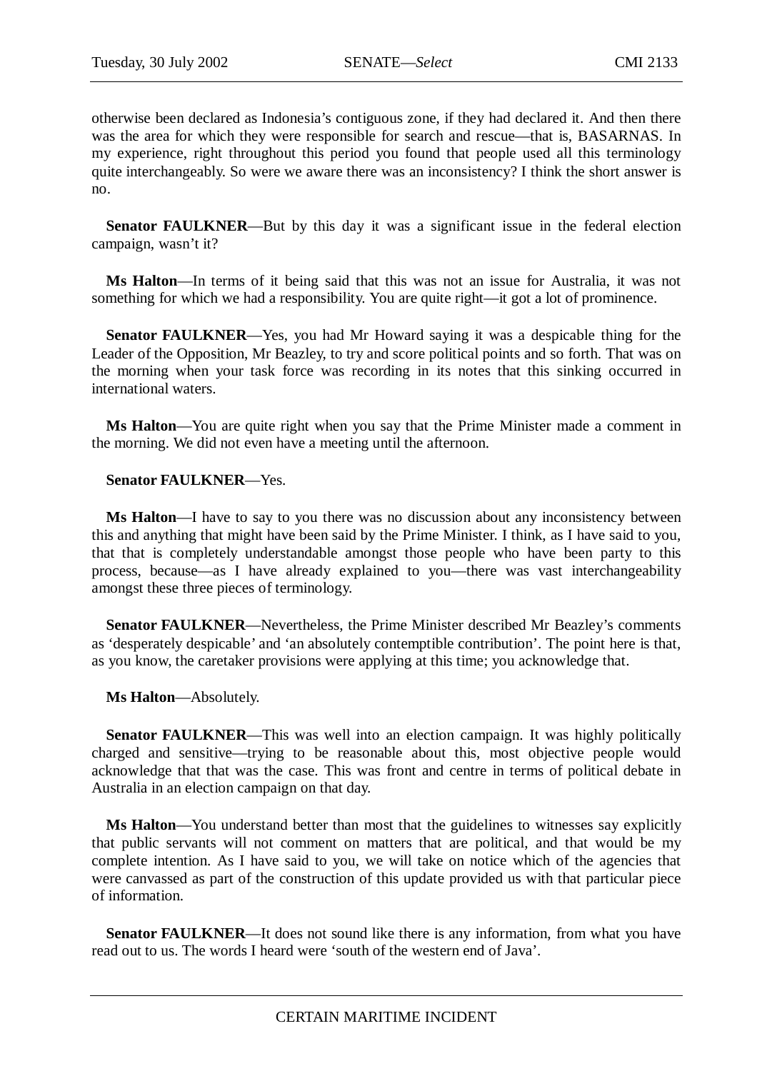otherwise been declared as Indonesia's contiguous zone, if they had declared it. And then there was the area for which they were responsible for search and rescue—that is, BASARNAS. In my experience, right throughout this period you found that people used all this terminology quite interchangeably. So were we aware there was an inconsistency? I think the short answer is no.

**Senator FAULKNER**—But by this day it was a significant issue in the federal election campaign, wasn't it?

**Ms Halton**—In terms of it being said that this was not an issue for Australia, it was not something for which we had a responsibility. You are quite right—it got a lot of prominence.

**Senator FAULKNER**—Yes, you had Mr Howard saying it was a despicable thing for the Leader of the Opposition, Mr Beazley, to try and score political points and so forth. That was on the morning when your task force was recording in its notes that this sinking occurred in international waters.

**Ms Halton**—You are quite right when you say that the Prime Minister made a comment in the morning. We did not even have a meeting until the afternoon.

**Senator FAULKNER**—Yes.

**Ms Halton**—I have to say to you there was no discussion about any inconsistency between this and anything that might have been said by the Prime Minister. I think, as I have said to you, that that is completely understandable amongst those people who have been party to this process, because—as I have already explained to you—there was vast interchangeability amongst these three pieces of terminology.

**Senator FAULKNER**—Nevertheless, the Prime Minister described Mr Beazley's comments as 'desperately despicable' and 'an absolutely contemptible contribution'. The point here is that, as you know, the caretaker provisions were applying at this time; you acknowledge that.

**Ms Halton**—Absolutely.

**Senator FAULKNER**—This was well into an election campaign. It was highly politically charged and sensitive—trying to be reasonable about this, most objective people would acknowledge that that was the case. This was front and centre in terms of political debate in Australia in an election campaign on that day.

**Ms Halton**—You understand better than most that the guidelines to witnesses say explicitly that public servants will not comment on matters that are political, and that would be my complete intention. As I have said to you, we will take on notice which of the agencies that were canvassed as part of the construction of this update provided us with that particular piece of information.

**Senator FAULKNER**—It does not sound like there is any information, from what you have read out to us. The words I heard were 'south of the western end of Java'.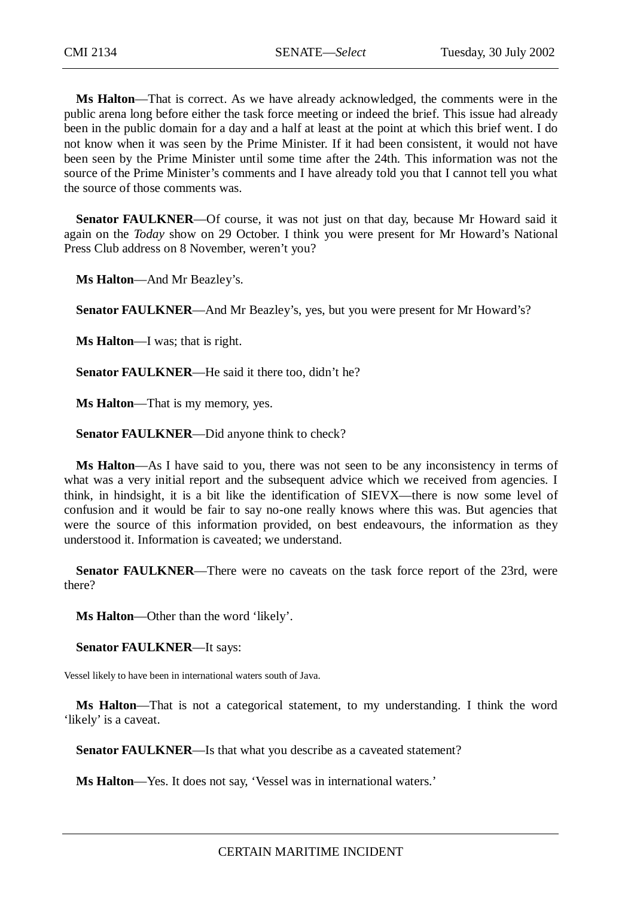**Ms Halton**—That is correct. As we have already acknowledged, the comments were in the public arena long before either the task force meeting or indeed the brief. This issue had already been in the public domain for a day and a half at least at the point at which this brief went. I do not know when it was seen by the Prime Minister. If it had been consistent, it would not have been seen by the Prime Minister until some time after the 24th. This information was not the source of the Prime Minister's comments and I have already told you that I cannot tell you what the source of those comments was.

**Senator FAULKNER**—Of course, it was not just on that day, because Mr Howard said it again on the *Today* show on 29 October. I think you were present for Mr Howard's National Press Club address on 8 November, weren't you?

**Ms Halton**—And Mr Beazley's.

**Senator FAULKNER**—And Mr Beazley's, yes, but you were present for Mr Howard's?

**Ms Halton**—I was; that is right.

**Senator FAULKNER**—He said it there too, didn't he?

**Ms Halton**—That is my memory, yes.

**Senator FAULKNER**—Did anyone think to check?

**Ms Halton**—As I have said to you, there was not seen to be any inconsistency in terms of what was a very initial report and the subsequent advice which we received from agencies. I think, in hindsight, it is a bit like the identification of SIEVX—there is now some level of confusion and it would be fair to say no-one really knows where this was. But agencies that were the source of this information provided, on best endeavours, the information as they understood it. Information is caveated; we understand.

**Senator FAULKNER**—There were no caveats on the task force report of the 23rd, were there?

**Ms Halton**—Other than the word 'likely'.

**Senator FAULKNER**—It says:

Vessel likely to have been in international waters south of Java.

**Ms Halton**—That is not a categorical statement, to my understanding. I think the word 'likely' is a caveat.

**Senator FAULKNER**—Is that what you describe as a caveated statement?

**Ms Halton**—Yes. It does not say, 'Vessel was in international waters.'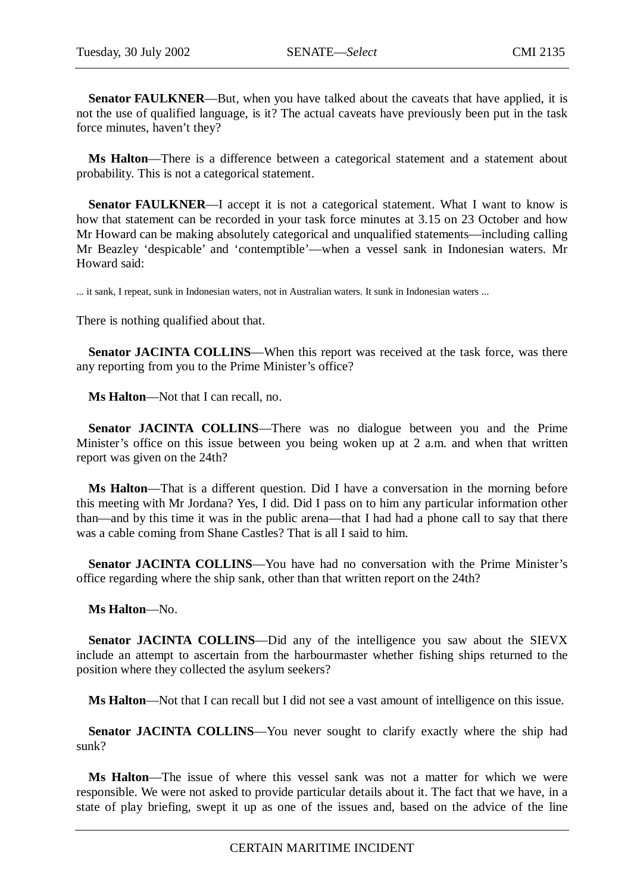**Senator FAULKNER**—But, when you have talked about the caveats that have applied, it is not the use of qualified language, is it? The actual caveats have previously been put in the task force minutes, haven't they?

**Ms Halton**—There is a difference between a categorical statement and a statement about probability. This is not a categorical statement.

**Senator FAULKNER**—I accept it is not a categorical statement. What I want to know is how that statement can be recorded in your task force minutes at 3.15 on 23 October and how Mr Howard can be making absolutely categorical and unqualified statements—including calling Mr Beazley 'despicable' and 'contemptible'—when a vessel sank in Indonesian waters. Mr Howard said:

... it sank, I repeat, sunk in Indonesian waters, not in Australian waters. It sunk in Indonesian waters ...

There is nothing qualified about that.

**Senator JACINTA COLLINS**—When this report was received at the task force, was there any reporting from you to the Prime Minister's office?

**Ms Halton**—Not that I can recall, no.

**Senator JACINTA COLLINS**—There was no dialogue between you and the Prime Minister's office on this issue between you being woken up at 2 a.m. and when that written report was given on the 24th?

**Ms Halton**—That is a different question. Did I have a conversation in the morning before this meeting with Mr Jordana? Yes, I did. Did I pass on to him any particular information other than—and by this time it was in the public arena—that I had had a phone call to say that there was a cable coming from Shane Castles? That is all I said to him.

**Senator JACINTA COLLINS**—You have had no conversation with the Prime Minister's office regarding where the ship sank, other than that written report on the 24th?

**Ms Halton**—No.

**Senator JACINTA COLLINS**—Did any of the intelligence you saw about the SIEVX include an attempt to ascertain from the harbourmaster whether fishing ships returned to the position where they collected the asylum seekers?

**Ms Halton**—Not that I can recall but I did not see a vast amount of intelligence on this issue.

**Senator JACINTA COLLINS**—You never sought to clarify exactly where the ship had sunk?

**Ms Halton**—The issue of where this vessel sank was not a matter for which we were responsible. We were not asked to provide particular details about it. The fact that we have, in a state of play briefing, swept it up as one of the issues and, based on the advice of the line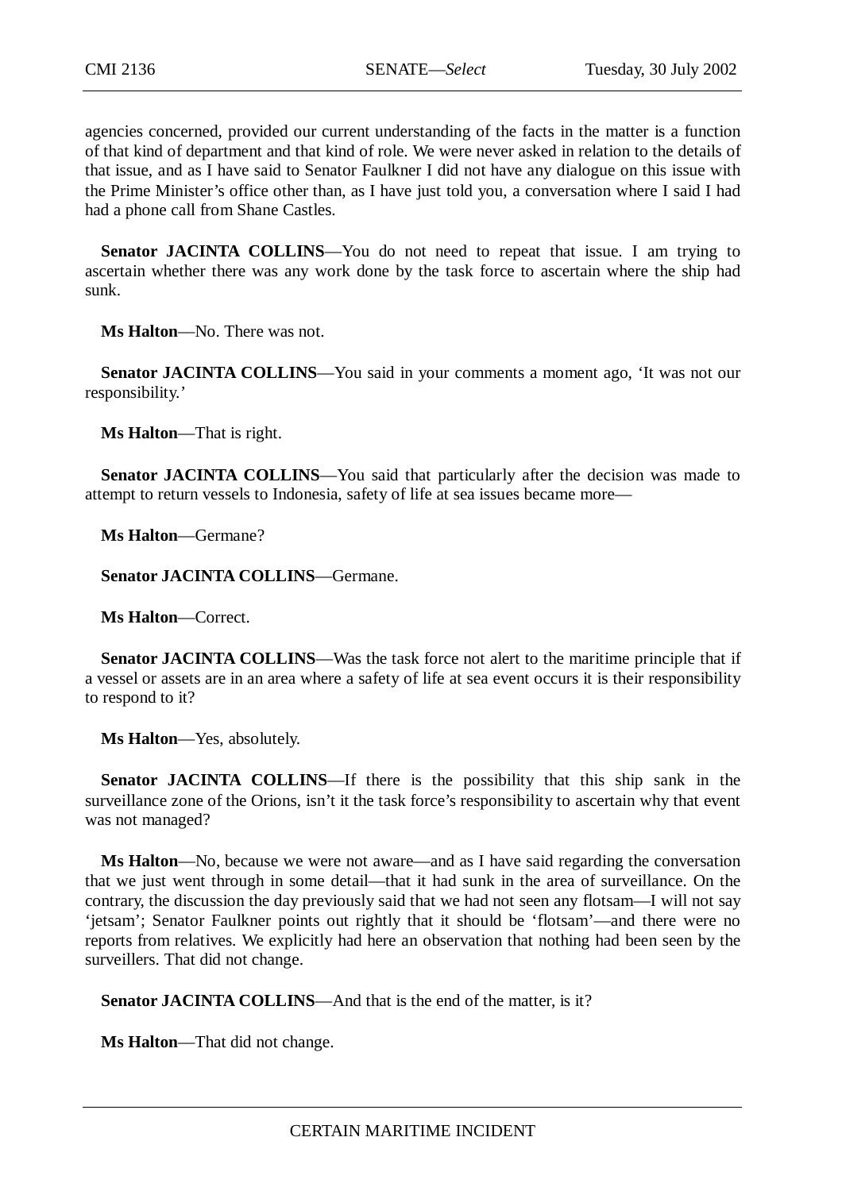agencies concerned, provided our current understanding of the facts in the matter is a function of that kind of department and that kind of role. We were never asked in relation to the details of that issue, and as I have said to Senator Faulkner I did not have any dialogue on this issue with the Prime Minister's office other than, as I have just told you, a conversation where I said I had had a phone call from Shane Castles.

**Senator JACINTA COLLINS**—You do not need to repeat that issue. I am trying to ascertain whether there was any work done by the task force to ascertain where the ship had sunk.

**Ms Halton**—No. There was not.

**Senator JACINTA COLLINS**—You said in your comments a moment ago, 'It was not our responsibility.'

**Ms Halton**—That is right.

**Senator JACINTA COLLINS**—You said that particularly after the decision was made to attempt to return vessels to Indonesia, safety of life at sea issues became more—

**Ms Halton**—Germane?

**Senator JACINTA COLLINS**—Germane.

**Ms Halton**—Correct.

**Senator JACINTA COLLINS**—Was the task force not alert to the maritime principle that if a vessel or assets are in an area where a safety of life at sea event occurs it is their responsibility to respond to it?

**Ms Halton**—Yes, absolutely.

**Senator JACINTA COLLINS**—If there is the possibility that this ship sank in the surveillance zone of the Orions, isn't it the task force's responsibility to ascertain why that event was not managed?

**Ms Halton**—No, because we were not aware—and as I have said regarding the conversation that we just went through in some detail—that it had sunk in the area of surveillance. On the contrary, the discussion the day previously said that we had not seen any flotsam—I will not say 'jetsam'; Senator Faulkner points out rightly that it should be 'flotsam'—and there were no reports from relatives. We explicitly had here an observation that nothing had been seen by the surveillers. That did not change.

**Senator JACINTA COLLINS**—And that is the end of the matter, is it?

**Ms Halton**—That did not change.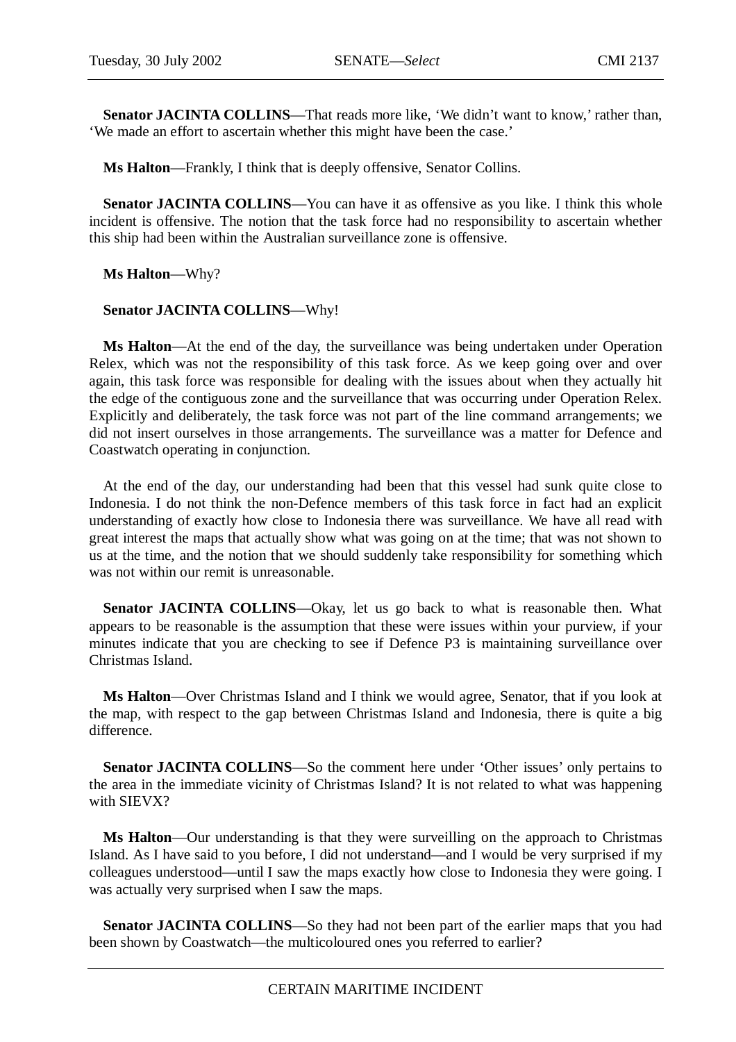**Senator JACINTA COLLINS**—That reads more like, 'We didn't want to know,' rather than, 'We made an effort to ascertain whether this might have been the case.'

**Ms Halton**—Frankly, I think that is deeply offensive, Senator Collins.

**Senator JACINTA COLLINS**—You can have it as offensive as you like. I think this whole incident is offensive. The notion that the task force had no responsibility to ascertain whether this ship had been within the Australian surveillance zone is offensive.

**Ms Halton**—Why?

**Senator JACINTA COLLINS**—Why!

**Ms Halton**—At the end of the day, the surveillance was being undertaken under Operation Relex, which was not the responsibility of this task force. As we keep going over and over again, this task force was responsible for dealing with the issues about when they actually hit the edge of the contiguous zone and the surveillance that was occurring under Operation Relex. Explicitly and deliberately, the task force was not part of the line command arrangements; we did not insert ourselves in those arrangements. The surveillance was a matter for Defence and Coastwatch operating in conjunction.

At the end of the day, our understanding had been that this vessel had sunk quite close to Indonesia. I do not think the non-Defence members of this task force in fact had an explicit understanding of exactly how close to Indonesia there was surveillance. We have all read with great interest the maps that actually show what was going on at the time; that was not shown to us at the time, and the notion that we should suddenly take responsibility for something which was not within our remit is unreasonable.

**Senator JACINTA COLLINS**—Okay, let us go back to what is reasonable then. What appears to be reasonable is the assumption that these were issues within your purview, if your minutes indicate that you are checking to see if Defence P3 is maintaining surveillance over Christmas Island.

**Ms Halton**—Over Christmas Island and I think we would agree, Senator, that if you look at the map, with respect to the gap between Christmas Island and Indonesia, there is quite a big difference.

**Senator JACINTA COLLINS**—So the comment here under 'Other issues' only pertains to the area in the immediate vicinity of Christmas Island? It is not related to what was happening with SIEVX?

**Ms Halton**—Our understanding is that they were surveilling on the approach to Christmas Island. As I have said to you before, I did not understand—and I would be very surprised if my colleagues understood—until I saw the maps exactly how close to Indonesia they were going. I was actually very surprised when I saw the maps.

**Senator JACINTA COLLINS**—So they had not been part of the earlier maps that you had been shown by Coastwatch—the multicoloured ones you referred to earlier?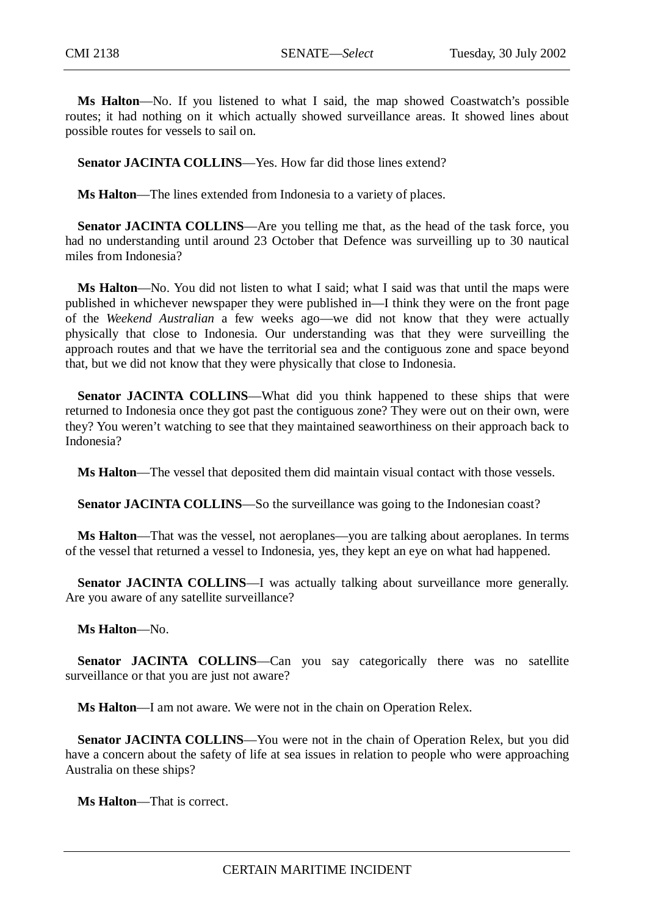**Ms Halton**—No. If you listened to what I said, the map showed Coastwatch's possible routes; it had nothing on it which actually showed surveillance areas. It showed lines about possible routes for vessels to sail on.

**Senator JACINTA COLLINS**—Yes. How far did those lines extend?

**Ms Halton**—The lines extended from Indonesia to a variety of places.

**Senator JACINTA COLLINS**—Are you telling me that, as the head of the task force, you had no understanding until around 23 October that Defence was surveilling up to 30 nautical miles from Indonesia?

**Ms Halton**—No. You did not listen to what I said; what I said was that until the maps were published in whichever newspaper they were published in—I think they were on the front page of the *Weekend Australian* a few weeks ago—we did not know that they were actually physically that close to Indonesia. Our understanding was that they were surveilling the approach routes and that we have the territorial sea and the contiguous zone and space beyond that, but we did not know that they were physically that close to Indonesia.

**Senator JACINTA COLLINS**—What did you think happened to these ships that were returned to Indonesia once they got past the contiguous zone? They were out on their own, were they? You weren't watching to see that they maintained seaworthiness on their approach back to Indonesia?

**Ms Halton**—The vessel that deposited them did maintain visual contact with those vessels.

**Senator JACINTA COLLINS**—So the surveillance was going to the Indonesian coast?

**Ms Halton**—That was the vessel, not aeroplanes—you are talking about aeroplanes. In terms of the vessel that returned a vessel to Indonesia, yes, they kept an eye on what had happened.

**Senator JACINTA COLLINS**—I was actually talking about surveillance more generally. Are you aware of any satellite surveillance?

**Ms Halton**—No.

**Senator JACINTA COLLINS**—Can you say categorically there was no satellite surveillance or that you are just not aware?

**Ms Halton**—I am not aware. We were not in the chain on Operation Relex.

**Senator JACINTA COLLINS**—You were not in the chain of Operation Relex, but you did have a concern about the safety of life at sea issues in relation to people who were approaching Australia on these ships?

**Ms Halton**—That is correct.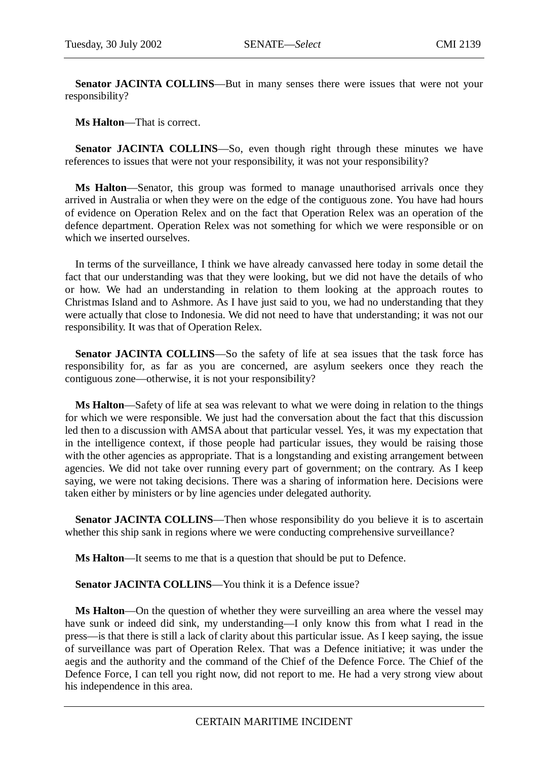**Senator JACINTA COLLINS**—But in many senses there were issues that were not your responsibility?

**Ms Halton**—That is correct.

**Senator JACINTA COLLINS**—So, even though right through these minutes we have references to issues that were not your responsibility, it was not your responsibility?

**Ms Halton**—Senator, this group was formed to manage unauthorised arrivals once they arrived in Australia or when they were on the edge of the contiguous zone. You have had hours of evidence on Operation Relex and on the fact that Operation Relex was an operation of the defence department. Operation Relex was not something for which we were responsible or on which we inserted ourselves.

In terms of the surveillance, I think we have already canvassed here today in some detail the fact that our understanding was that they were looking, but we did not have the details of who or how. We had an understanding in relation to them looking at the approach routes to Christmas Island and to Ashmore. As I have just said to you, we had no understanding that they were actually that close to Indonesia. We did not need to have that understanding; it was not our responsibility. It was that of Operation Relex.

**Senator JACINTA COLLINS**—So the safety of life at sea issues that the task force has responsibility for, as far as you are concerned, are asylum seekers once they reach the contiguous zone—otherwise, it is not your responsibility?

**Ms Halton**—Safety of life at sea was relevant to what we were doing in relation to the things for which we were responsible. We just had the conversation about the fact that this discussion led then to a discussion with AMSA about that particular vessel. Yes, it was my expectation that in the intelligence context, if those people had particular issues, they would be raising those with the other agencies as appropriate. That is a longstanding and existing arrangement between agencies. We did not take over running every part of government; on the contrary. As I keep saying, we were not taking decisions. There was a sharing of information here. Decisions were taken either by ministers or by line agencies under delegated authority.

**Senator JACINTA COLLINS**—Then whose responsibility do you believe it is to ascertain whether this ship sank in regions where we were conducting comprehensive surveillance?

**Ms Halton**—It seems to me that is a question that should be put to Defence.

**Senator JACINTA COLLINS**—You think it is a Defence issue?

**Ms Halton**—On the question of whether they were surveilling an area where the vessel may have sunk or indeed did sink, my understanding—I only know this from what I read in the press—is that there is still a lack of clarity about this particular issue. As I keep saying, the issue of surveillance was part of Operation Relex. That was a Defence initiative; it was under the aegis and the authority and the command of the Chief of the Defence Force. The Chief of the Defence Force, I can tell you right now, did not report to me. He had a very strong view about his independence in this area.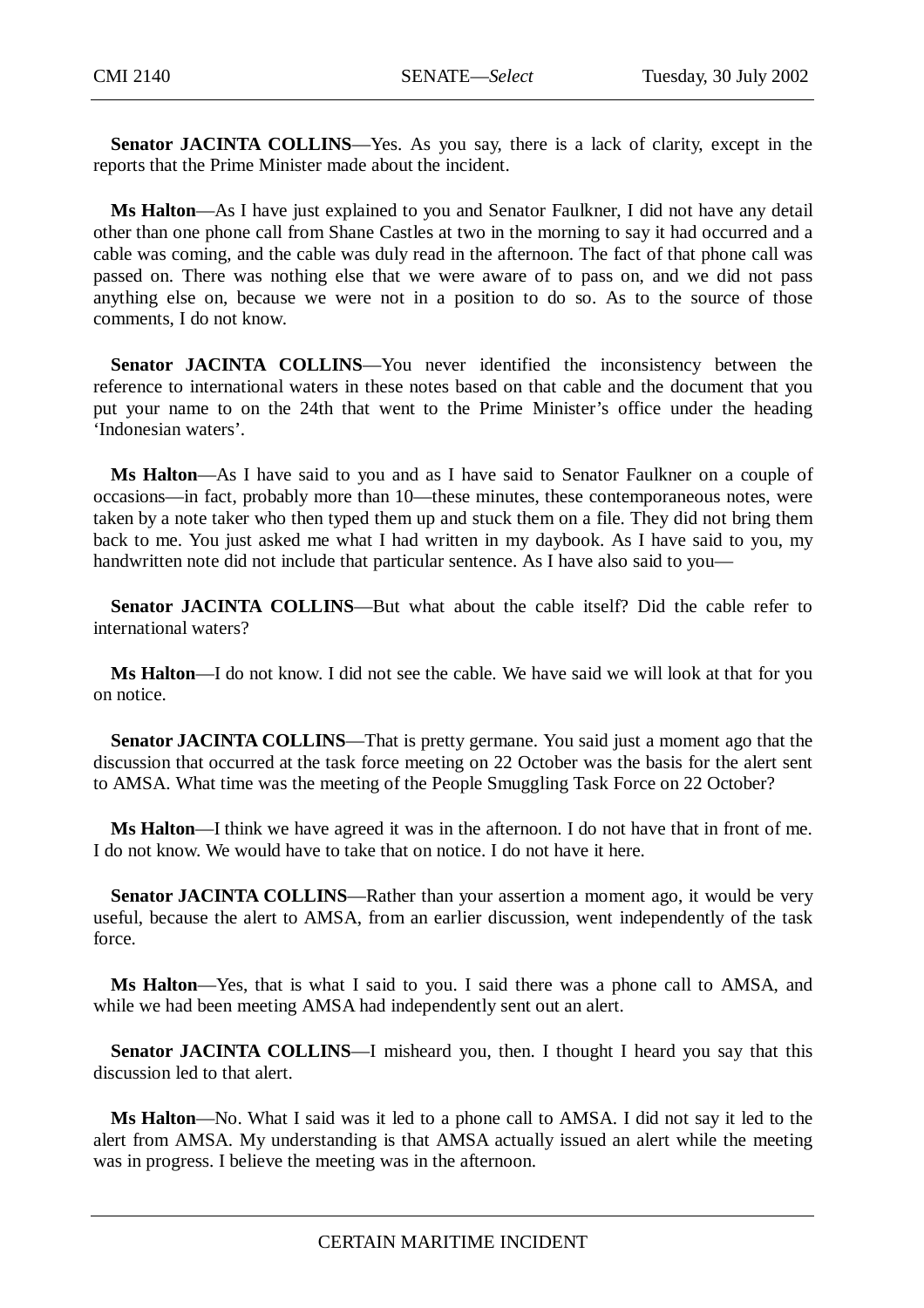**Senator JACINTA COLLINS**—Yes. As you say, there is a lack of clarity, except in the reports that the Prime Minister made about the incident.

**Ms Halton**—As I have just explained to you and Senator Faulkner, I did not have any detail other than one phone call from Shane Castles at two in the morning to say it had occurred and a cable was coming, and the cable was duly read in the afternoon. The fact of that phone call was passed on. There was nothing else that we were aware of to pass on, and we did not pass anything else on, because we were not in a position to do so. As to the source of those comments, I do not know.

**Senator JACINTA COLLINS**—You never identified the inconsistency between the reference to international waters in these notes based on that cable and the document that you put your name to on the 24th that went to the Prime Minister's office under the heading 'Indonesian waters'.

**Ms Halton**—As I have said to you and as I have said to Senator Faulkner on a couple of occasions—in fact, probably more than 10—these minutes, these contemporaneous notes, were taken by a note taker who then typed them up and stuck them on a file. They did not bring them back to me. You just asked me what I had written in my daybook. As I have said to you, my handwritten note did not include that particular sentence. As I have also said to you—

**Senator JACINTA COLLINS**—But what about the cable itself? Did the cable refer to international waters?

**Ms Halton**—I do not know. I did not see the cable. We have said we will look at that for you on notice.

**Senator JACINTA COLLINS**—That is pretty germane. You said just a moment ago that the discussion that occurred at the task force meeting on 22 October was the basis for the alert sent to AMSA. What time was the meeting of the People Smuggling Task Force on 22 October?

**Ms Halton**—I think we have agreed it was in the afternoon. I do not have that in front of me. I do not know. We would have to take that on notice. I do not have it here.

**Senator JACINTA COLLINS**—Rather than your assertion a moment ago, it would be very useful, because the alert to AMSA, from an earlier discussion, went independently of the task force.

**Ms Halton**—Yes, that is what I said to you. I said there was a phone call to AMSA, and while we had been meeting AMSA had independently sent out an alert.

**Senator JACINTA COLLINS**—I misheard you, then. I thought I heard you say that this discussion led to that alert.

**Ms Halton**—No. What I said was it led to a phone call to AMSA. I did not say it led to the alert from AMSA. My understanding is that AMSA actually issued an alert while the meeting was in progress. I believe the meeting was in the afternoon.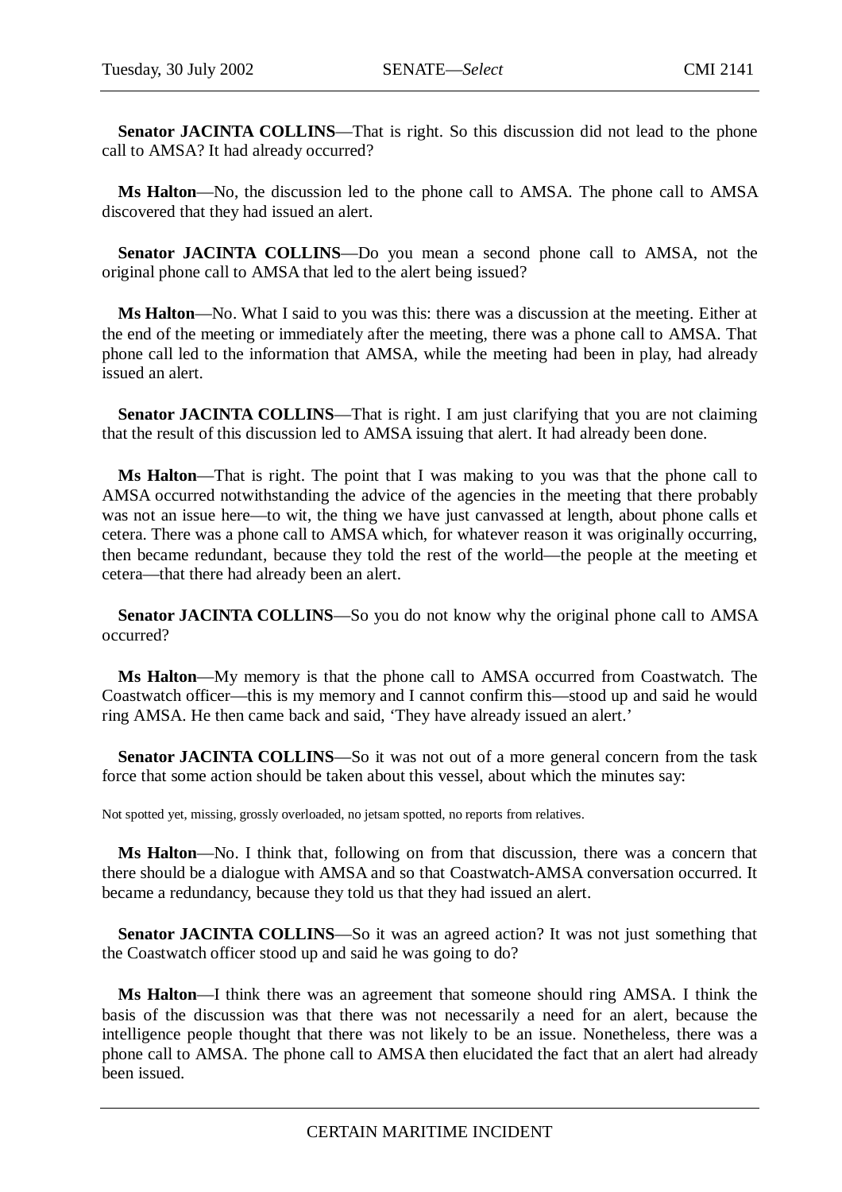**Senator JACINTA COLLINS**—That is right. So this discussion did not lead to the phone call to AMSA? It had already occurred?

**Ms Halton**—No, the discussion led to the phone call to AMSA. The phone call to AMSA discovered that they had issued an alert.

**Senator JACINTA COLLINS**—Do you mean a second phone call to AMSA, not the original phone call to AMSA that led to the alert being issued?

**Ms Halton**—No. What I said to you was this: there was a discussion at the meeting. Either at the end of the meeting or immediately after the meeting, there was a phone call to AMSA. That phone call led to the information that AMSA, while the meeting had been in play, had already issued an alert.

**Senator JACINTA COLLINS**—That is right. I am just clarifying that you are not claiming that the result of this discussion led to AMSA issuing that alert. It had already been done.

**Ms Halton**—That is right. The point that I was making to you was that the phone call to AMSA occurred notwithstanding the advice of the agencies in the meeting that there probably was not an issue here—to wit, the thing we have just canvassed at length, about phone calls et cetera. There was a phone call to AMSA which, for whatever reason it was originally occurring, then became redundant, because they told the rest of the world—the people at the meeting et cetera—that there had already been an alert.

**Senator JACINTA COLLINS**—So you do not know why the original phone call to AMSA occurred?

**Ms Halton**—My memory is that the phone call to AMSA occurred from Coastwatch. The Coastwatch officer—this is my memory and I cannot confirm this—stood up and said he would ring AMSA. He then came back and said, 'They have already issued an alert.'

**Senator JACINTA COLLINS**—So it was not out of a more general concern from the task force that some action should be taken about this vessel, about which the minutes say:

Not spotted yet, missing, grossly overloaded, no jetsam spotted, no reports from relatives.

**Ms Halton**—No. I think that, following on from that discussion, there was a concern that there should be a dialogue with AMSA and so that Coastwatch-AMSA conversation occurred. It became a redundancy, because they told us that they had issued an alert.

**Senator JACINTA COLLINS**—So it was an agreed action? It was not just something that the Coastwatch officer stood up and said he was going to do?

**Ms Halton**—I think there was an agreement that someone should ring AMSA. I think the basis of the discussion was that there was not necessarily a need for an alert, because the intelligence people thought that there was not likely to be an issue. Nonetheless, there was a phone call to AMSA. The phone call to AMSA then elucidated the fact that an alert had already been issued.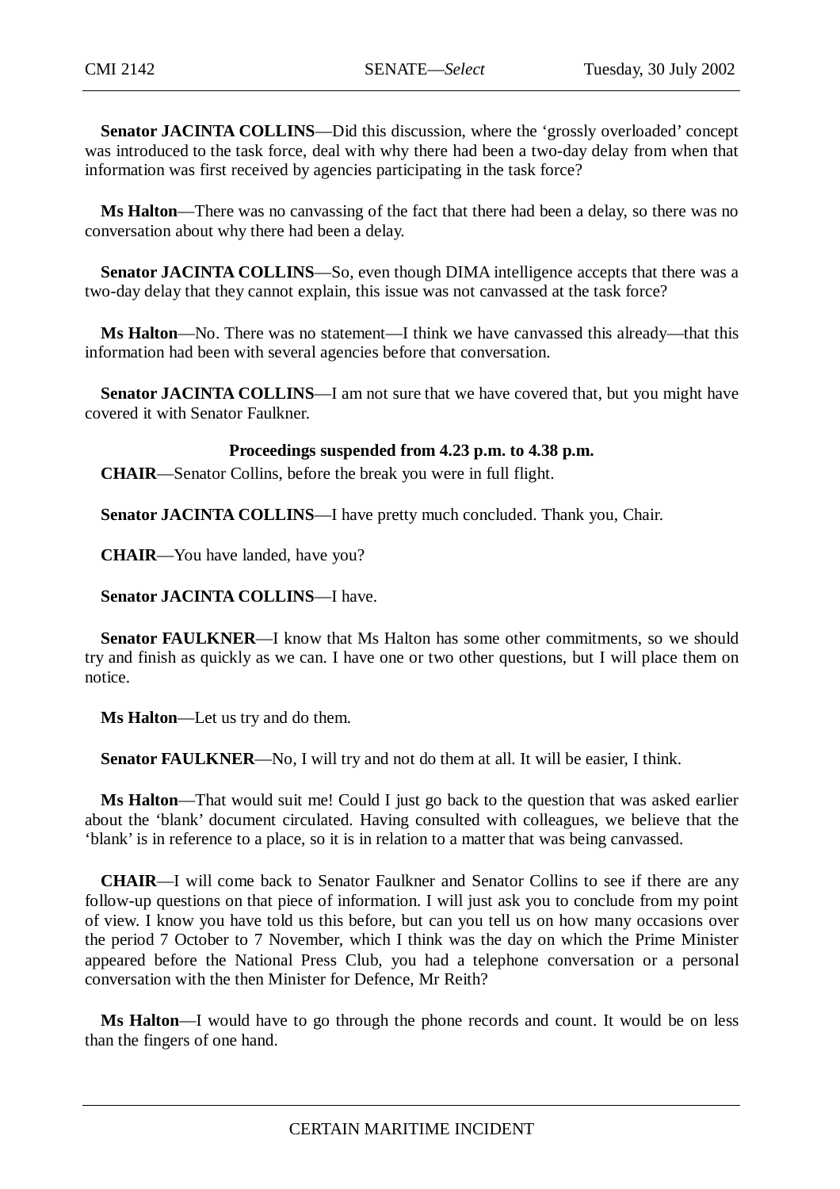**Senator JACINTA COLLINS**—Did this discussion, where the 'grossly overloaded' concept was introduced to the task force, deal with why there had been a two-day delay from when that information was first received by agencies participating in the task force?

**Ms Halton**—There was no canvassing of the fact that there had been a delay, so there was no conversation about why there had been a delay.

**Senator JACINTA COLLINS**—So, even though DIMA intelligence accepts that there was a two-day delay that they cannot explain, this issue was not canvassed at the task force?

**Ms Halton**—No. There was no statement—I think we have canvassed this already—that this information had been with several agencies before that conversation.

**Senator JACINTA COLLINS**—I am not sure that we have covered that, but you might have covered it with Senator Faulkner.

**Proceedings suspended from 4.23 p.m. to 4.38 p.m.**

**CHAIR**—Senator Collins, before the break you were in full flight.

**Senator JACINTA COLLINS**—I have pretty much concluded. Thank you, Chair.

**CHAIR**—You have landed, have you?

**Senator JACINTA COLLINS**—I have.

**Senator FAULKNER**—I know that Ms Halton has some other commitments, so we should try and finish as quickly as we can. I have one or two other questions, but I will place them on notice.

**Ms Halton**—Let us try and do them.

**Senator FAULKNER**—No, I will try and not do them at all. It will be easier, I think.

**Ms Halton**—That would suit me! Could I just go back to the question that was asked earlier about the 'blank' document circulated. Having consulted with colleagues, we believe that the 'blank' is in reference to a place, so it is in relation to a matter that was being canvassed.

**CHAIR**—I will come back to Senator Faulkner and Senator Collins to see if there are any follow-up questions on that piece of information. I will just ask you to conclude from my point of view. I know you have told us this before, but can you tell us on how many occasions over the period 7 October to 7 November, which I think was the day on which the Prime Minister appeared before the National Press Club, you had a telephone conversation or a personal conversation with the then Minister for Defence, Mr Reith?

**Ms Halton**—I would have to go through the phone records and count. It would be on less than the fingers of one hand.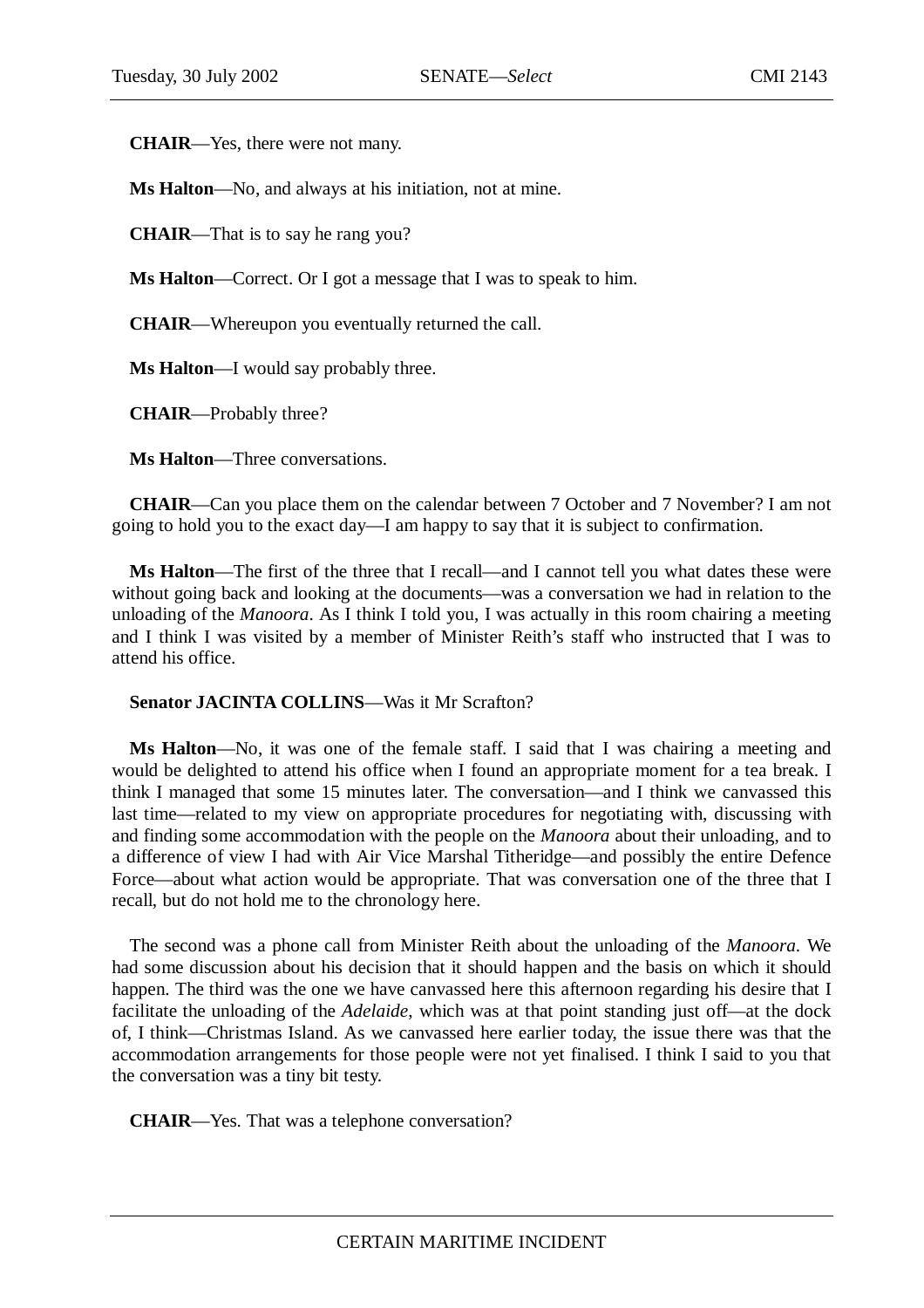**CHAIR**—Yes, there were not many.

**Ms Halton**—No, and always at his initiation, not at mine.

**CHAIR**—That is to say he rang you?

**Ms Halton**—Correct. Or I got a message that I was to speak to him.

**CHAIR**—Whereupon you eventually returned the call.

**Ms Halton**—I would say probably three.

**CHAIR**—Probably three?

**Ms Halton**—Three conversations.

**CHAIR**—Can you place them on the calendar between 7 October and 7 November? I am not going to hold you to the exact day—I am happy to say that it is subject to confirmation.

**Ms Halton**—The first of the three that I recall—and I cannot tell you what dates these were without going back and looking at the documents—was a conversation we had in relation to the unloading of the *Manoora*. As I think I told you, I was actually in this room chairing a meeting and I think I was visited by a member of Minister Reith's staff who instructed that I was to attend his office.

**Senator JACINTA COLLINS**—Was it Mr Scrafton?

**Ms Halton**—No, it was one of the female staff. I said that I was chairing a meeting and would be delighted to attend his office when I found an appropriate moment for a tea break. I think I managed that some 15 minutes later. The conversation—and I think we canvassed this last time—related to my view on appropriate procedures for negotiating with, discussing with and finding some accommodation with the people on the *Manoora* about their unloading, and to a difference of view I had with Air Vice Marshal Titheridge—and possibly the entire Defence Force—about what action would be appropriate. That was conversation one of the three that I recall, but do not hold me to the chronology here.

The second was a phone call from Minister Reith about the unloading of the *Manoora*. We had some discussion about his decision that it should happen and the basis on which it should happen. The third was the one we have canvassed here this afternoon regarding his desire that I facilitate the unloading of the *Adelaide*, which was at that point standing just off—at the dock of, I think—Christmas Island. As we canvassed here earlier today, the issue there was that the accommodation arrangements for those people were not yet finalised. I think I said to you that the conversation was a tiny bit testy.

**CHAIR**—Yes. That was a telephone conversation?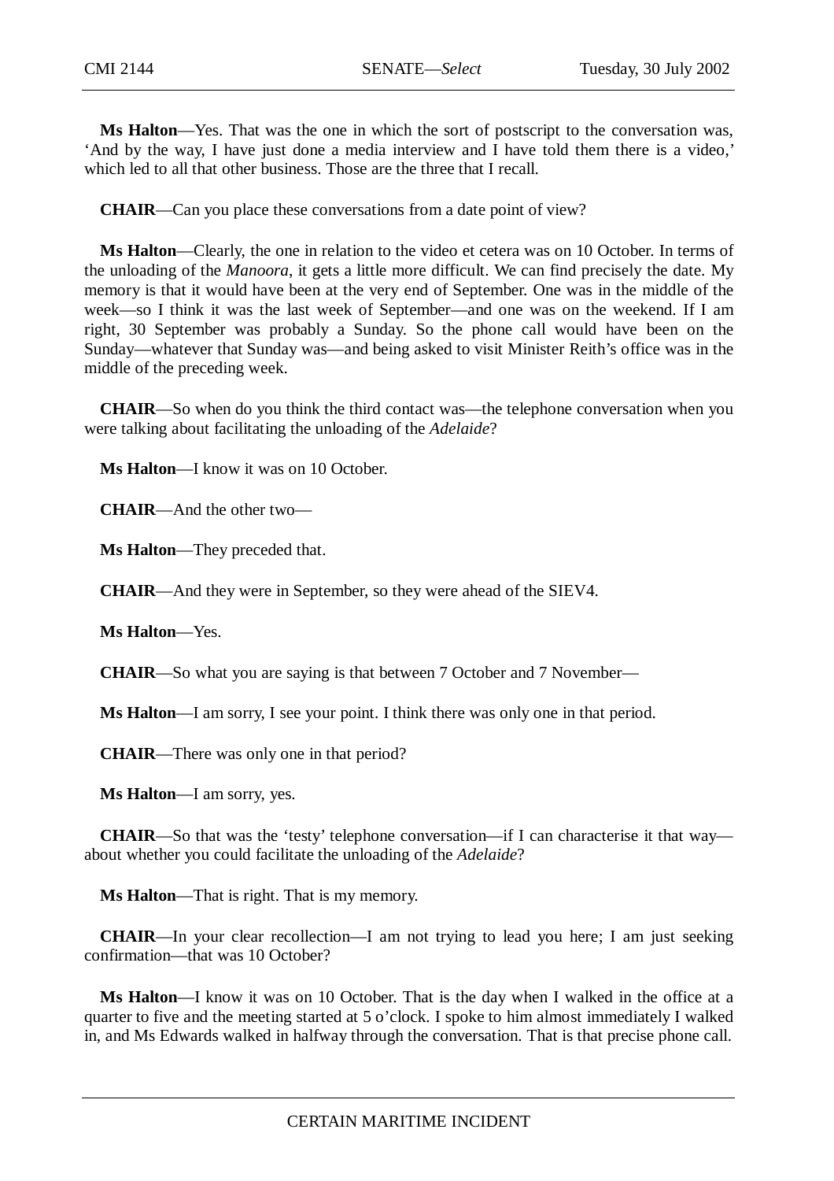**Ms Halton**—Yes. That was the one in which the sort of postscript to the conversation was, 'And by the way, I have just done a media interview and I have told them there is a video,' which led to all that other business. Those are the three that I recall.

**CHAIR**—Can you place these conversations from a date point of view?

**Ms Halton**—Clearly, the one in relation to the video et cetera was on 10 October. In terms of the unloading of the *Manoora*, it gets a little more difficult. We can find precisely the date. My memory is that it would have been at the very end of September. One was in the middle of the week—so I think it was the last week of September—and one was on the weekend. If I am right, 30 September was probably a Sunday. So the phone call would have been on the Sunday—whatever that Sunday was—and being asked to visit Minister Reith's office was in the middle of the preceding week.

**CHAIR**—So when do you think the third contact was—the telephone conversation when you were talking about facilitating the unloading of the *Adelaide*?

**Ms Halton**—I know it was on 10 October.

**CHAIR**—And the other two—

**Ms Halton**—They preceded that.

**CHAIR**—And they were in September, so they were ahead of the SIEV4.

**Ms Halton**—Yes.

**CHAIR**—So what you are saying is that between 7 October and 7 November—

**Ms Halton**—I am sorry, I see your point. I think there was only one in that period.

**CHAIR**—There was only one in that period?

**Ms Halton**—I am sorry, yes.

**CHAIR**—So that was the 'testy' telephone conversation—if I can characterise it that way—about whether you could facilitate the unloading of the *Adelaide*?

**Ms Halton**—That is right. That is my memory.

**CHAIR**—In your clear recollection—I am not trying to lead you here; I am just seeking confirmation—that was 10 October?

**Ms Halton**—I know it was on 10 October. That is the day when I walked in the office at a quarter to five and the meeting started at 5 o'clock. I spoke to him almost immediately I walked in, and Ms Edwards walked in halfway through the conversation. That is that precise phone call.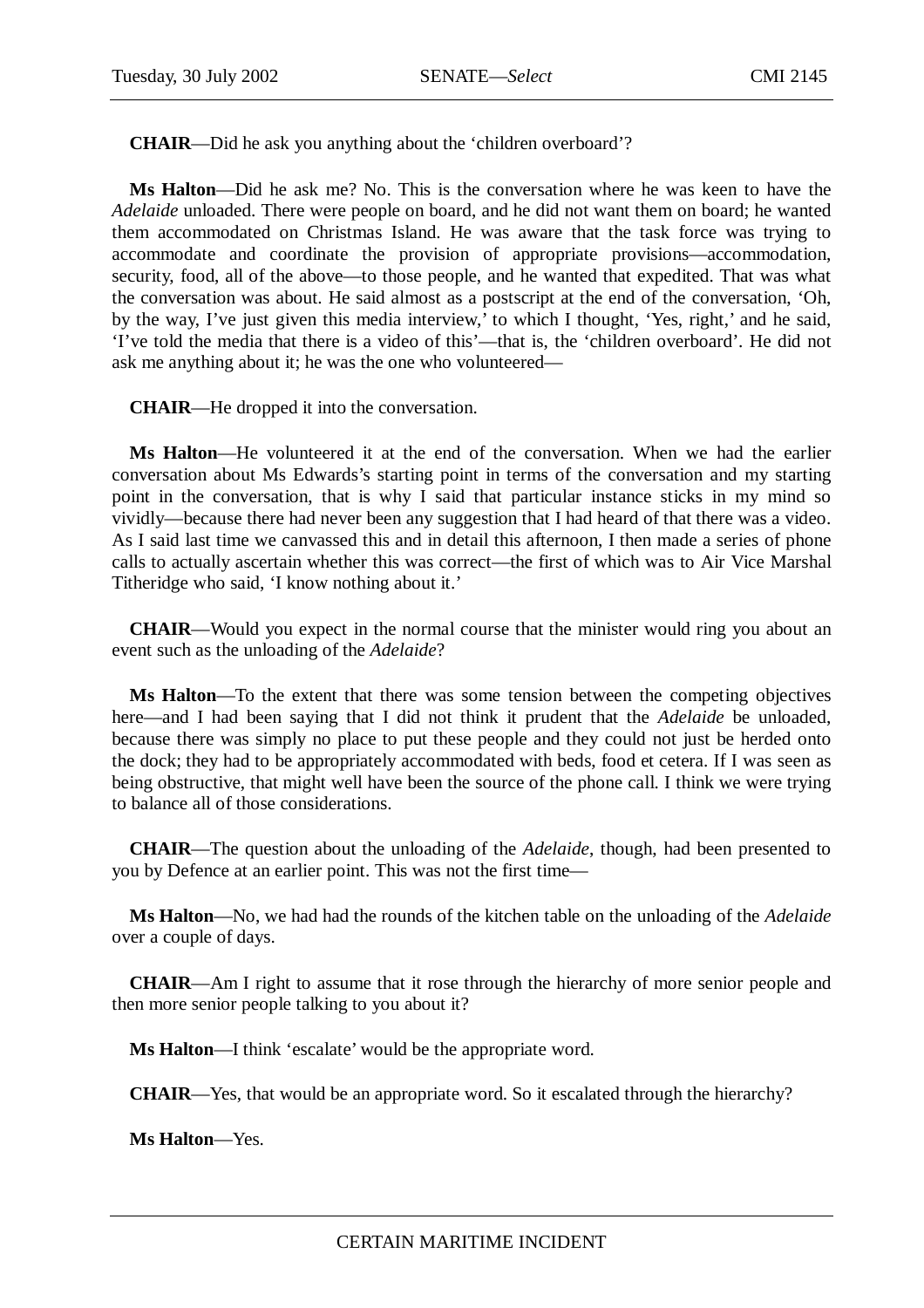**CHAIR**—Did he ask you anything about the 'children overboard'?

**Ms Halton**—Did he ask me? No. This is the conversation where he was keen to have the *Adelaide* unloaded. There were people on board, and he did not want them on board; he wanted them accommodated on Christmas Island. He was aware that the task force was trying to accommodate and coordinate the provision of appropriate provisions—accommodation, security, food, all of the above—to those people, and he wanted that expedited. That was what the conversation was about. He said almost as a postscript at the end of the conversation, 'Oh, by the way, I've just given this media interview,' to which I thought, 'Yes, right,' and he said, 'I've told the media that there is a video of this'—that is, the 'children overboard'. He did not ask me anything about it; he was the one who volunteered—

**CHAIR**—He dropped it into the conversation.

**Ms Halton**—He volunteered it at the end of the conversation. When we had the earlier conversation about Ms Edwards's starting point in terms of the conversation and my starting point in the conversation, that is why I said that particular instance sticks in my mind so vividly—because there had never been any suggestion that I had heard of that there was a video. As I said last time we canvassed this and in detail this afternoon, I then made a series of phone calls to actually ascertain whether this was correct—the first of which was to Air Vice Marshal Titheridge who said, 'I know nothing about it.'

**CHAIR**—Would you expect in the normal course that the minister would ring you about an event such as the unloading of the *Adelaide*?

**Ms Halton**—To the extent that there was some tension between the competing objectives here—and I had been saying that I did not think it prudent that the *Adelaide* be unloaded, because there was simply no place to put these people and they could not just be herded onto the dock; they had to be appropriately accommodated with beds, food et cetera. If I was seen as being obstructive, that might well have been the source of the phone call. I think we were trying to balance all of those considerations.

**CHAIR**—The question about the unloading of the *Adelaide*, though, had been presented to you by Defence at an earlier point. This was not the first time—

**Ms Halton**—No, we had had the rounds of the kitchen table on the unloading of the *Adelaide* over a couple of days.

**CHAIR**—Am I right to assume that it rose through the hierarchy of more senior people and then more senior people talking to you about it?

**Ms Halton**—I think 'escalate' would be the appropriate word.

**CHAIR**—Yes, that would be an appropriate word. So it escalated through the hierarchy?

**Ms Halton**—Yes.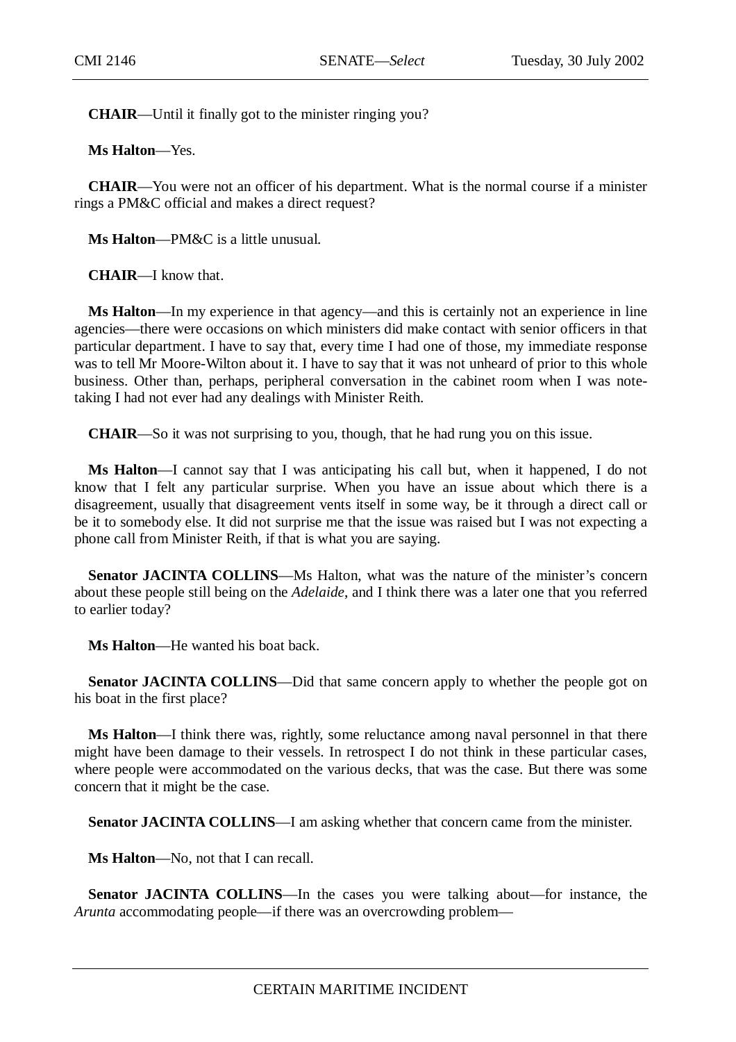**CHAIR**—Until it finally got to the minister ringing you?

**Ms Halton**—Yes.

**CHAIR**—You were not an officer of his department. What is the normal course if a minister rings a PM&C official and makes a direct request?

**Ms Halton**—PM&C is a little unusual.

**CHAIR**—I know that.

**Ms Halton**—In my experience in that agency—and this is certainly not an experience in line agencies—there were occasions on which ministers did make contact with senior officers in that particular department. I have to say that, every time I had one of those, my immediate response was to tell Mr Moore-Wilton about it. I have to say that it was not unheard of prior to this whole business. Other than, perhaps, peripheral conversation in the cabinet room when I was note-taking I had not ever had any dealings with Minister Reith.

**CHAIR**—So it was not surprising to you, though, that he had rung you on this issue.

**Ms Halton**—I cannot say that I was anticipating his call but, when it happened, I do not know that I felt any particular surprise. When you have an issue about which there is a disagreement, usually that disagreement vents itself in some way, be it through a direct call or be it to somebody else. It did not surprise me that the issue was raised but I was not expecting a phone call from Minister Reith, if that is what you are saying.

**Senator JACINTA COLLINS**—Ms Halton, what was the nature of the minister's concern about these people still being on the *Adelaide*, and I think there was a later one that you referred to earlier today?

**Ms Halton**—He wanted his boat back.

**Senator JACINTA COLLINS**—Did that same concern apply to whether the people got on his boat in the first place?

**Ms Halton**—I think there was, rightly, some reluctance among naval personnel in that there might have been damage to their vessels. In retrospect I do not think in these particular cases, where people were accommodated on the various decks, that was the case. But there was some concern that it might be the case.

**Senator JACINTA COLLINS**—I am asking whether that concern came from the minister.

**Ms Halton**—No, not that I can recall.

**Senator JACINTA COLLINS**—In the cases you were talking about—for instance, the *Arunta* accommodating people—if there was an overcrowding problem—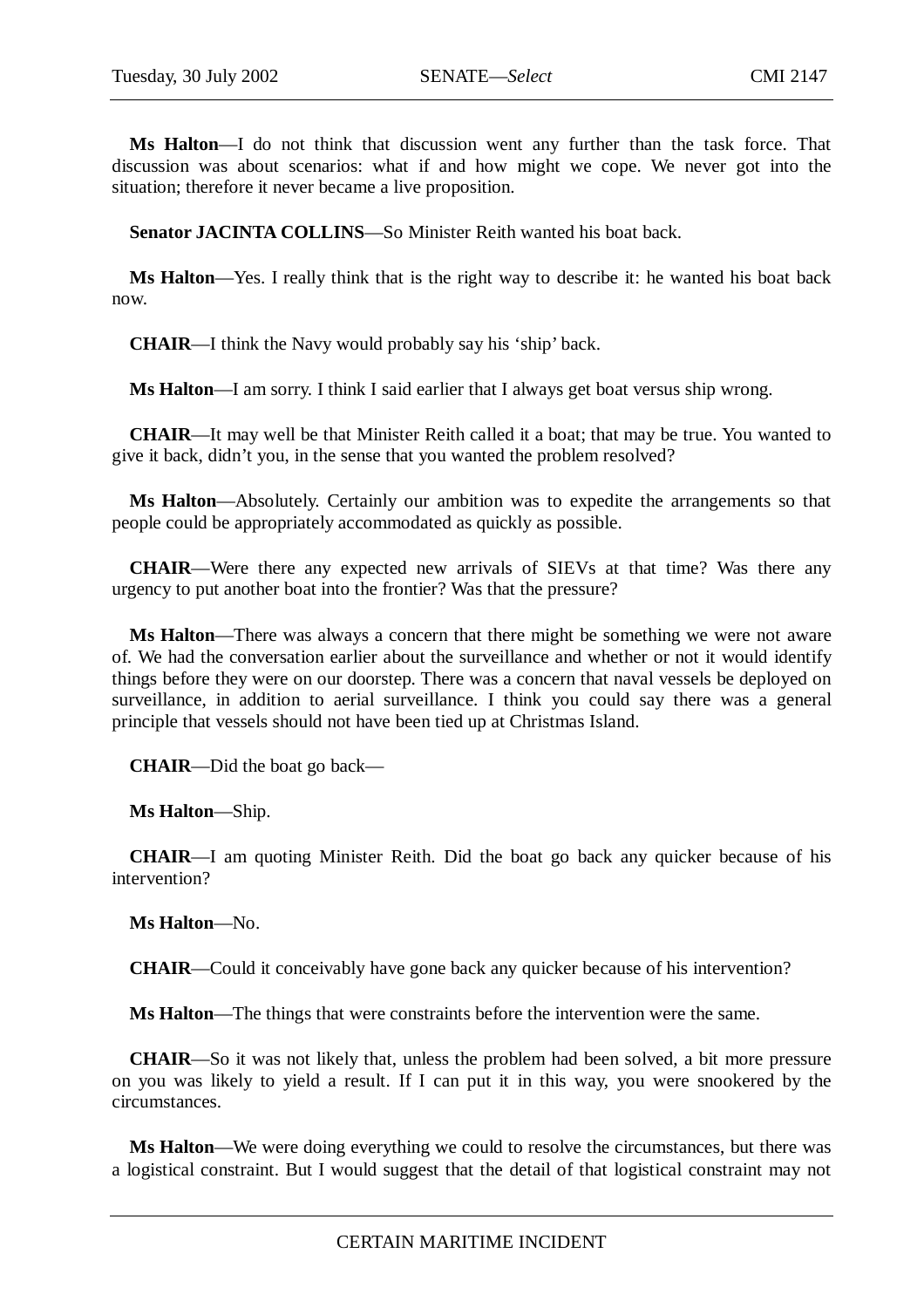**Ms Halton**—I do not think that discussion went any further than the task force. That discussion was about scenarios: what if and how might we cope. We never got into the situation; therefore it never became a live proposition.

**Senator JACINTA COLLINS**—So Minister Reith wanted his boat back.

**Ms Halton**—Yes. I really think that is the right way to describe it: he wanted his boat back now.

**CHAIR**—I think the Navy would probably say his 'ship' back.

**Ms Halton**—I am sorry. I think I said earlier that I always get boat versus ship wrong.

**CHAIR**—It may well be that Minister Reith called it a boat; that may be true. You wanted to give it back, didn't you, in the sense that you wanted the problem resolved?

**Ms Halton**—Absolutely. Certainly our ambition was to expedite the arrangements so that people could be appropriately accommodated as quickly as possible.

**CHAIR**—Were there any expected new arrivals of SIEVs at that time? Was there any urgency to put another boat into the frontier? Was that the pressure?

**Ms Halton**—There was always a concern that there might be something we were not aware of. We had the conversation earlier about the surveillance and whether or not it would identify things before they were on our doorstep. There was a concern that naval vessels be deployed on surveillance, in addition to aerial surveillance. I think you could say there was a general principle that vessels should not have been tied up at Christmas Island.

**CHAIR**—Did the boat go back—

**Ms Halton**—Ship.

**CHAIR**—I am quoting Minister Reith. Did the boat go back any quicker because of his intervention?

**Ms Halton**—No.

**CHAIR**—Could it conceivably have gone back any quicker because of his intervention?

**Ms Halton**—The things that were constraints before the intervention were the same.

**CHAIR**—So it was not likely that, unless the problem had been solved, a bit more pressure on you was likely to yield a result. If I can put it in this way, you were snookered by the circumstances.

**Ms Halton**—We were doing everything we could to resolve the circumstances, but there was a logistical constraint. But I would suggest that the detail of that logistical constraint may not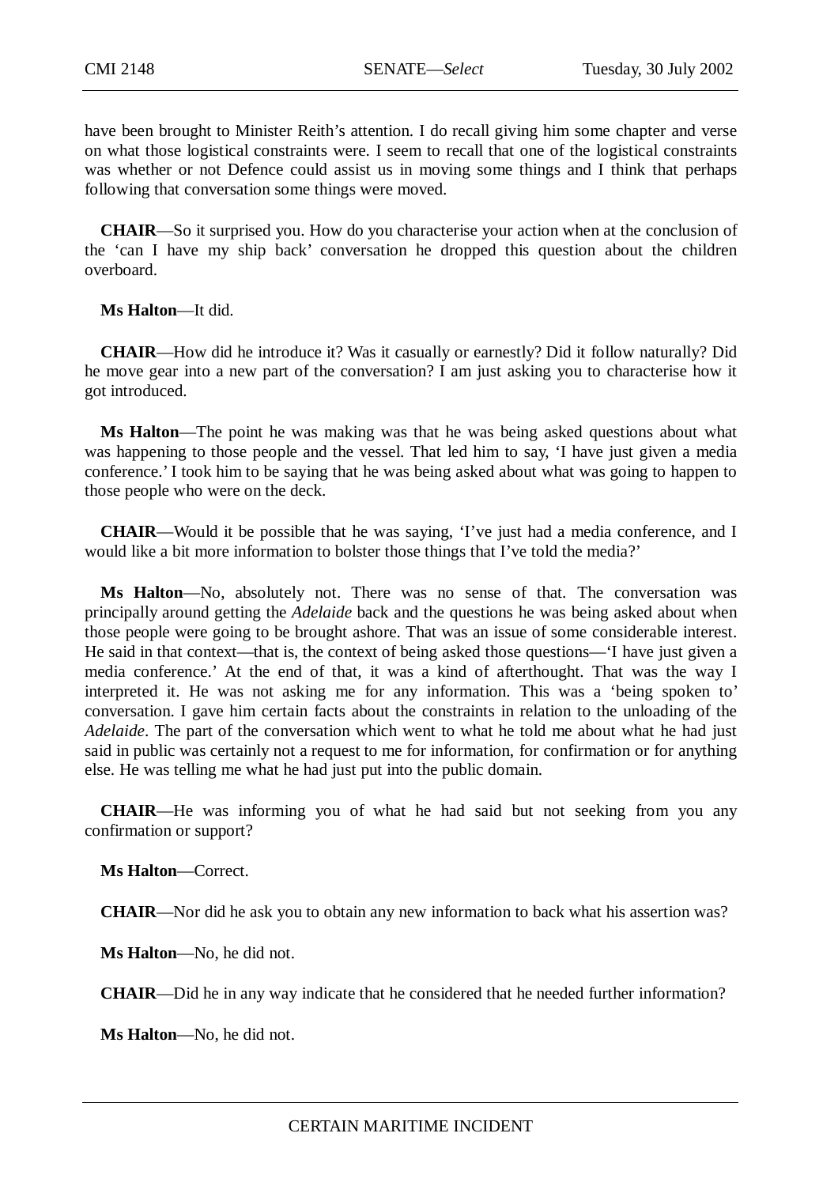have been brought to Minister Reith's attention. I do recall giving him some chapter and verse on what those logistical constraints were. I seem to recall that one of the logistical constraints was whether or not Defence could assist us in moving some things and I think that perhaps following that conversation some things were moved.

**CHAIR**—So it surprised you. How do you characterise your action when at the conclusion of the 'can I have my ship back' conversation he dropped this question about the children overboard.

**Ms Halton**—It did.

**CHAIR**—How did he introduce it? Was it casually or earnestly? Did it follow naturally? Did he move gear into a new part of the conversation? I am just asking you to characterise how it got introduced.

**Ms Halton**—The point he was making was that he was being asked questions about what was happening to those people and the vessel. That led him to say, 'I have just given a media conference.' I took him to be saying that he was being asked about what was going to happen to those people who were on the deck.

**CHAIR**—Would it be possible that he was saying, 'I've just had a media conference, and I would like a bit more information to bolster those things that I've told the media?'

**Ms Halton**—No, absolutely not. There was no sense of that. The conversation was principally around getting the *Adelaide* back and the questions he was being asked about when those people were going to be brought ashore. That was an issue of some considerable interest. He said in that context—that is, the context of being asked those questions—'I have just given a media conference.' At the end of that, it was a kind of afterthought. That was the way I interpreted it. He was not asking me for any information. This was a 'being spoken to' conversation. I gave him certain facts about the constraints in relation to the unloading of the *Adelaide*. The part of the conversation which went to what he told me about what he had just said in public was certainly not a request to me for information, for confirmation or for anything else. He was telling me what he had just put into the public domain.

**CHAIR**—He was informing you of what he had said but not seeking from you any confirmation or support?

**Ms Halton**—Correct.

**CHAIR**—Nor did he ask you to obtain any new information to back what his assertion was?

**Ms Halton**—No, he did not.

**CHAIR**—Did he in any way indicate that he considered that he needed further information?

**Ms Halton**—No, he did not.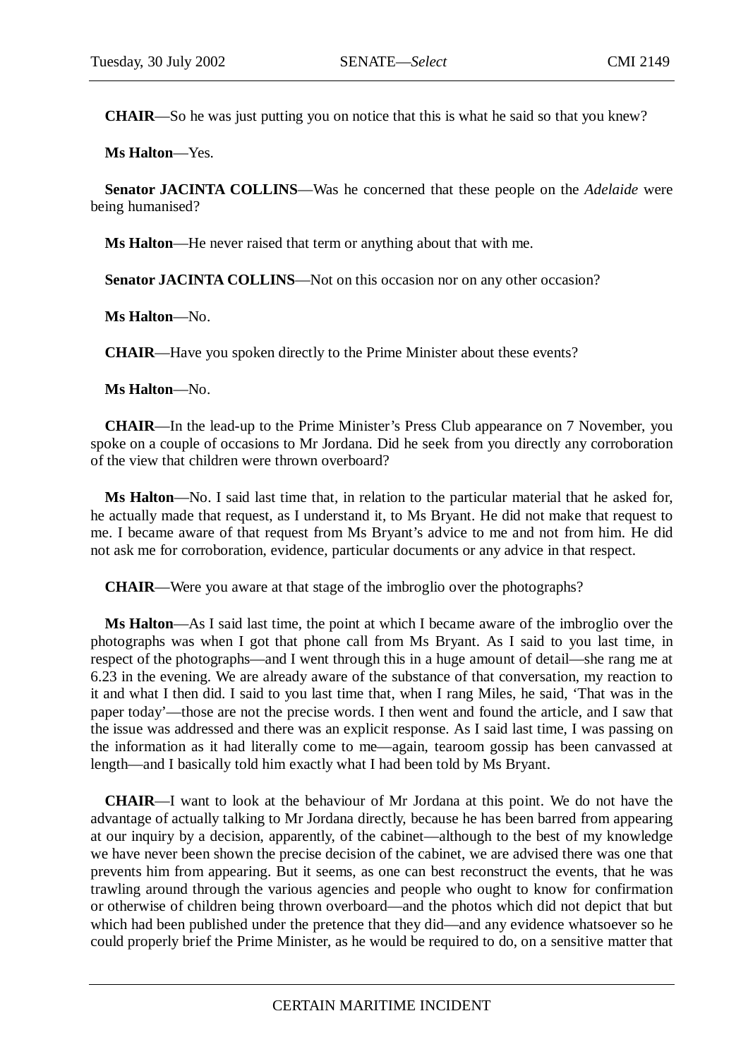**CHAIR**—So he was just putting you on notice that this is what he said so that you knew?

**Ms Halton**—Yes.

**Senator JACINTA COLLINS**—Was he concerned that these people on the *Adelaide* were being humanised?

**Ms Halton**—He never raised that term or anything about that with me.

**Senator JACINTA COLLINS**—Not on this occasion nor on any other occasion?

**Ms Halton**—No.

**CHAIR**—Have you spoken directly to the Prime Minister about these events?

**Ms Halton**—No.

**CHAIR**—In the lead-up to the Prime Minister's Press Club appearance on 7 November, you spoke on a couple of occasions to Mr Jordana. Did he seek from you directly any corroboration of the view that children were thrown overboard?

**Ms Halton**—No. I said last time that, in relation to the particular material that he asked for, he actually made that request, as I understand it, to Ms Bryant. He did not make that request to me. I became aware of that request from Ms Bryant's advice to me and not from him. He did not ask me for corroboration, evidence, particular documents or any advice in that respect.

**CHAIR**—Were you aware at that stage of the imbroglio over the photographs?

**Ms Halton**—As I said last time, the point at which I became aware of the imbroglio over the photographs was when I got that phone call from Ms Bryant. As I said to you last time, in respect of the photographs—and I went through this in a huge amount of detail—she rang me at 6.23 in the evening. We are already aware of the substance of that conversation, my reaction to it and what I then did. I said to you last time that, when I rang Miles, he said, 'That was in the paper today'—those are not the precise words. I then went and found the article, and I saw that the issue was addressed and there was an explicit response. As I said last time, I was passing on the information as it had literally come to me—again, tearoom gossip has been canvassed at length—and I basically told him exactly what I had been told by Ms Bryant.

**CHAIR**—I want to look at the behaviour of Mr Jordana at this point. We do not have the advantage of actually talking to Mr Jordana directly, because he has been barred from appearing at our inquiry by a decision, apparently, of the cabinet—although to the best of my knowledge we have never been shown the precise decision of the cabinet, we are advised there was one that prevents him from appearing. But it seems, as one can best reconstruct the events, that he was trawling around through the various agencies and people who ought to know for confirmation or otherwise of children being thrown overboard—and the photos which did not depict that but which had been published under the pretence that they did—and any evidence whatsoever so he could properly brief the Prime Minister, as he would be required to do, on a sensitive matter that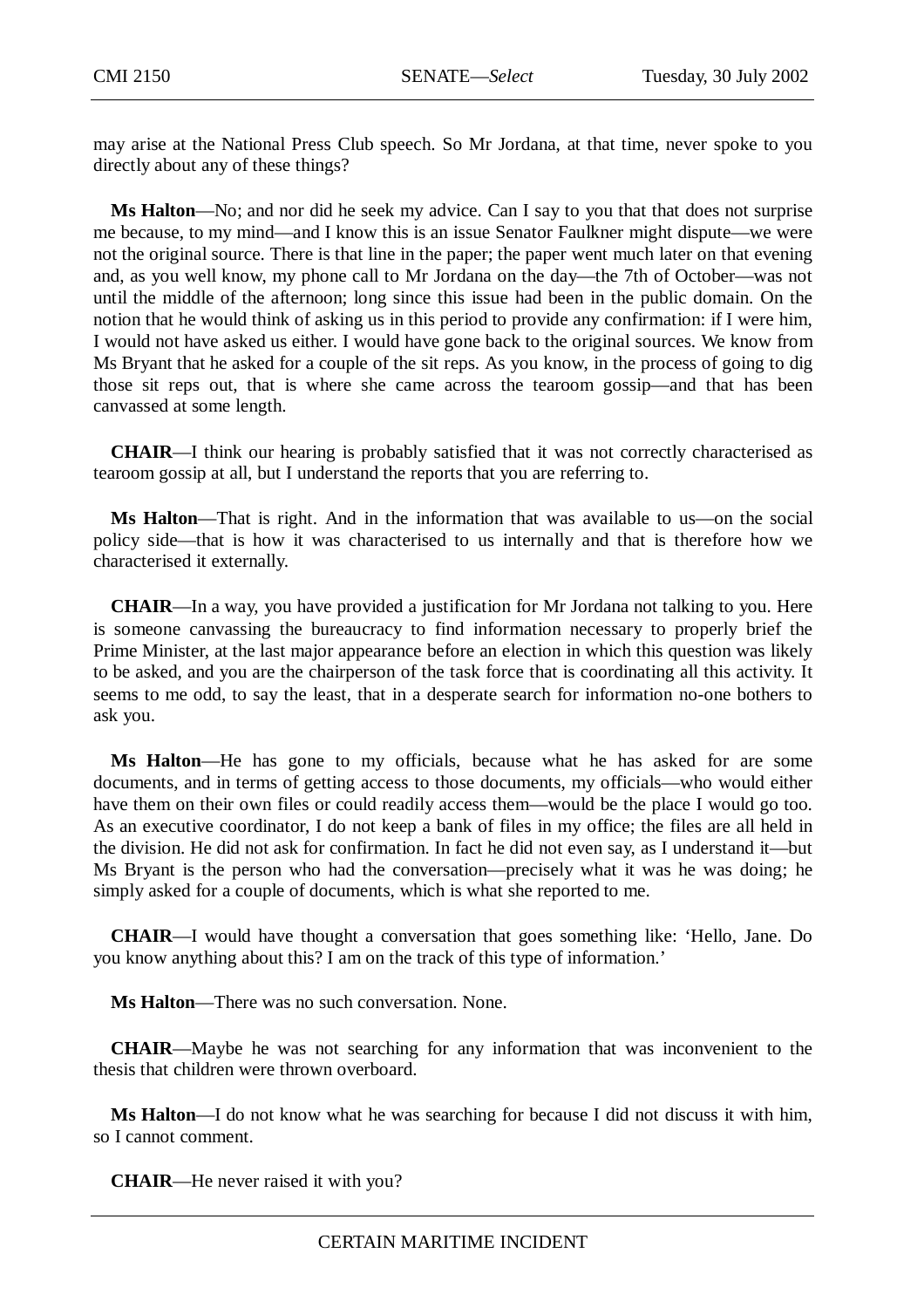may arise at the National Press Club speech. So Mr Jordana, at that time, never spoke to you directly about any of these things?

**Ms Halton**—No; and nor did he seek my advice. Can I say to you that that does not surprise me because, to my mind—and I know this is an issue Senator Faulkner might dispute—we were not the original source. There is that line in the paper; the paper went much later on that evening and, as you well know, my phone call to Mr Jordana on the day—the 7th of October—was not until the middle of the afternoon; long since this issue had been in the public domain. On the notion that he would think of asking us in this period to provide any confirmation: if I were him, I would not have asked us either. I would have gone back to the original sources. We know from Ms Bryant that he asked for a couple of the sit reps. As you know, in the process of going to dig those sit reps out, that is where she came across the tearoom gossip—and that has been canvassed at some length.

**CHAIR**—I think our hearing is probably satisfied that it was not correctly characterised as tearoom gossip at all, but I understand the reports that you are referring to.

**Ms Halton**—That is right. And in the information that was available to us—on the social policy side—that is how it was characterised to us internally and that is therefore how we characterised it externally.

**CHAIR**—In a way, you have provided a justification for Mr Jordana not talking to you. Here is someone canvassing the bureaucracy to find information necessary to properly brief the Prime Minister, at the last major appearance before an election in which this question was likely to be asked, and you are the chairperson of the task force that is coordinating all this activity. It seems to me odd, to say the least, that in a desperate search for information no-one bothers to ask you.

**Ms Halton**—He has gone to my officials, because what he has asked for are some documents, and in terms of getting access to those documents, my officials—who would either have them on their own files or could readily access them—would be the place I would go too. As an executive coordinator, I do not keep a bank of files in my office; the files are all held in the division. He did not ask for confirmation. In fact he did not even say, as I understand it—but Ms Bryant is the person who had the conversation—precisely what it was he was doing; he simply asked for a couple of documents, which is what she reported to me.

**CHAIR**—I would have thought a conversation that goes something like: 'Hello, Jane. Do you know anything about this? I am on the track of this type of information.'

**Ms Halton**—There was no such conversation. None.

**CHAIR**—Maybe he was not searching for any information that was inconvenient to the thesis that children were thrown overboard.

**Ms Halton**—I do not know what he was searching for because I did not discuss it with him, so I cannot comment.

**CHAIR**—He never raised it with you?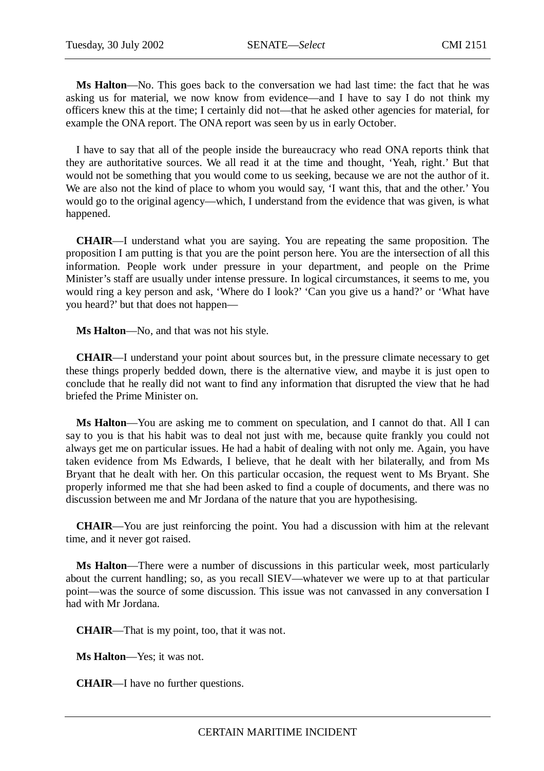**Ms Halton**—No. This goes back to the conversation we had last time: the fact that he was asking us for material, we now know from evidence—and I have to say I do not think my officers knew this at the time; I certainly did not—that he asked other agencies for material, for example the ONA report. The ONA report was seen by us in early October.

I have to say that all of the people inside the bureaucracy who read ONA reports think that they are authoritative sources. We all read it at the time and thought, 'Yeah, right.' But that would not be something that you would come to us seeking, because we are not the author of it. We are also not the kind of place to whom you would say, 'I want this, that and the other.' You would go to the original agency—which, I understand from the evidence that was given, is what happened.

**CHAIR**—I understand what you are saying. You are repeating the same proposition. The proposition I am putting is that you are the point person here. You are the intersection of all this information. People work under pressure in your department, and people on the Prime Minister's staff are usually under intense pressure. In logical circumstances, it seems to me, you would ring a key person and ask, 'Where do I look?' 'Can you give us a hand?' or 'What have you heard?' but that does not happen—

**Ms Halton**—No, and that was not his style.

**CHAIR**—I understand your point about sources but, in the pressure climate necessary to get these things properly bedded down, there is the alternative view, and maybe it is just open to conclude that he really did not want to find any information that disrupted the view that he had briefed the Prime Minister on.

**Ms Halton**—You are asking me to comment on speculation, and I cannot do that. All I can say to you is that his habit was to deal not just with me, because quite frankly you could not always get me on particular issues. He had a habit of dealing with not only me. Again, you have taken evidence from Ms Edwards, I believe, that he dealt with her bilaterally, and from Ms Bryant that he dealt with her. On this particular occasion, the request went to Ms Bryant. She properly informed me that she had been asked to find a couple of documents, and there was no discussion between me and Mr Jordana of the nature that you are hypothesising.

**CHAIR**—You are just reinforcing the point. You had a discussion with him at the relevant time, and it never got raised.

**Ms Halton**—There were a number of discussions in this particular week, most particularly about the current handling; so, as you recall SIEV—whatever we were up to at that particular point—was the source of some discussion. This issue was not canvassed in any conversation I had with Mr Jordana.

**CHAIR**—That is my point, too, that it was not.

**Ms Halton**—Yes; it was not.

**CHAIR**—I have no further questions.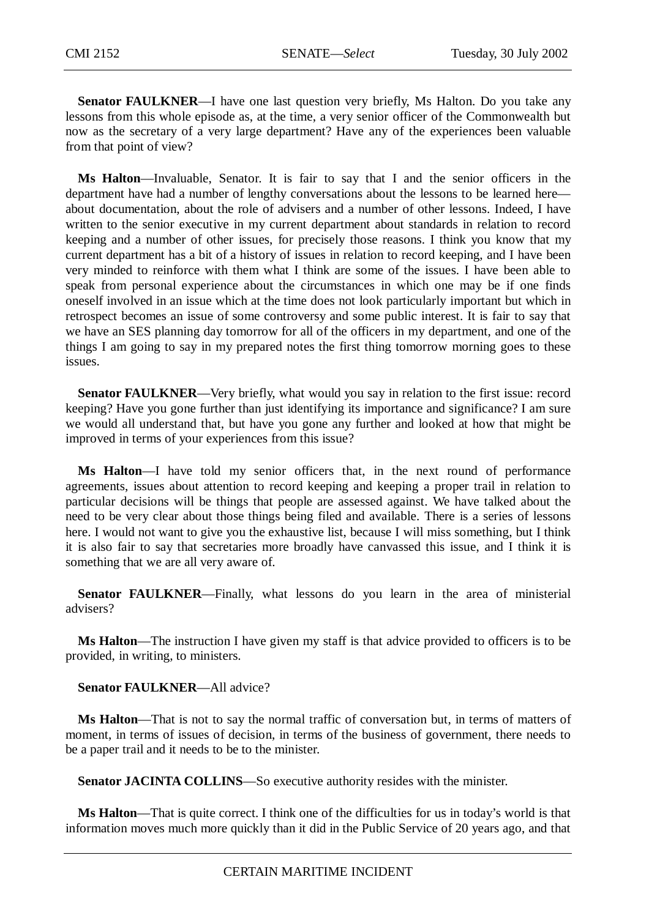**Senator FAULKNER**—I have one last question very briefly, Ms Halton. Do you take any lessons from this whole episode as, at the time, a very senior officer of the Commonwealth but now as the secretary of a very large department? Have any of the experiences been valuable from that point of view?

**Ms Halton**—Invaluable, Senator. It is fair to say that I and the senior officers in the department have had a number of lengthy conversations about the lessons to be learned here—about documentation, about the role of advisers and a number of other lessons. Indeed, I have written to the senior executive in my current department about standards in relation to record keeping and a number of other issues, for precisely those reasons. I think you know that my current department has a bit of a history of issues in relation to record keeping, and I have been very minded to reinforce with them what I think are some of the issues. I have been able to speak from personal experience about the circumstances in which one may be if one finds oneself involved in an issue which at the time does not look particularly important but which in retrospect becomes an issue of some controversy and some public interest. It is fair to say that we have an SES planning day tomorrow for all of the officers in my department, and one of the things I am going to say in my prepared notes the first thing tomorrow morning goes to these issues.

**Senator FAULKNER**—Very briefly, what would you say in relation to the first issue: record keeping? Have you gone further than just identifying its importance and significance? I am sure we would all understand that, but have you gone any further and looked at how that might be improved in terms of your experiences from this issue?

**Ms Halton**—I have told my senior officers that, in the next round of performance agreements, issues about attention to record keeping and keeping a proper trail in relation to particular decisions will be things that people are assessed against. We have talked about the need to be very clear about those things being filed and available. There is a series of lessons here. I would not want to give you the exhaustive list, because I will miss something, but I think it is also fair to say that secretaries more broadly have canvassed this issue, and I think it is something that we are all very aware of.

**Senator FAULKNER**—Finally, what lessons do you learn in the area of ministerial advisers?

**Ms Halton**—The instruction I have given my staff is that advice provided to officers is to be provided, in writing, to ministers.

**Senator FAULKNER**—All advice?

**Ms Halton**—That is not to say the normal traffic of conversation but, in terms of matters of moment, in terms of issues of decision, in terms of the business of government, there needs to be a paper trail and it needs to be to the minister.

**Senator JACINTA COLLINS**—So executive authority resides with the minister.

**Ms Halton**—That is quite correct. I think one of the difficulties for us in today's world is that information moves much more quickly than it did in the Public Service of 20 years ago, and that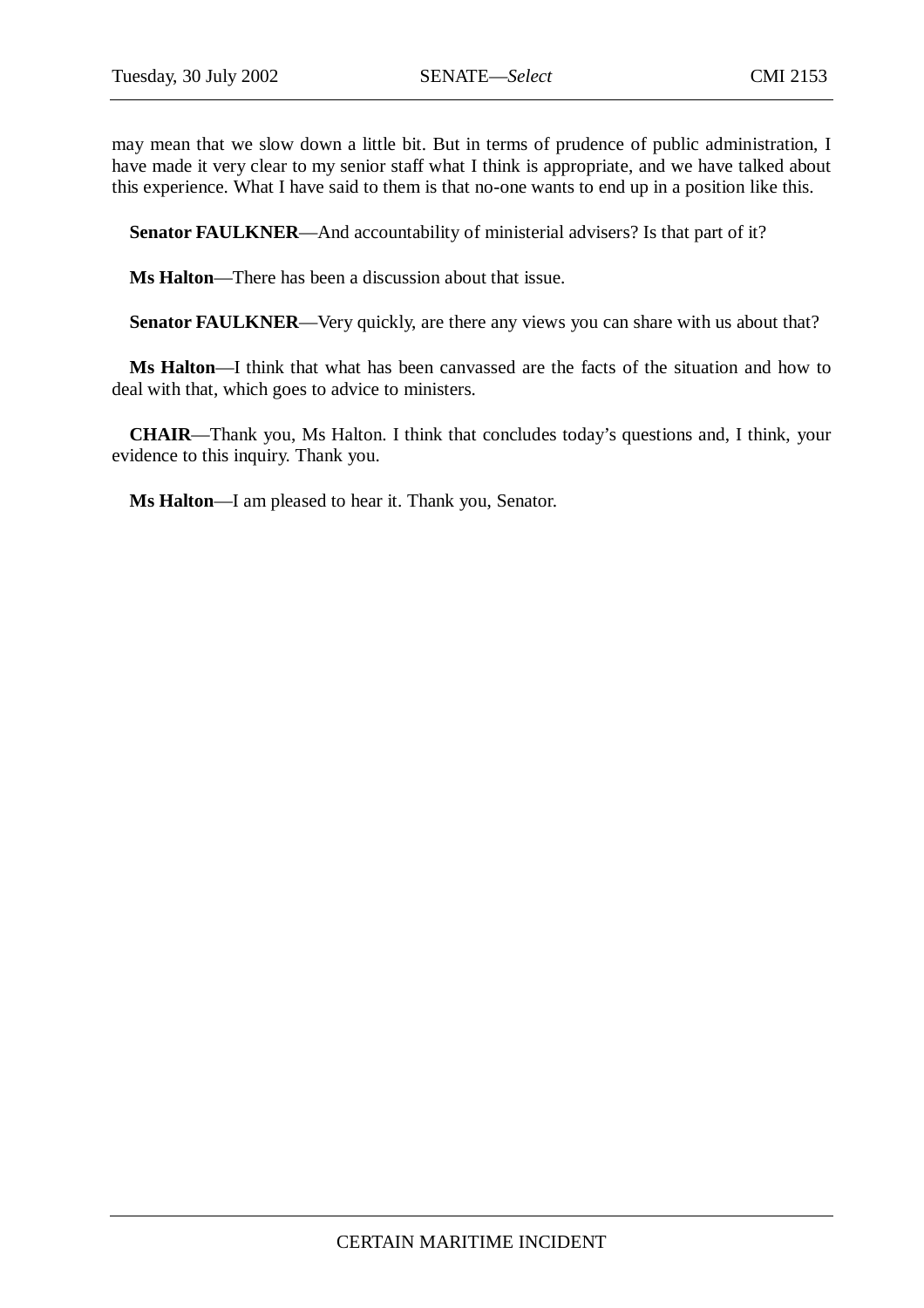may mean that we slow down a little bit. But in terms of prudence of public administration, I have made it very clear to my senior staff what I think is appropriate, and we have talked about this experience. What I have said to them is that no-one wants to end up in a position like this.

**Senator FAULKNER**—And accountability of ministerial advisers? Is that part of it?

**Ms Halton**—There has been a discussion about that issue.

**Senator FAULKNER**—Very quickly, are there any views you can share with us about that?

**Ms Halton**—I think that what has been canvassed are the facts of the situation and how to deal with that, which goes to advice to ministers.

**CHAIR**—Thank you, Ms Halton. I think that concludes today's questions and, I think, your evidence to this inquiry. Thank you.

**Ms Halton**—I am pleased to hear it. Thank you, Senator.